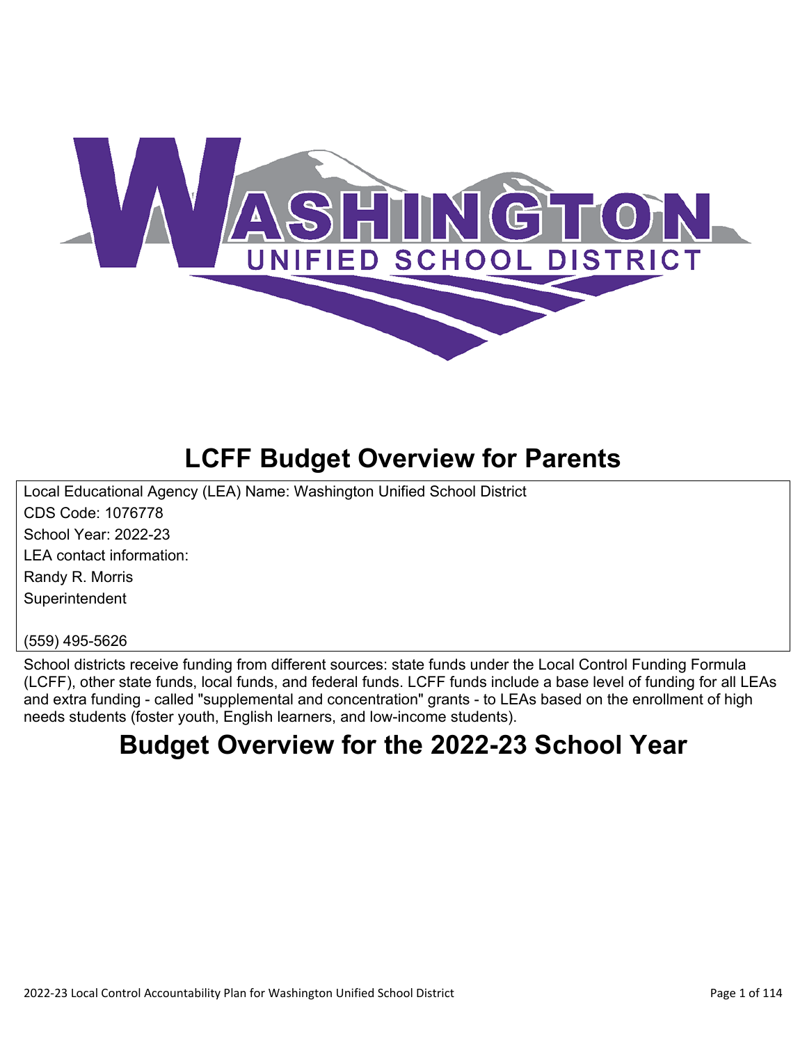# LCFF Budget Overview for Parents

Local Educational Agency (LEA) Name: Washington Unified School District

CDS Code: 1076778

School Year: 2022-23

LEA contact information:

Randy R. Morris

Superintendent

(559) 495-5626

School districts receive funding from different sources: state funds under the Local Control Funding Formula (LCFF), other state funds, local funds, and federal funds. LCFF funds include a base level of funding for all LEAs and extra funding - called "supplemental and concentration" grants - to LEAs based on the enrollment of high needs students (foster youth, English learners, and low-income students).

# Budget Overview for the 2022-23 School Year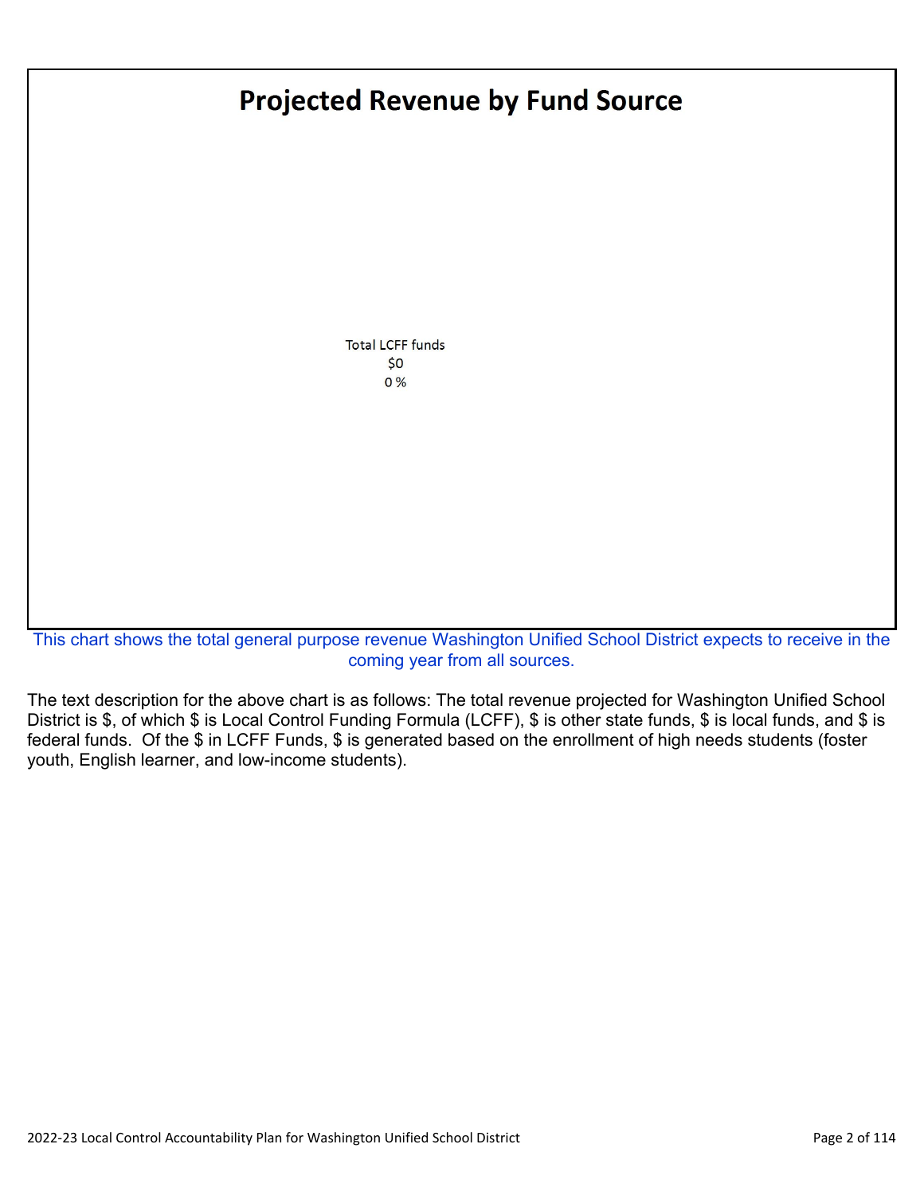## Projected Revenue by Fund Source

Total LCFF funds
$0
0 %

This chart shows the total general purpose revenue Washington Unified School District expects to receive in the coming year from all sources.

The text description for the above chart is as follows: The total revenue projected for Washington Unified School District is $, of which $ is Local Control Funding Formula (LCFF), $ is other state funds, $ is local funds, and $ is federal funds. Of the $ in LCFF Funds, $ is generated based on the enrollment of high needs students (foster youth, English learner, and low-income students).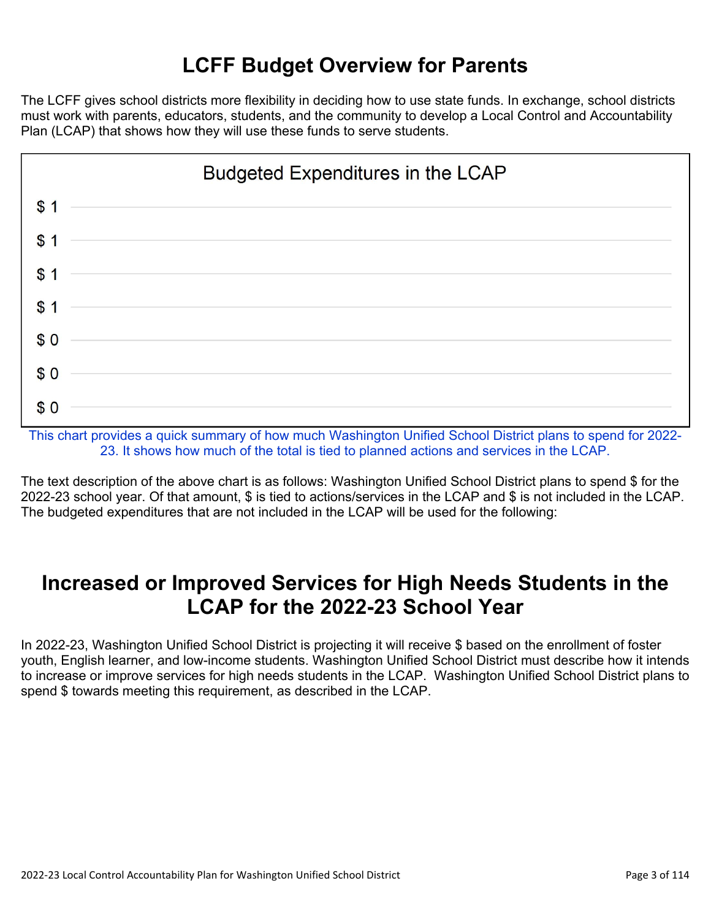# LCFF Budget Overview for Parents

The LCFF gives school districts more flexibility in deciding how to use state funds. In exchange, school districts must work with parents, educators, students, and the community to develop a Local Control and Accountability Plan (LCAP) that shows how they will use these funds to serve students.

Budgeted Expenditures in the LCAP

| |
|---|
| $ 1 |
| $ 1 |
| $ 1 |
| $ 1 |
| $ 0 |
| $ 0 |
| $ 0 |

This chart provides a quick summary of how much Washington Unified School District plans to spend for 2022-23. It shows how much of the total is tied to planned actions and services in the LCAP.

The text description of the above chart is as follows: Washington Unified School District plans to spend $ for the 2022-23 school year. Of that amount, $ is tied to actions/services in the LCAP and $ is not included in the LCAP. The budgeted expenditures that are not included in the LCAP will be used for the following:

# Increased or Improved Services for High Needs Students in the LCAP for the 2022-23 School Year

In 2022-23, Washington Unified School District is projecting it will receive $ based on the enrollment of foster youth, English learner, and low-income students. Washington Unified School District must describe how it intends to increase or improve services for high needs students in the LCAP. Washington Unified School District plans to spend $ towards meeting this requirement, as described in the LCAP.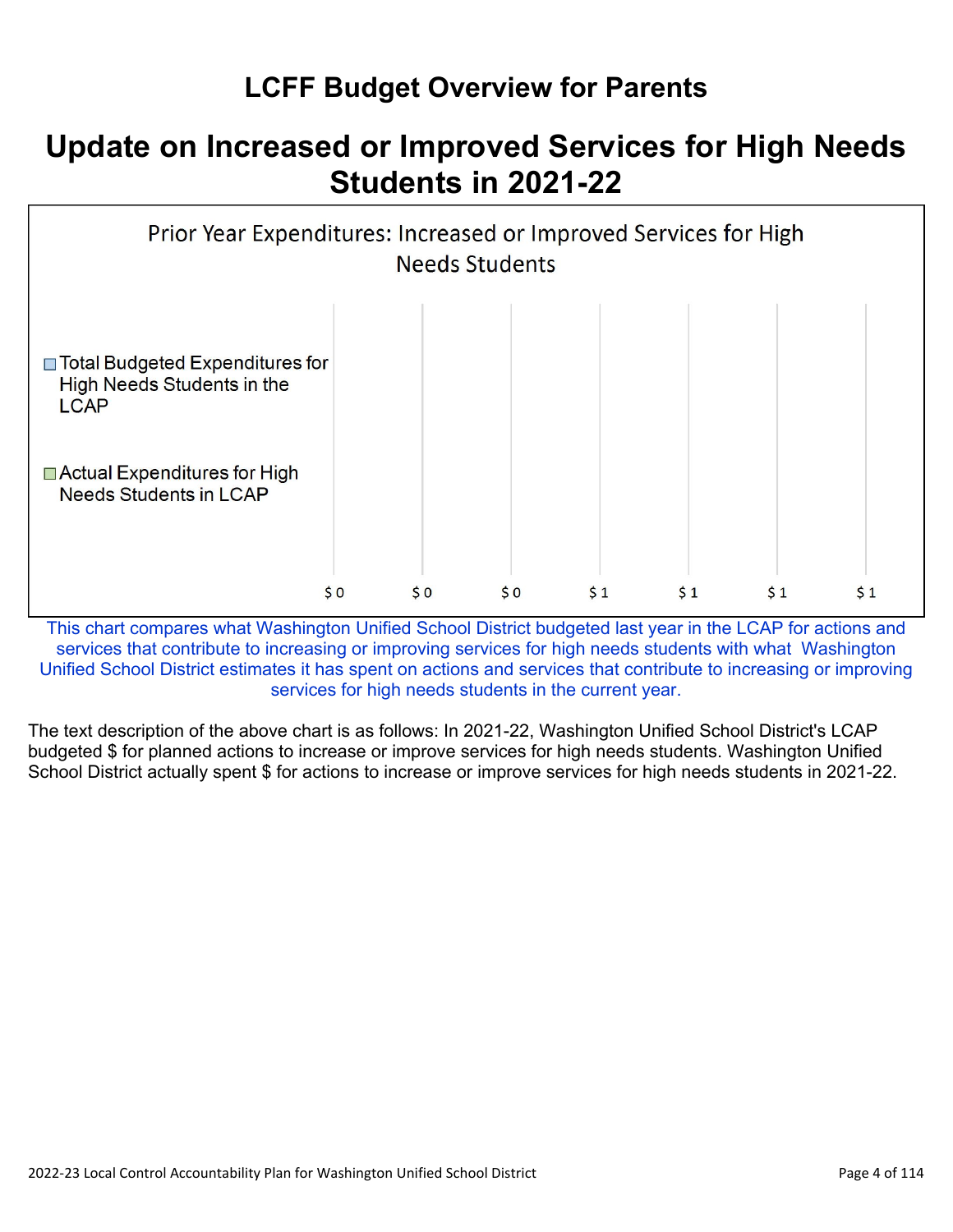# LCFF Budget Overview for Parents

## Update on Increased or Improved Services for High Needs Students in 2021-22

Prior Year Expenditures: Increased or Improved Services for High Needs Students

- Total Budgeted Expenditures for High Needs Students in the LCAP
- Actual Expenditures for High Needs Students in LCAP

$ 0 $ 0 $ 0 $ 1 $ 1 $ 1 $ 1

This chart compares what Washington Unified School District budgeted last year in the LCAP for actions and services that contribute to increasing or improving services for high needs students with what Washington Unified School District estimates it has spent on actions and services that contribute to increasing or improving services for high needs students in the current year.

The text description of the above chart is as follows: In 2021-22, Washington Unified School District's LCAP budgeted $ for planned actions to increase or improve services for high needs students. Washington Unified School District actually spent $ for actions to increase or improve services for high needs students in 2021-22.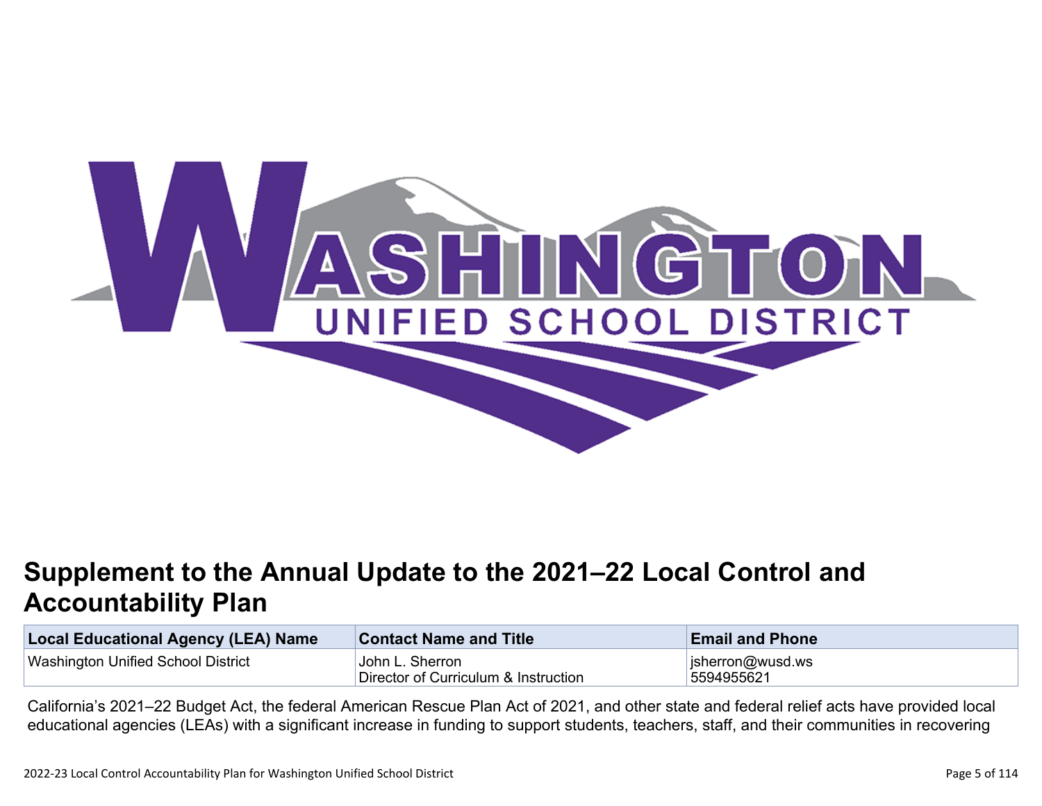# Supplement to the Annual Update to the 2021–22 Local Control and Accountability Plan

| Local Educational Agency (LEA) Name | Contact Name and Title | Email and Phone |
|---|---|---|
| Washington Unified School District | John L. Sherron<br>Director of Curriculum & Instruction | jsherron@wusd.ws<br>5594955621 |

California's 2021–22 Budget Act, the federal American Rescue Plan Act of 2021, and other state and federal relief acts have provided local educational agencies (LEAs) with a significant increase in funding to support students, teachers, staff, and their communities in recovering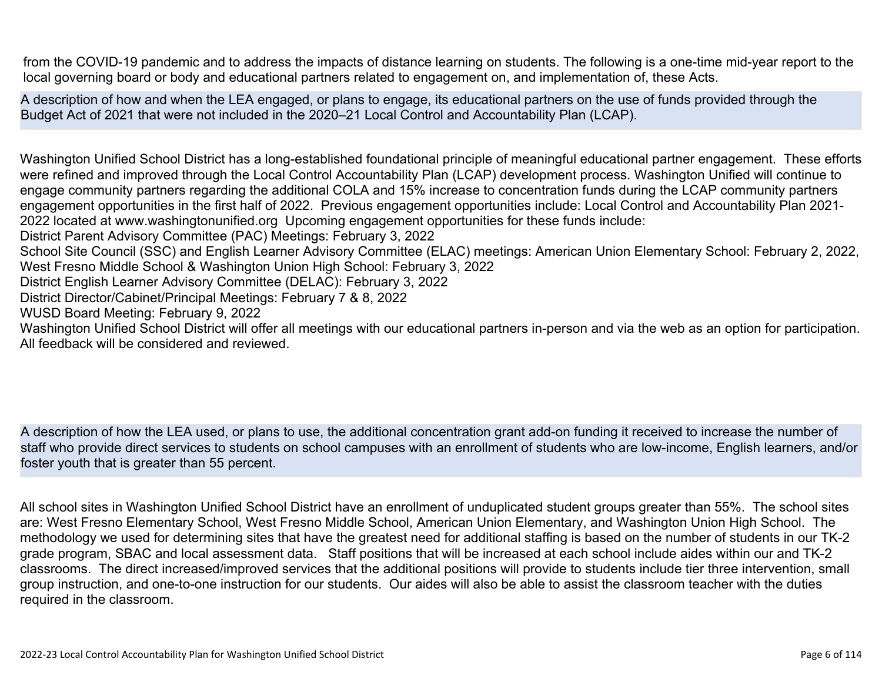from the COVID-19 pandemic and to address the impacts of distance learning on students. The following is a one-time mid-year report to the local governing board or body and educational partners related to engagement on, and implementation of, these Acts.

**A description of how and when the LEA engaged, or plans to engage, its educational partners on the use of funds provided through the Budget Act of 2021 that were not included in the 2020–21 Local Control and Accountability Plan (LCAP).**

Washington Unified School District has a long-established foundational principle of meaningful educational partner engagement. These efforts were refined and improved through the Local Control Accountability Plan (LCAP) development process. Washington Unified will continue to engage community partners regarding the additional COLA and 15% increase to concentration funds during the LCAP community partners engagement opportunities in the first half of 2022. Previous engagement opportunities include: Local Control and Accountability Plan 2021-2022 located at www.washingtonunified.org Upcoming engagement opportunities for these funds include:
District Parent Advisory Committee (PAC) Meetings: February 3, 2022
School Site Council (SSC) and English Learner Advisory Committee (ELAC) meetings: American Union Elementary School: February 2, 2022, West Fresno Middle School & Washington Union High School: February 3, 2022
District English Learner Advisory Committee (DELAC): February 3, 2022
District Director/Cabinet/Principal Meetings: February 7 & 8, 2022
WUSD Board Meeting: February 9, 2022
Washington Unified School District will offer all meetings with our educational partners in-person and via the web as an option for participation. All feedback will be considered and reviewed.

**A description of how the LEA used, or plans to use, the additional concentration grant add-on funding it received to increase the number of staff who provide direct services to students on school campuses with an enrollment of students who are low-income, English learners, and/or foster youth that is greater than 55 percent.**

All school sites in Washington Unified School District have an enrollment of unduplicated student groups greater than 55%. The school sites are: West Fresno Elementary School, West Fresno Middle School, American Union Elementary, and Washington Union High School. The methodology we used for determining sites that have the greatest need for additional staffing is based on the number of students in our TK-2 grade program, SBAC and local assessment data. Staff positions that will be increased at each school include aides within our and TK-2 classrooms. The direct increased/improved services that the additional positions will provide to students include tier three intervention, small group instruction, and one-to-one instruction for our students. Our aides will also be able to assist the classroom teacher with the duties required in the classroom.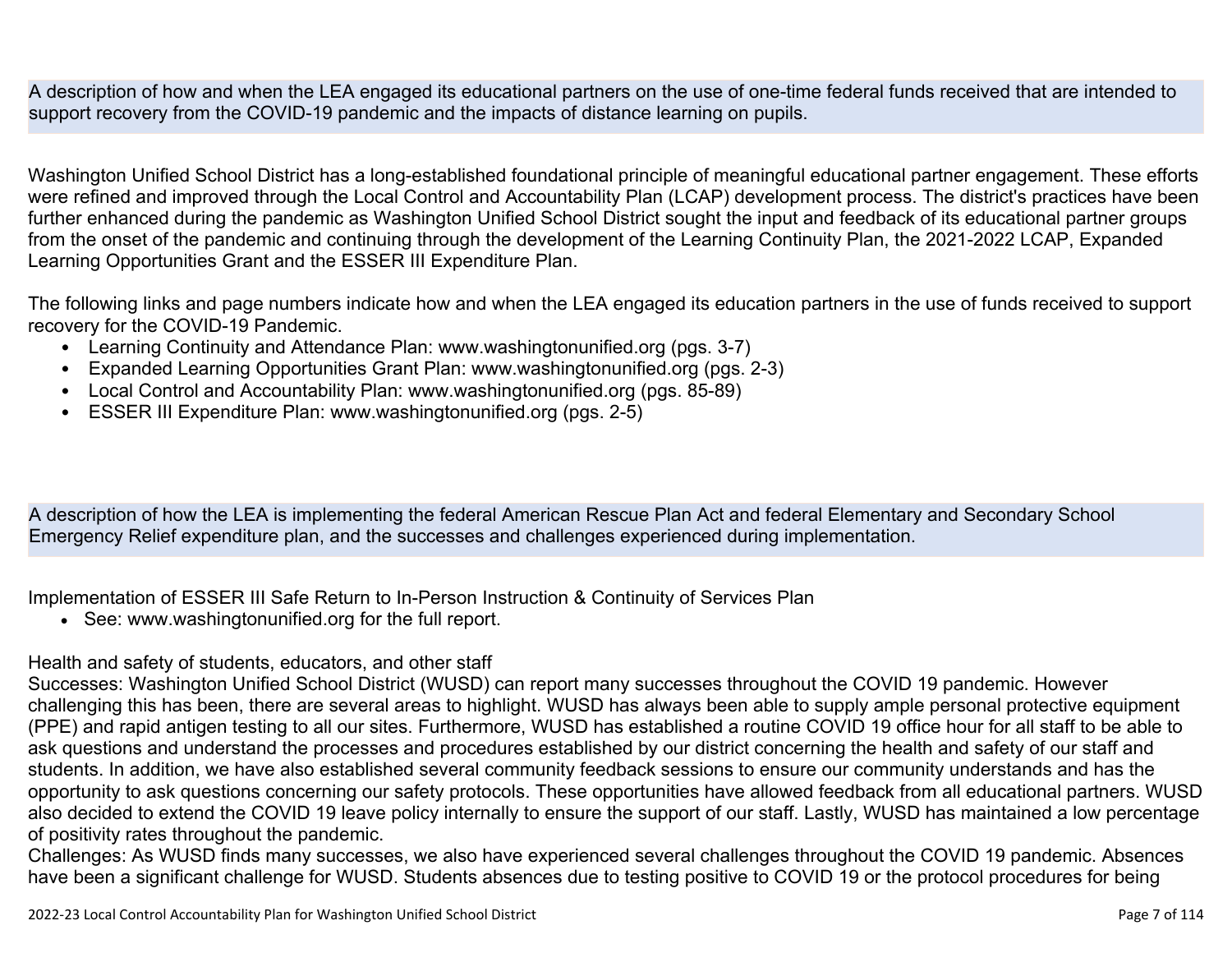A description of how and when the LEA engaged its educational partners on the use of one-time federal funds received that are intended to support recovery from the COVID-19 pandemic and the impacts of distance learning on pupils.

Washington Unified School District has a long-established foundational principle of meaningful educational partner engagement. These efforts were refined and improved through the Local Control and Accountability Plan (LCAP) development process. The district's practices have been further enhanced during the pandemic as Washington Unified School District sought the input and feedback of its educational partner groups from the onset of the pandemic and continuing through the development of the Learning Continuity Plan, the 2021-2022 LCAP, Expanded Learning Opportunities Grant and the ESSER III Expenditure Plan.

The following links and page numbers indicate how and when the LEA engaged its education partners in the use of funds received to support recovery for the COVID-19 Pandemic.

- Learning Continuity and Attendance Plan: www.washingtonunified.org (pgs. 3-7)
- Expanded Learning Opportunities Grant Plan: www.washingtonunified.org (pgs. 2-3)
- Local Control and Accountability Plan: www.washingtonunified.org (pgs. 85-89)
- ESSER III Expenditure Plan: www.washingtonunified.org (pgs. 2-5)

A description of how the LEA is implementing the federal American Rescue Plan Act and federal Elementary and Secondary School Emergency Relief expenditure plan, and the successes and challenges experienced during implementation.

Implementation of ESSER III Safe Return to In-Person Instruction & Continuity of Services Plan

- See: www.washingtonunified.org for the full report.

Health and safety of students, educators, and other staff

Successes: Washington Unified School District (WUSD) can report many successes throughout the COVID 19 pandemic. However challenging this has been, there are several areas to highlight. WUSD has always been able to supply ample personal protective equipment (PPE) and rapid antigen testing to all our sites. Furthermore, WUSD has established a routine COVID 19 office hour for all staff to be able to ask questions and understand the processes and procedures established by our district concerning the health and safety of our staff and students. In addition, we have also established several community feedback sessions to ensure our community understands and has the opportunity to ask questions concerning our safety protocols. These opportunities have allowed feedback from all educational partners. WUSD also decided to extend the COVID 19 leave policy internally to ensure the support of our staff. Lastly, WUSD has maintained a low percentage of positivity rates throughout the pandemic.

Challenges: As WUSD finds many successes, we also have experienced several challenges throughout the COVID 19 pandemic. Absences have been a significant challenge for WUSD. Students absences due to testing positive to COVID 19 or the protocol procedures for being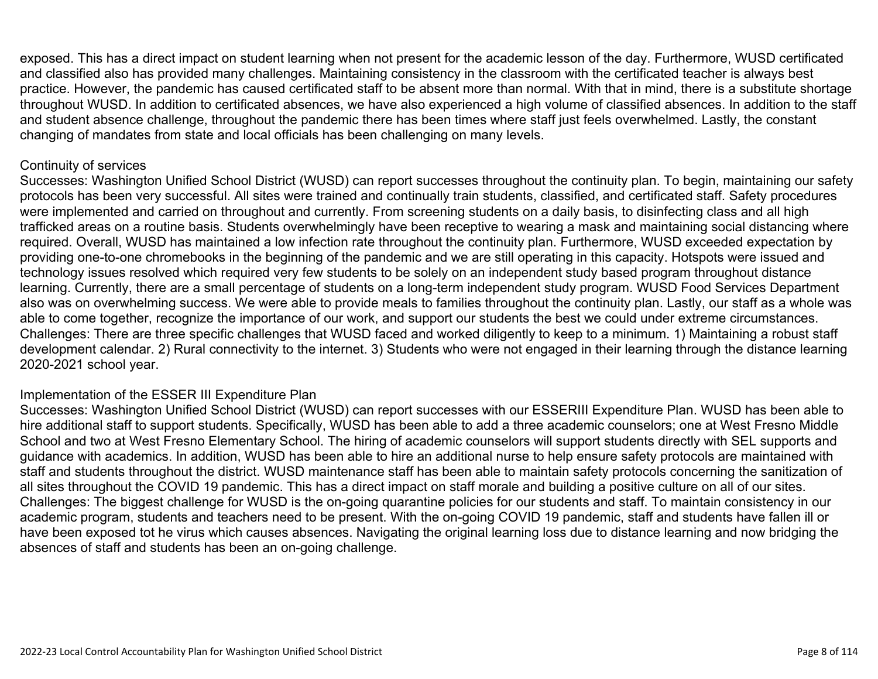exposed. This has a direct impact on student learning when not present for the academic lesson of the day. Furthermore, WUSD certificated and classified also has provided many challenges. Maintaining consistency in the classroom with the certificated teacher is always best practice. However, the pandemic has caused certificated staff to be absent more than normal. With that in mind, there is a substitute shortage throughout WUSD. In addition to certificated absences, we have also experienced a high volume of classified absences. In addition to the staff and student absence challenge, throughout the pandemic there has been times where staff just feels overwhelmed. Lastly, the constant changing of mandates from state and local officials has been challenging on many levels.

Continuity of services

Successes: Washington Unified School District (WUSD) can report successes throughout the continuity plan. To begin, maintaining our safety protocols has been very successful. All sites were trained and continually train students, classified, and certificated staff. Safety procedures were implemented and carried on throughout and currently. From screening students on a daily basis, to disinfecting class and all high trafficked areas on a routine basis. Students overwhelmingly have been receptive to wearing a mask and maintaining social distancing where required. Overall, WUSD has maintained a low infection rate throughout the continuity plan. Furthermore, WUSD exceeded expectation by providing one-to-one chromebooks in the beginning of the pandemic and we are still operating in this capacity. Hotspots were issued and technology issues resolved which required very few students to be solely on an independent study based program throughout distance learning. Currently, there are a small percentage of students on a long-term independent study program. WUSD Food Services Department also was on overwhelming success. We were able to provide meals to families throughout the continuity plan. Lastly, our staff as a whole was able to come together, recognize the importance of our work, and support our students the best we could under extreme circumstances.
Challenges: There are three specific challenges that WUSD faced and worked diligently to keep to a minimum. 1) Maintaining a robust staff development calendar. 2) Rural connectivity to the internet. 3) Students who were not engaged in their learning through the distance learning 2020-2021 school year.

Implementation of the ESSER III Expenditure Plan

Successes: Washington Unified School District (WUSD) can report successes with our ESSERIII Expenditure Plan. WUSD has been able to hire additional staff to support students. Specifically, WUSD has been able to add a three academic counselors; one at West Fresno Middle School and two at West Fresno Elementary School. The hiring of academic counselors will support students directly with SEL supports and guidance with academics. In addition, WUSD has been able to hire an additional nurse to help ensure safety protocols are maintained with staff and students throughout the district. WUSD maintenance staff has been able to maintain safety protocols concerning the sanitization of all sites throughout the COVID 19 pandemic. This has a direct impact on staff morale and building a positive culture on all of our sites.
Challenges: The biggest challenge for WUSD is the on-going quarantine policies for our students and staff. To maintain consistency in our academic program, students and teachers need to be present. With the on-going COVID 19 pandemic, staff and students have fallen ill or have been exposed tot he virus which causes absences. Navigating the original learning loss due to distance learning and now bridging the absences of staff and students has been an on-going challenge.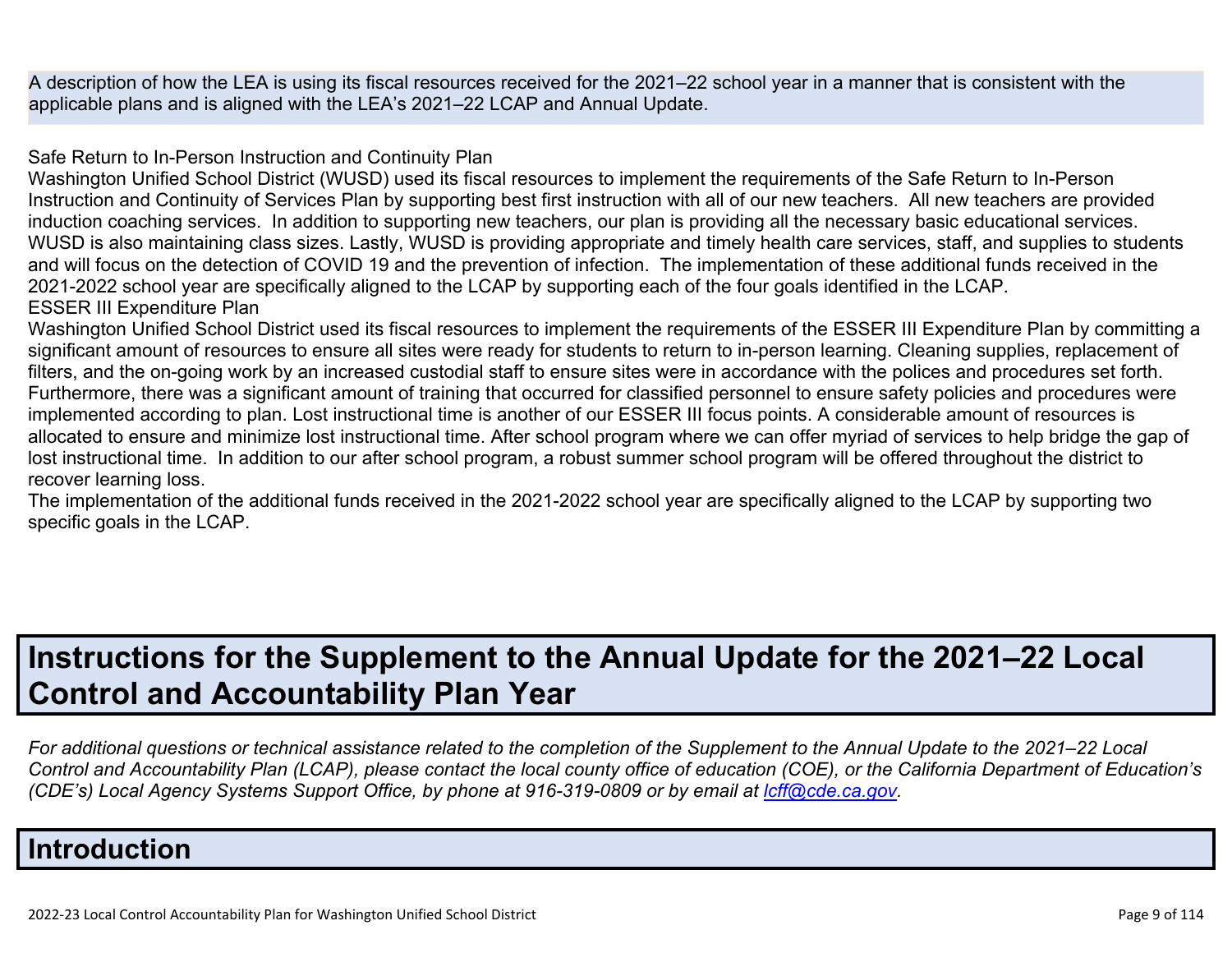A description of how the LEA is using its fiscal resources received for the 2021–22 school year in a manner that is consistent with the applicable plans and is aligned with the LEA's 2021–22 LCAP and Annual Update.

Safe Return to In-Person Instruction and Continuity Plan
Washington Unified School District (WUSD) used its fiscal resources to implement the requirements of the Safe Return to In-Person Instruction and Continuity of Services Plan by supporting best first instruction with all of our new teachers. All new teachers are provided induction coaching services. In addition to supporting new teachers, our plan is providing all the necessary basic educational services. WUSD is also maintaining class sizes. Lastly, WUSD is providing appropriate and timely health care services, staff, and supplies to students and will focus on the detection of COVID 19 and the prevention of infection. The implementation of these additional funds received in the 2021-2022 school year are specifically aligned to the LCAP by supporting each of the four goals identified in the LCAP.
ESSER III Expenditure Plan
Washington Unified School District used its fiscal resources to implement the requirements of the ESSER III Expenditure Plan by committing a significant amount of resources to ensure all sites were ready for students to return to in-person learning. Cleaning supplies, replacement of filters, and the on-going work by an increased custodial staff to ensure sites were in accordance with the polices and procedures set forth. Furthermore, there was a significant amount of training that occurred for classified personnel to ensure safety policies and procedures were implemented according to plan. Lost instructional time is another of our ESSER III focus points. A considerable amount of resources is allocated to ensure and minimize lost instructional time. After school program where we can offer myriad of services to help bridge the gap of lost instructional time. In addition to our after school program, a robust summer school program will be offered throughout the district to recover learning loss.
The implementation of the additional funds received in the 2021-2022 school year are specifically aligned to the LCAP by supporting two specific goals in the LCAP.

# Instructions for the Supplement to the Annual Update for the 2021–22 Local Control and Accountability Plan Year

*For additional questions or technical assistance related to the completion of the Supplement to the Annual Update to the 2021–22 Local Control and Accountability Plan (LCAP), please contact the local county office of education (COE), or the California Department of Education's (CDE's) Local Agency Systems Support Office, by phone at 916-319-0809 or by email at [lcff@cde.ca.gov](mailto:lcff@cde.ca.gov).*

## Introduction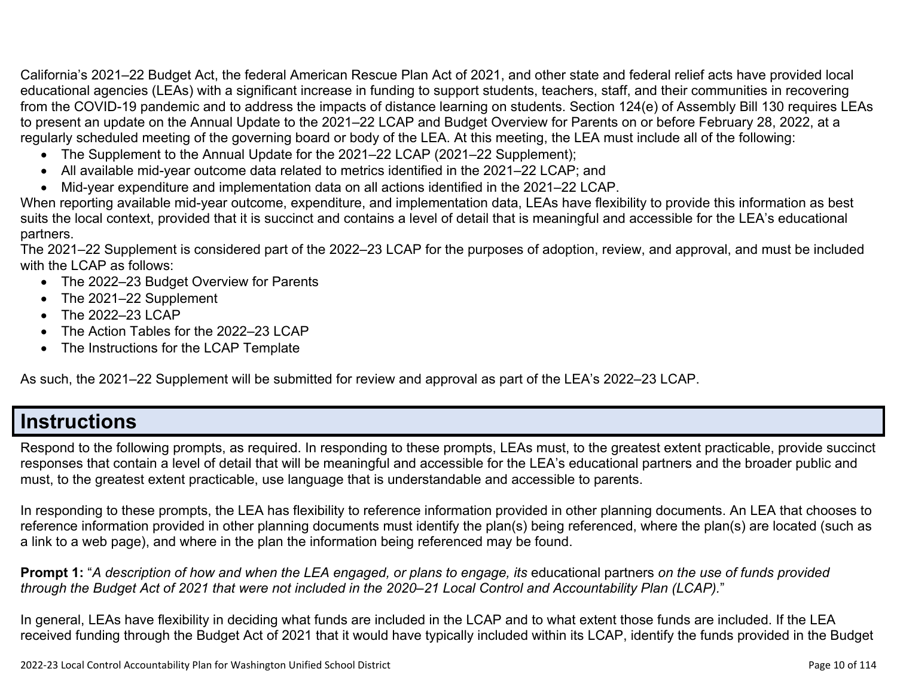California's 2021–22 Budget Act, the federal American Rescue Plan Act of 2021, and other state and federal relief acts have provided local educational agencies (LEAs) with a significant increase in funding to support students, teachers, staff, and their communities in recovering from the COVID-19 pandemic and to address the impacts of distance learning on students. Section 124(e) of Assembly Bill 130 requires LEAs to present an update on the Annual Update to the 2021–22 LCAP and Budget Overview for Parents on or before February 28, 2022, at a regularly scheduled meeting of the governing board or body of the LEA. At this meeting, the LEA must include all of the following:

- The Supplement to the Annual Update for the 2021–22 LCAP (2021–22 Supplement);
- All available mid-year outcome data related to metrics identified in the 2021–22 LCAP; and
- Mid-year expenditure and implementation data on all actions identified in the 2021–22 LCAP.

When reporting available mid-year outcome, expenditure, and implementation data, LEAs have flexibility to provide this information as best suits the local context, provided that it is succinct and contains a level of detail that is meaningful and accessible for the LEA's educational partners.

The 2021–22 Supplement is considered part of the 2022–23 LCAP for the purposes of adoption, review, and approval, and must be included with the LCAP as follows:

- The 2022–23 Budget Overview for Parents
- The 2021–22 Supplement
- The 2022–23 LCAP
- The Action Tables for the 2022–23 LCAP
- The Instructions for the LCAP Template

As such, the 2021–22 Supplement will be submitted for review and approval as part of the LEA's 2022–23 LCAP.

# Instructions

Respond to the following prompts, as required. In responding to these prompts, LEAs must, to the greatest extent practicable, provide succinct responses that contain a level of detail that will be meaningful and accessible for the LEA's educational partners and the broader public and must, to the greatest extent practicable, use language that is understandable and accessible to parents.

In responding to these prompts, the LEA has flexibility to reference information provided in other planning documents. An LEA that chooses to reference information provided in other planning documents must identify the plan(s) being referenced, where the plan(s) are located (such as a link to a web page), and where in the plan the information being referenced may be found.

**Prompt 1:** "*A description of how and when the LEA engaged, or plans to engage, its* educational partners *on the use of funds provided through the Budget Act of 2021 that were not included in the 2020–21 Local Control and Accountability Plan (LCAP).*"

In general, LEAs have flexibility in deciding what funds are included in the LCAP and to what extent those funds are included. If the LEA received funding through the Budget Act of 2021 that it would have typically included within its LCAP, identify the funds provided in the Budget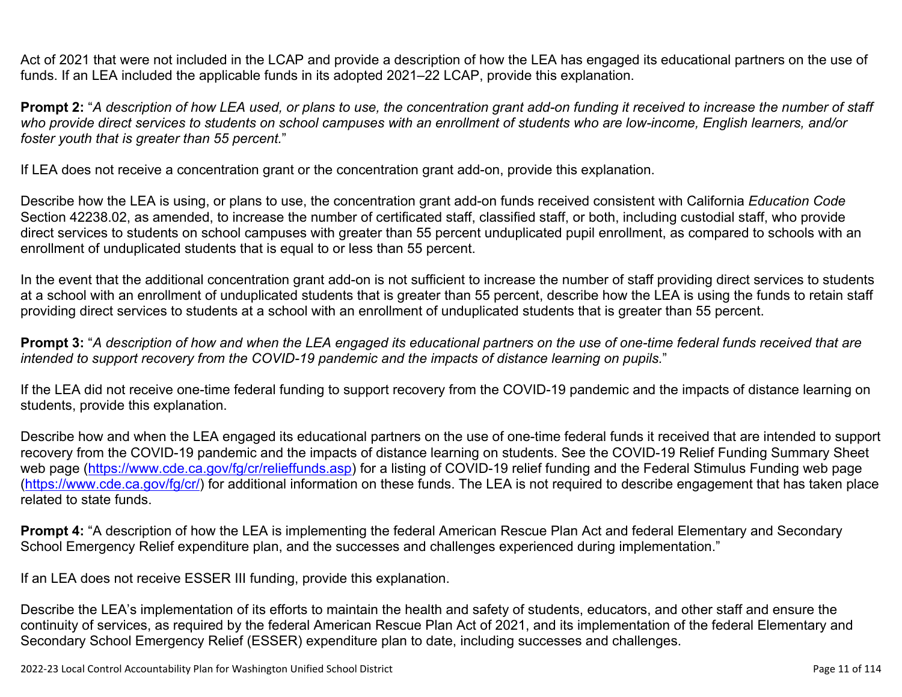Act of 2021 that were not included in the LCAP and provide a description of how the LEA has engaged its educational partners on the use of funds. If an LEA included the applicable funds in its adopted 2021–22 LCAP, provide this explanation.

**Prompt 2:** "*A description of how LEA used, or plans to use, the concentration grant add-on funding it received to increase the number of staff who provide direct services to students on school campuses with an enrollment of students who are low-income, English learners, and/or foster youth that is greater than 55 percent.*"

If LEA does not receive a concentration grant or the concentration grant add-on, provide this explanation.

Describe how the LEA is using, or plans to use, the concentration grant add-on funds received consistent with California *Education Code* Section 42238.02, as amended, to increase the number of certificated staff, classified staff, or both, including custodial staff, who provide direct services to students on school campuses with greater than 55 percent unduplicated pupil enrollment, as compared to schools with an enrollment of unduplicated students that is equal to or less than 55 percent.

In the event that the additional concentration grant add-on is not sufficient to increase the number of staff providing direct services to students at a school with an enrollment of unduplicated students that is greater than 55 percent, describe how the LEA is using the funds to retain staff providing direct services to students at a school with an enrollment of unduplicated students that is greater than 55 percent.

**Prompt 3:** "*A description of how and when the LEA engaged its educational partners on the use of one-time federal funds received that are intended to support recovery from the COVID-19 pandemic and the impacts of distance learning on pupils.*"

If the LEA did not receive one-time federal funding to support recovery from the COVID-19 pandemic and the impacts of distance learning on students, provide this explanation.

Describe how and when the LEA engaged its educational partners on the use of one-time federal funds it received that are intended to support recovery from the COVID-19 pandemic and the impacts of distance learning on students. See the COVID-19 Relief Funding Summary Sheet web page (https://www.cde.ca.gov/fg/cr/relieffunds.asp) for a listing of COVID-19 relief funding and the Federal Stimulus Funding web page (https://www.cde.ca.gov/fg/cr/) for additional information on these funds. The LEA is not required to describe engagement that has taken place related to state funds.

**Prompt 4:** "A description of how the LEA is implementing the federal American Rescue Plan Act and federal Elementary and Secondary School Emergency Relief expenditure plan, and the successes and challenges experienced during implementation."

If an LEA does not receive ESSER III funding, provide this explanation.

Describe the LEA's implementation of its efforts to maintain the health and safety of students, educators, and other staff and ensure the continuity of services, as required by the federal American Rescue Plan Act of 2021, and its implementation of the federal Elementary and Secondary School Emergency Relief (ESSER) expenditure plan to date, including successes and challenges.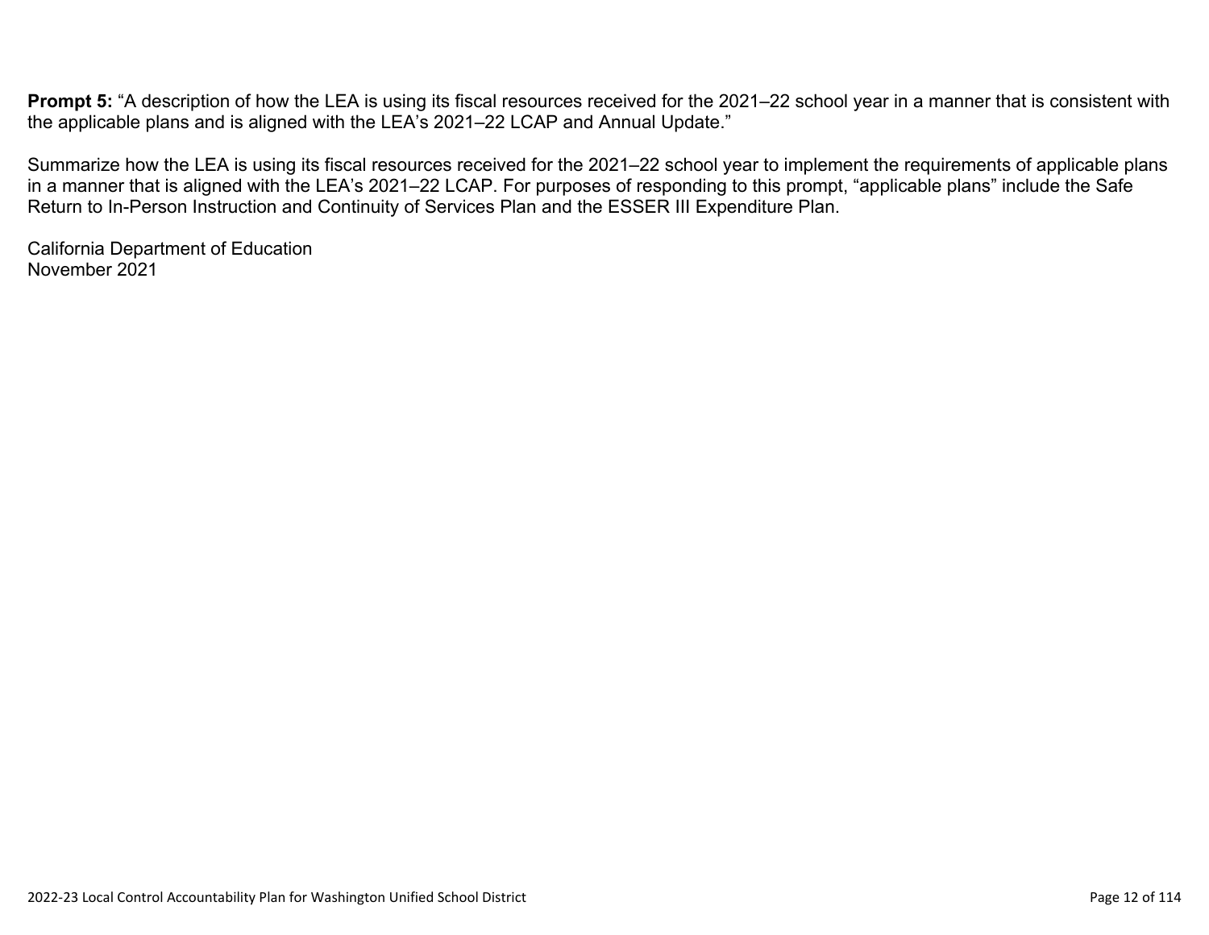**Prompt 5:** “A description of how the LEA is using its fiscal resources received for the 2021–22 school year in a manner that is consistent with the applicable plans and is aligned with the LEA’s 2021–22 LCAP and Annual Update.”

Summarize how the LEA is using its fiscal resources received for the 2021–22 school year to implement the requirements of applicable plans in a manner that is aligned with the LEA’s 2021–22 LCAP. For purposes of responding to this prompt, “applicable plans” include the Safe Return to In-Person Instruction and Continuity of Services Plan and the ESSER III Expenditure Plan.

California Department of Education
November 2021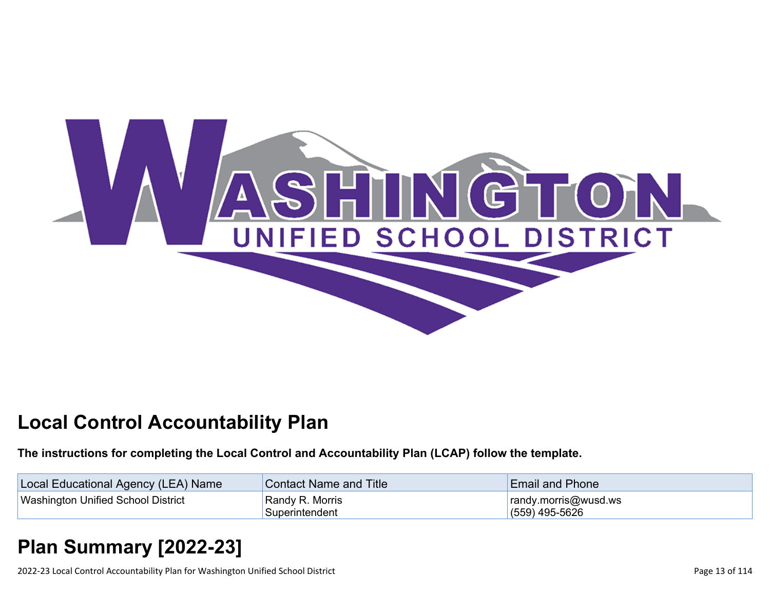# Local Control Accountability Plan

**The instructions for completing the Local Control and Accountability Plan (LCAP) follow the template.**

| Local Educational Agency (LEA) Name | Contact Name and Title | Email and Phone |
| --- | --- | --- |
| Washington Unified School District | Randy R. Morris<br>Superintendent | randy.morris@wusd.ws<br>(559) 495-5626 |

# Plan Summary [2022-23]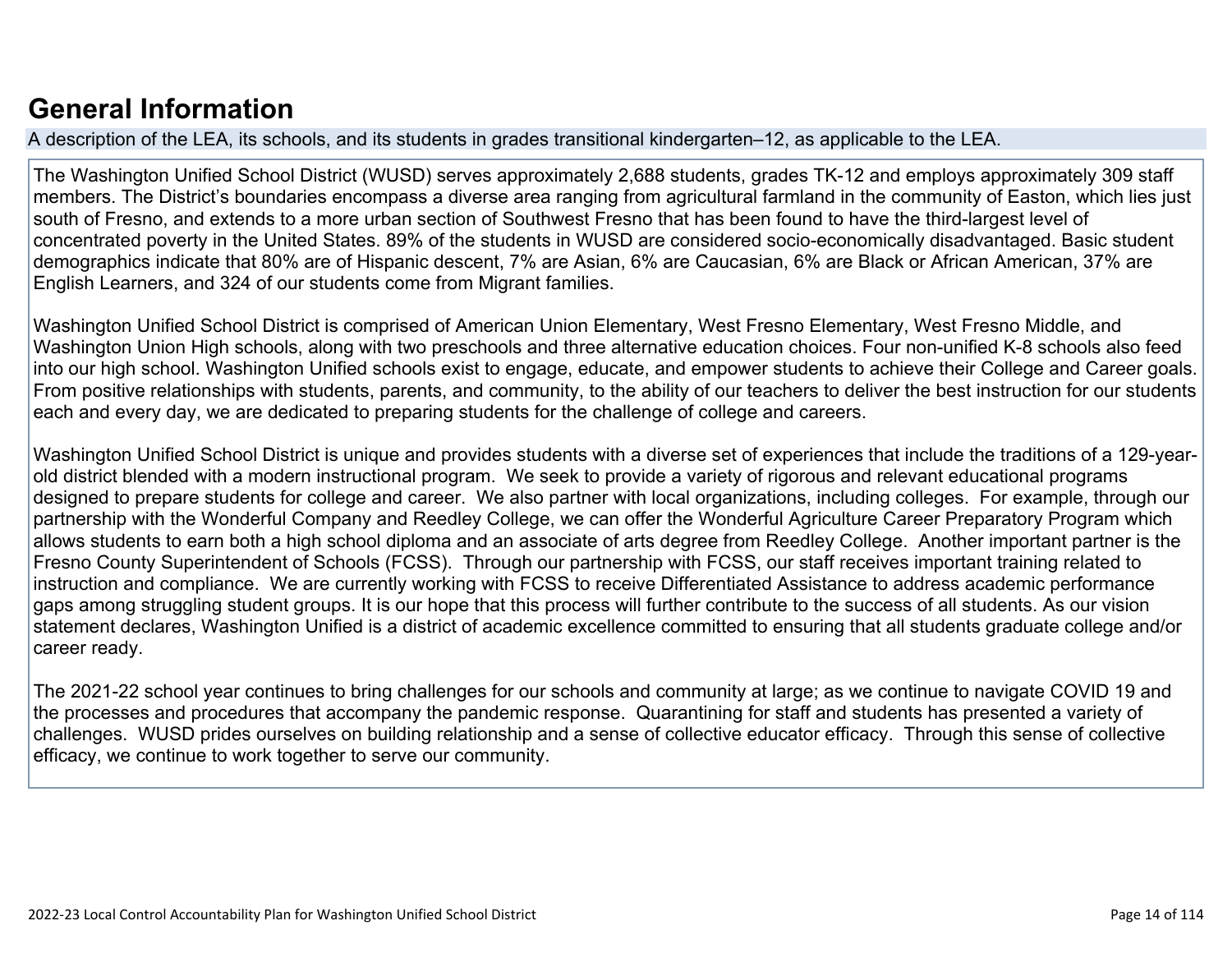# General Information

A description of the LEA, its schools, and its students in grades transitional kindergarten–12, as applicable to the LEA.

The Washington Unified School District (WUSD) serves approximately 2,688 students, grades TK-12 and employs approximately 309 staff members. The District's boundaries encompass a diverse area ranging from agricultural farmland in the community of Easton, which lies just south of Fresno, and extends to a more urban section of Southwest Fresno that has been found to have the third-largest level of concentrated poverty in the United States. 89% of the students in WUSD are considered socio-economically disadvantaged. Basic student demographics indicate that 80% are of Hispanic descent, 7% are Asian, 6% are Caucasian, 6% are Black or African American, 37% are English Learners, and 324 of our students come from Migrant families.

Washington Unified School District is comprised of American Union Elementary, West Fresno Elementary, West Fresno Middle, and Washington Union High schools, along with two preschools and three alternative education choices. Four non-unified K-8 schools also feed into our high school. Washington Unified schools exist to engage, educate, and empower students to achieve their College and Career goals. From positive relationships with students, parents, and community, to the ability of our teachers to deliver the best instruction for our students each and every day, we are dedicated to preparing students for the challenge of college and careers.

Washington Unified School District is unique and provides students with a diverse set of experiences that include the traditions of a 129-year-old district blended with a modern instructional program. We seek to provide a variety of rigorous and relevant educational programs designed to prepare students for college and career. We also partner with local organizations, including colleges. For example, through our partnership with the Wonderful Company and Reedley College, we can offer the Wonderful Agriculture Career Preparatory Program which allows students to earn both a high school diploma and an associate of arts degree from Reedley College. Another important partner is the Fresno County Superintendent of Schools (FCSS). Through our partnership with FCSS, our staff receives important training related to instruction and compliance. We are currently working with FCSS to receive Differentiated Assistance to address academic performance gaps among struggling student groups. It is our hope that this process will further contribute to the success of all students. As our vision statement declares, Washington Unified is a district of academic excellence committed to ensuring that all students graduate college and/or career ready.

The 2021-22 school year continues to bring challenges for our schools and community at large; as we continue to navigate COVID 19 and the processes and procedures that accompany the pandemic response. Quarantining for staff and students has presented a variety of challenges. WUSD prides ourselves on building relationship and a sense of collective educator efficacy. Through this sense of collective efficacy, we continue to work together to serve our community.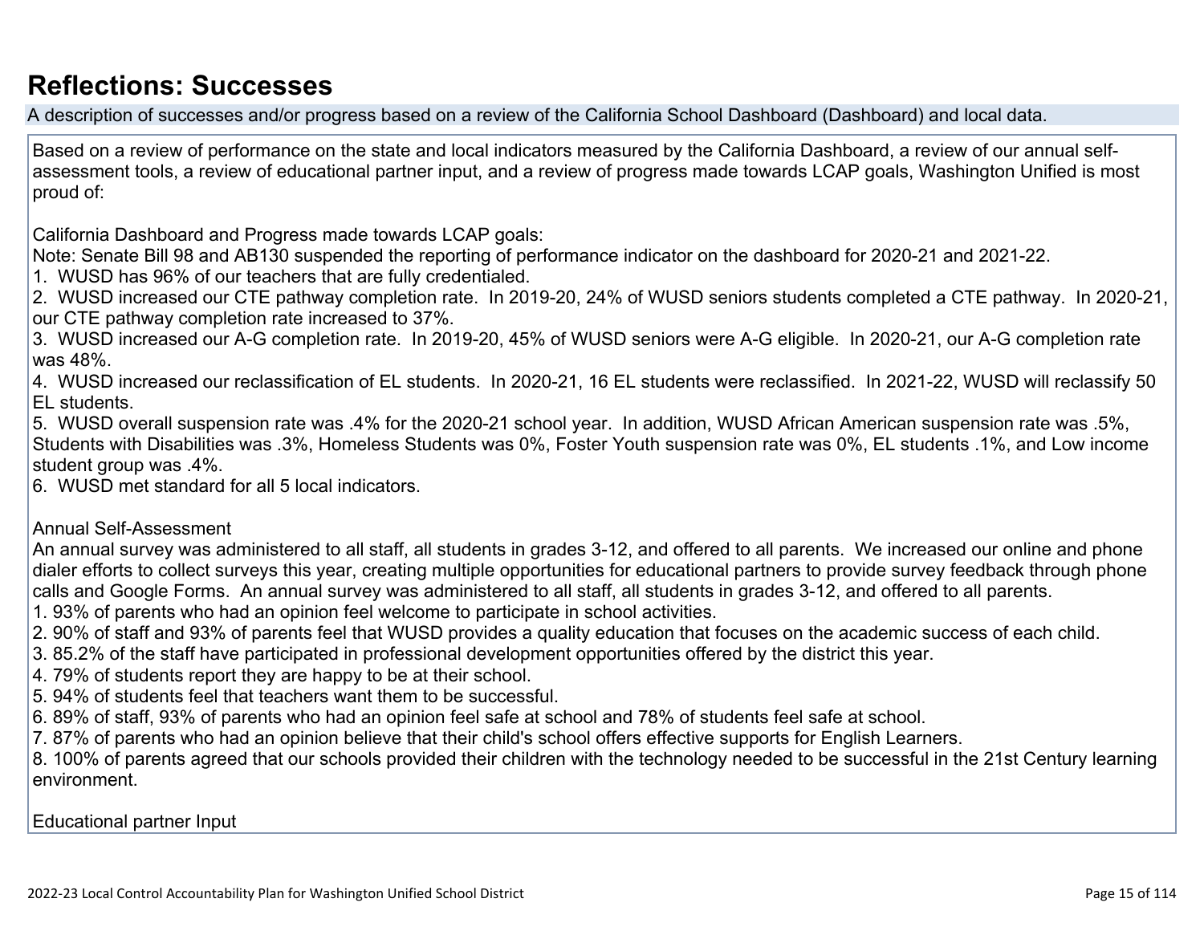## Reflections: Successes

A description of successes and/or progress based on a review of the California School Dashboard (Dashboard) and local data.

Based on a review of performance on the state and local indicators measured by the California Dashboard, a review of our annual self-assessment tools, a review of educational partner input, and a review of progress made towards LCAP goals, Washington Unified is most proud of:

California Dashboard and Progress made towards LCAP goals:
Note: Senate Bill 98 and AB130 suspended the reporting of performance indicator on the dashboard for 2020-21 and 2021-22.

1. WUSD has 96% of our teachers that are fully credentialed.
2. WUSD increased our CTE pathway completion rate. In 2019-20, 24% of WUSD seniors students completed a CTE pathway. In 2020-21, our CTE pathway completion rate increased to 37%.
3. WUSD increased our A-G completion rate. In 2019-20, 45% of WUSD seniors were A-G eligible. In 2020-21, our A-G completion rate was 48%.
4. WUSD increased our reclassification of EL students. In 2020-21, 16 EL students were reclassified. In 2021-22, WUSD will reclassify 50 EL students.
5. WUSD overall suspension rate was .4% for the 2020-21 school year. In addition, WUSD African American suspension rate was .5%, Students with Disabilities was .3%, Homeless Students was 0%, Foster Youth suspension rate was 0%, EL students .1%, and Low income student group was .4%.
6. WUSD met standard for all 5 local indicators.

Annual Self-Assessment
An annual survey was administered to all staff, all students in grades 3-12, and offered to all parents. We increased our online and phone dialer efforts to collect surveys this year, creating multiple opportunities for educational partners to provide survey feedback through phone calls and Google Forms. An annual survey was administered to all staff, all students in grades 3-12, and offered to all parents.

1. 93% of parents who had an opinion feel welcome to participate in school activities.
2. 90% of staff and 93% of parents feel that WUSD provides a quality education that focuses on the academic success of each child.
3. 85.2% of the staff have participated in professional development opportunities offered by the district this year.
4. 79% of students report they are happy to be at their school.
5. 94% of students feel that teachers want them to be successful.
6. 89% of staff, 93% of parents who had an opinion feel safe at school and 78% of students feel safe at school.
7. 87% of parents who had an opinion believe that their child's school offers effective supports for English Learners.
8. 100% of parents agreed that our schools provided their children with the technology needed to be successful in the 21st Century learning environment.

Educational partner Input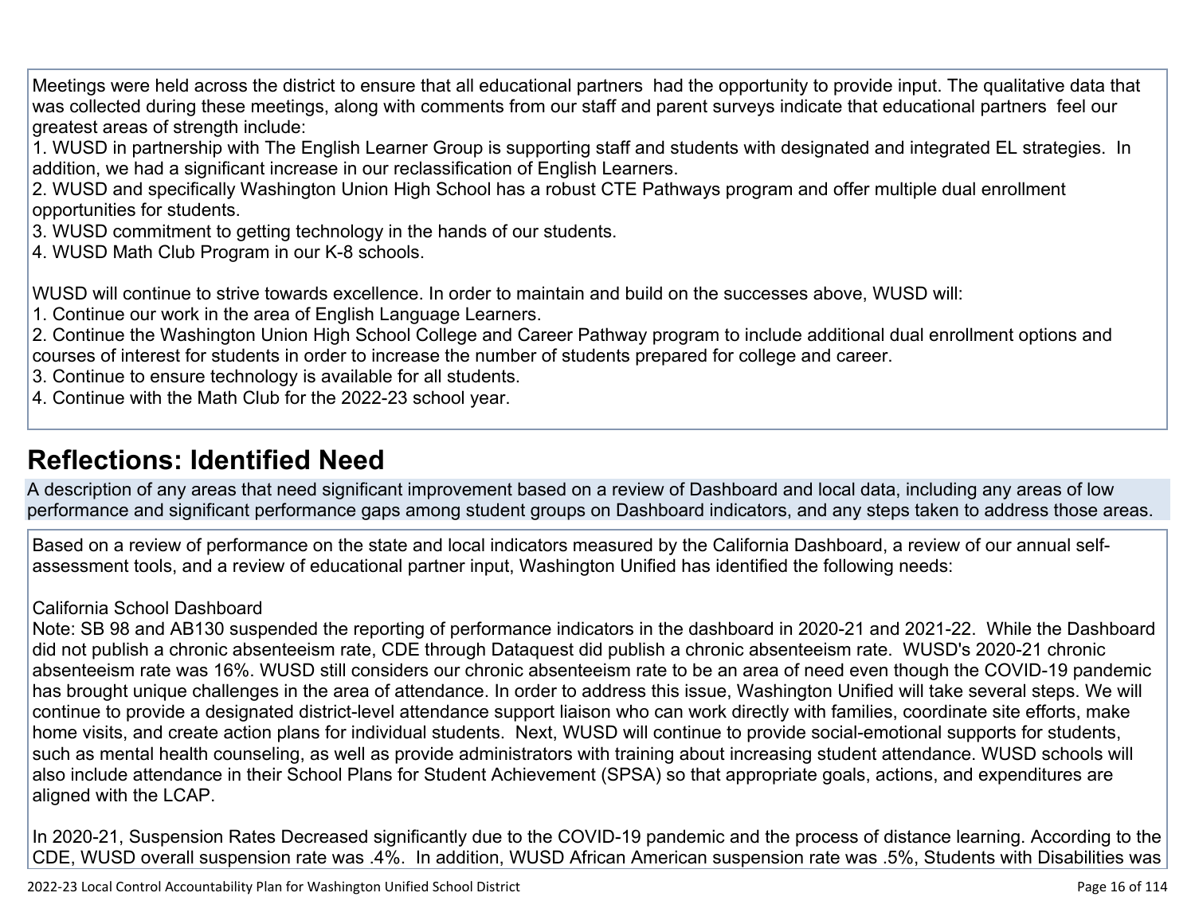Meetings were held across the district to ensure that all educational partners had the opportunity to provide input. The qualitative data that was collected during these meetings, along with comments from our staff and parent surveys indicate that educational partners feel our greatest areas of strength include:

1. WUSD in partnership with The English Learner Group is supporting staff and students with designated and integrated EL strategies. In addition, we had a significant increase in our reclassification of English Learners.
2. WUSD and specifically Washington Union High School has a robust CTE Pathways program and offer multiple dual enrollment opportunities for students.
3. WUSD commitment to getting technology in the hands of our students.
4. WUSD Math Club Program in our K-8 schools.

WUSD will continue to strive towards excellence. In order to maintain and build on the successes above, WUSD will:

1. Continue our work in the area of English Language Learners.
2. Continue the Washington Union High School College and Career Pathway program to include additional dual enrollment options and courses of interest for students in order to increase the number of students prepared for college and career.
3. Continue to ensure technology is available for all students.
4. Continue with the Math Club for the 2022-23 school year.

## Reflections: Identified Need

A description of any areas that need significant improvement based on a review of Dashboard and local data, including any areas of low performance and significant performance gaps among student groups on Dashboard indicators, and any steps taken to address those areas.

Based on a review of performance on the state and local indicators measured by the California Dashboard, a review of our annual self-assessment tools, and a review of educational partner input, Washington Unified has identified the following needs:

California School Dashboard
Note: SB 98 and AB130 suspended the reporting of performance indicators in the dashboard in 2020-21 and 2021-22. While the Dashboard did not publish a chronic absenteeism rate, CDE through Dataquest did publish a chronic absenteeism rate. WUSD's 2020-21 chronic absenteeism rate was 16%. WUSD still considers our chronic absenteeism rate to be an area of need even though the COVID-19 pandemic has brought unique challenges in the area of attendance. In order to address this issue, Washington Unified will take several steps. We will continue to provide a designated district-level attendance support liaison who can work directly with families, coordinate site efforts, make home visits, and create action plans for individual students. Next, WUSD will continue to provide social-emotional supports for students, such as mental health counseling, as well as provide administrators with training about increasing student attendance. WUSD schools will also include attendance in their School Plans for Student Achievement (SPSA) so that appropriate goals, actions, and expenditures are aligned with the LCAP.

In 2020-21, Suspension Rates Decreased significantly due to the COVID-19 pandemic and the process of distance learning. According to the CDE, WUSD overall suspension rate was .4%. In addition, WUSD African American suspension rate was .5%, Students with Disabilities was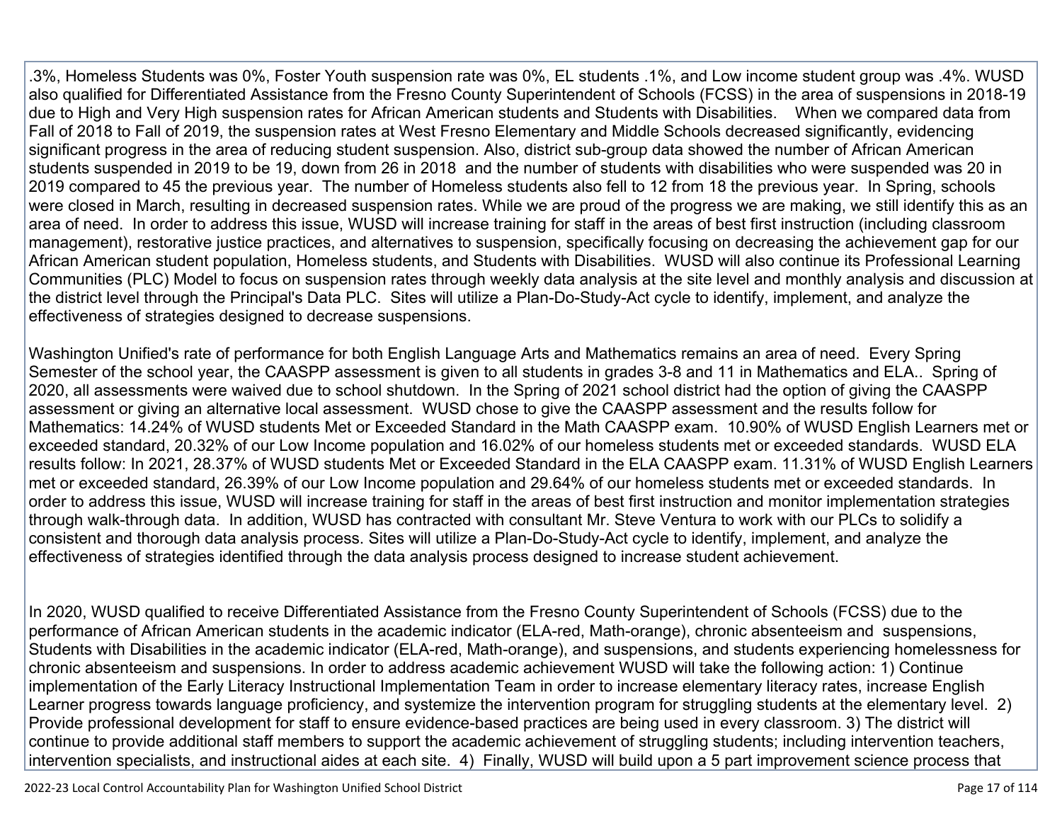.3%, Homeless Students was 0%, Foster Youth suspension rate was 0%, EL students .1%, and Low income student group was .4%. WUSD also qualified for Differentiated Assistance from the Fresno County Superintendent of Schools (FCSS) in the area of suspensions in 2018-19 due to High and Very High suspension rates for African American students and Students with Disabilities. When we compared data from Fall of 2018 to Fall of 2019, the suspension rates at West Fresno Elementary and Middle Schools decreased significantly, evidencing significant progress in the area of reducing student suspension. Also, district sub-group data showed the number of African American students suspended in 2019 to be 19, down from 26 in 2018 and the number of students with disabilities who were suspended was 20 in 2019 compared to 45 the previous year. The number of Homeless students also fell to 12 from 18 the previous year. In Spring, schools were closed in March, resulting in decreased suspension rates. While we are proud of the progress we are making, we still identify this as an area of need. In order to address this issue, WUSD will increase training for staff in the areas of best first instruction (including classroom management), restorative justice practices, and alternatives to suspension, specifically focusing on decreasing the achievement gap for our African American student population, Homeless students, and Students with Disabilities. WUSD will also continue its Professional Learning Communities (PLC) Model to focus on suspension rates through weekly data analysis at the site level and monthly analysis and discussion at the district level through the Principal's Data PLC. Sites will utilize a Plan-Do-Study-Act cycle to identify, implement, and analyze the effectiveness of strategies designed to decrease suspensions.

Washington Unified's rate of performance for both English Language Arts and Mathematics remains an area of need. Every Spring Semester of the school year, the CAASPP assessment is given to all students in grades 3-8 and 11 in Mathematics and ELA.. Spring of 2020, all assessments were waived due to school shutdown. In the Spring of 2021 school district had the option of giving the CAASPP assessment or giving an alternative local assessment. WUSD chose to give the CAASPP assessment and the results follow for Mathematics: 14.24% of WUSD students Met or Exceeded Standard in the Math CAASPP exam. 10.90% of WUSD English Learners met or exceeded standard, 20.32% of our Low Income population and 16.02% of our homeless students met or exceeded standards. WUSD ELA results follow: In 2021, 28.37% of WUSD students Met or Exceeded Standard in the ELA CAASPP exam. 11.31% of WUSD English Learners met or exceeded standard, 26.39% of our Low Income population and 29.64% of our homeless students met or exceeded standards. In order to address this issue, WUSD will increase training for staff in the areas of best first instruction and monitor implementation strategies through walk-through data. In addition, WUSD has contracted with consultant Mr. Steve Ventura to work with our PLCs to solidify a consistent and thorough data analysis process. Sites will utilize a Plan-Do-Study-Act cycle to identify, implement, and analyze the effectiveness of strategies identified through the data analysis process designed to increase student achievement.

In 2020, WUSD qualified to receive Differentiated Assistance from the Fresno County Superintendent of Schools (FCSS) due to the performance of African American students in the academic indicator (ELA-red, Math-orange), chronic absenteeism and suspensions, Students with Disabilities in the academic indicator (ELA-red, Math-orange), and suspensions, and students experiencing homelessness for chronic absenteeism and suspensions. In order to address academic achievement WUSD will take the following action: 1) Continue implementation of the Early Literacy Instructional Implementation Team in order to increase elementary literacy rates, increase English Learner progress towards language proficiency, and systemize the intervention program for struggling students at the elementary level. 2) Provide professional development for staff to ensure evidence-based practices are being used in every classroom. 3) The district will continue to provide additional staff members to support the academic achievement of struggling students; including intervention teachers, intervention specialists, and instructional aides at each site. 4) Finally, WUSD will build upon a 5 part improvement science process that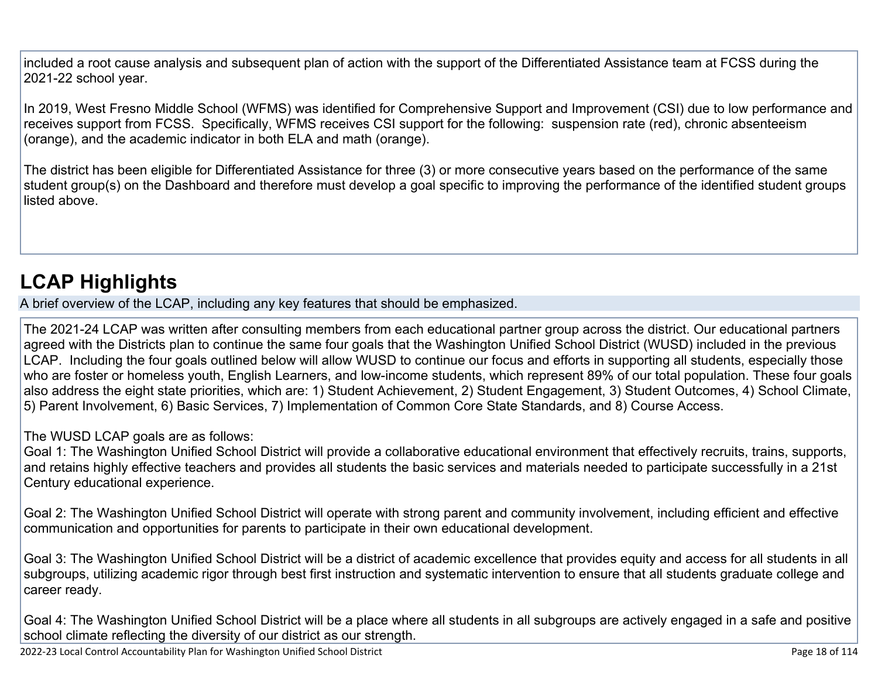included a root cause analysis and subsequent plan of action with the support of the Differentiated Assistance team at FCSS during the 2021-22 school year.

In 2019, West Fresno Middle School (WFMS) was identified for Comprehensive Support and Improvement (CSI) due to low performance and receives support from FCSS. Specifically, WFMS receives CSI support for the following: suspension rate (red), chronic absenteeism (orange), and the academic indicator in both ELA and math (orange).

The district has been eligible for Differentiated Assistance for three (3) or more consecutive years based on the performance of the same student group(s) on the Dashboard and therefore must develop a goal specific to improving the performance of the identified student groups listed above.

## LCAP Highlights

A brief overview of the LCAP, including any key features that should be emphasized.

The 2021-24 LCAP was written after consulting members from each educational partner group across the district. Our educational partners agreed with the Districts plan to continue the same four goals that the Washington Unified School District (WUSD) included in the previous LCAP. Including the four goals outlined below will allow WUSD to continue our focus and efforts in supporting all students, especially those who are foster or homeless youth, English Learners, and low-income students, which represent 89% of our total population. These four goals also address the eight state priorities, which are: 1) Student Achievement, 2) Student Engagement, 3) Student Outcomes, 4) School Climate, 5) Parent Involvement, 6) Basic Services, 7) Implementation of Common Core State Standards, and 8) Course Access.

The WUSD LCAP goals are as follows:
Goal 1: The Washington Unified School District will provide a collaborative educational environment that effectively recruits, trains, supports, and retains highly effective teachers and provides all students the basic services and materials needed to participate successfully in a 21st Century educational experience.

Goal 2: The Washington Unified School District will operate with strong parent and community involvement, including efficient and effective communication and opportunities for parents to participate in their own educational development.

Goal 3: The Washington Unified School District will be a district of academic excellence that provides equity and access for all students in all subgroups, utilizing academic rigor through best first instruction and systematic intervention to ensure that all students graduate college and career ready.

Goal 4: The Washington Unified School District will be a place where all students in all subgroups are actively engaged in a safe and positive school climate reflecting the diversity of our district as our strength.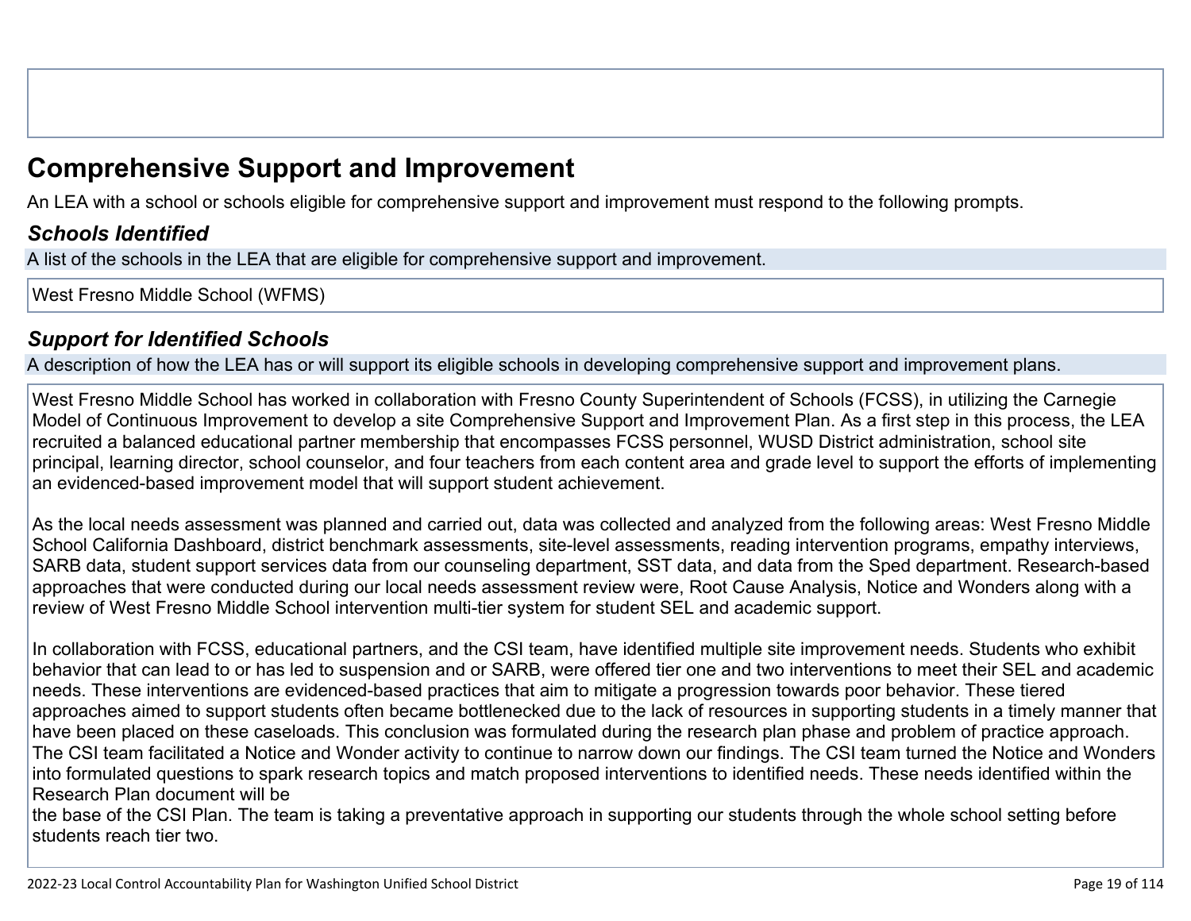## Comprehensive Support and Improvement

An LEA with a school or schools eligible for comprehensive support and improvement must respond to the following prompts.

### *Schools Identified*

A list of the schools in the LEA that are eligible for comprehensive support and improvement.

West Fresno Middle School (WFMS)

### *Support for Identified Schools*

A description of how the LEA has or will support its eligible schools in developing comprehensive support and improvement plans.

West Fresno Middle School has worked in collaboration with Fresno County Superintendent of Schools (FCSS), in utilizing the Carnegie Model of Continuous Improvement to develop a site Comprehensive Support and Improvement Plan. As a first step in this process, the LEA recruited a balanced educational partner membership that encompasses FCSS personnel, WUSD District administration, school site principal, learning director, school counselor, and four teachers from each content area and grade level to support the efforts of implementing an evidenced-based improvement model that will support student achievement.

As the local needs assessment was planned and carried out, data was collected and analyzed from the following areas: West Fresno Middle School California Dashboard, district benchmark assessments, site-level assessments, reading intervention programs, empathy interviews, SARB data, student support services data from our counseling department, SST data, and data from the Sped department. Research-based approaches that were conducted during our local needs assessment review were, Root Cause Analysis, Notice and Wonders along with a review of West Fresno Middle School intervention multi-tier system for student SEL and academic support.

In collaboration with FCSS, educational partners, and the CSI team, have identified multiple site improvement needs. Students who exhibit behavior that can lead to or has led to suspension and or SARB, were offered tier one and two interventions to meet their SEL and academic needs. These interventions are evidenced-based practices that aim to mitigate a progression towards poor behavior. These tiered approaches aimed to support students often became bottlenecked due to the lack of resources in supporting students in a timely manner that have been placed on these caseloads. This conclusion was formulated during the research plan phase and problem of practice approach. The CSI team facilitated a Notice and Wonder activity to continue to narrow down our findings. The CSI team turned the Notice and Wonders into formulated questions to spark research topics and match proposed interventions to identified needs. These needs identified within the Research Plan document will be
the base of the CSI Plan. The team is taking a preventative approach in supporting our students through the whole school setting before students reach tier two.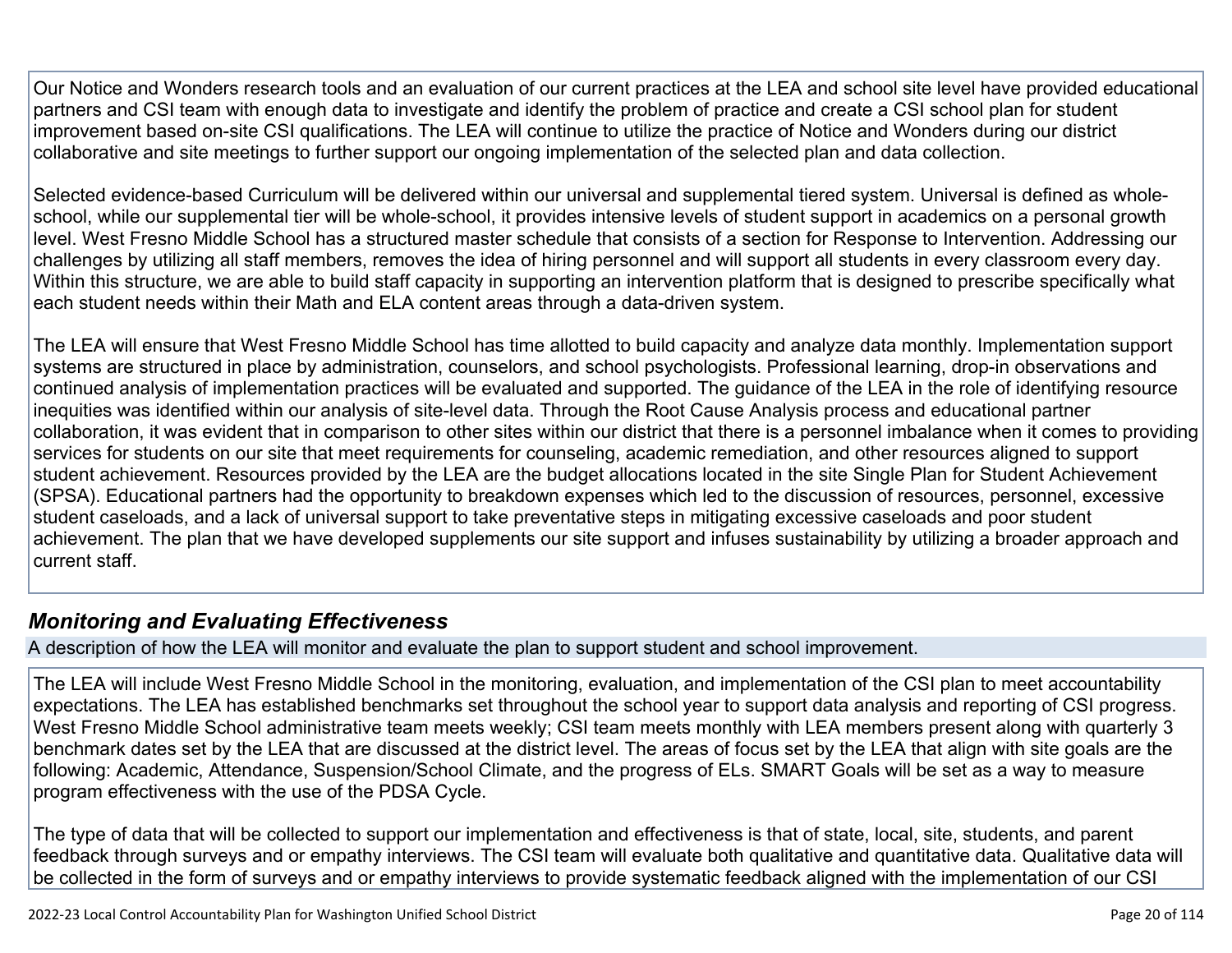Our Notice and Wonders research tools and an evaluation of our current practices at the LEA and school site level have provided educational partners and CSI team with enough data to investigate and identify the problem of practice and create a CSI school plan for student improvement based on-site CSI qualifications. The LEA will continue to utilize the practice of Notice and Wonders during our district collaborative and site meetings to further support our ongoing implementation of the selected plan and data collection.

Selected evidence-based Curriculum will be delivered within our universal and supplemental tiered system. Universal is defined as whole-school, while our supplemental tier will be whole-school, it provides intensive levels of student support in academics on a personal growth level. West Fresno Middle School has a structured master schedule that consists of a section for Response to Intervention. Addressing our challenges by utilizing all staff members, removes the idea of hiring personnel and will support all students in every classroom every day. Within this structure, we are able to build staff capacity in supporting an intervention platform that is designed to prescribe specifically what each student needs within their Math and ELA content areas through a data-driven system.

The LEA will ensure that West Fresno Middle School has time allotted to build capacity and analyze data monthly. Implementation support systems are structured in place by administration, counselors, and school psychologists. Professional learning, drop-in observations and continued analysis of implementation practices will be evaluated and supported. The guidance of the LEA in the role of identifying resource inequities was identified within our analysis of site-level data. Through the Root Cause Analysis process and educational partner collaboration, it was evident that in comparison to other sites within our district that there is a personnel imbalance when it comes to providing services for students on our site that meet requirements for counseling, academic remediation, and other resources aligned to support student achievement. Resources provided by the LEA are the budget allocations located in the site Single Plan for Student Achievement (SPSA). Educational partners had the opportunity to breakdown expenses which led to the discussion of resources, personnel, excessive student caseloads, and a lack of universal support to take preventative steps in mitigating excessive caseloads and poor student achievement. The plan that we have developed supplements our site support and infuses sustainability by utilizing a broader approach and current staff.

## *Monitoring and Evaluating Effectiveness*

A description of how the LEA will monitor and evaluate the plan to support student and school improvement.

The LEA will include West Fresno Middle School in the monitoring, evaluation, and implementation of the CSI plan to meet accountability expectations. The LEA has established benchmarks set throughout the school year to support data analysis and reporting of CSI progress. West Fresno Middle School administrative team meets weekly; CSI team meets monthly with LEA members present along with quarterly 3 benchmark dates set by the LEA that are discussed at the district level. The areas of focus set by the LEA that align with site goals are the following: Academic, Attendance, Suspension/School Climate, and the progress of ELs. SMART Goals will be set as a way to measure program effectiveness with the use of the PDSA Cycle.

The type of data that will be collected to support our implementation and effectiveness is that of state, local, site, students, and parent feedback through surveys and or empathy interviews. The CSI team will evaluate both qualitative and quantitative data. Qualitative data will be collected in the form of surveys and or empathy interviews to provide systematic feedback aligned with the implementation of our CSI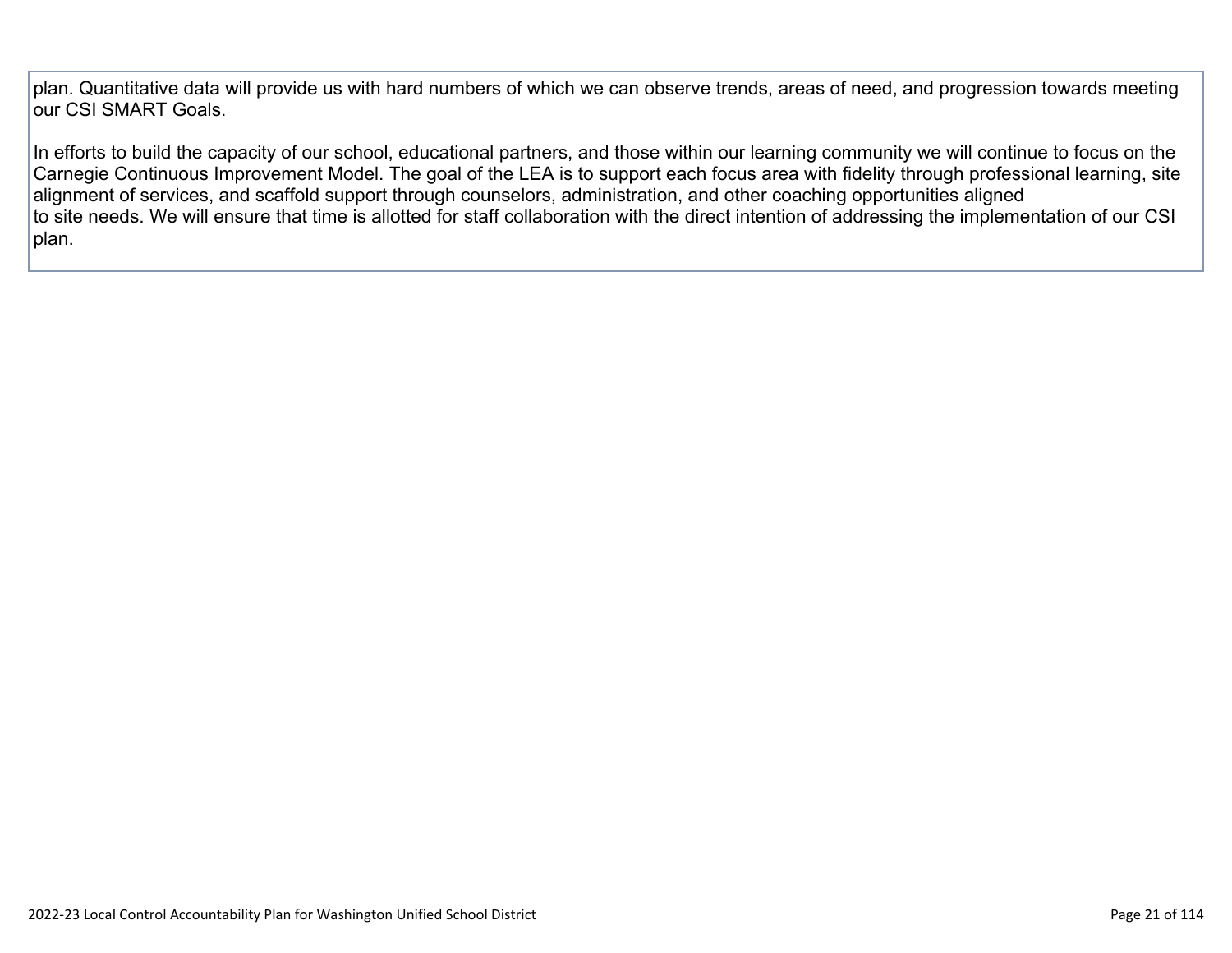plan. Quantitative data will provide us with hard numbers of which we can observe trends, areas of need, and progression towards meeting our CSI SMART Goals.

In efforts to build the capacity of our school, educational partners, and those within our learning community we will continue to focus on the Carnegie Continuous Improvement Model. The goal of the LEA is to support each focus area with fidelity through professional learning, site alignment of services, and scaffold support through counselors, administration, and other coaching opportunities aligned to site needs. We will ensure that time is allotted for staff collaboration with the direct intention of addressing the implementation of our CSI plan.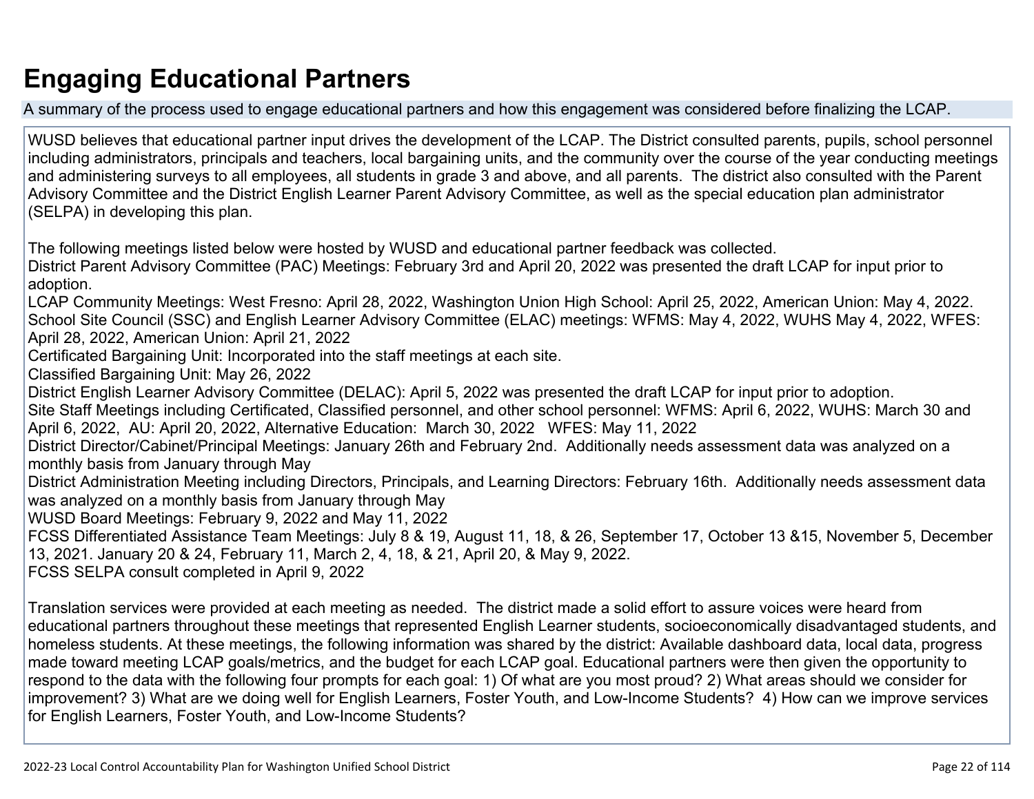# Engaging Educational Partners

A summary of the process used to engage educational partners and how this engagement was considered before finalizing the LCAP.

WUSD believes that educational partner input drives the development of the LCAP. The District consulted parents, pupils, school personnel including administrators, principals and teachers, local bargaining units, and the community over the course of the year conducting meetings and administering surveys to all employees, all students in grade 3 and above, and all parents. The district also consulted with the Parent Advisory Committee and the District English Learner Parent Advisory Committee, as well as the special education plan administrator (SELPA) in developing this plan.

The following meetings listed below were hosted by WUSD and educational partner feedback was collected.
District Parent Advisory Committee (PAC) Meetings: February 3rd and April 20, 2022 was presented the draft LCAP for input prior to adoption.
LCAP Community Meetings: West Fresno: April 28, 2022, Washington Union High School: April 25, 2022, American Union: May 4, 2022.
School Site Council (SSC) and English Learner Advisory Committee (ELAC) meetings: WFMS: May 4, 2022, WUHS May 4, 2022, WFES: April 28, 2022, American Union: April 21, 2022
Certificated Bargaining Unit: Incorporated into the staff meetings at each site.
Classified Bargaining Unit: May 26, 2022
District English Learner Advisory Committee (DELAC): April 5, 2022 was presented the draft LCAP for input prior to adoption.
Site Staff Meetings including Certificated, Classified personnel, and other school personnel: WFMS: April 6, 2022, WUHS: March 30 and April 6, 2022, AU: April 20, 2022, Alternative Education: March 30, 2022 WFES: May 11, 2022
District Director/Cabinet/Principal Meetings: January 26th and February 2nd. Additionally needs assessment data was analyzed on a monthly basis from January through May
District Administration Meeting including Directors, Principals, and Learning Directors: February 16th. Additionally needs assessment data was analyzed on a monthly basis from January through May
WUSD Board Meetings: February 9, 2022 and May 11, 2022
FCSS Differentiated Assistance Team Meetings: July 8 & 19, August 11, 18, & 26, September 17, October 13 &15, November 5, December 13, 2021. January 20 & 24, February 11, March 2, 4, 18, & 21, April 20, & May 9, 2022.
FCSS SELPA consult completed in April 9, 2022

Translation services were provided at each meeting as needed. The district made a solid effort to assure voices were heard from educational partners throughout these meetings that represented English Learner students, socioeconomically disadvantaged students, and homeless students. At these meetings, the following information was shared by the district: Available dashboard data, local data, progress made toward meeting LCAP goals/metrics, and the budget for each LCAP goal. Educational partners were then given the opportunity to respond to the data with the following four prompts for each goal: 1) Of what are you most proud? 2) What areas should we consider for improvement? 3) What are we doing well for English Learners, Foster Youth, and Low-Income Students? 4) How can we improve services for English Learners, Foster Youth, and Low-Income Students?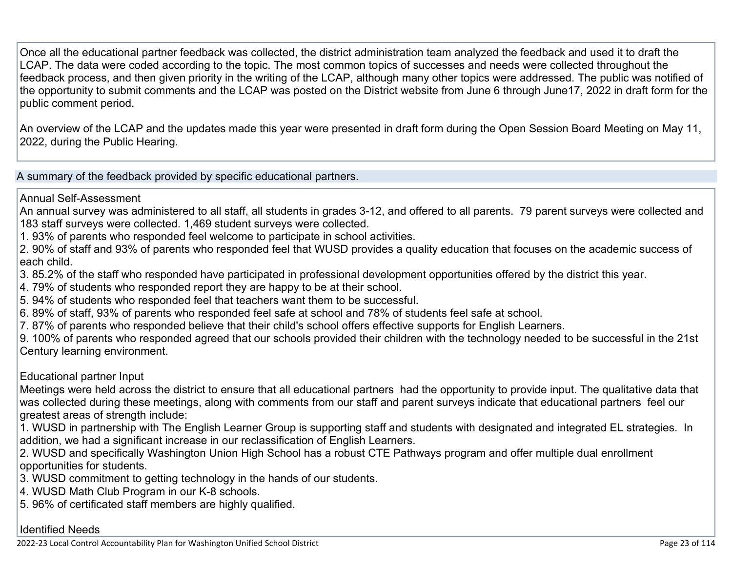Once all the educational partner feedback was collected, the district administration team analyzed the feedback and used it to draft the LCAP. The data were coded according to the topic. The most common topics of successes and needs were collected throughout the feedback process, and then given priority in the writing of the LCAP, although many other topics were addressed. The public was notified of the opportunity to submit comments and the LCAP was posted on the District website from June 6 through June17, 2022 in draft form for the public comment period.

An overview of the LCAP and the updates made this year were presented in draft form during the Open Session Board Meeting on May 11, 2022, during the Public Hearing.

## A summary of the feedback provided by specific educational partners.

Annual Self-Assessment

An annual survey was administered to all staff, all students in grades 3-12, and offered to all parents. 79 parent surveys were collected and 183 staff surveys were collected. 1,469 student surveys were collected.

1. 93% of parents who responded feel welcome to participate in school activities.
2. 90% of staff and 93% of parents who responded feel that WUSD provides a quality education that focuses on the academic success of each child.
3. 85.2% of the staff who responded have participated in professional development opportunities offered by the district this year.
4. 79% of students who responded report they are happy to be at their school.
5. 94% of students who responded feel that teachers want them to be successful.
6. 89% of staff, 93% of parents who responded feel safe at school and 78% of students feel safe at school.
7. 87% of parents who responded believe that their child's school offers effective supports for English Learners.

9. 100% of parents who responded agreed that our schools provided their children with the technology needed to be successful in the 21st Century learning environment.

Educational partner Input

Meetings were held across the district to ensure that all educational partners had the opportunity to provide input. The qualitative data that was collected during these meetings, along with comments from our staff and parent surveys indicate that educational partners feel our greatest areas of strength include:

1. WUSD in partnership with The English Learner Group is supporting staff and students with designated and integrated EL strategies. In addition, we had a significant increase in our reclassification of English Learners.
2. WUSD and specifically Washington Union High School has a robust CTE Pathways program and offer multiple dual enrollment opportunities for students.
3. WUSD commitment to getting technology in the hands of our students.
4. WUSD Math Club Program in our K-8 schools.
5. 96% of certificated staff members are highly qualified.

Identified Needs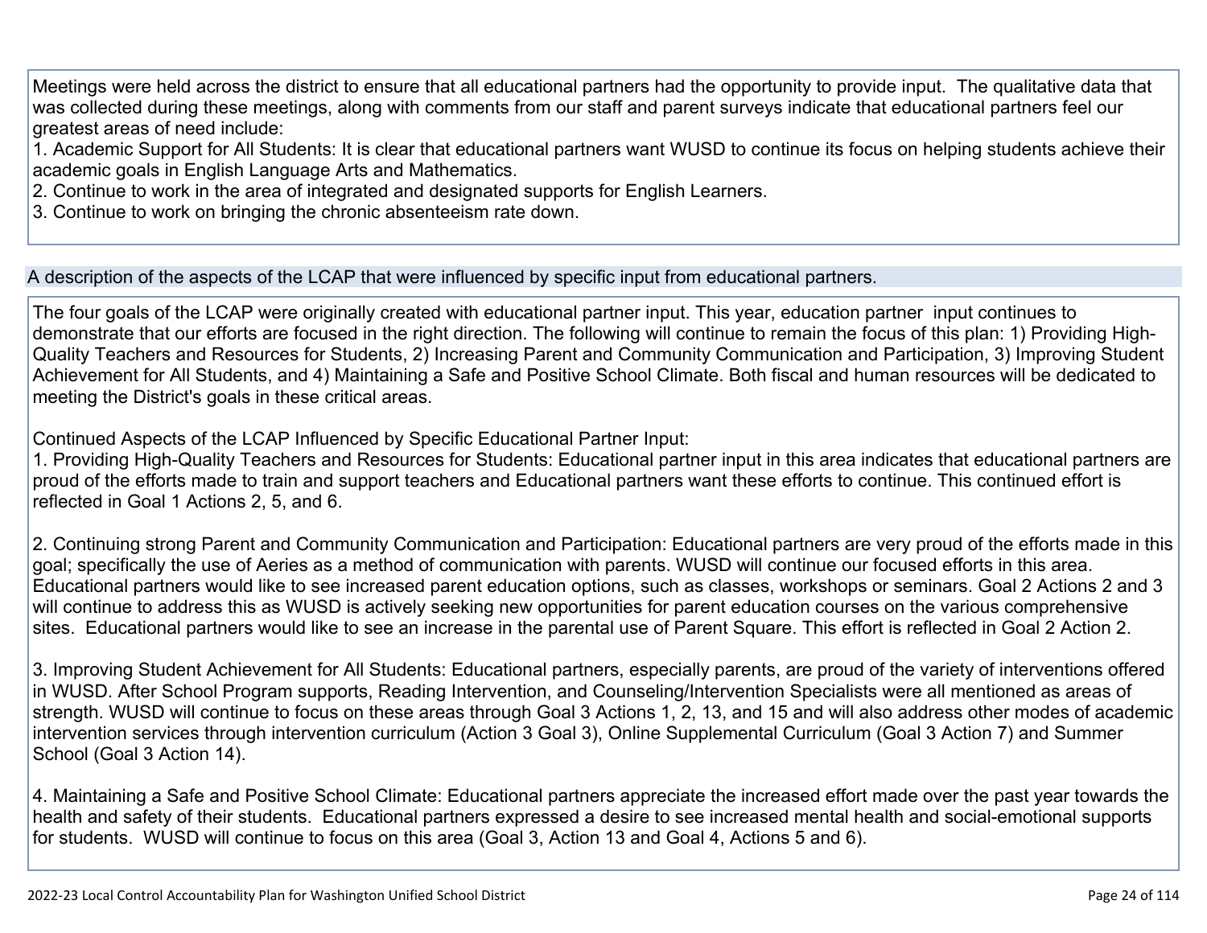Meetings were held across the district to ensure that all educational partners had the opportunity to provide input. The qualitative data that was collected during these meetings, along with comments from our staff and parent surveys indicate that educational partners feel our greatest areas of need include:
1. Academic Support for All Students: It is clear that educational partners want WUSD to continue its focus on helping students achieve their academic goals in English Language Arts and Mathematics.
2. Continue to work in the area of integrated and designated supports for English Learners.
3. Continue to work on bringing the chronic absenteeism rate down.

## A description of the aspects of the LCAP that were influenced by specific input from educational partners.

The four goals of the LCAP were originally created with educational partner input. This year, education partner input continues to demonstrate that our efforts are focused in the right direction. The following will continue to remain the focus of this plan: 1) Providing High-Quality Teachers and Resources for Students, 2) Increasing Parent and Community Communication and Participation, 3) Improving Student Achievement for All Students, and 4) Maintaining a Safe and Positive School Climate. Both fiscal and human resources will be dedicated to meeting the District's goals in these critical areas.

Continued Aspects of the LCAP Influenced by Specific Educational Partner Input:
1. Providing High-Quality Teachers and Resources for Students: Educational partner input in this area indicates that educational partners are proud of the efforts made to train and support teachers and Educational partners want these efforts to continue. This continued effort is reflected in Goal 1 Actions 2, 5, and 6.

2. Continuing strong Parent and Community Communication and Participation: Educational partners are very proud of the efforts made in this goal; specifically the use of Aeries as a method of communication with parents. WUSD will continue our focused efforts in this area. Educational partners would like to see increased parent education options, such as classes, workshops or seminars. Goal 2 Actions 2 and 3 will continue to address this as WUSD is actively seeking new opportunities for parent education courses on the various comprehensive sites. Educational partners would like to see an increase in the parental use of Parent Square. This effort is reflected in Goal 2 Action 2.

3. Improving Student Achievement for All Students: Educational partners, especially parents, are proud of the variety of interventions offered in WUSD. After School Program supports, Reading Intervention, and Counseling/Intervention Specialists were all mentioned as areas of strength. WUSD will continue to focus on these areas through Goal 3 Actions 1, 2, 13, and 15 and will also address other modes of academic intervention services through intervention curriculum (Action 3 Goal 3), Online Supplemental Curriculum (Goal 3 Action 7) and Summer School (Goal 3 Action 14).

4. Maintaining a Safe and Positive School Climate: Educational partners appreciate the increased effort made over the past year towards the health and safety of their students. Educational partners expressed a desire to see increased mental health and social-emotional supports for students. WUSD will continue to focus on this area (Goal 3, Action 13 and Goal 4, Actions 5 and 6).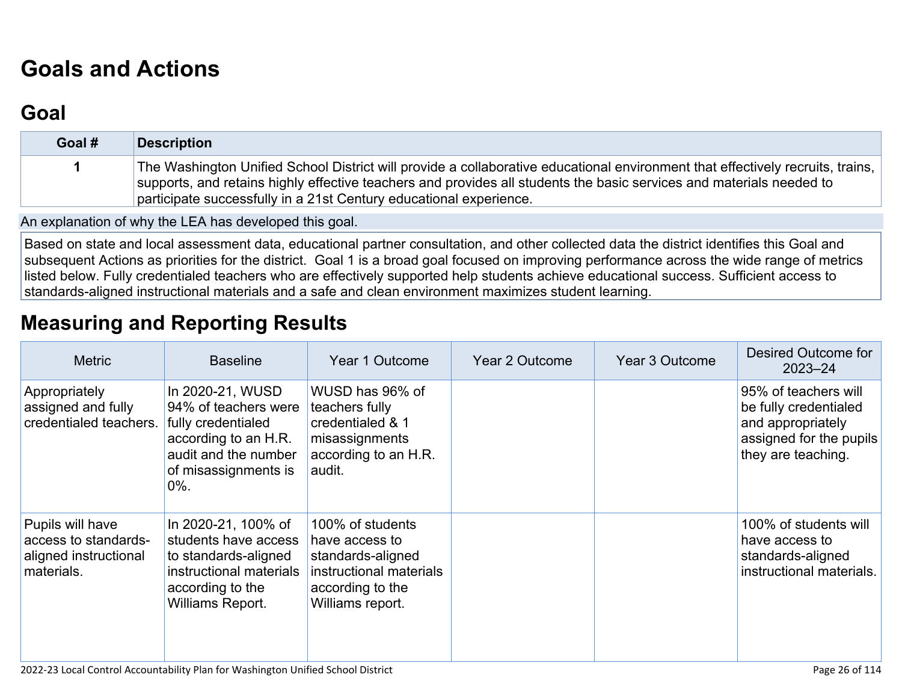# Goals and Actions

## Goal

| Goal # | Description |
| --- | --- |
| 1 | The Washington Unified School District will provide a collaborative educational environment that effectively recruits, trains, supports, and retains highly effective teachers and provides all students the basic services and materials needed to participate successfully in a 21st Century educational experience. |

An explanation of why the LEA has developed this goal.

Based on state and local assessment data, educational partner consultation, and other collected data the district identifies this Goal and subsequent Actions as priorities for the district. Goal 1 is a broad goal focused on improving performance across the wide range of metrics listed below. Fully credentialed teachers who are effectively supported help students achieve educational success. Sufficient access to standards-aligned instructional materials and a safe and clean environment maximizes student learning.

# Measuring and Reporting Results

| Metric | Baseline | Year 1 Outcome | Year 2 Outcome | Year 3 Outcome | Desired Outcome for 2023–24 |
| --- | --- | --- | --- | --- | --- |
| Appropriately assigned and fully credentialed teachers. | In 2020-21, WUSD 94% of teachers were fully credentialed according to an H.R. audit and the number of misassignments is 0%. | WUSD has 96% of teachers fully credentialed & 1 misassignments according to an H.R. audit. | | | 95% of teachers will be fully credentialed and appropriately assigned for the pupils they are teaching. |
| Pupils will have access to standards-aligned instructional materials. | In 2020-21, 100% of students have access to standards-aligned instructional materials according to the Williams Report. | 100% of students have access to standards-aligned instructional materials according to the Williams report. | | | 100% of students will have access to standards-aligned instructional materials. |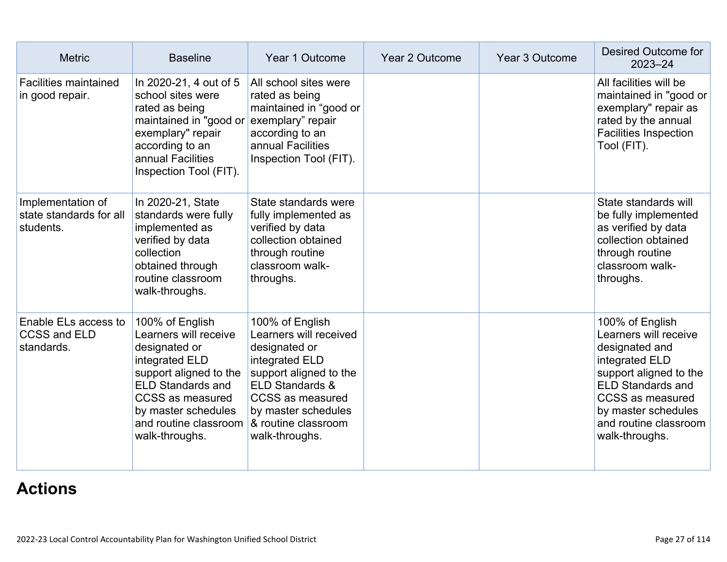| Metric | Baseline | Year 1 Outcome | Year 2 Outcome | Year 3 Outcome | Desired Outcome for 2023–24 |
|---|---|---|---|---|---|
| Facilities maintained in good repair. | In 2020-21, 4 out of 5 school sites were rated as being maintained in "good or exemplary" repair according to an annual Facilities Inspection Tool (FIT). | All school sites were rated as being maintained in "good or exemplary" repair according to an annual Facilities Inspection Tool (FIT). | | | All facilities will be maintained in "good or exemplary" repair as rated by the annual Facilities Inspection Tool (FIT). |
| Implementation of state standards for all students. | In 2020-21, State standards were fully implemented as verified by data collection obtained through routine classroom walk-throughs. | State standards were fully implemented as verified by data collection obtained through routine classroom walk-throughs. | | | State standards will be fully implemented as verified by data collection obtained through routine classroom walk-throughs. |
| Enable ELs access to CCSS and ELD standards. | 100% of English Learners will receive designated or integrated ELD support aligned to the ELD Standards and CCSS as measured by master schedules and routine classroom walk-throughs. | 100% of English Learners will received designated or integrated ELD support aligned to the ELD Standards & CCSS as measured by master schedules & routine classroom walk-throughs. | | | 100% of English Learners will receive designated and integrated ELD support aligned to the ELD Standards and CCSS as measured by master schedules and routine classroom walk-throughs. |

# Actions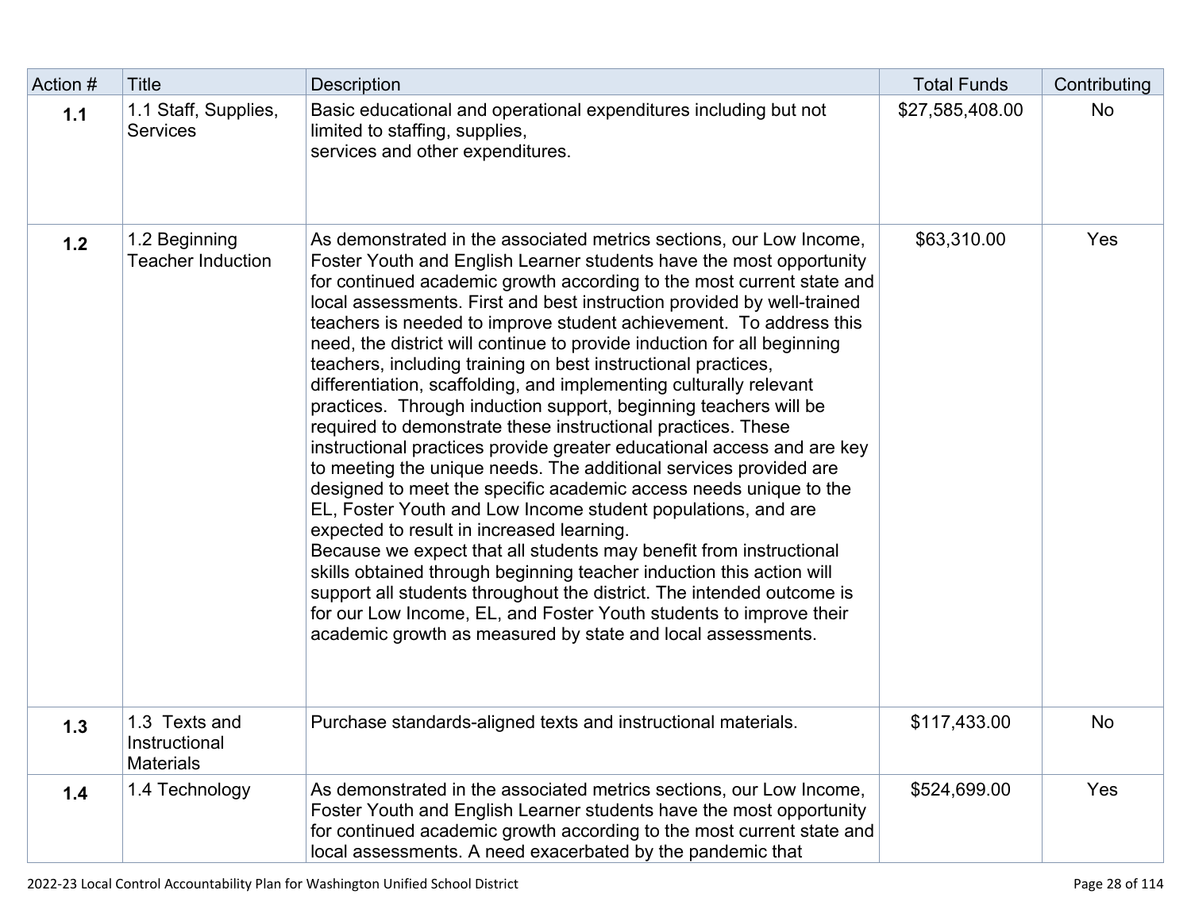| Action # | Title | Description | Total Funds | Contributing |
|---|---|---|---|---|
| **1.1** | 1.1 Staff, Supplies, Services | Basic educational and operational expenditures including but not limited to staffing, supplies, services and other expenditures. | $27,585,408.00 | No |
| **1.2** | 1.2 Beginning Teacher Induction | As demonstrated in the associated metrics sections, our Low Income, Foster Youth and English Learner students have the most opportunity for continued academic growth according to the most current state and local assessments. First and best instruction provided by well-trained teachers is needed to improve student achievement. To address this need, the district will continue to provide induction for all beginning teachers, including training on best instructional practices, differentiation, scaffolding, and implementing culturally relevant practices. Through induction support, beginning teachers will be required to demonstrate these instructional practices. These instructional practices provide greater educational access and are key to meeting the unique needs. The additional services provided are designed to meet the specific academic access needs unique to the EL, Foster Youth and Low Income student populations, and are expected to result in increased learning.<br>Because we expect that all students may benefit from instructional skills obtained through beginning teacher induction this action will support all students throughout the district. The intended outcome is for our Low Income, EL, and Foster Youth students to improve their academic growth as measured by state and local assessments. | $63,310.00 | Yes |
| **1.3** | 1.3 Texts and Instructional Materials | Purchase standards-aligned texts and instructional materials. | $117,433.00 | No |
| **1.4** | 1.4 Technology | As demonstrated in the associated metrics sections, our Low Income, Foster Youth and English Learner students have the most opportunity for continued academic growth according to the most current state and local assessments. A need exacerbated by the pandemic that | $524,699.00 | Yes |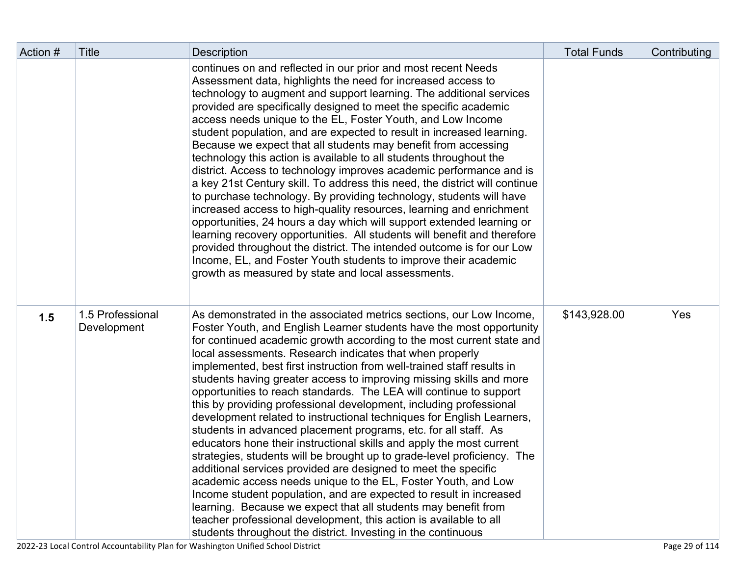| Action # | Title | Description | Total Funds | Contributing |
|---|---|---|---|---|
| | | continues on and reflected in our prior and most recent Needs Assessment data, highlights the need for increased access to technology to augment and support learning. The additional services provided are specifically designed to meet the specific academic access needs unique to the EL, Foster Youth, and Low Income student population, and are expected to result in increased learning. Because we expect that all students may benefit from accessing technology this action is available to all students throughout the district. Access to technology improves academic performance and is a key 21st Century skill. To address this need, the district will continue to purchase technology. By providing technology, students will have increased access to high-quality resources, learning and enrichment opportunities, 24 hours a day which will support extended learning or learning recovery opportunities. All students will benefit and therefore provided throughout the district. The intended outcome is for our Low Income, EL, and Foster Youth students to improve their academic growth as measured by state and local assessments. | | |
| **1.5** | 1.5 Professional Development | As demonstrated in the associated metrics sections, our Low Income, Foster Youth, and English Learner students have the most opportunity for continued academic growth according to the most current state and local assessments. Research indicates that when properly implemented, best first instruction from well-trained staff results in students having greater access to improving missing skills and more opportunities to reach standards. The LEA will continue to support this by providing professional development, including professional development related to instructional techniques for English Learners, students in advanced placement programs, etc. for all staff. As educators hone their instructional skills and apply the most current strategies, students will be brought up to grade-level proficiency. The additional services provided are designed to meet the specific academic access needs unique to the EL, Foster Youth, and Low Income student population, and are expected to result in increased learning. Because we expect that all students may benefit from teacher professional development, this action is available to all students throughout the district. Investing in the continuous | $143,928.00 | Yes |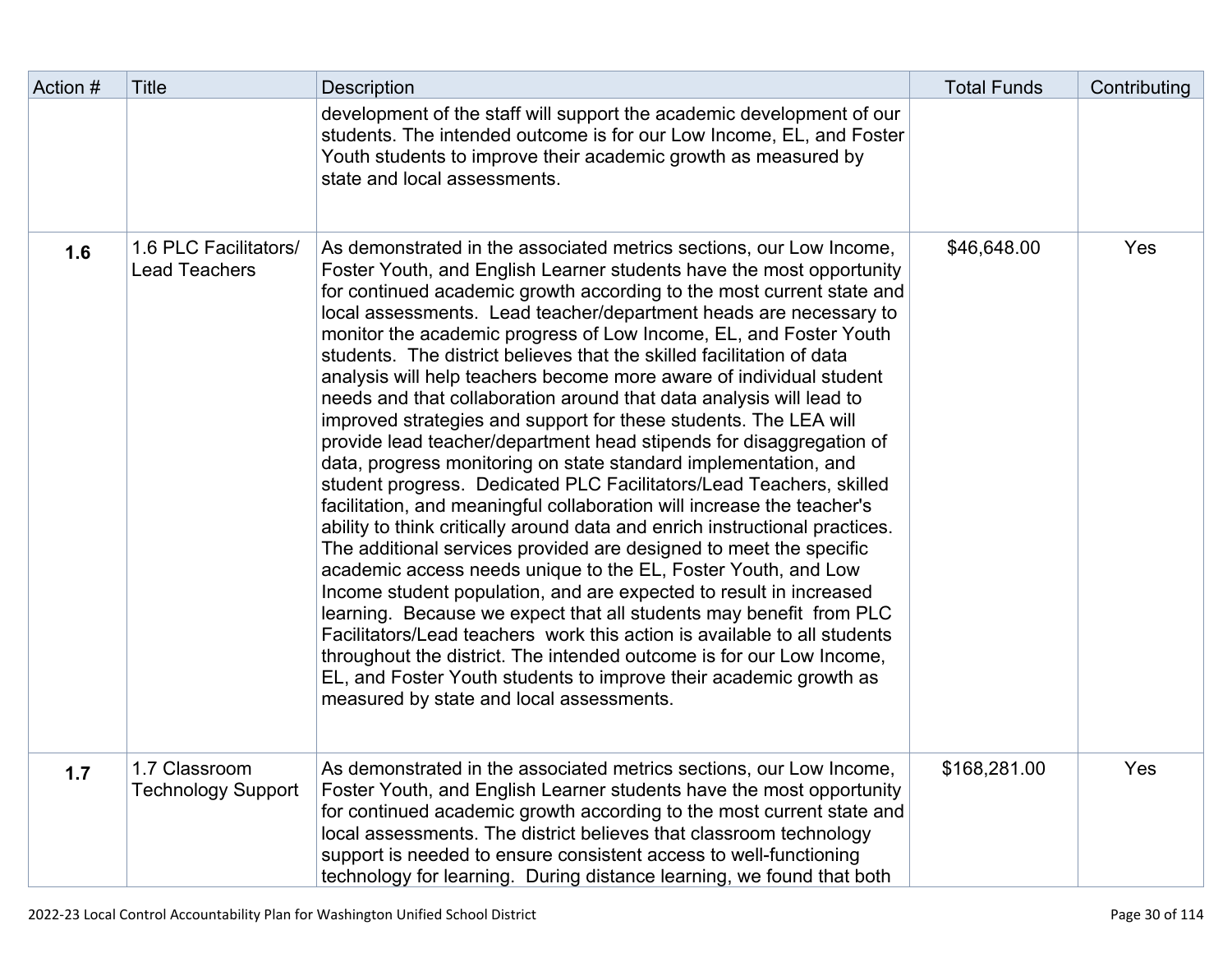| Action # | Title | Description | Total Funds | Contributing |
|---|---|---|---|---|
| | | development of the staff will support the academic development of our students. The intended outcome is for our Low Income, EL, and Foster Youth students to improve their academic growth as measured by state and local assessments. | | |
| **1.6** | 1.6 PLC Facilitators/ Lead Teachers | As demonstrated in the associated metrics sections, our Low Income, Foster Youth, and English Learner students have the most opportunity for continued academic growth according to the most current state and local assessments. Lead teacher/department heads are necessary to monitor the academic progress of Low Income, EL, and Foster Youth students. The district believes that the skilled facilitation of data analysis will help teachers become more aware of individual student needs and that collaboration around that data analysis will lead to improved strategies and support for these students. The LEA will provide lead teacher/department head stipends for disaggregation of data, progress monitoring on state standard implementation, and student progress. Dedicated PLC Facilitators/Lead Teachers, skilled facilitation, and meaningful collaboration will increase the teacher's ability to think critically around data and enrich instructional practices. The additional services provided are designed to meet the specific academic access needs unique to the EL, Foster Youth, and Low Income student population, and are expected to result in increased learning. Because we expect that all students may benefit from PLC Facilitators/Lead teachers work this action is available to all students throughout the district. The intended outcome is for our Low Income, EL, and Foster Youth students to improve their academic growth as measured by state and local assessments. | $46,648.00 | Yes |
| **1.7** | 1.7 Classroom Technology Support | As demonstrated in the associated metrics sections, our Low Income, Foster Youth, and English Learner students have the most opportunity for continued academic growth according to the most current state and local assessments. The district believes that classroom technology support is needed to ensure consistent access to well-functioning technology for learning. During distance learning, we found that both | $168,281.00 | Yes |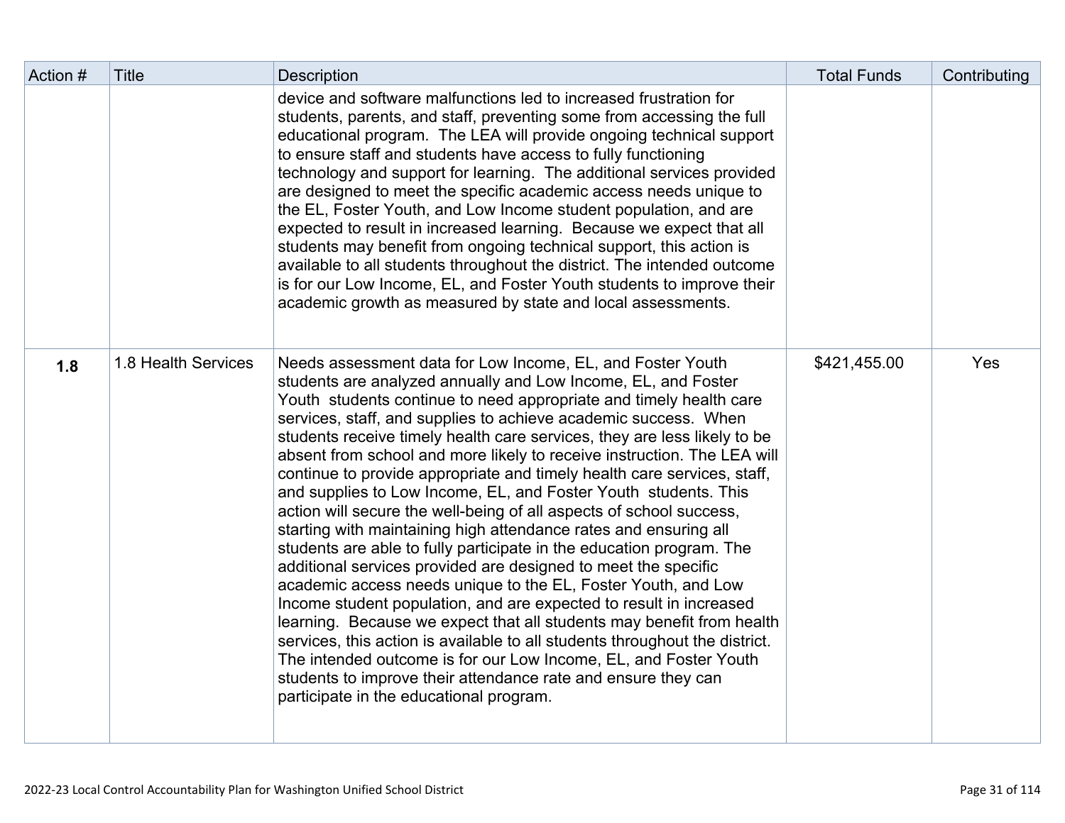| Action # | Title | Description | Total Funds | Contributing |
|---|---|---|---|---|
| | | device and software malfunctions led to increased frustration for students, parents, and staff, preventing some from accessing the full educational program. The LEA will provide ongoing technical support to ensure staff and students have access to fully functioning technology and support for learning. The additional services provided are designed to meet the specific academic access needs unique to the EL, Foster Youth, and Low Income student population, and are expected to result in increased learning. Because we expect that all students may benefit from ongoing technical support, this action is available to all students throughout the district. The intended outcome is for our Low Income, EL, and Foster Youth students to improve their academic growth as measured by state and local assessments. | | |
| **1.8** | 1.8 Health Services | Needs assessment data for Low Income, EL, and Foster Youth students are analyzed annually and Low Income, EL, and Foster Youth students continue to need appropriate and timely health care services, staff, and supplies to achieve academic success. When students receive timely health care services, they are less likely to be absent from school and more likely to receive instruction. The LEA will continue to provide appropriate and timely health care services, staff, and supplies to Low Income, EL, and Foster Youth students. This action will secure the well-being of all aspects of school success, starting with maintaining high attendance rates and ensuring all students are able to fully participate in the education program. The additional services provided are designed to meet the specific academic access needs unique to the EL, Foster Youth, and Low Income student population, and are expected to result in increased learning. Because we expect that all students may benefit from health services, this action is available to all students throughout the district. The intended outcome is for our Low Income, EL, and Foster Youth students to improve their attendance rate and ensure they can participate in the educational program. | $421,455.00 | Yes |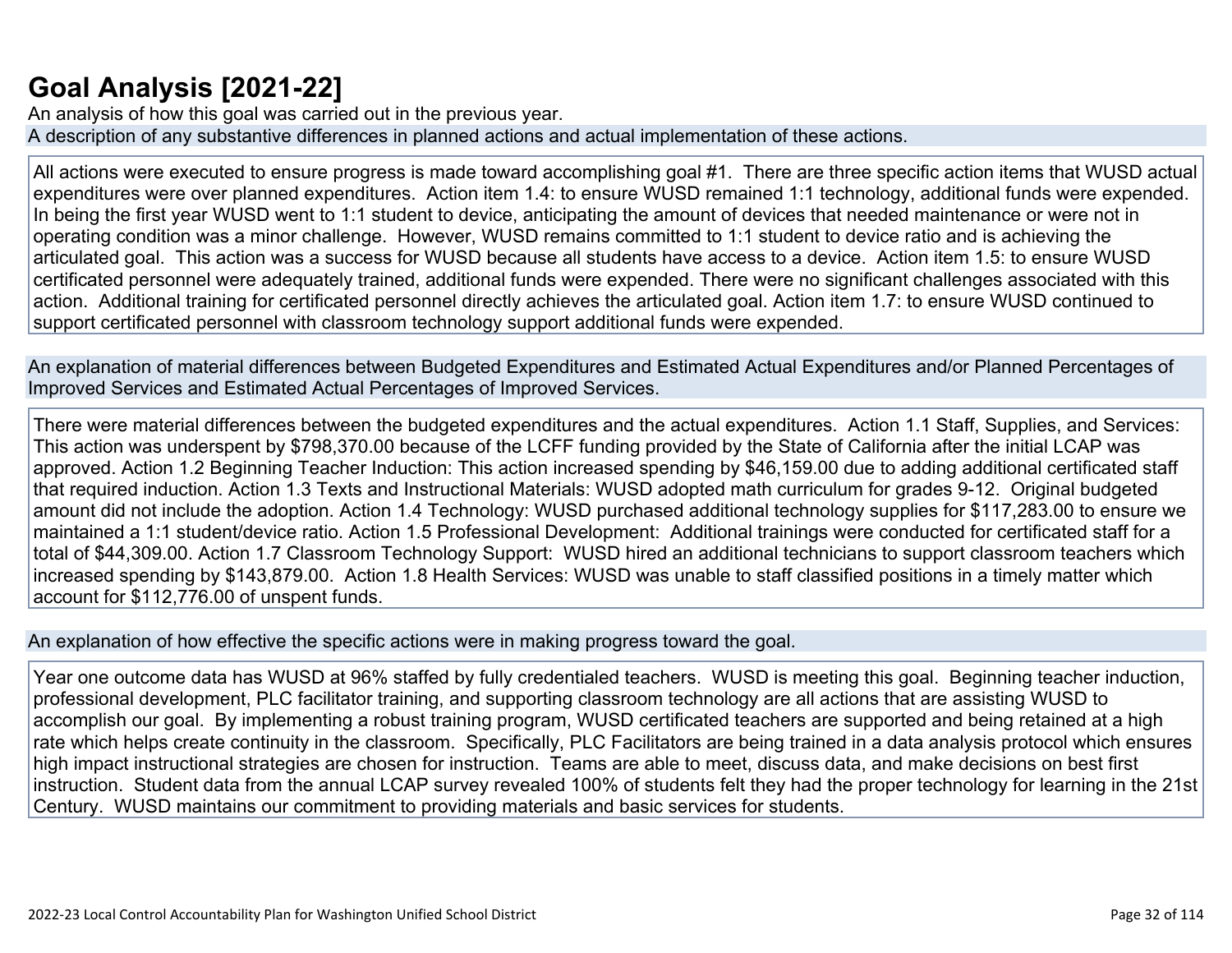# Goal Analysis [2021-22]

An analysis of how this goal was carried out in the previous year.

A description of any substantive differences in planned actions and actual implementation of these actions.

All actions were executed to ensure progress is made toward accomplishing goal #1. There are three specific action items that WUSD actual expenditures were over planned expenditures. Action item 1.4: to ensure WUSD remained 1:1 technology, additional funds were expended. In being the first year WUSD went to 1:1 student to device, anticipating the amount of devices that needed maintenance or were not in operating condition was a minor challenge. However, WUSD remains committed to 1:1 student to device ratio and is achieving the articulated goal. This action was a success for WUSD because all students have access to a device. Action item 1.5: to ensure WUSD certificated personnel were adequately trained, additional funds were expended. There were no significant challenges associated with this action. Additional training for certificated personnel directly achieves the articulated goal. Action item 1.7: to ensure WUSD continued to support certificated personnel with classroom technology support additional funds were expended.

An explanation of material differences between Budgeted Expenditures and Estimated Actual Expenditures and/or Planned Percentages of Improved Services and Estimated Actual Percentages of Improved Services.

There were material differences between the budgeted expenditures and the actual expenditures. Action 1.1 Staff, Supplies, and Services: This action was underspent by $798,370.00 because of the LCFF funding provided by the State of California after the initial LCAP was approved. Action 1.2 Beginning Teacher Induction: This action increased spending by $46,159.00 due to adding additional certificated staff that required induction. Action 1.3 Texts and Instructional Materials: WUSD adopted math curriculum for grades 9-12. Original budgeted amount did not include the adoption. Action 1.4 Technology: WUSD purchased additional technology supplies for $117,283.00 to ensure we maintained a 1:1 student/device ratio. Action 1.5 Professional Development: Additional trainings were conducted for certificated staff for a total of $44,309.00. Action 1.7 Classroom Technology Support: WUSD hired an additional technicians to support classroom teachers which increased spending by $143,879.00. Action 1.8 Health Services: WUSD was unable to staff classified positions in a timely matter which account for $112,776.00 of unspent funds.

An explanation of how effective the specific actions were in making progress toward the goal.

Year one outcome data has WUSD at 96% staffed by fully credentialed teachers. WUSD is meeting this goal. Beginning teacher induction, professional development, PLC facilitator training, and supporting classroom technology are all actions that are assisting WUSD to accomplish our goal. By implementing a robust training program, WUSD certificated teachers are supported and being retained at a high rate which helps create continuity in the classroom. Specifically, PLC Facilitators are being trained in a data analysis protocol which ensures high impact instructional strategies are chosen for instruction. Teams are able to meet, discuss data, and make decisions on best first instruction. Student data from the annual LCAP survey revealed 100% of students felt they had the proper technology for learning in the 21st Century. WUSD maintains our commitment to providing materials and basic services for students.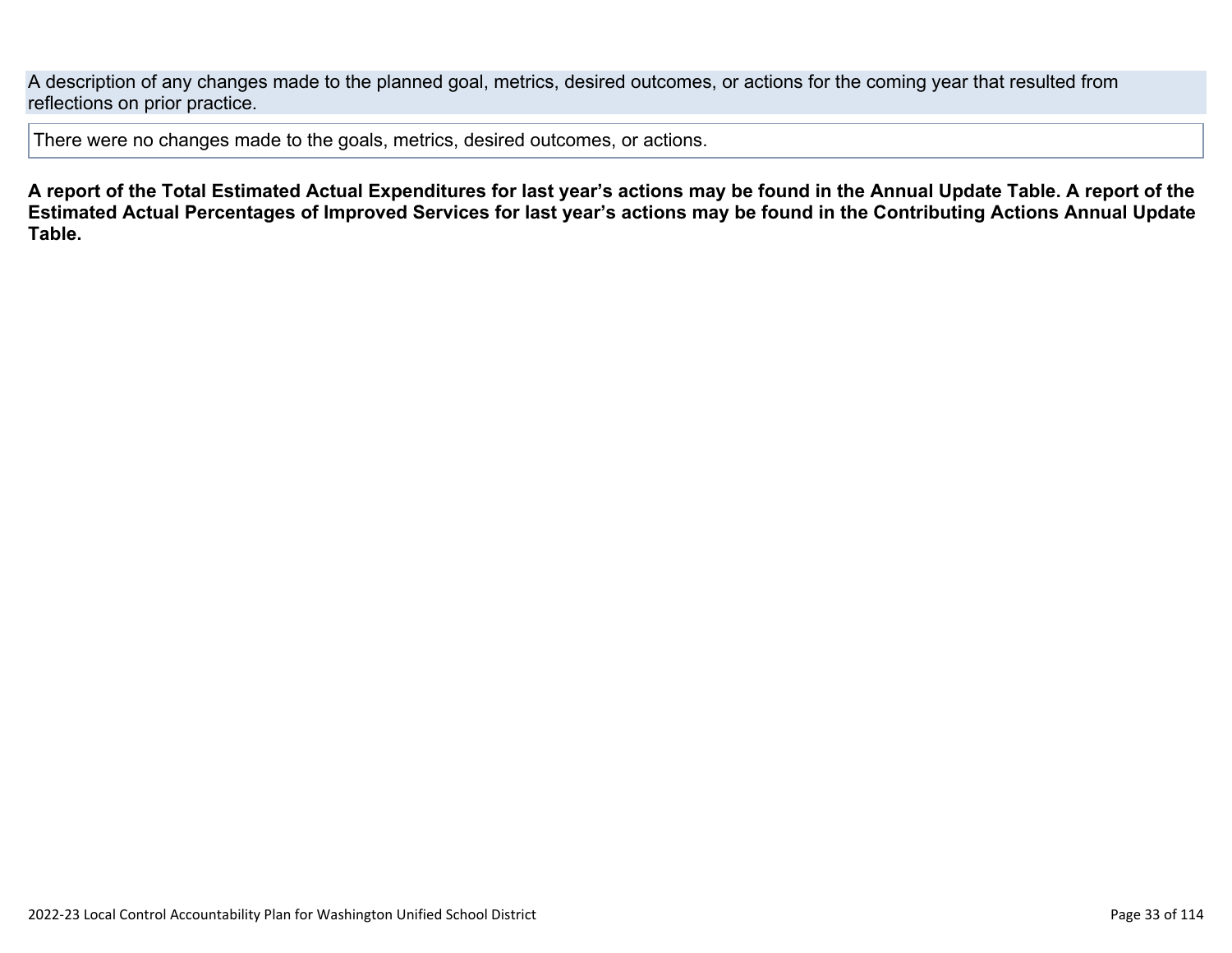A description of any changes made to the planned goal, metrics, desired outcomes, or actions for the coming year that resulted from reflections on prior practice.

There were no changes made to the goals, metrics, desired outcomes, or actions.

**A report of the Total Estimated Actual Expenditures for last year's actions may be found in the Annual Update Table. A report of the Estimated Actual Percentages of Improved Services for last year's actions may be found in the Contributing Actions Annual Update Table.**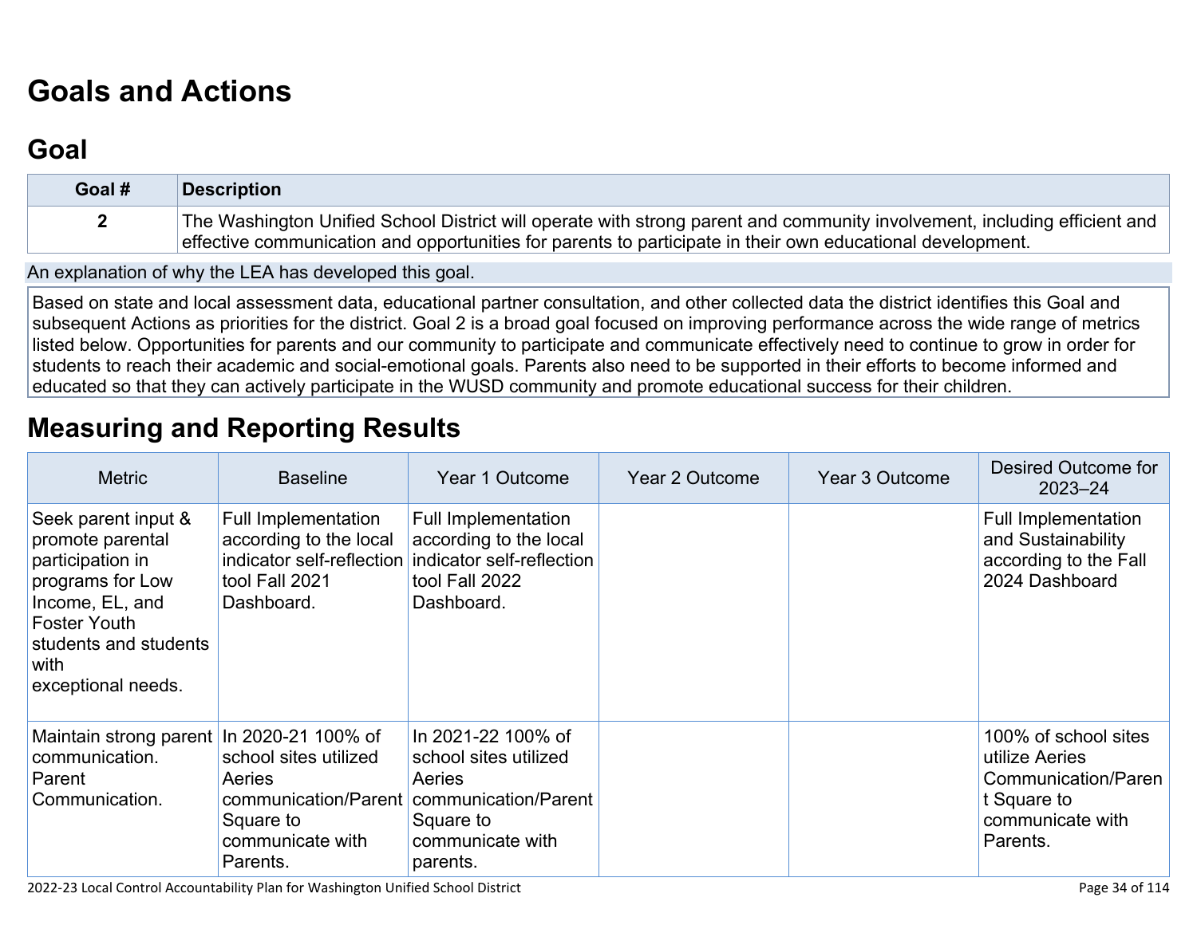# Goals and Actions

## Goal

| Goal # | Description |
|---|---|
| 2 | The Washington Unified School District will operate with strong parent and community involvement, including efficient and effective communication and opportunities for parents to participate in their own educational development. |

An explanation of why the LEA has developed this goal.

Based on state and local assessment data, educational partner consultation, and other collected data the district identifies this Goal and subsequent Actions as priorities for the district. Goal 2 is a broad goal focused on improving performance across the wide range of metrics listed below. Opportunities for parents and our community to participate and communicate effectively need to continue to grow in order for students to reach their academic and social-emotional goals. Parents also need to be supported in their efforts to become informed and educated so that they can actively participate in the WUSD community and promote educational success for their children.

# Measuring and Reporting Results

| Metric | Baseline | Year 1 Outcome | Year 2 Outcome | Year 3 Outcome | Desired Outcome for 2023–24 |
|---|---|---|---|---|---|
| Seek parent input & promote parental participation in programs for Low Income, EL, and Foster Youth students and students with exceptional needs. | Full Implementation according to the local indicator self-reflection tool Fall 2021 Dashboard. | Full Implementation according to the local indicator self-reflection tool Fall 2022 Dashboard. | | | Full Implementation and Sustainability according to the Fall 2024 Dashboard |
| Maintain strong parent communication. Parent Communication. | In 2020-21 100% of school sites utilized Aeries communication/Parent Square to communicate with Parents. | In 2021-22 100% of school sites utilized Aeries communication/Parent Square to communicate with parents. | | | 100% of school sites utilize Aeries Communication/Parent Square to communicate with Parents. |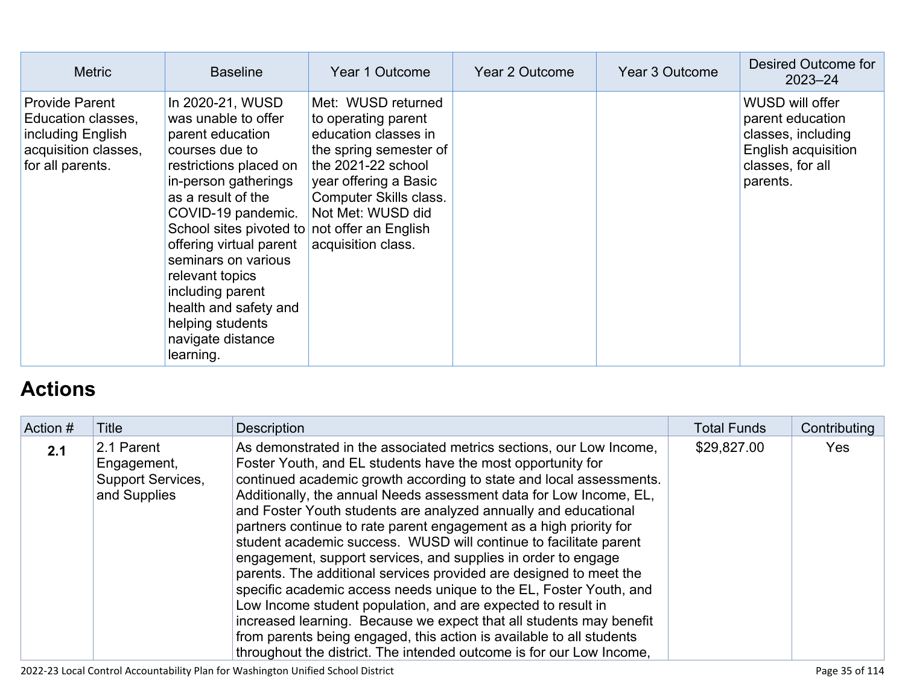| Metric | Baseline | Year 1 Outcome | Year 2 Outcome | Year 3 Outcome | Desired Outcome for 2023–24 |
|---|---|---|---|---|---|
| Provide Parent Education classes, including English acquisition classes, for all parents. | In 2020-21, WUSD was unable to offer parent education courses due to restrictions placed on in-person gatherings as a result of the COVID-19 pandemic. School sites pivoted to offering virtual parent seminars on various relevant topics including parent health and safety and helping students navigate distance learning. | Met: WUSD returned to operating parent education classes in the spring semester of the 2021-22 school year offering a Basic Computer Skills class. Not Met: WUSD did not offer an English acquisition class. | | | WUSD will offer parent education classes, including English acquisition classes, for all parents. |

## Actions

| Action # | Title | Description | Total Funds | Contributing |
|---|---|---|---|---|
| **2.1** | 2.1 Parent Engagement, Support Services, and Supplies | As demonstrated in the associated metrics sections, our Low Income, Foster Youth, and EL students have the most opportunity for continued academic growth according to state and local assessments. Additionally, the annual Needs assessment data for Low Income, EL, and Foster Youth students are analyzed annually and educational partners continue to rate parent engagement as a high priority for student academic success. WUSD will continue to facilitate parent engagement, support services, and supplies in order to engage parents. The additional services provided are designed to meet the specific academic access needs unique to the EL, Foster Youth, and Low Income student population, and are expected to result in increased learning. Because we expect that all students may benefit from parents being engaged, this action is available to all students throughout the district. The intended outcome is for our Low Income, | $29,827.00 | Yes |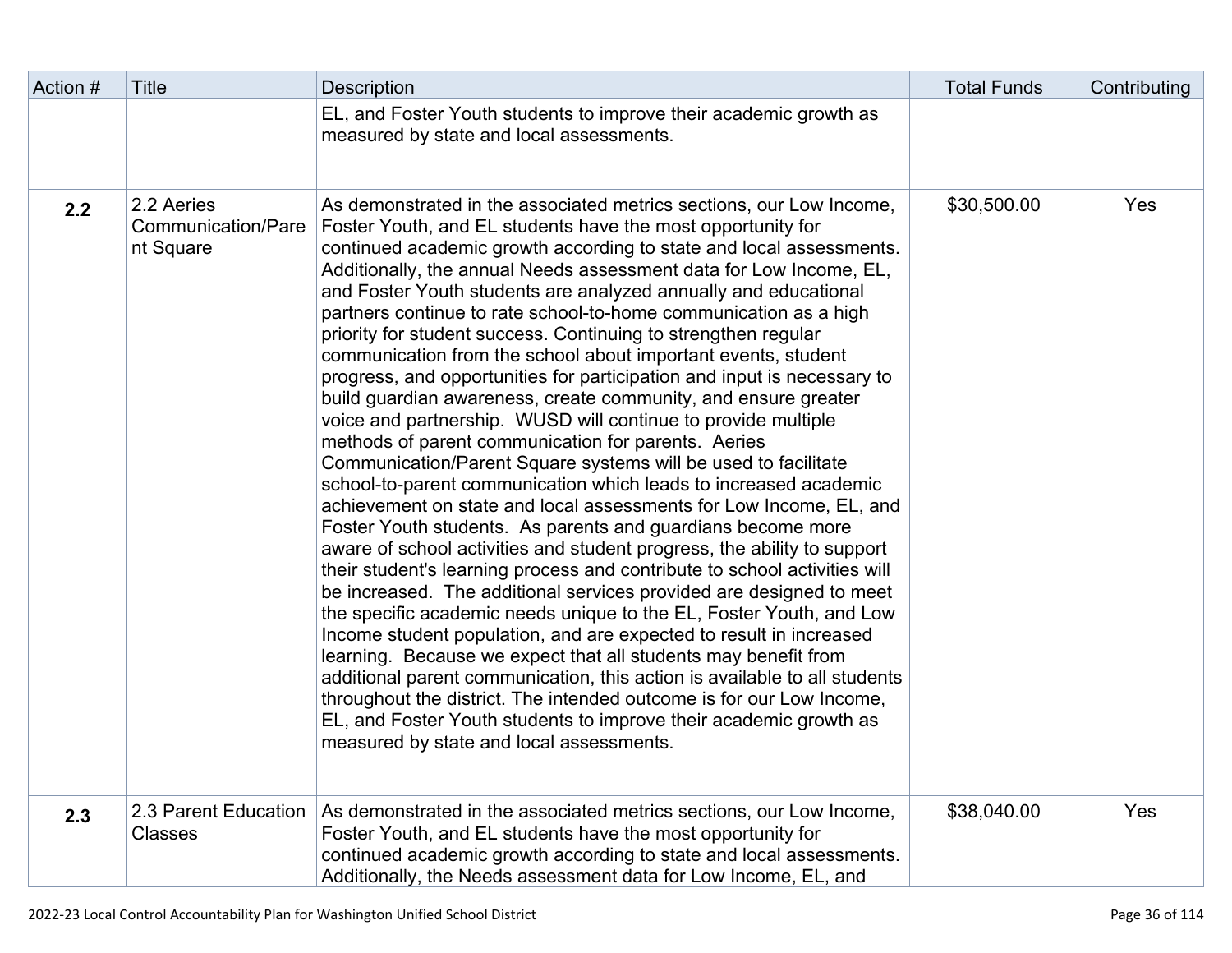| Action # | Title | Description | Total Funds | Contributing |
|---|---|---|---|---|
| | | EL, and Foster Youth students to improve their academic growth as measured by state and local assessments. | | |
| **2.2** | 2.2 Aeries Communication/Parent Square | As demonstrated in the associated metrics sections, our Low Income, Foster Youth, and EL students have the most opportunity for continued academic growth according to state and local assessments. Additionally, the annual Needs assessment data for Low Income, EL, and Foster Youth students are analyzed annually and educational partners continue to rate school-to-home communication as a high priority for student success. Continuing to strengthen regular communication from the school about important events, student progress, and opportunities for participation and input is necessary to build guardian awareness, create community, and ensure greater voice and partnership. WUSD will continue to provide multiple methods of parent communication for parents. Aeries Communication/Parent Square systems will be used to facilitate school-to-parent communication which leads to increased academic achievement on state and local assessments for Low Income, EL, and Foster Youth students. As parents and guardians become more aware of school activities and student progress, the ability to support their student's learning process and contribute to school activities will be increased. The additional services provided are designed to meet the specific academic needs unique to the EL, Foster Youth, and Low Income student population, and are expected to result in increased learning. Because we expect that all students may benefit from additional parent communication, this action is available to all students throughout the district. The intended outcome is for our Low Income, EL, and Foster Youth students to improve their academic growth as measured by state and local assessments. | $30,500.00 | Yes |
| **2.3** | 2.3 Parent Education Classes | As demonstrated in the associated metrics sections, our Low Income, Foster Youth, and EL students have the most opportunity for continued academic growth according to state and local assessments. Additionally, the Needs assessment data for Low Income, EL, and | $38,040.00 | Yes |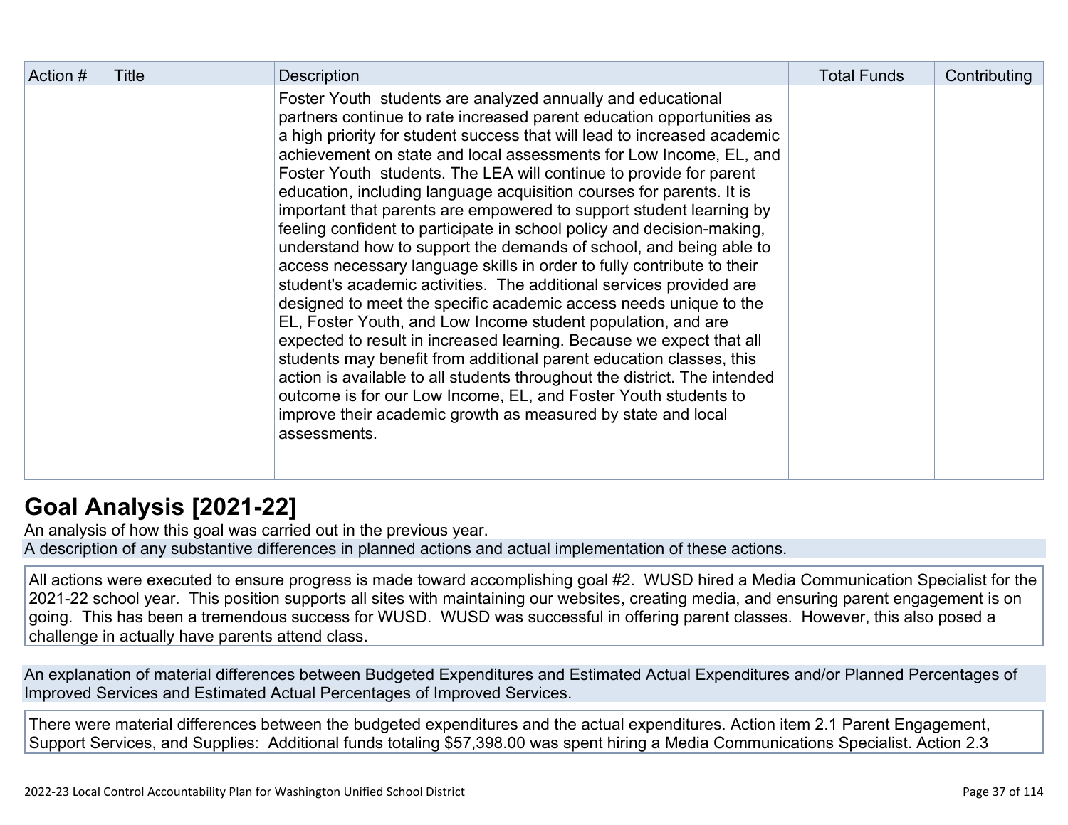| Action # | Title | Description | Total Funds | Contributing |
|---|---|---|---|---|
| | | Foster Youth students are analyzed annually and educational partners continue to rate increased parent education opportunities as a high priority for student success that will lead to increased academic achievement on state and local assessments for Low Income, EL, and Foster Youth students. The LEA will continue to provide for parent education, including language acquisition courses for parents. It is important that parents are empowered to support student learning by feeling confident to participate in school policy and decision-making, understand how to support the demands of school, and being able to access necessary language skills in order to fully contribute to their student's academic activities. The additional services provided are designed to meet the specific academic access needs unique to the EL, Foster Youth, and Low Income student population, and are expected to result in increased learning. Because we expect that all students may benefit from additional parent education classes, this action is available to all students throughout the district. The intended outcome is for our Low Income, EL, and Foster Youth students to improve their academic growth as measured by state and local assessments. | | |

## Goal Analysis [2021-22]

An analysis of how this goal was carried out in the previous year.

A description of any substantive differences in planned actions and actual implementation of these actions.

All actions were executed to ensure progress is made toward accomplishing goal #2. WUSD hired a Media Communication Specialist for the 2021-22 school year. This position supports all sites with maintaining our websites, creating media, and ensuring parent engagement is on going. This has been a tremendous success for WUSD. WUSD was successful in offering parent classes. However, this also posed a challenge in actually have parents attend class.

An explanation of material differences between Budgeted Expenditures and Estimated Actual Expenditures and/or Planned Percentages of Improved Services and Estimated Actual Percentages of Improved Services.

There were material differences between the budgeted expenditures and the actual expenditures. Action item 2.1 Parent Engagement, Support Services, and Supplies: Additional funds totaling $57,398.00 was spent hiring a Media Communications Specialist. Action 2.3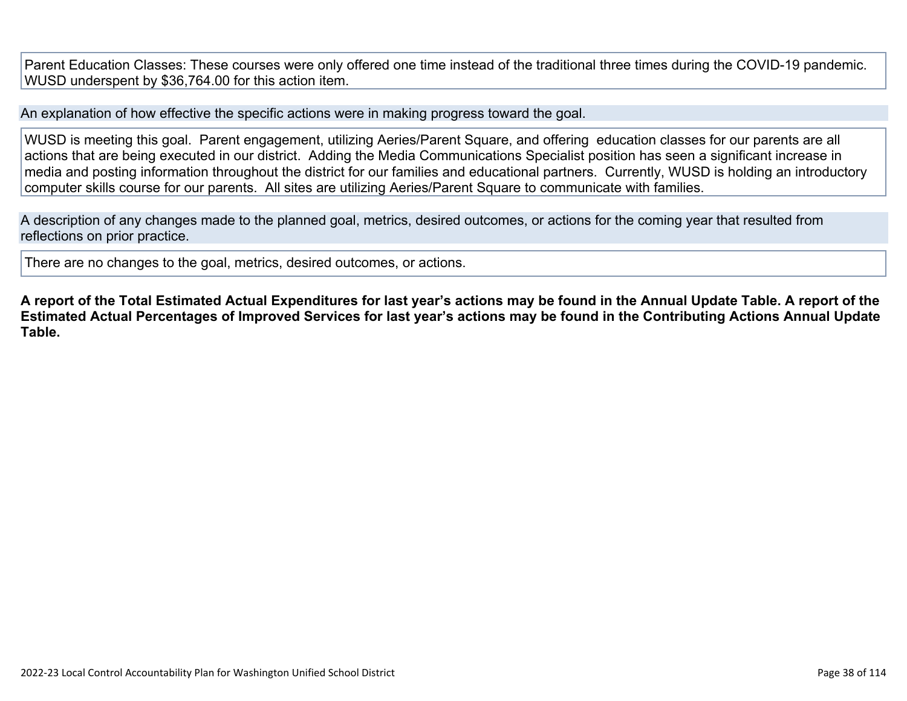Parent Education Classes: These courses were only offered one time instead of the traditional three times during the COVID-19 pandemic. WUSD underspent by $36,764.00 for this action item.

An explanation of how effective the specific actions were in making progress toward the goal.

WUSD is meeting this goal. Parent engagement, utilizing Aeries/Parent Square, and offering education classes for our parents are all actions that are being executed in our district. Adding the Media Communications Specialist position has seen a significant increase in media and posting information throughout the district for our families and educational partners. Currently, WUSD is holding an introductory computer skills course for our parents. All sites are utilizing Aeries/Parent Square to communicate with families.

A description of any changes made to the planned goal, metrics, desired outcomes, or actions for the coming year that resulted from reflections on prior practice.

There are no changes to the goal, metrics, desired outcomes, or actions.

**A report of the Total Estimated Actual Expenditures for last year's actions may be found in the Annual Update Table. A report of the Estimated Actual Percentages of Improved Services for last year's actions may be found in the Contributing Actions Annual Update Table.**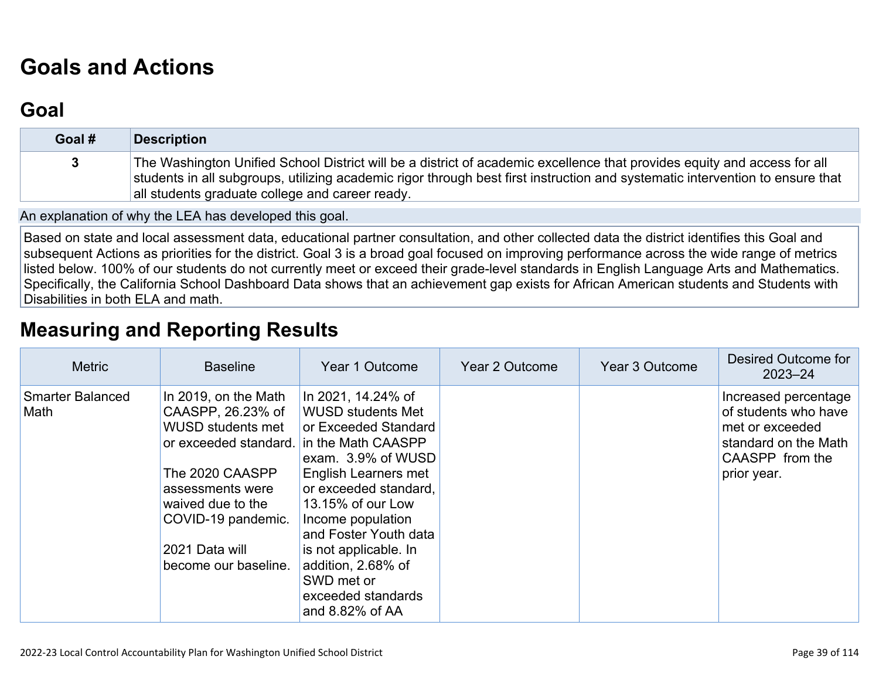# Goals and Actions

## Goal

| Goal # | Description |
|---|---|
| 3 | The Washington Unified School District will be a district of academic excellence that provides equity and access for all students in all subgroups, utilizing academic rigor through best first instruction and systematic intervention to ensure that all students graduate college and career ready. |

An explanation of why the LEA has developed this goal.

Based on state and local assessment data, educational partner consultation, and other collected data the district identifies this Goal and subsequent Actions as priorities for the district. Goal 3 is a broad goal focused on improving performance across the wide range of metrics listed below. 100% of our students do not currently meet or exceed their grade-level standards in English Language Arts and Mathematics. Specifically, the California School Dashboard Data shows that an achievement gap exists for African American students and Students with Disabilities in both ELA and math.

# Measuring and Reporting Results

| Metric | Baseline | Year 1 Outcome | Year 2 Outcome | Year 3 Outcome | Desired Outcome for 2023–24 |
|---|---|---|---|---|---|
| Smarter Balanced Math | In 2019, on the Math CAASPP, 26.23% of WUSD students met or exceeded standard.<br><br>The 2020 CAASPP assessments were waived due to the COVID-19 pandemic.<br><br>2021 Data will become our baseline. | In 2021, 14.24% of WUSD students Met or Exceeded Standard in the Math CAASPP exam. 3.9% of WUSD English Learners met or exceeded standard, 13.15% of our Low Income population and Foster Youth data is not applicable. In addition, 2.68% of SWD met or exceeded standards and 8.82% of AA | | | Increased percentage of students who have met or exceeded standard on the Math CAASPP from the prior year. |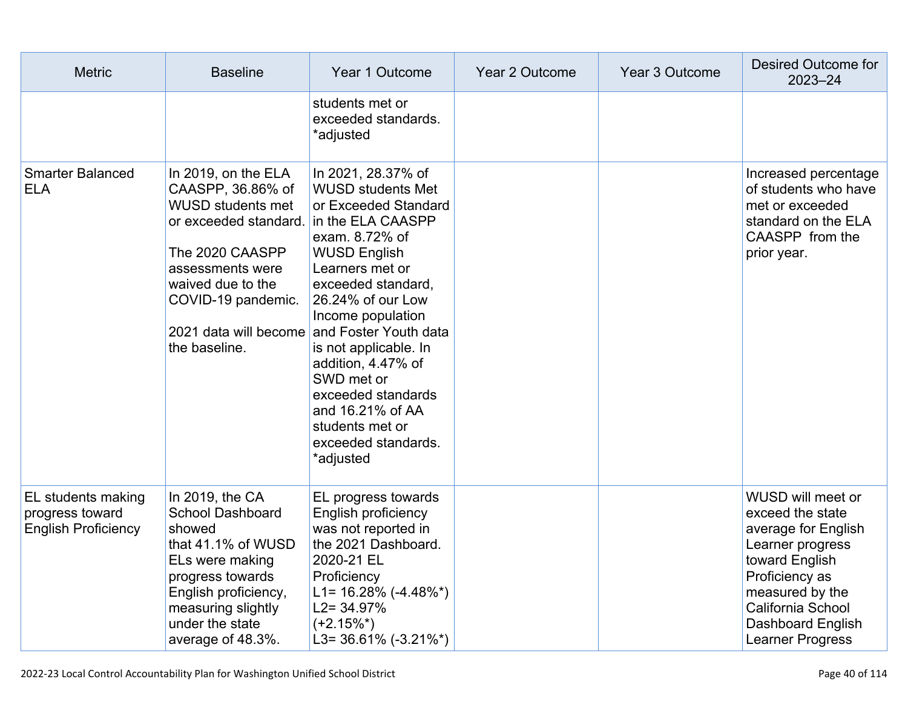| Metric | Baseline | Year 1 Outcome | Year 2 Outcome | Year 3 Outcome | Desired Outcome for 2023–24 |
|---|---|---|---|---|---|
| | | students met or exceeded standards. *adjusted | | | |
| Smarter Balanced ELA | In 2019, on the ELA CAASPP, 36.86% of WUSD students met or exceeded standard.<br><br>The 2020 CAASPP assessments were waived due to the COVID-19 pandemic.<br><br>2021 data will become the baseline. | In 2021, 28.37% of WUSD students Met or Exceeded Standard in the ELA CAASPP exam. 8.72% of WUSD English Learners met or exceeded standard, 26.24% of our Low Income population and Foster Youth data is not applicable. In addition, 4.47% of SWD met or exceeded standards and 16.21% of AA students met or exceeded standards. *adjusted | | | Increased percentage of students who have met or exceeded standard on the ELA CAASPP from the prior year. |
| EL students making progress toward English Proficiency | In 2019, the CA School Dashboard showed that 41.1% of WUSD ELs were making progress towards English proficiency, measuring slightly under the state average of 48.3%. | EL progress towards English proficiency was not reported in the 2021 Dashboard. 2020-21 EL Proficiency<br>L1= 16.28% (-4.48%*)<br>L2= 34.97% (+2.15%*)<br>L3= 36.61% (-3.21%*) | | | WUSD will meet or exceed the state average for English Learner progress toward English Proficiency as measured by the California School Dashboard English Learner Progress |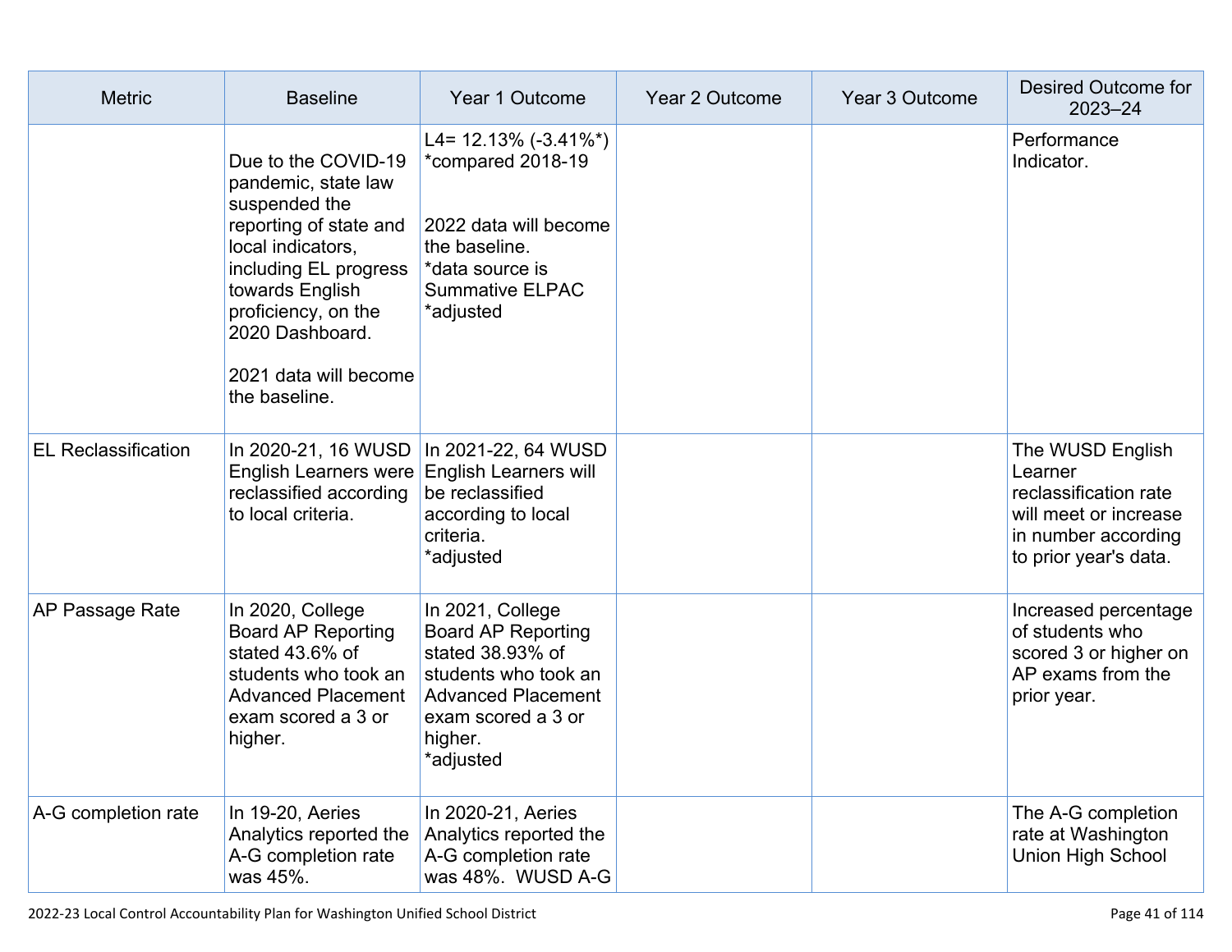| Metric | Baseline | Year 1 Outcome | Year 2 Outcome | Year 3 Outcome | Desired Outcome for 2023–24 |
|---|---|---|---|---|---|
| | Due to the COVID-19 pandemic, state law suspended the reporting of state and local indicators, including EL progress towards English proficiency, on the 2020 Dashboard.<br><br>2021 data will become the baseline. | L4= 12.13% (-3.41%*) *compared 2018-19<br><br>2022 data will become the baseline.<br>*data source is Summative ELPAC<br>*adjusted | | | Performance Indicator. |
| EL Reclassification | In 2020-21, 16 WUSD English Learners were reclassified according to local criteria. | In 2021-22, 64 WUSD English Learners will be reclassified according to local criteria.<br>*adjusted | | | The WUSD English Learner reclassification rate will meet or increase in number according to prior year's data. |
| AP Passage Rate | In 2020, College Board AP Reporting stated 43.6% of students who took an Advanced Placement exam scored a 3 or higher. | In 2021, College Board AP Reporting stated 38.93% of students who took an Advanced Placement exam scored a 3 or higher.<br>*adjusted | | | Increased percentage of students who scored 3 or higher on AP exams from the prior year. |
| A-G completion rate | In 19-20, Aeries Analytics reported the A-G completion rate was 45%. | In 2020-21, Aeries Analytics reported the A-G completion rate was 48%. WUSD A-G | | | The A-G completion rate at Washington Union High School |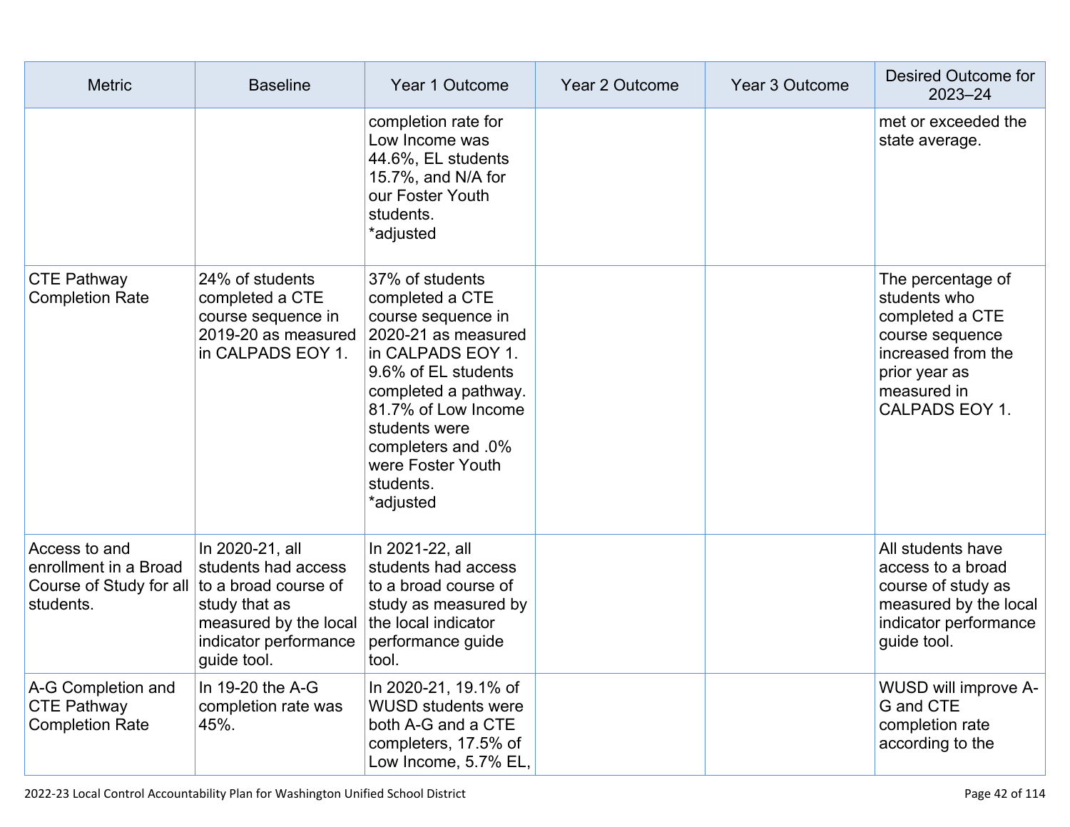| Metric | Baseline | Year 1 Outcome | Year 2 Outcome | Year 3 Outcome | Desired Outcome for 2023–24 |
|---|---|---|---|---|---|
| | | completion rate for Low Income was 44.6%, EL students 15.7%, and N/A for our Foster Youth students. *adjusted | | | met or exceeded the state average. |
| CTE Pathway Completion Rate | 24% of students completed a CTE course sequence in 2019-20 as measured in CALPADS EOY 1. | 37% of students completed a CTE course sequence in 2020-21 as measured in CALPADS EOY 1. 9.6% of EL students completed a pathway. 81.7% of Low Income students were completers and .0% were Foster Youth students. *adjusted | | | The percentage of students who completed a CTE course sequence increased from the prior year as measured in CALPADS EOY 1. |
| Access to and enrollment in a Broad Course of Study for all students. | In 2020-21, all students had access to a broad course of study that as measured by the local indicator performance guide tool. | In 2021-22, all students had access to a broad course of study as measured by the local indicator performance guide tool. | | | All students have access to a broad course of study as measured by the local indicator performance guide tool. |
| A-G Completion and CTE Pathway Completion Rate | In 19-20 the A-G completion rate was 45%. | In 2020-21, 19.1% of WUSD students were both A-G and a CTE completers, 17.5% of Low Income, 5.7% EL, | | | WUSD will improve A-G and CTE completion rate according to the |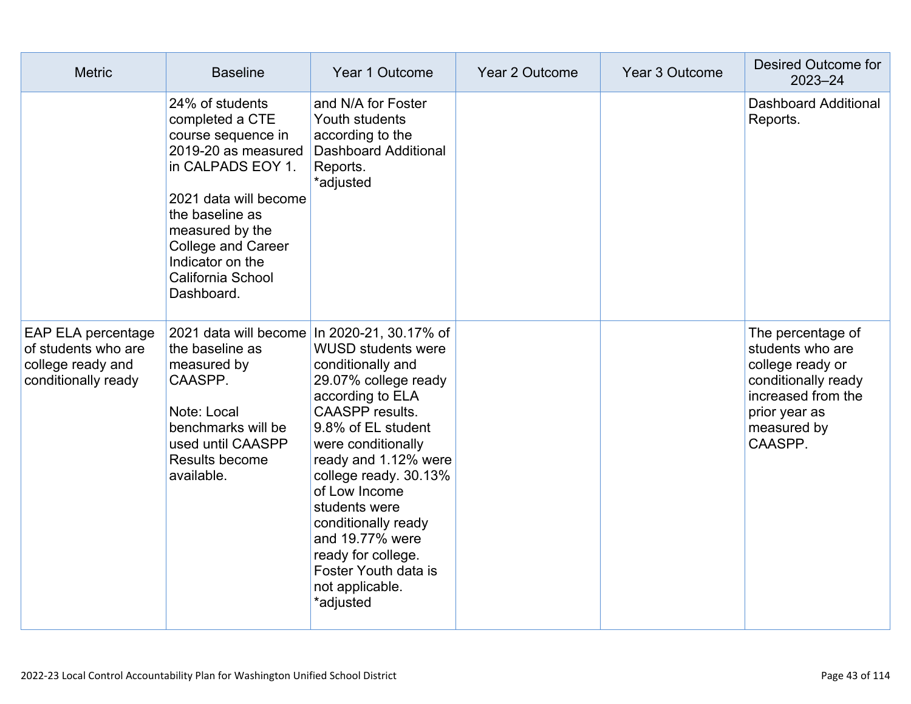| Metric | Baseline | Year 1 Outcome | Year 2 Outcome | Year 3 Outcome | Desired Outcome for 2023–24 |
|---|---|---|---|---|---|
| | 24% of students completed a CTE course sequence in 2019-20 as measured in CALPADS EOY 1.<br><br>2021 data will become the baseline as measured by the College and Career Indicator on the California School Dashboard. | and N/A for Foster Youth students according to the Dashboard Additional Reports.<br>*adjusted | | | Dashboard Additional Reports. |
| EAP ELA percentage of students who are college ready and conditionally ready | 2021 data will become the baseline as measured by CAASPP.<br><br>Note: Local benchmarks will be used until CAASPP Results become available. | In 2020-21, 30.17% of WUSD students were conditionally and 29.07% college ready according to ELA CAASPP results. 9.8% of EL student were conditionally ready and 1.12% were college ready. 30.13% of Low Income students were conditionally ready and 19.77% were ready for college. Foster Youth data is not applicable.<br>*adjusted | | | The percentage of students who are college ready or conditionally ready increased from the prior year as measured by CAASPP. |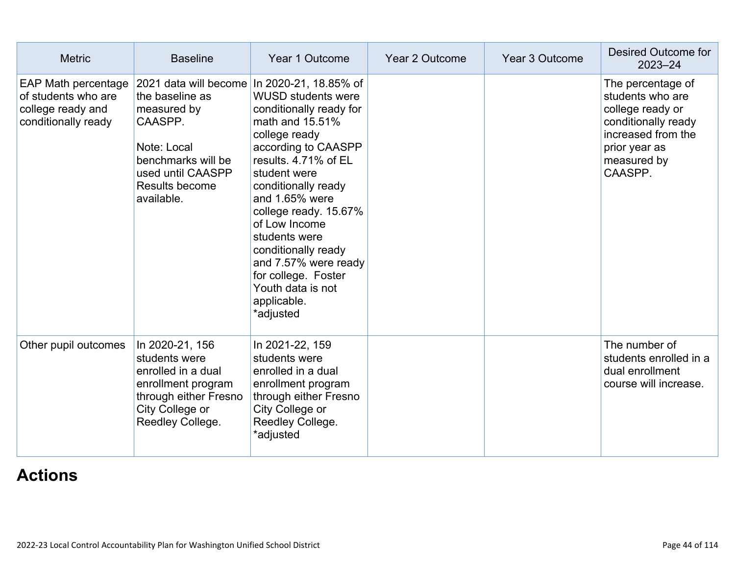| Metric | Baseline | Year 1 Outcome | Year 2 Outcome | Year 3 Outcome | Desired Outcome for 2023–24 |
|---|---|---|---|---|---|
| EAP Math percentage of students who are college ready and conditionally ready | 2021 data will become the baseline as measured by CAASPP.<br><br>Note: Local benchmarks will be used until CAASPP Results become available. | In 2020-21, 18.85% of WUSD students were conditionally ready for math and 15.51% college ready according to CAASPP results. 4.71% of EL student were conditionally ready and 1.65% were college ready. 15.67% of Low Income students were conditionally ready and 7.57% were ready for college. Foster Youth data is not applicable.<br>*adjusted | | | The percentage of students who are college ready or conditionally ready increased from the prior year as measured by CAASPP. |
| Other pupil outcomes | In 2020-21, 156 students were enrolled in a dual enrollment program through either Fresno City College or Reedley College. | In 2021-22, 159 students were enrolled in a dual enrollment program through either Fresno City College or Reedley College.<br>*adjusted | | | The number of students enrolled in a dual enrollment course will increase. |

# Actions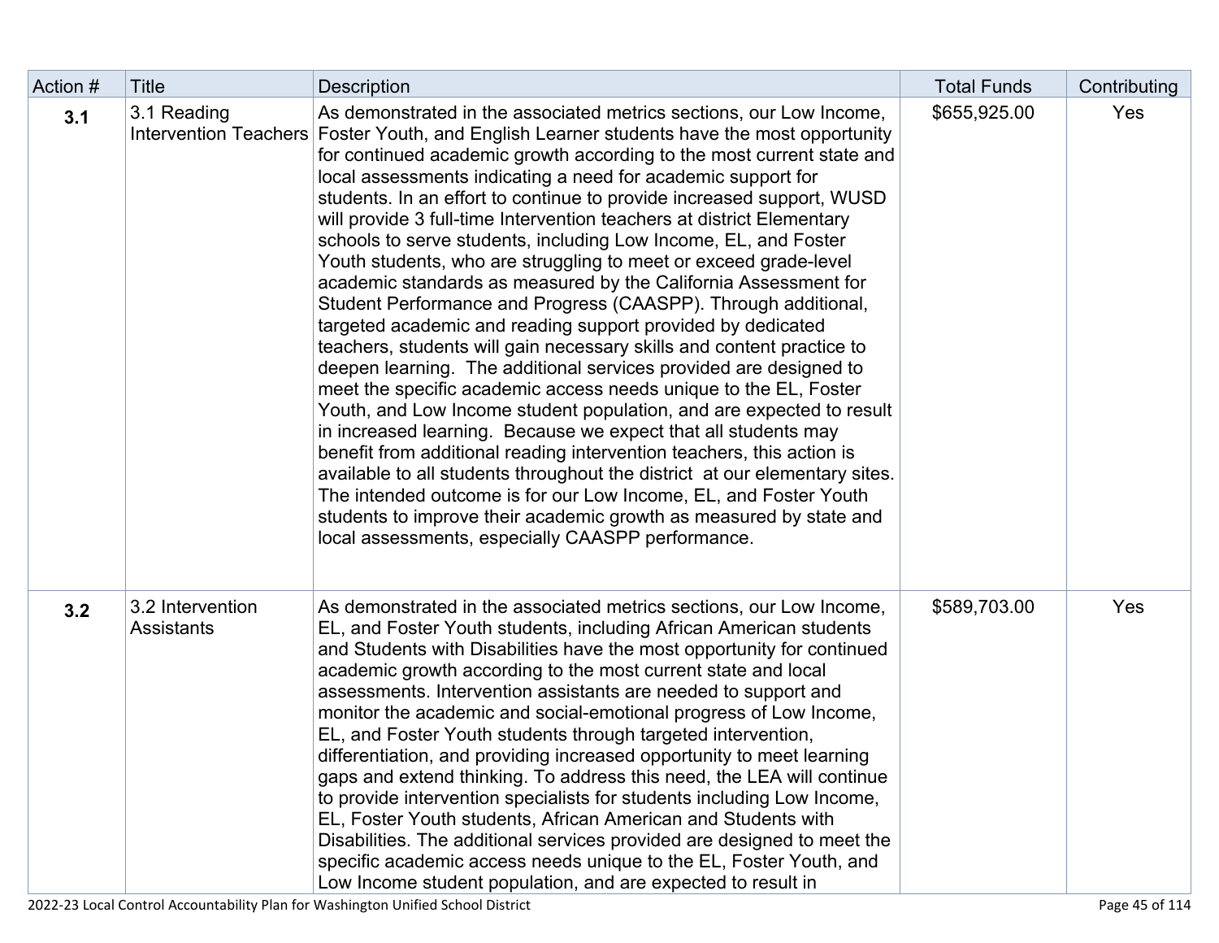| Action # | Title | Description | Total Funds | Contributing |
|---|---|---|---|---|
| **3.1** | 3.1 Reading Intervention Teachers | As demonstrated in the associated metrics sections, our Low Income, Foster Youth, and English Learner students have the most opportunity for continued academic growth according to the most current state and local assessments indicating a need for academic support for students. In an effort to continue to provide increased support, WUSD will provide 3 full-time Intervention teachers at district Elementary schools to serve students, including Low Income, EL, and Foster Youth students, who are struggling to meet or exceed grade-level academic standards as measured by the California Assessment for Student Performance and Progress (CAASPP). Through additional, targeted academic and reading support provided by dedicated teachers, students will gain necessary skills and content practice to deepen learning. The additional services provided are designed to meet the specific academic access needs unique to the EL, Foster Youth, and Low Income student population, and are expected to result in increased learning. Because we expect that all students may benefit from additional reading intervention teachers, this action is available to all students throughout the district at our elementary sites. The intended outcome is for our Low Income, EL, and Foster Youth students to improve their academic growth as measured by state and local assessments, especially CAASPP performance. | $655,925.00 | Yes |
| **3.2** | 3.2 Intervention Assistants | As demonstrated in the associated metrics sections, our Low Income, EL, and Foster Youth students, including African American students and Students with Disabilities have the most opportunity for continued academic growth according to the most current state and local assessments. Intervention assistants are needed to support and monitor the academic and social-emotional progress of Low Income, EL, and Foster Youth students through targeted intervention, differentiation, and providing increased opportunity to meet learning gaps and extend thinking. To address this need, the LEA will continue to provide intervention specialists for students including Low Income, EL, Foster Youth students, African American and Students with Disabilities. The additional services provided are designed to meet the specific academic access needs unique to the EL, Foster Youth, and Low Income student population, and are expected to result in | $589,703.00 | Yes |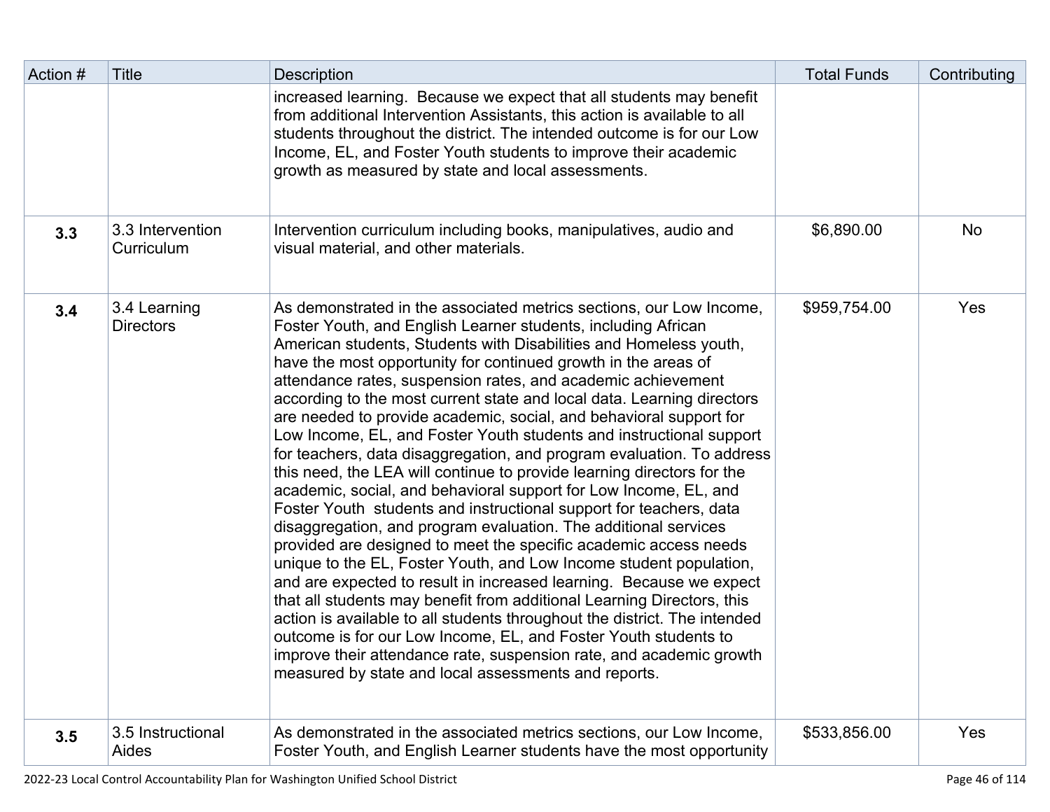| Action # | Title | Description | Total Funds | Contributing |
|---|---|---|---|---|
| | | increased learning. Because we expect that all students may benefit from additional Intervention Assistants, this action is available to all students throughout the district. The intended outcome is for our Low Income, EL, and Foster Youth students to improve their academic growth as measured by state and local assessments. | | |
| **3.3** | 3.3 Intervention Curriculum | Intervention curriculum including books, manipulatives, audio and visual material, and other materials. | $6,890.00 | No |
| **3.4** | 3.4 Learning Directors | As demonstrated in the associated metrics sections, our Low Income, Foster Youth, and English Learner students, including African American students, Students with Disabilities and Homeless youth, have the most opportunity for continued growth in the areas of attendance rates, suspension rates, and academic achievement according to the most current state and local data. Learning directors are needed to provide academic, social, and behavioral support for Low Income, EL, and Foster Youth students and instructional support for teachers, data disaggregation, and program evaluation. To address this need, the LEA will continue to provide learning directors for the academic, social, and behavioral support for Low Income, EL, and Foster Youth students and instructional support for teachers, data disaggregation, and program evaluation. The additional services provided are designed to meet the specific academic access needs unique to the EL, Foster Youth, and Low Income student population, and are expected to result in increased learning. Because we expect that all students may benefit from additional Learning Directors, this action is available to all students throughout the district. The intended outcome is for our Low Income, EL, and Foster Youth students to improve their attendance rate, suspension rate, and academic growth measured by state and local assessments and reports. | $959,754.00 | Yes |
| **3.5** | 3.5 Instructional Aides | As demonstrated in the associated metrics sections, our Low Income, Foster Youth, and English Learner students have the most opportunity | $533,856.00 | Yes |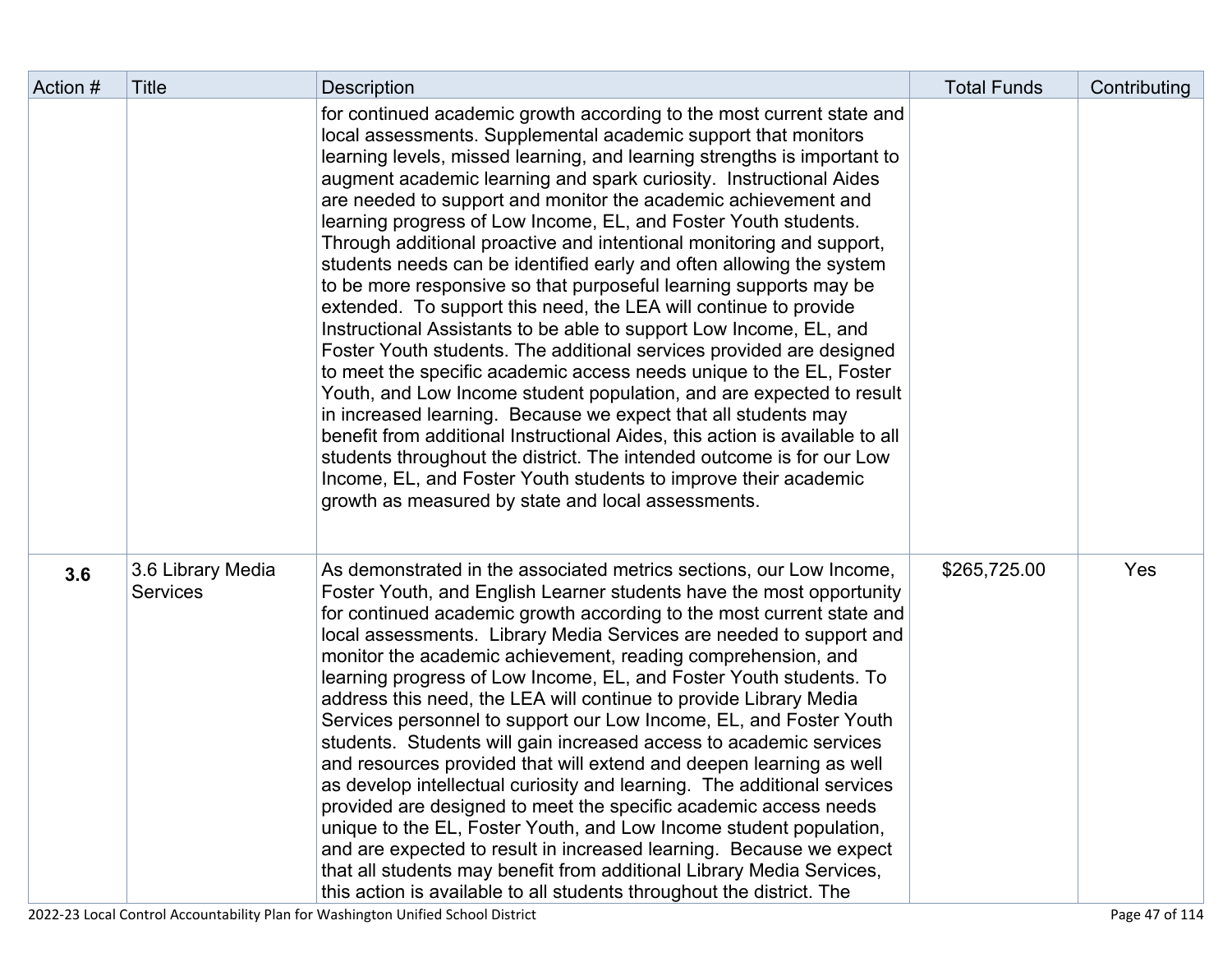| Action # | Title | Description | Total Funds | Contributing |
|---|---|---|---|---|
| | | for continued academic growth according to the most current state and local assessments. Supplemental academic support that monitors learning levels, missed learning, and learning strengths is important to augment academic learning and spark curiosity. Instructional Aides are needed to support and monitor the academic achievement and learning progress of Low Income, EL, and Foster Youth students. Through additional proactive and intentional monitoring and support, students needs can be identified early and often allowing the system to be more responsive so that purposeful learning supports may be extended. To support this need, the LEA will continue to provide Instructional Assistants to be able to support Low Income, EL, and Foster Youth students. The additional services provided are designed to meet the specific academic access needs unique to the EL, Foster Youth, and Low Income student population, and are expected to result in increased learning. Because we expect that all students may benefit from additional Instructional Aides, this action is available to all students throughout the district. The intended outcome is for our Low Income, EL, and Foster Youth students to improve their academic growth as measured by state and local assessments. | | |
| **3.6** | 3.6 Library Media Services | As demonstrated in the associated metrics sections, our Low Income, Foster Youth, and English Learner students have the most opportunity for continued academic growth according to the most current state and local assessments. Library Media Services are needed to support and monitor the academic achievement, reading comprehension, and learning progress of Low Income, EL, and Foster Youth students. To address this need, the LEA will continue to provide Library Media Services personnel to support our Low Income, EL, and Foster Youth students. Students will gain increased access to academic services and resources provided that will extend and deepen learning as well as develop intellectual curiosity and learning. The additional services provided are designed to meet the specific academic access needs unique to the EL, Foster Youth, and Low Income student population, and are expected to result in increased learning. Because we expect that all students may benefit from additional Library Media Services, this action is available to all students throughout the district. The | $265,725.00 | Yes |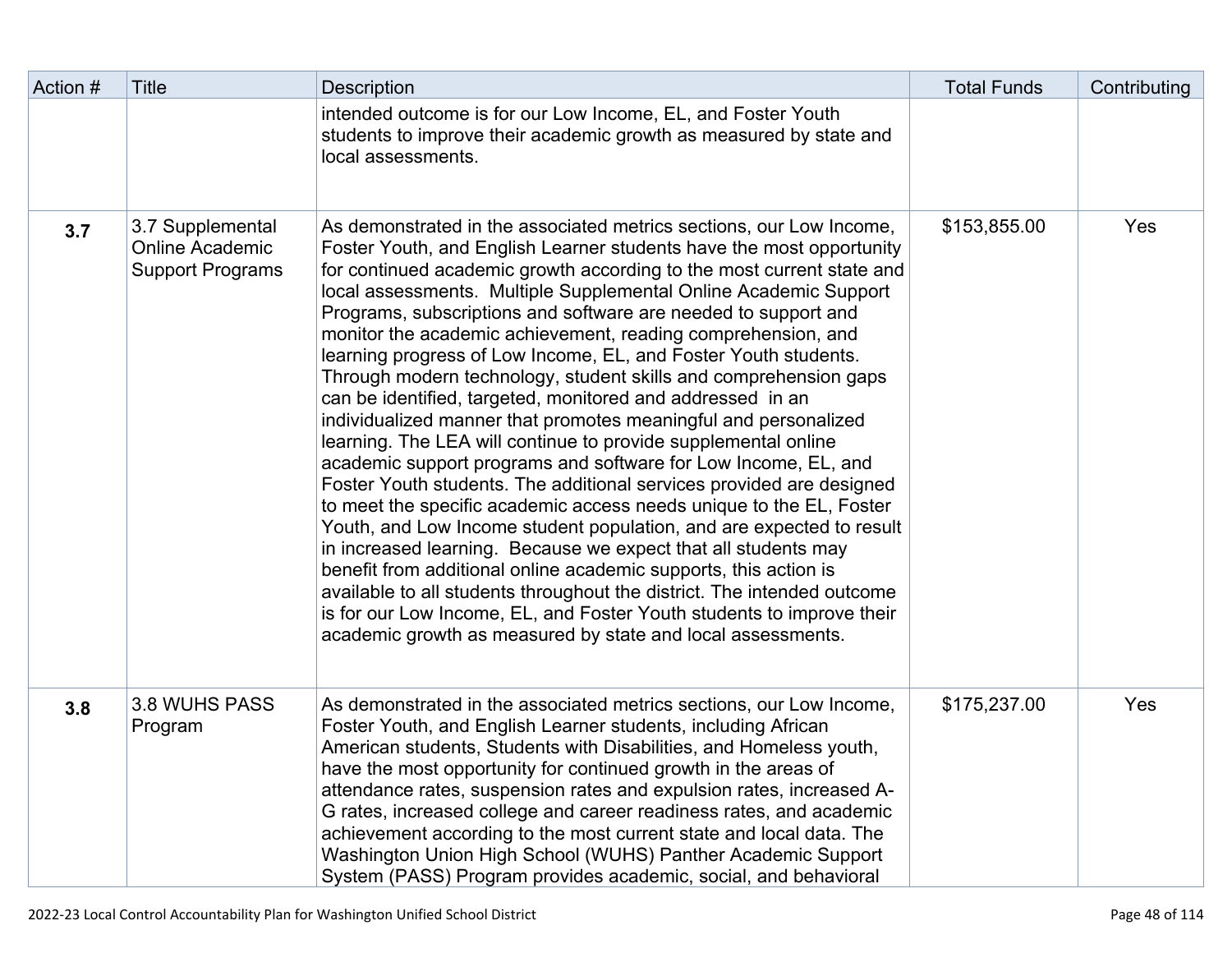| Action # | Title | Description | Total Funds | Contributing |
|---|---|---|---|---|
| | | intended outcome is for our Low Income, EL, and Foster Youth students to improve their academic growth as measured by state and local assessments. | | |
| **3.7** | 3.7 Supplemental Online Academic Support Programs | As demonstrated in the associated metrics sections, our Low Income, Foster Youth, and English Learner students have the most opportunity for continued academic growth according to the most current state and local assessments. Multiple Supplemental Online Academic Support Programs, subscriptions and software are needed to support and monitor the academic achievement, reading comprehension, and learning progress of Low Income, EL, and Foster Youth students. Through modern technology, student skills and comprehension gaps can be identified, targeted, monitored and addressed in an individualized manner that promotes meaningful and personalized learning. The LEA will continue to provide supplemental online academic support programs and software for Low Income, EL, and Foster Youth students. The additional services provided are designed to meet the specific academic access needs unique to the EL, Foster Youth, and Low Income student population, and are expected to result in increased learning. Because we expect that all students may benefit from additional online academic supports, this action is available to all students throughout the district. The intended outcome is for our Low Income, EL, and Foster Youth students to improve their academic growth as measured by state and local assessments. | $153,855.00 | Yes |
| **3.8** | 3.8 WUHS PASS Program | As demonstrated in the associated metrics sections, our Low Income, Foster Youth, and English Learner students, including African American students, Students with Disabilities, and Homeless youth, have the most opportunity for continued growth in the areas of attendance rates, suspension rates and expulsion rates, increased A-G rates, increased college and career readiness rates, and academic achievement according to the most current state and local data. The Washington Union High School (WUHS) Panther Academic Support System (PASS) Program provides academic, social, and behavioral | $175,237.00 | Yes |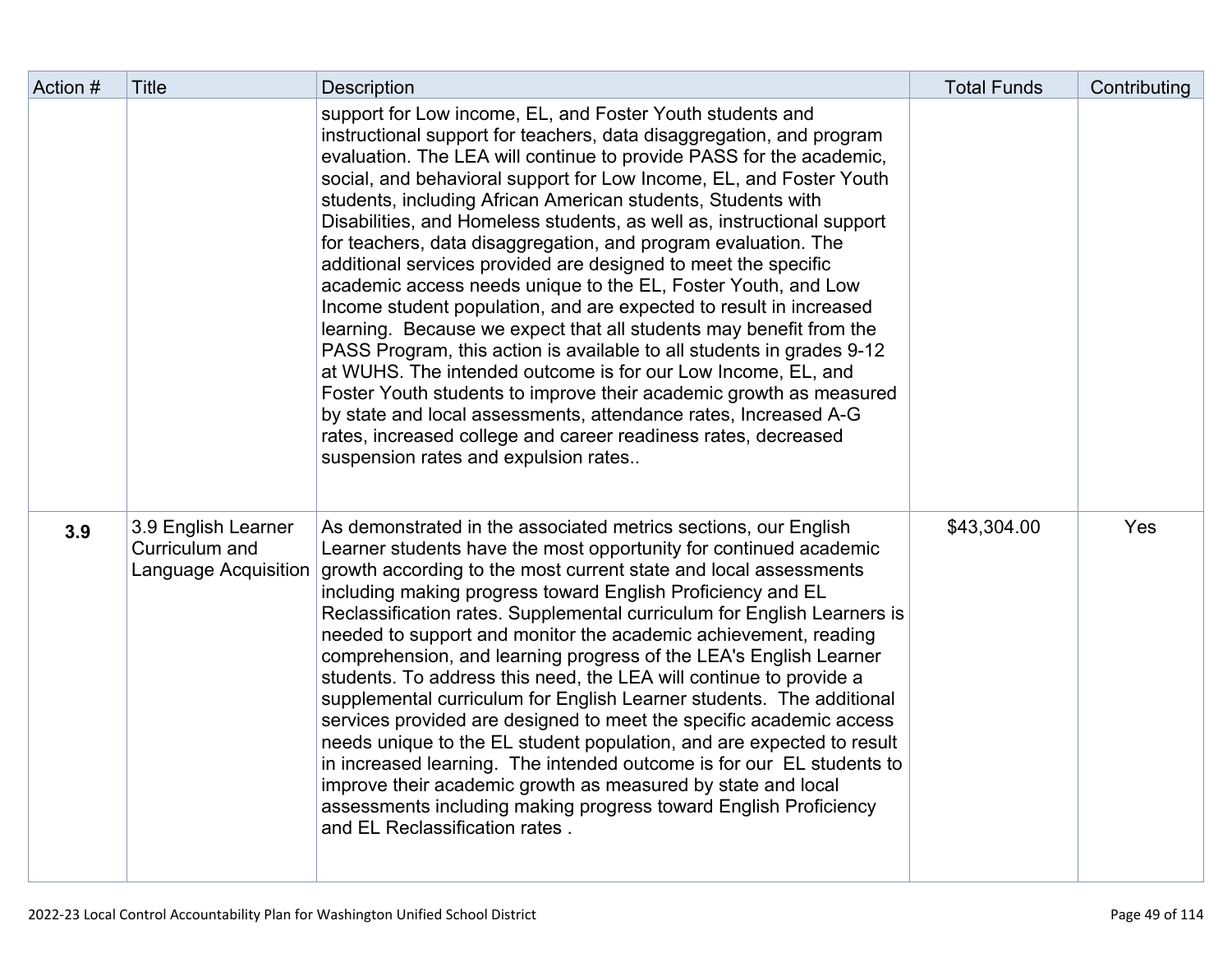| Action # | Title | Description | Total Funds | Contributing |
|---|---|---|---|---|
| | | support for Low income, EL, and Foster Youth students and instructional support for teachers, data disaggregation, and program evaluation. The LEA will continue to provide PASS for the academic, social, and behavioral support for Low Income, EL, and Foster Youth students, including African American students, Students with Disabilities, and Homeless students, as well as, instructional support for teachers, data disaggregation, and program evaluation. The additional services provided are designed to meet the specific academic access needs unique to the EL, Foster Youth, and Low Income student population, and are expected to result in increased learning. Because we expect that all students may benefit from the PASS Program, this action is available to all students in grades 9-12 at WUHS. The intended outcome is for our Low Income, EL, and Foster Youth students to improve their academic growth as measured by state and local assessments, attendance rates, Increased A-G rates, increased college and career readiness rates, decreased suspension rates and expulsion rates.. | | |
| **3.9** | 3.9 English Learner Curriculum and Language Acquisition | As demonstrated in the associated metrics sections, our English Learner students have the most opportunity for continued academic growth according to the most current state and local assessments including making progress toward English Proficiency and EL Reclassification rates. Supplemental curriculum for English Learners is needed to support and monitor the academic achievement, reading comprehension, and learning progress of the LEA's English Learner students. To address this need, the LEA will continue to provide a supplemental curriculum for English Learner students. The additional services provided are designed to meet the specific academic access needs unique to the EL student population, and are expected to result in increased learning. The intended outcome is for our EL students to improve their academic growth as measured by state and local assessments including making progress toward English Proficiency and EL Reclassification rates . | $43,304.00 | Yes |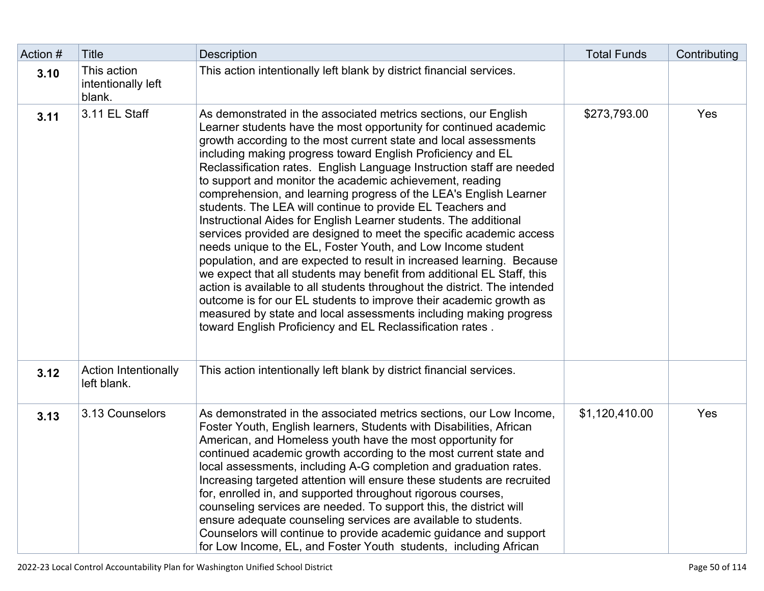| Action # | Title | Description | Total Funds | Contributing |
|---|---|---|---|---|
| **3.10** | This action intentionally left blank. | This action intentionally left blank by district financial services. | | |
| **3.11** | 3.11 EL Staff | As demonstrated in the associated metrics sections, our English Learner students have the most opportunity for continued academic growth according to the most current state and local assessments including making progress toward English Proficiency and EL Reclassification rates. English Language Instruction staff are needed to support and monitor the academic achievement, reading comprehension, and learning progress of the LEA's English Learner students. The LEA will continue to provide EL Teachers and Instructional Aides for English Learner students. The additional services provided are designed to meet the specific academic access needs unique to the EL, Foster Youth, and Low Income student population, and are expected to result in increased learning. Because we expect that all students may benefit from additional EL Staff, this action is available to all students throughout the district. The intended outcome is for our EL students to improve their academic growth as measured by state and local assessments including making progress toward English Proficiency and EL Reclassification rates . | $273,793.00 | Yes |
| **3.12** | Action Intentionally left blank. | This action intentionally left blank by district financial services. | | |
| **3.13** | 3.13 Counselors | As demonstrated in the associated metrics sections, our Low Income, Foster Youth, English learners, Students with Disabilities, African American, and Homeless youth have the most opportunity for continued academic growth according to the most current state and local assessments, including A-G completion and graduation rates. Increasing targeted attention will ensure these students are recruited for, enrolled in, and supported throughout rigorous courses, counseling services are needed. To support this, the district will ensure adequate counseling services are available to students. Counselors will continue to provide academic guidance and support for Low Income, EL, and Foster Youth students, including African | $1,120,410.00 | Yes |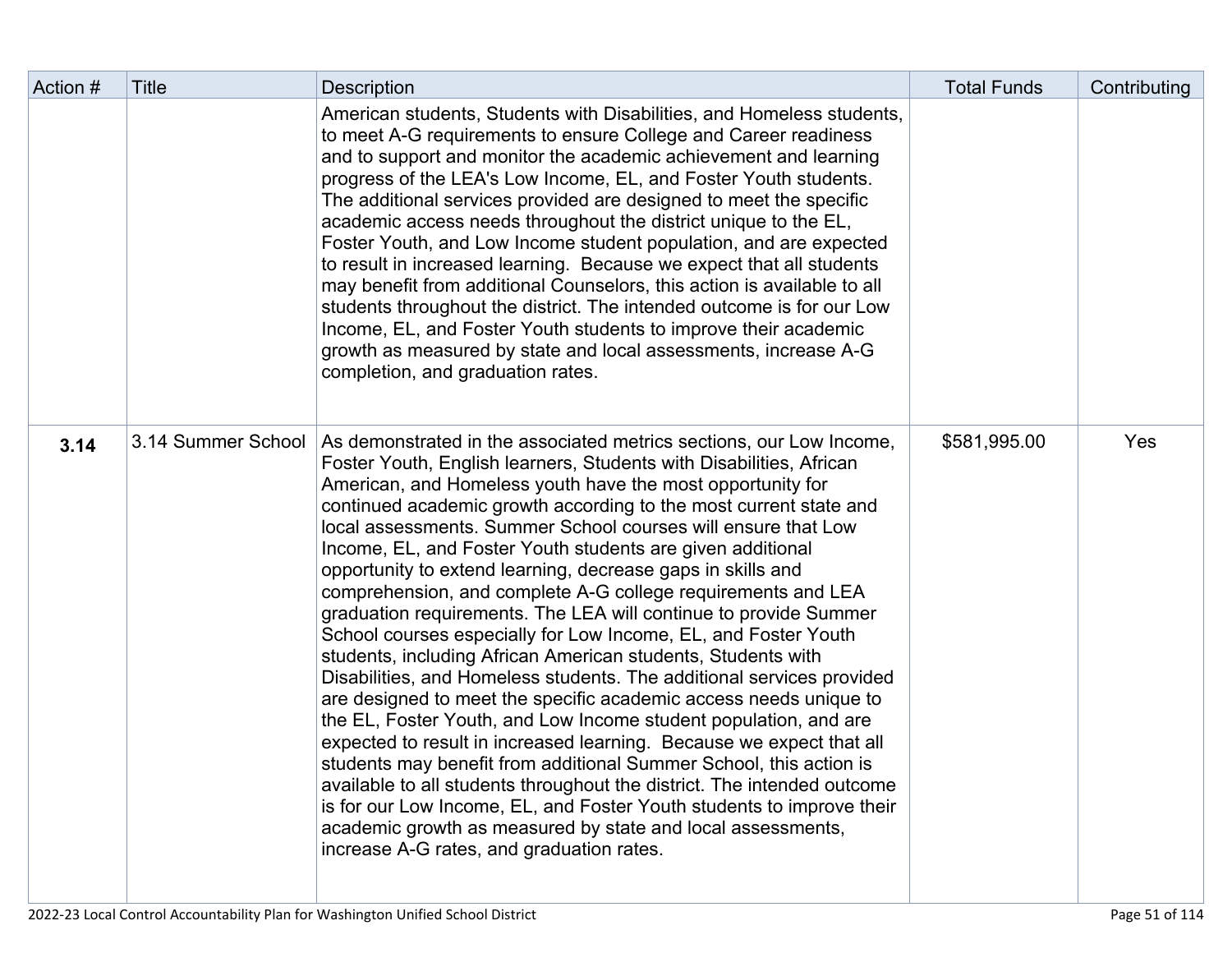| Action # | Title | Description | Total Funds | Contributing |
|---|---|---|---|---|
| | | American students, Students with Disabilities, and Homeless students, to meet A-G requirements to ensure College and Career readiness and to support and monitor the academic achievement and learning progress of the LEA's Low Income, EL, and Foster Youth students. The additional services provided are designed to meet the specific academic access needs throughout the district unique to the EL, Foster Youth, and Low Income student population, and are expected to result in increased learning. Because we expect that all students may benefit from additional Counselors, this action is available to all students throughout the district. The intended outcome is for our Low Income, EL, and Foster Youth students to improve their academic growth as measured by state and local assessments, increase A-G completion, and graduation rates. | | |
| **3.14** | 3.14 Summer School | As demonstrated in the associated metrics sections, our Low Income, Foster Youth, English learners, Students with Disabilities, African American, and Homeless youth have the most opportunity for continued academic growth according to the most current state and local assessments. Summer School courses will ensure that Low Income, EL, and Foster Youth students are given additional opportunity to extend learning, decrease gaps in skills and comprehension, and complete A-G college requirements and LEA graduation requirements. The LEA will continue to provide Summer School courses especially for Low Income, EL, and Foster Youth students, including African American students, Students with Disabilities, and Homeless students. The additional services provided are designed to meet the specific academic access needs unique to the EL, Foster Youth, and Low Income student population, and are expected to result in increased learning. Because we expect that all students may benefit from additional Summer School, this action is available to all students throughout the district. The intended outcome is for our Low Income, EL, and Foster Youth students to improve their academic growth as measured by state and local assessments, increase A-G rates, and graduation rates. | $581,995.00 | Yes |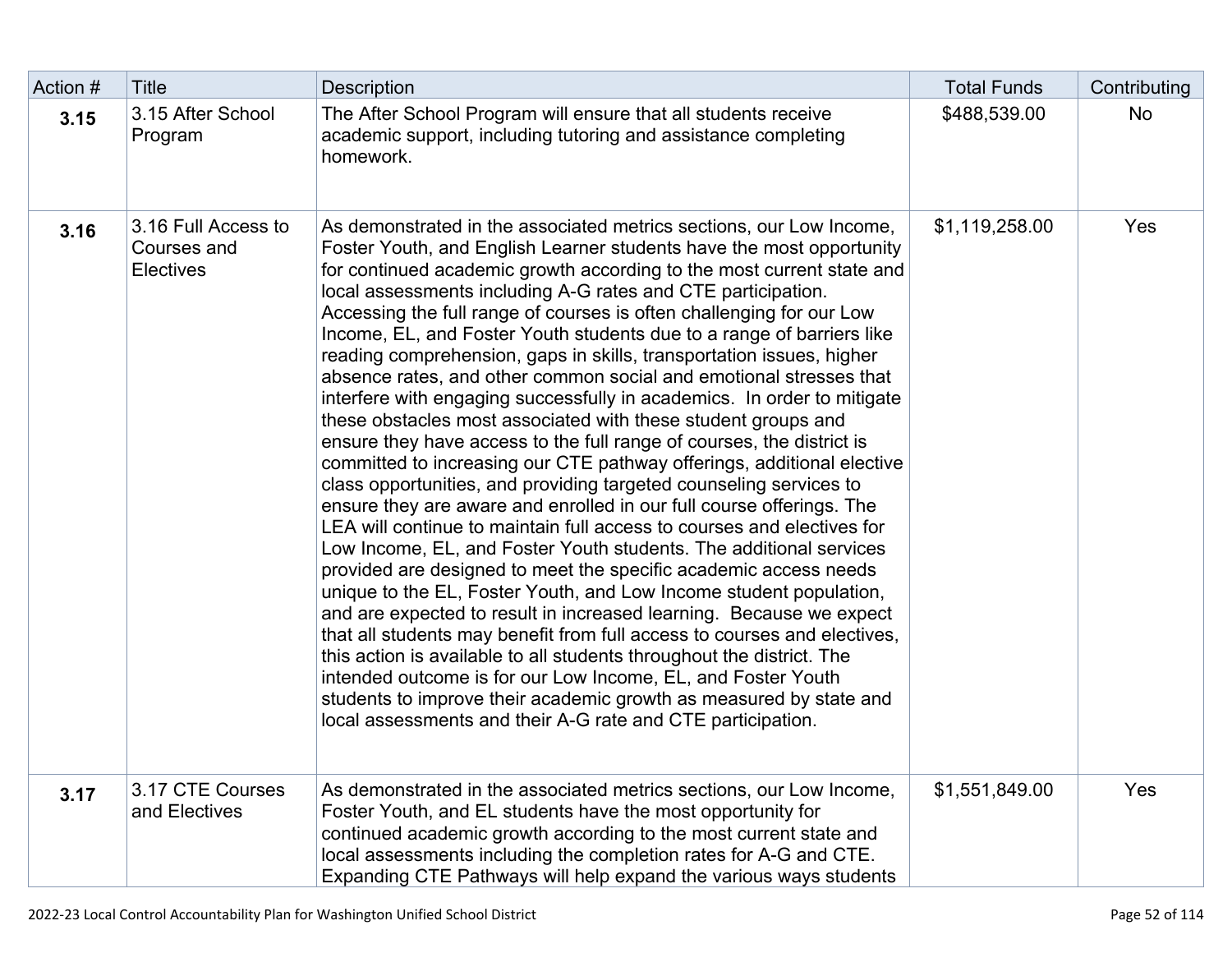| Action # | Title | Description | Total Funds | Contributing |
| --- | --- | --- | --- | --- |
| **3.15** | 3.15 After School Program | The After School Program will ensure that all students receive academic support, including tutoring and assistance completing homework. | $488,539.00 | No |
| **3.16** | 3.16 Full Access to Courses and Electives | As demonstrated in the associated metrics sections, our Low Income, Foster Youth, and English Learner students have the most opportunity for continued academic growth according to the most current state and local assessments including A-G rates and CTE participation. Accessing the full range of courses is often challenging for our Low Income, EL, and Foster Youth students due to a range of barriers like reading comprehension, gaps in skills, transportation issues, higher absence rates, and other common social and emotional stresses that interfere with engaging successfully in academics. In order to mitigate these obstacles most associated with these student groups and ensure they have access to the full range of courses, the district is committed to increasing our CTE pathway offerings, additional elective class opportunities, and providing targeted counseling services to ensure they are aware and enrolled in our full course offerings. The LEA will continue to maintain full access to courses and electives for Low Income, EL, and Foster Youth students. The additional services provided are designed to meet the specific academic access needs unique to the EL, Foster Youth, and Low Income student population, and are expected to result in increased learning. Because we expect that all students may benefit from full access to courses and electives, this action is available to all students throughout the district. The intended outcome is for our Low Income, EL, and Foster Youth students to improve their academic growth as measured by state and local assessments and their A-G rate and CTE participation. | $1,119,258.00 | Yes |
| **3.17** | 3.17 CTE Courses and Electives | As demonstrated in the associated metrics sections, our Low Income, Foster Youth, and EL students have the most opportunity for continued academic growth according to the most current state and local assessments including the completion rates for A-G and CTE. Expanding CTE Pathways will help expand the various ways students | $1,551,849.00 | Yes |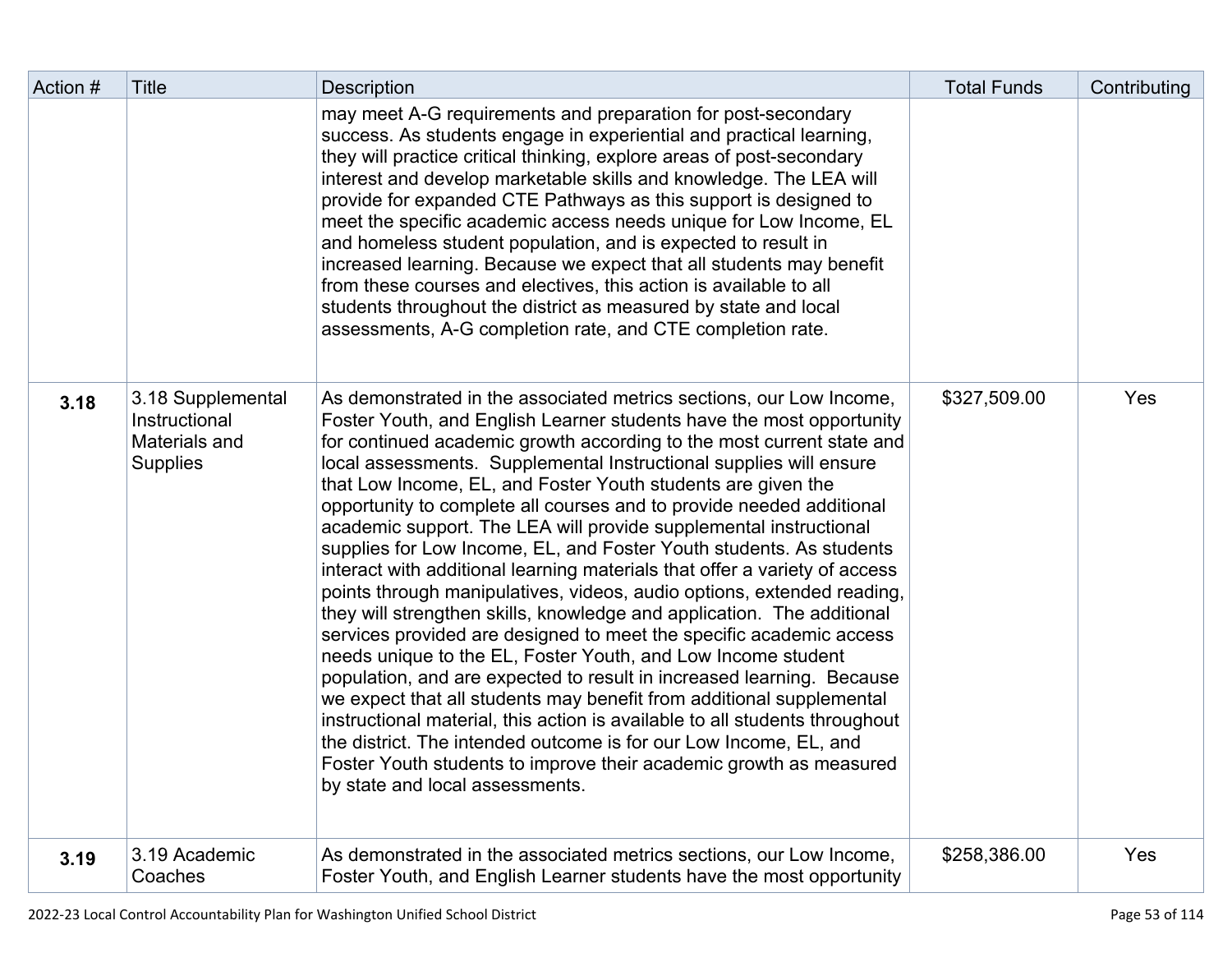| Action # | Title | Description | Total Funds | Contributing |
|---|---|---|---|---|
| | | may meet A-G requirements and preparation for post-secondary success. As students engage in experiential and practical learning, they will practice critical thinking, explore areas of post-secondary interest and develop marketable skills and knowledge. The LEA will provide for expanded CTE Pathways as this support is designed to meet the specific academic access needs unique for Low Income, EL and homeless student population, and is expected to result in increased learning. Because we expect that all students may benefit from these courses and electives, this action is available to all students throughout the district as measured by state and local assessments, A-G completion rate, and CTE completion rate. | | |
| **3.18** | 3.18 Supplemental Instructional Materials and Supplies | As demonstrated in the associated metrics sections, our Low Income, Foster Youth, and English Learner students have the most opportunity for continued academic growth according to the most current state and local assessments. Supplemental Instructional supplies will ensure that Low Income, EL, and Foster Youth students are given the opportunity to complete all courses and to provide needed additional academic support. The LEA will provide supplemental instructional supplies for Low Income, EL, and Foster Youth students. As students interact with additional learning materials that offer a variety of access points through manipulatives, videos, audio options, extended reading, they will strengthen skills, knowledge and application. The additional services provided are designed to meet the specific academic access needs unique to the EL, Foster Youth, and Low Income student population, and are expected to result in increased learning. Because we expect that all students may benefit from additional supplemental instructional material, this action is available to all students throughout the district. The intended outcome is for our Low Income, EL, and Foster Youth students to improve their academic growth as measured by state and local assessments. | $327,509.00 | Yes |
| **3.19** | 3.19 Academic Coaches | As demonstrated in the associated metrics sections, our Low Income, Foster Youth, and English Learner students have the most opportunity | $258,386.00 | Yes |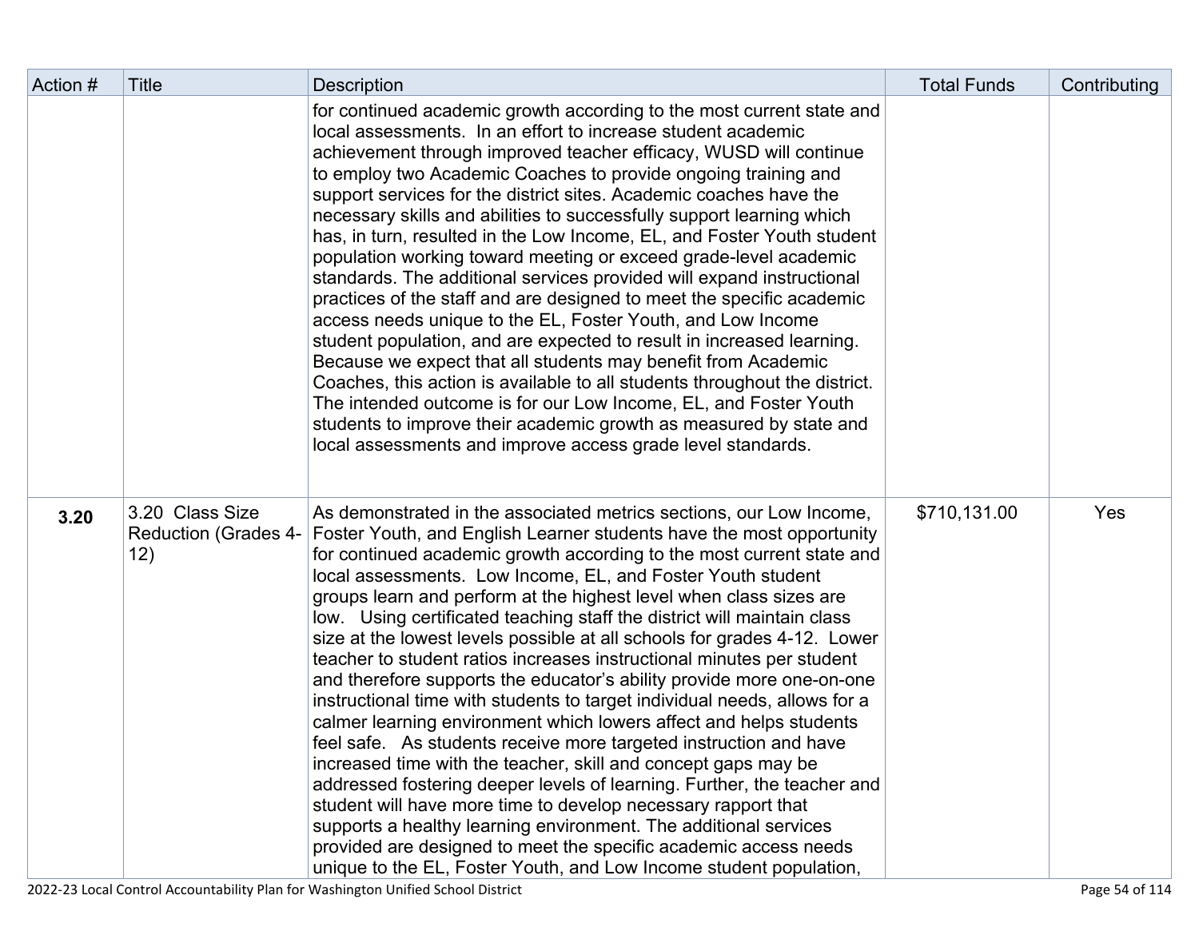| Action # | Title | Description | Total Funds | Contributing |
|---|---|---|---|---|
| | | for continued academic growth according to the most current state and local assessments. In an effort to increase student academic achievement through improved teacher efficacy, WUSD will continue to employ two Academic Coaches to provide ongoing training and support services for the district sites. Academic coaches have the necessary skills and abilities to successfully support learning which has, in turn, resulted in the Low Income, EL, and Foster Youth student population working toward meeting or exceed grade-level academic standards. The additional services provided will expand instructional practices of the staff and are designed to meet the specific academic access needs unique to the EL, Foster Youth, and Low Income student population, and are expected to result in increased learning. Because we expect that all students may benefit from Academic Coaches, this action is available to all students throughout the district. The intended outcome is for our Low Income, EL, and Foster Youth students to improve their academic growth as measured by state and local assessments and improve access grade level standards. | | |
| **3.20** | 3.20 Class Size Reduction (Grades 4-12) | As demonstrated in the associated metrics sections, our Low Income, Foster Youth, and English Learner students have the most opportunity for continued academic growth according to the most current state and local assessments. Low Income, EL, and Foster Youth student groups learn and perform at the highest level when class sizes are low. Using certificated teaching staff the district will maintain class size at the lowest levels possible at all schools for grades 4-12. Lower teacher to student ratios increases instructional minutes per student and therefore supports the educator's ability provide more one-on-one instructional time with students to target individual needs, allows for a calmer learning environment which lowers affect and helps students feel safe. As students receive more targeted instruction and have increased time with the teacher, skill and concept gaps may be addressed fostering deeper levels of learning. Further, the teacher and student will have more time to develop necessary rapport that supports a healthy learning environment. The additional services provided are designed to meet the specific academic access needs unique to the EL, Foster Youth, and Low Income student population, | $710,131.00 | Yes |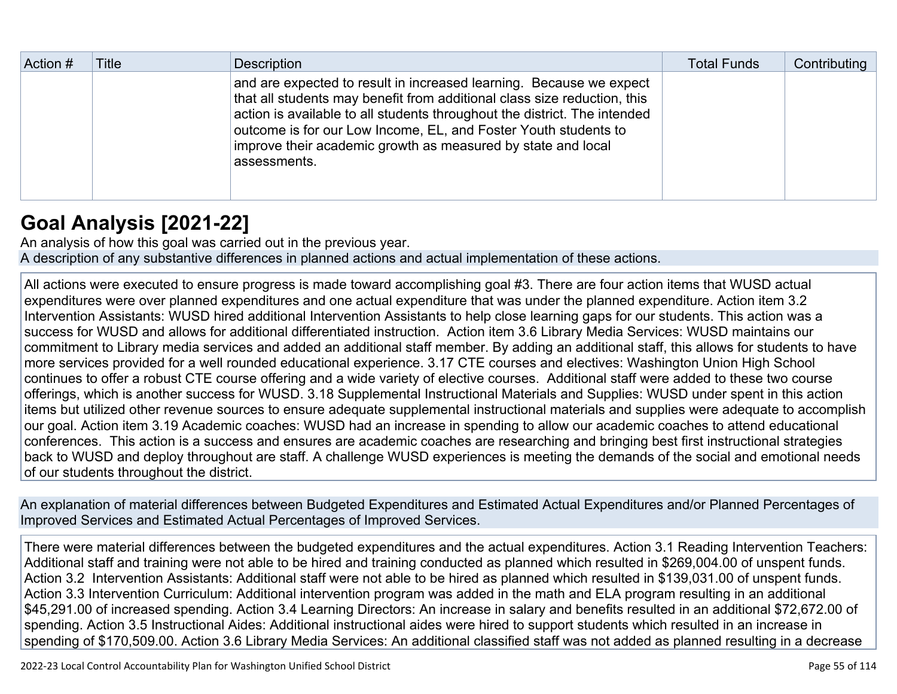| Action # | Title | Description | Total Funds | Contributing |
| --- | --- | --- | --- | --- |
| | | and are expected to result in increased learning. Because we expect that all students may benefit from additional class size reduction, this action is available to all students throughout the district. The intended outcome is for our Low Income, EL, and Foster Youth students to improve their academic growth as measured by state and local assessments. | | |

## Goal Analysis [2021-22]

An analysis of how this goal was carried out in the previous year.

A description of any substantive differences in planned actions and actual implementation of these actions.

All actions were executed to ensure progress is made toward accomplishing goal #3. There are four action items that WUSD actual expenditures were over planned expenditures and one actual expenditure that was under the planned expenditure. Action item 3.2 Intervention Assistants: WUSD hired additional Intervention Assistants to help close learning gaps for our students. This action was a success for WUSD and allows for additional differentiated instruction. Action item 3.6 Library Media Services: WUSD maintains our commitment to Library media services and added an additional staff member. By adding an additional staff, this allows for students to have more services provided for a well rounded educational experience. 3.17 CTE courses and electives: Washington Union High School continues to offer a robust CTE course offering and a wide variety of elective courses. Additional staff were added to these two course offerings, which is another success for WUSD. 3.18 Supplemental Instructional Materials and Supplies: WUSD under spent in this action items but utilized other revenue sources to ensure adequate supplemental instructional materials and supplies were adequate to accomplish our goal. Action item 3.19 Academic coaches: WUSD had an increase in spending to allow our academic coaches to attend educational conferences. This action is a success and ensures are academic coaches are researching and bringing best first instructional strategies back to WUSD and deploy throughout are staff. A challenge WUSD experiences is meeting the demands of the social and emotional needs of our students throughout the district.

An explanation of material differences between Budgeted Expenditures and Estimated Actual Expenditures and/or Planned Percentages of Improved Services and Estimated Actual Percentages of Improved Services.

There were material differences between the budgeted expenditures and the actual expenditures. Action 3.1 Reading Intervention Teachers: Additional staff and training were not able to be hired and training conducted as planned which resulted in $269,004.00 of unspent funds. Action 3.2 Intervention Assistants: Additional staff were not able to be hired as planned which resulted in $139,031.00 of unspent funds. Action 3.3 Intervention Curriculum: Additional intervention program was added in the math and ELA program resulting in an additional $45,291.00 of increased spending. Action 3.4 Learning Directors: An increase in salary and benefits resulted in an additional $72,672.00 of spending. Action 3.5 Instructional Aides: Additional instructional aides were hired to support students which resulted in an increase in spending of $170,509.00. Action 3.6 Library Media Services: An additional classified staff was not added as planned resulting in a decrease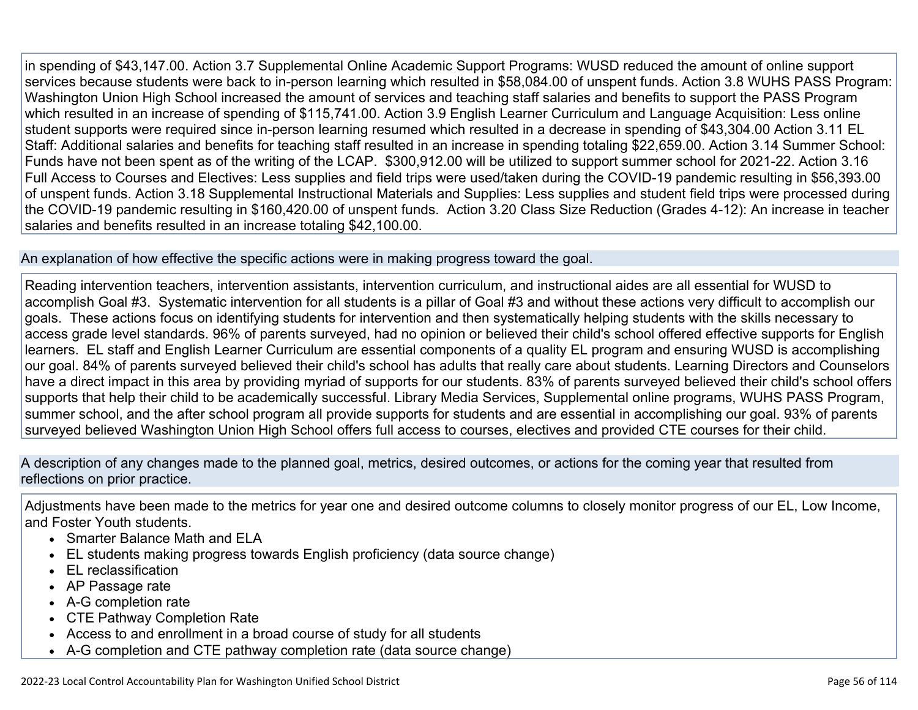in spending of $43,147.00. Action 3.7 Supplemental Online Academic Support Programs: WUSD reduced the amount of online support services because students were back to in-person learning which resulted in $58,084.00 of unspent funds. Action 3.8 WUHS PASS Program: Washington Union High School increased the amount of services and teaching staff salaries and benefits to support the PASS Program which resulted in an increase of spending of $115,741.00. Action 3.9 English Learner Curriculum and Language Acquisition: Less online student supports were required since in-person learning resumed which resulted in a decrease in spending of $43,304.00 Action 3.11 EL Staff: Additional salaries and benefits for teaching staff resulted in an increase in spending totaling $22,659.00. Action 3.14 Summer School: Funds have not been spent as of the writing of the LCAP. $300,912.00 will be utilized to support summer school for 2021-22. Action 3.16 Full Access to Courses and Electives: Less supplies and field trips were used/taken during the COVID-19 pandemic resulting in $56,393.00 of unspent funds. Action 3.18 Supplemental Instructional Materials and Supplies: Less supplies and student field trips were processed during the COVID-19 pandemic resulting in $160,420.00 of unspent funds. Action 3.20 Class Size Reduction (Grades 4-12): An increase in teacher salaries and benefits resulted in an increase totaling $42,100.00.

An explanation of how effective the specific actions were in making progress toward the goal.

Reading intervention teachers, intervention assistants, intervention curriculum, and instructional aides are all essential for WUSD to accomplish Goal #3. Systematic intervention for all students is a pillar of Goal #3 and without these actions very difficult to accomplish our goals. These actions focus on identifying students for intervention and then systematically helping students with the skills necessary to access grade level standards. 96% of parents surveyed, had no opinion or believed their child's school offered effective supports for English learners. EL staff and English Learner Curriculum are essential components of a quality EL program and ensuring WUSD is accomplishing our goal. 84% of parents surveyed believed their child's school has adults that really care about students. Learning Directors and Counselors have a direct impact in this area by providing myriad of supports for our students. 83% of parents surveyed believed their child's school offers supports that help their child to be academically successful. Library Media Services, Supplemental online programs, WUHS PASS Program, summer school, and the after school program all provide supports for students and are essential in accomplishing our goal. 93% of parents surveyed believed Washington Union High School offers full access to courses, electives and provided CTE courses for their child.

A description of any changes made to the planned goal, metrics, desired outcomes, or actions for the coming year that resulted from reflections on prior practice.

Adjustments have been made to the metrics for year one and desired outcome columns to closely monitor progress of our EL, Low Income, and Foster Youth students.

- Smarter Balance Math and ELA
- EL students making progress towards English proficiency (data source change)
- EL reclassification
- AP Passage rate
- A-G completion rate
- CTE Pathway Completion Rate
- Access to and enrollment in a broad course of study for all students
- A-G completion and CTE pathway completion rate (data source change)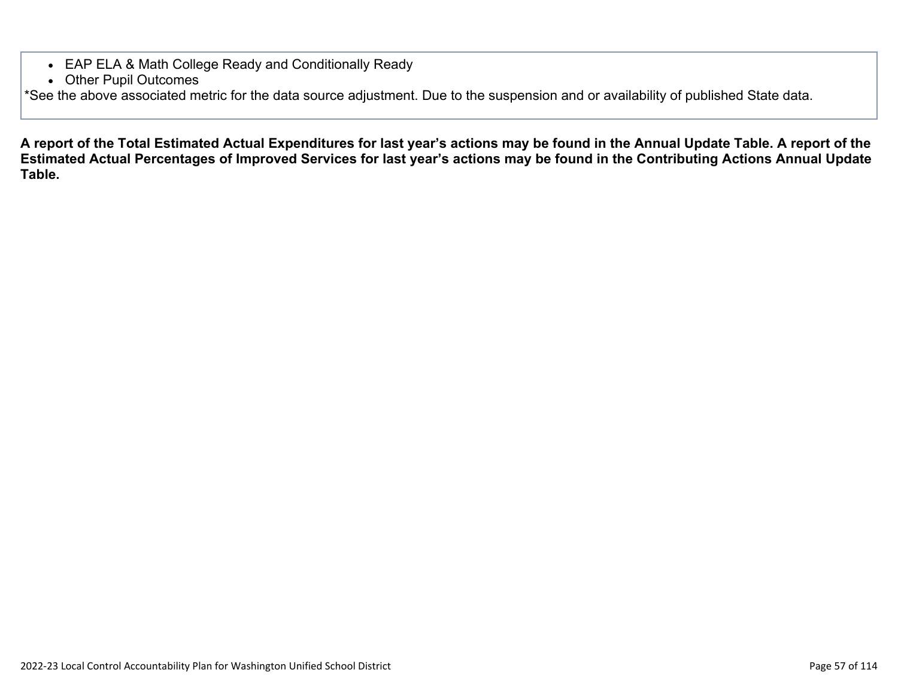- EAP ELA & Math College Ready and Conditionally Ready
- Other Pupil Outcomes

*See the above associated metric for the data source adjustment. Due to the suspension and or availability of published State data.

**A report of the Total Estimated Actual Expenditures for last year's actions may be found in the Annual Update Table. A report of the Estimated Actual Percentages of Improved Services for last year's actions may be found in the Contributing Actions Annual Update Table.**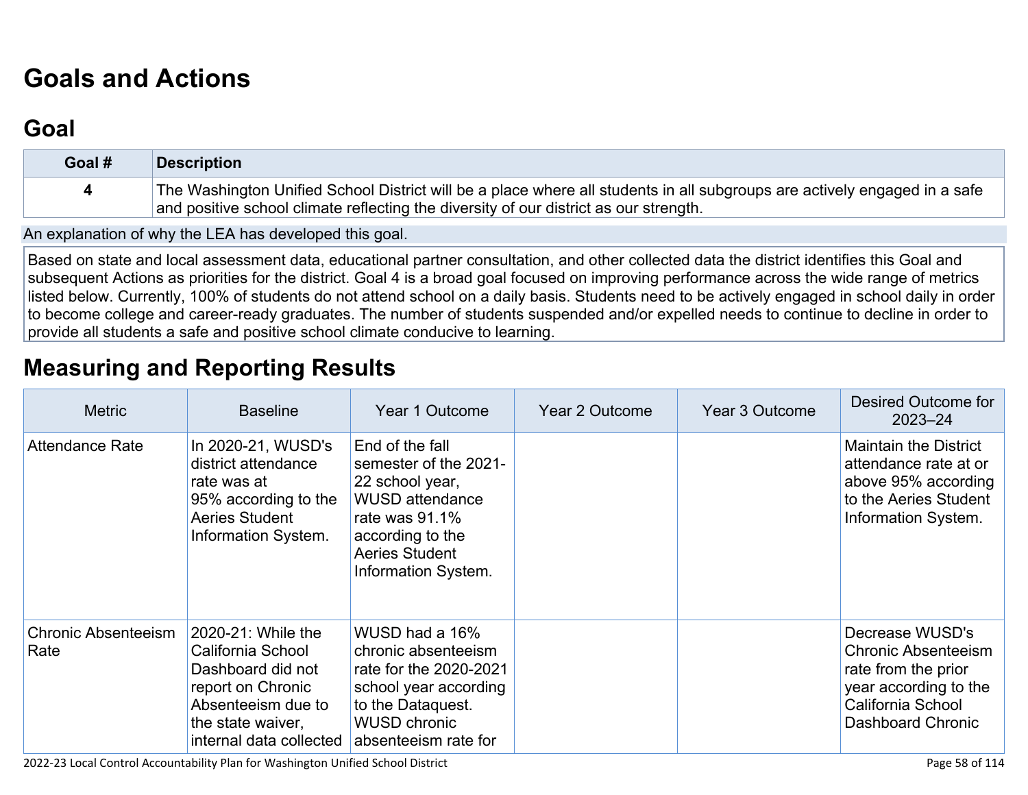# Goals and Actions

## Goal

| Goal # | Description |
| --- | --- |
| 4 | The Washington Unified School District will be a place where all students in all subgroups are actively engaged in a safe and positive school climate reflecting the diversity of our district as our strength. |

An explanation of why the LEA has developed this goal.

Based on state and local assessment data, educational partner consultation, and other collected data the district identifies this Goal and subsequent Actions as priorities for the district. Goal 4 is a broad goal focused on improving performance across the wide range of metrics listed below. Currently, 100% of students do not attend school on a daily basis. Students need to be actively engaged in school daily in order to become college and career-ready graduates. The number of students suspended and/or expelled needs to continue to decline in order to provide all students a safe and positive school climate conducive to learning.

# Measuring and Reporting Results

| Metric | Baseline | Year 1 Outcome | Year 2 Outcome | Year 3 Outcome | Desired Outcome for 2023–24 |
| --- | --- | --- | --- | --- | --- |
| Attendance Rate | In 2020-21, WUSD's district attendance rate was at 95% according to the Aeries Student Information System. | End of the fall semester of the 2021-22 school year, WUSD attendance rate was 91.1% according to the Aeries Student Information System. | | | Maintain the District attendance rate at or above 95% according to the Aeries Student Information System. |
| Chronic Absenteeism Rate | 2020-21: While the California School Dashboard did not report on Chronic Absenteeism due to the state waiver, internal data collected | WUSD had a 16% chronic absenteeism rate for the 2020-2021 school year according to the Dataquest. WUSD chronic absenteeism rate for | | | Decrease WUSD's Chronic Absenteeism rate from the prior year according to the California School Dashboard Chronic |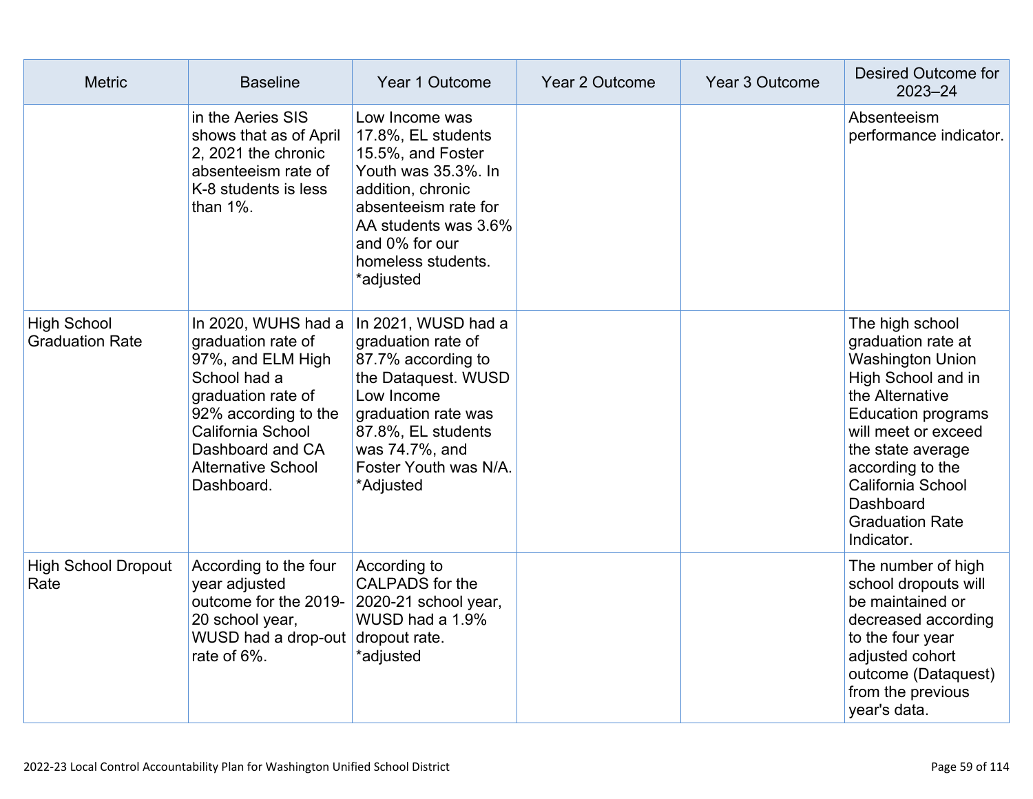| Metric | Baseline | Year 1 Outcome | Year 2 Outcome | Year 3 Outcome | Desired Outcome for 2023–24 |
|---|---|---|---|---|---|
| | in the Aeries SIS shows that as of April 2, 2021 the chronic absenteeism rate of K-8 students is less than 1%. | Low Income was 17.8%, EL students 15.5%, and Foster Youth was 35.3%. In addition, chronic absenteeism rate for AA students was 3.6% and 0% for our homeless students. *adjusted | | | Absenteeism performance indicator. |
| High School Graduation Rate | In 2020, WUHS had a graduation rate of 97%, and ELM High School had a graduation rate of 92% according to the California School Dashboard and CA Alternative School Dashboard. | In 2021, WUSD had a graduation rate of 87.7% according to the Dataquest. WUSD Low Income graduation rate was 87.8%, EL students was 74.7%, and Foster Youth was N/A. *Adjusted | | | The high school graduation rate at Washington Union High School and in the Alternative Education programs will meet or exceed the state average according to the California School Dashboard Graduation Rate Indicator. |
| High School Dropout Rate | According to the four year adjusted outcome for the 2019-20 school year, WUSD had a drop-out rate of 6%. | According to CALPADS for the 2020-21 school year, WUSD had a 1.9% dropout rate. *adjusted | | | The number of high school dropouts will be maintained or decreased according to the four year adjusted cohort outcome (Dataquest) from the previous year's data. |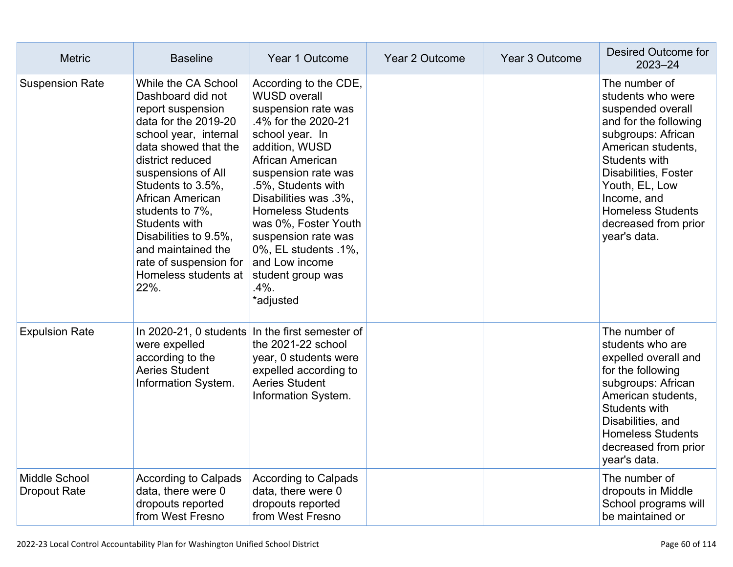| Metric | Baseline | Year 1 Outcome | Year 2 Outcome | Year 3 Outcome | Desired Outcome for 2023–24 |
|---|---|---|---|---|---|
| Suspension Rate | While the CA School Dashboard did not report suspension data for the 2019-20 school year, internal data showed that the district reduced suspensions of All Students to 3.5%, African American students to 7%, Students with Disabilities to 9.5%, and maintained the rate of suspension for Homeless students at 22%. | According to the CDE, WUSD overall suspension rate was .4% for the 2020-21 school year. In addition, WUSD African American suspension rate was .5%, Students with Disabilities was .3%, Homeless Students was 0%, Foster Youth suspension rate was 0%, EL students .1%, and Low income student group was .4%. *adjusted | | | The number of students who were suspended overall and for the following subgroups: African American students, Students with Disabilities, Foster Youth, EL, Low Income, and Homeless Students decreased from prior year's data. |
| Expulsion Rate | In 2020-21, 0 students were expelled according to the Aeries Student Information System. | In the first semester of the 2021-22 school year, 0 students were expelled according to Aeries Student Information System. | | | The number of students who are expelled overall and for the following subgroups: African American students, Students with Disabilities, and Homeless Students decreased from prior year's data. |
| Middle School Dropout Rate | According to Calpads data, there were 0 dropouts reported from West Fresno | According to Calpads data, there were 0 dropouts reported from West Fresno | | | The number of dropouts in Middle School programs will be maintained or |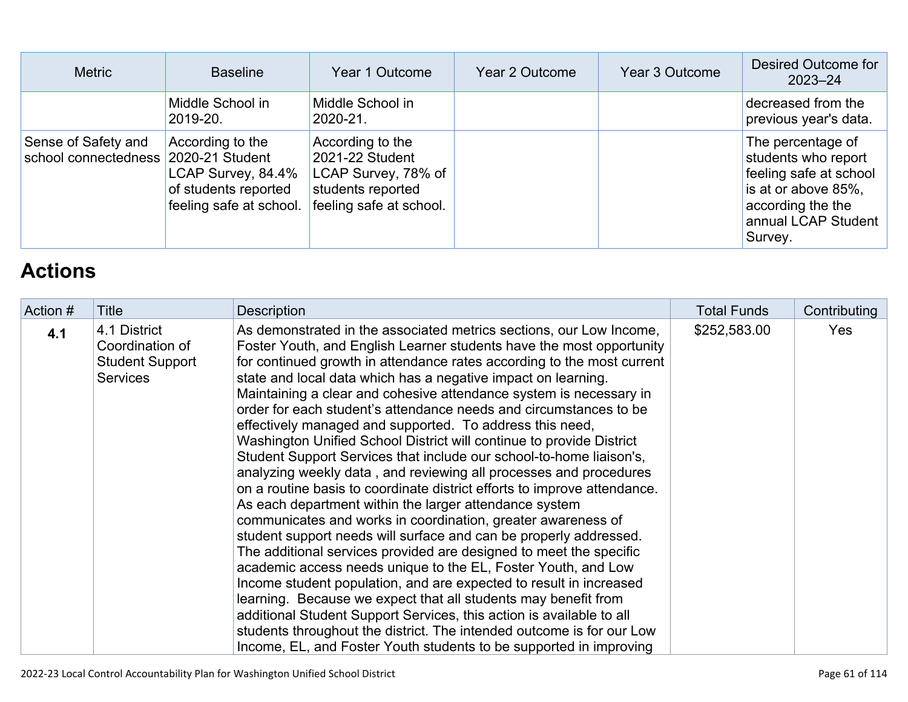| Metric | Baseline | Year 1 Outcome | Year 2 Outcome | Year 3 Outcome | Desired Outcome for 2023–24 |
|---|---|---|---|---|---|
| | Middle School in 2019-20. | Middle School in 2020-21. | | | decreased from the previous year's data. |
| Sense of Safety and school connectedness | According to the 2020-21 Student LCAP Survey, 84.4% of students reported feeling safe at school. | According to the 2021-22 Student LCAP Survey, 78% of students reported feeling safe at school. | | | The percentage of students who report feeling safe at school is at or above 85%, according the the annual LCAP Student Survey. |

# Actions

| Action # | Title | Description | Total Funds | Contributing |
|---|---|---|---|---|
| **4.1** | 4.1 District Coordination of Student Support Services | As demonstrated in the associated metrics sections, our Low Income, Foster Youth, and English Learner students have the most opportunity for continued growth in attendance rates according to the most current state and local data which has a negative impact on learning. Maintaining a clear and cohesive attendance system is necessary in order for each student's attendance needs and circumstances to be effectively managed and supported. To address this need, Washington Unified School District will continue to provide District Student Support Services that include our school-to-home liaison's, analyzing weekly data , and reviewing all processes and procedures on a routine basis to coordinate district efforts to improve attendance. As each department within the larger attendance system communicates and works in coordination, greater awareness of student support needs will surface and can be properly addressed. The additional services provided are designed to meet the specific academic access needs unique to the EL, Foster Youth, and Low Income student population, and are expected to result in increased learning. Because we expect that all students may benefit from additional Student Support Services, this action is available to all students throughout the district. The intended outcome is for our Low Income, EL, and Foster Youth students to be supported in improving | $252,583.00 | Yes |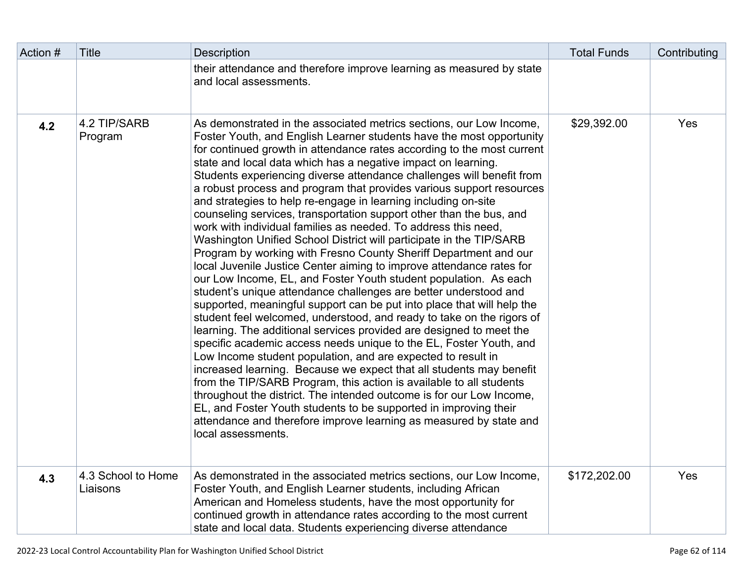| Action # | Title | Description | Total Funds | Contributing |
|---|---|---|---|---|
| | | their attendance and therefore improve learning as measured by state and local assessments. | | |
| **4.2** | 4.2 TIP/SARB Program | As demonstrated in the associated metrics sections, our Low Income, Foster Youth, and English Learner students have the most opportunity for continued growth in attendance rates according to the most current state and local data which has a negative impact on learning. Students experiencing diverse attendance challenges will benefit from a robust process and program that provides various support resources and strategies to help re-engage in learning including on-site counseling services, transportation support other than the bus, and work with individual families as needed. To address this need, Washington Unified School District will participate in the TIP/SARB Program by working with Fresno County Sheriff Department and our local Juvenile Justice Center aiming to improve attendance rates for our Low Income, EL, and Foster Youth student population. As each student's unique attendance challenges are better understood and supported, meaningful support can be put into place that will help the student feel welcomed, understood, and ready to take on the rigors of learning. The additional services provided are designed to meet the specific academic access needs unique to the EL, Foster Youth, and Low Income student population, and are expected to result in increased learning. Because we expect that all students may benefit from the TIP/SARB Program, this action is available to all students throughout the district. The intended outcome is for our Low Income, EL, and Foster Youth students to be supported in improving their attendance and therefore improve learning as measured by state and local assessments. | $29,392.00 | Yes |
| **4.3** | 4.3 School to Home Liaisons | As demonstrated in the associated metrics sections, our Low Income, Foster Youth, and English Learner students, including African American and Homeless students, have the most opportunity for continued growth in attendance rates according to the most current state and local data. Students experiencing diverse attendance | $172,202.00 | Yes |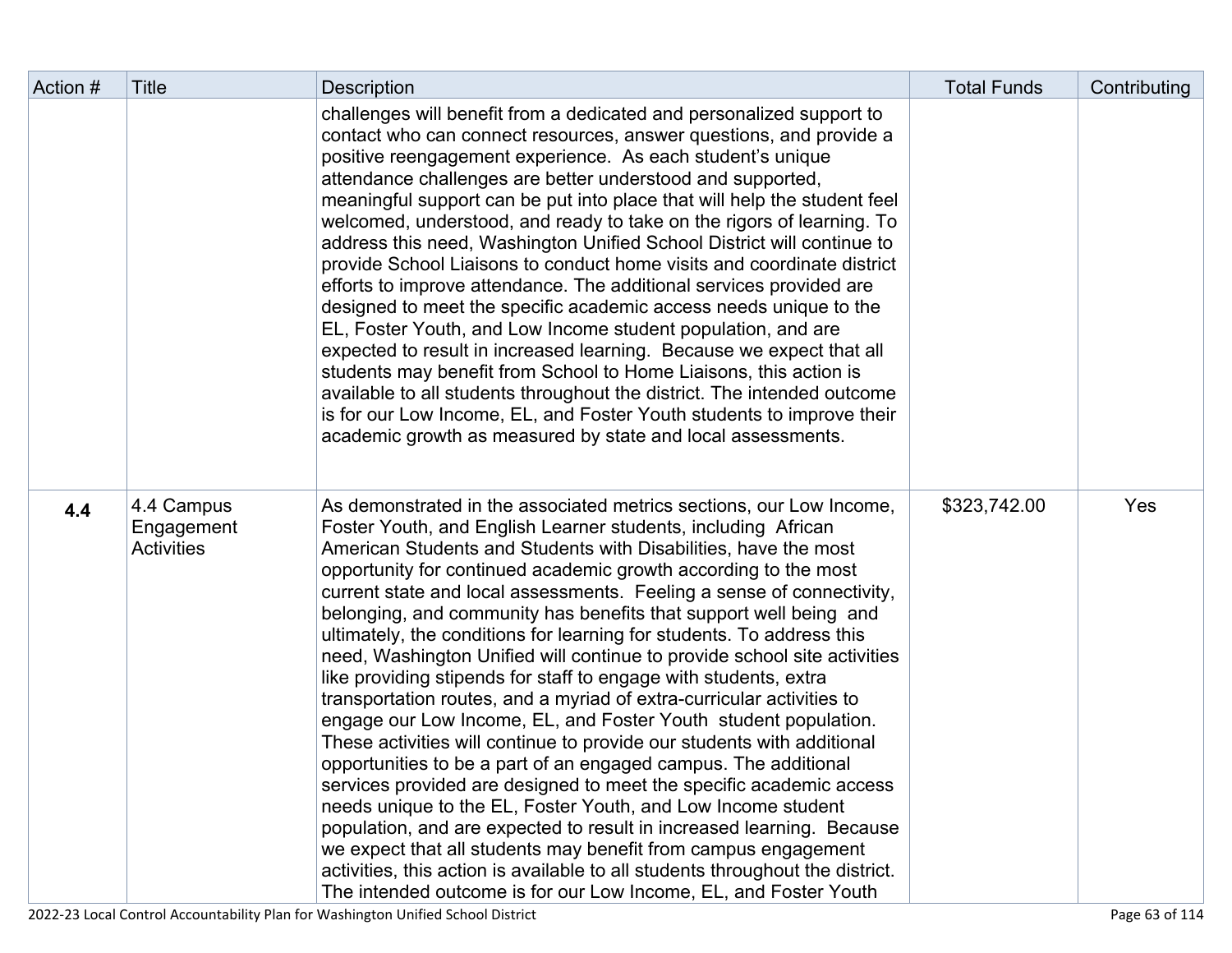| Action # | Title | Description | Total Funds | Contributing |
|---|---|---|---|---|
| | | challenges will benefit from a dedicated and personalized support to contact who can connect resources, answer questions, and provide a positive reengagement experience. As each student's unique attendance challenges are better understood and supported, meaningful support can be put into place that will help the student feel welcomed, understood, and ready to take on the rigors of learning. To address this need, Washington Unified School District will continue to provide School Liaisons to conduct home visits and coordinate district efforts to improve attendance. The additional services provided are designed to meet the specific academic access needs unique to the EL, Foster Youth, and Low Income student population, and are expected to result in increased learning. Because we expect that all students may benefit from School to Home Liaisons, this action is available to all students throughout the district. The intended outcome is for our Low Income, EL, and Foster Youth students to improve their academic growth as measured by state and local assessments. | | |
| **4.4** | 4.4 Campus Engagement Activities | As demonstrated in the associated metrics sections, our Low Income, Foster Youth, and English Learner students, including African American Students and Students with Disabilities, have the most opportunity for continued academic growth according to the most current state and local assessments. Feeling a sense of connectivity, belonging, and community has benefits that support well being and ultimately, the conditions for learning for students. To address this need, Washington Unified will continue to provide school site activities like providing stipends for staff to engage with students, extra transportation routes, and a myriad of extra-curricular activities to engage our Low Income, EL, and Foster Youth student population. These activities will continue to provide our students with additional opportunities to be a part of an engaged campus. The additional services provided are designed to meet the specific academic access needs unique to the EL, Foster Youth, and Low Income student population, and are expected to result in increased learning. Because we expect that all students may benefit from campus engagement activities, this action is available to all students throughout the district. The intended outcome is for our Low Income, EL, and Foster Youth | $323,742.00 | Yes |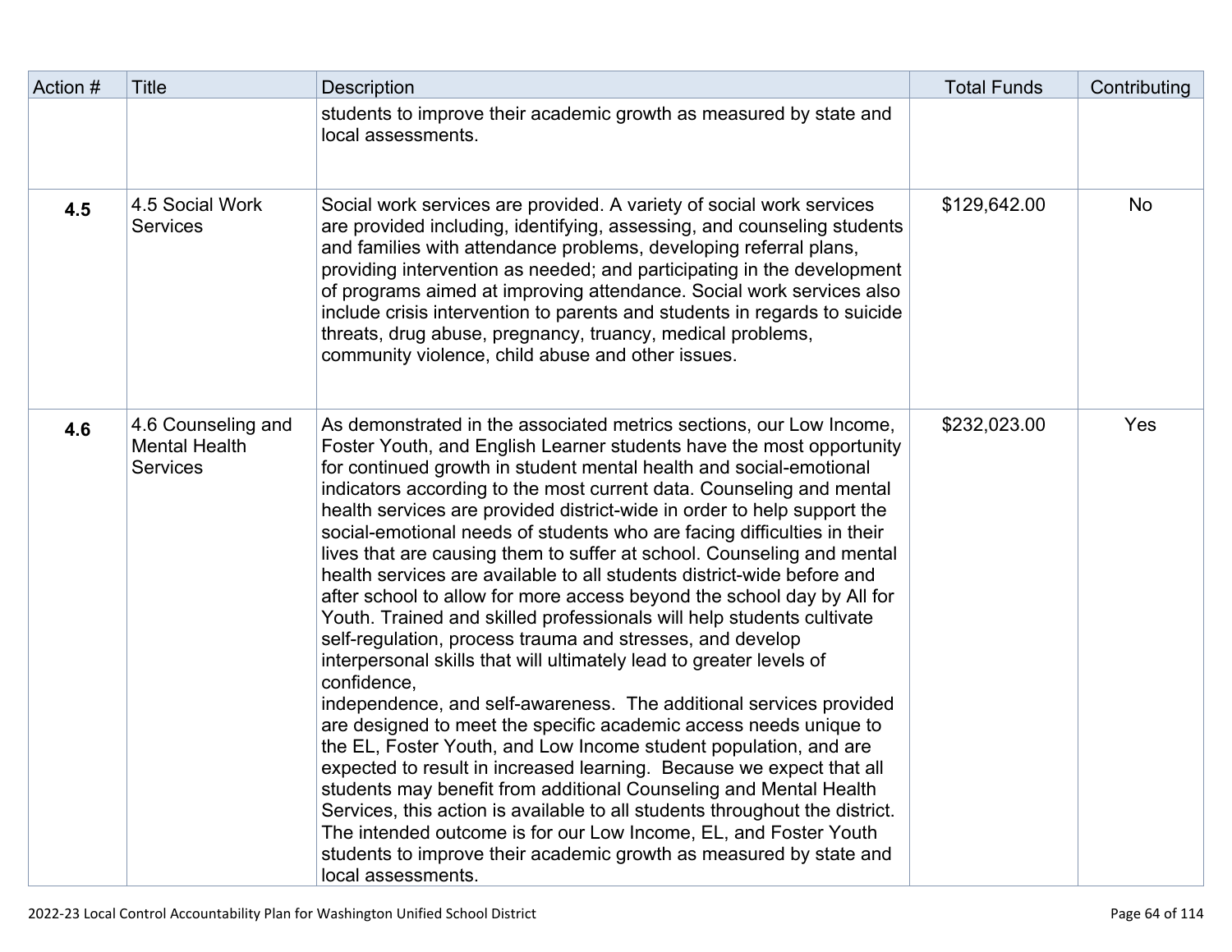| Action # | Title | Description | Total Funds | Contributing |
|---|---|---|---|---|
| | | students to improve their academic growth as measured by state and local assessments. | | |
| **4.5** | 4.5 Social Work Services | Social work services are provided. A variety of social work services are provided including, identifying, assessing, and counseling students and families with attendance problems, developing referral plans, providing intervention as needed; and participating in the development of programs aimed at improving attendance. Social work services also include crisis intervention to parents and students in regards to suicide threats, drug abuse, pregnancy, truancy, medical problems, community violence, child abuse and other issues. | $129,642.00 | No |
| **4.6** | 4.6 Counseling and Mental Health Services | As demonstrated in the associated metrics sections, our Low Income, Foster Youth, and English Learner students have the most opportunity for continued growth in student mental health and social-emotional indicators according to the most current data. Counseling and mental health services are provided district-wide in order to help support the social-emotional needs of students who are facing difficulties in their lives that are causing them to suffer at school. Counseling and mental health services are available to all students district-wide before and after school to allow for more access beyond the school day by All for Youth. Trained and skilled professionals will help students cultivate self-regulation, process trauma and stresses, and develop interpersonal skills that will ultimately lead to greater levels of confidence, independence, and self-awareness. The additional services provided are designed to meet the specific academic access needs unique to the EL, Foster Youth, and Low Income student population, and are expected to result in increased learning. Because we expect that all students may benefit from additional Counseling and Mental Health Services, this action is available to all students throughout the district. The intended outcome is for our Low Income, EL, and Foster Youth students to improve their academic growth as measured by state and local assessments. | $232,023.00 | Yes |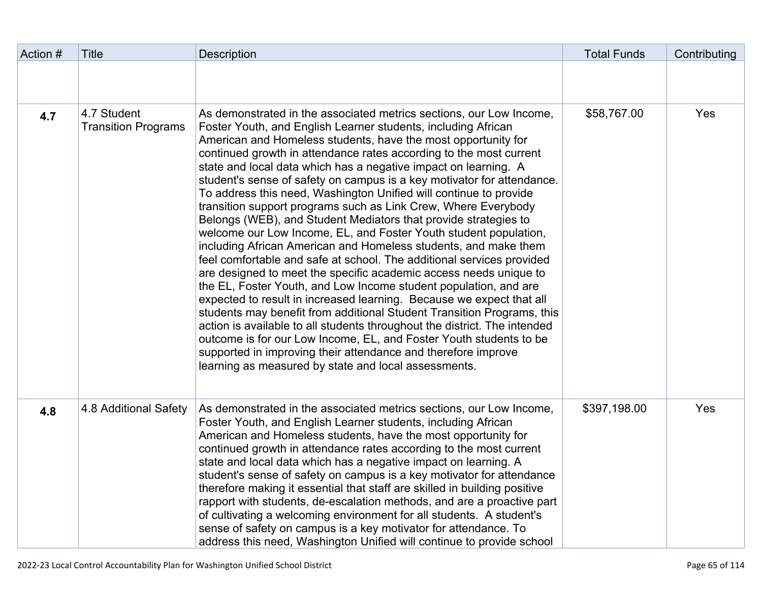| Action # | Title | Description | Total Funds | Contributing |
|---|---|---|---|---|
| | | | | |
| **4.7** | 4.7 Student Transition Programs | As demonstrated in the associated metrics sections, our Low Income, Foster Youth, and English Learner students, including African American and Homeless students, have the most opportunity for continued growth in attendance rates according to the most current state and local data which has a negative impact on learning. A student's sense of safety on campus is a key motivator for attendance. To address this need, Washington Unified will continue to provide transition support programs such as Link Crew, Where Everybody Belongs (WEB), and Student Mediators that provide strategies to welcome our Low Income, EL, and Foster Youth student population, including African American and Homeless students, and make them feel comfortable and safe at school. The additional services provided are designed to meet the specific academic access needs unique to the EL, Foster Youth, and Low Income student population, and are expected to result in increased learning. Because we expect that all students may benefit from additional Student Transition Programs, this action is available to all students throughout the district. The intended outcome is for our Low Income, EL, and Foster Youth students to be supported in improving their attendance and therefore improve learning as measured by state and local assessments. | $58,767.00 | Yes |
| **4.8** | 4.8 Additional Safety | As demonstrated in the associated metrics sections, our Low Income, Foster Youth, and English Learner students, including African American and Homeless students, have the most opportunity for continued growth in attendance rates according to the most current state and local data which has a negative impact on learning. A student's sense of safety on campus is a key motivator for attendance therefore making it essential that staff are skilled in building positive rapport with students, de-escalation methods, and are a proactive part of cultivating a welcoming environment for all students. A student's sense of safety on campus is a key motivator for attendance. To address this need, Washington Unified will continue to provide school | $397,198.00 | Yes |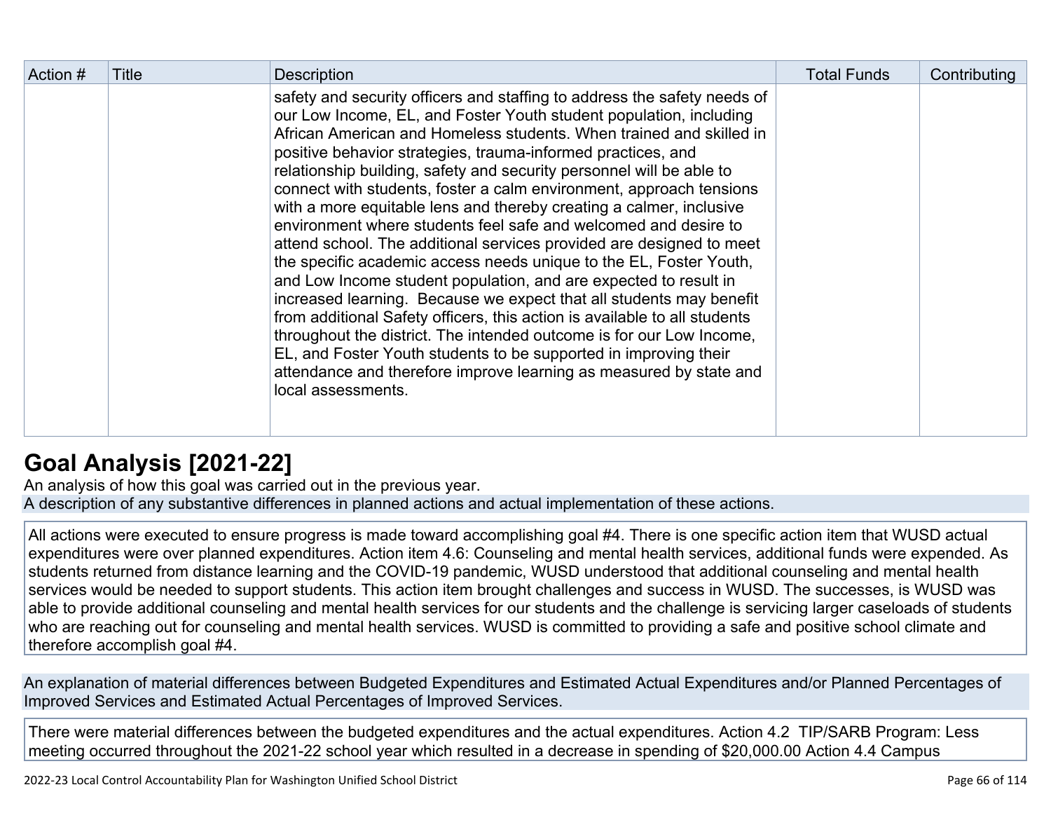| Action # | Title | Description | Total Funds | Contributing |
|---|---|---|---|---|
| | | safety and security officers and staffing to address the safety needs of our Low Income, EL, and Foster Youth student population, including African American and Homeless students. When trained and skilled in positive behavior strategies, trauma-informed practices, and relationship building, safety and security personnel will be able to connect with students, foster a calm environment, approach tensions with a more equitable lens and thereby creating a calmer, inclusive environment where students feel safe and welcomed and desire to attend school. The additional services provided are designed to meet the specific academic access needs unique to the EL, Foster Youth, and Low Income student population, and are expected to result in increased learning. Because we expect that all students may benefit from additional Safety officers, this action is available to all students throughout the district. The intended outcome is for our Low Income, EL, and Foster Youth students to be supported in improving their attendance and therefore improve learning as measured by state and local assessments. | | |

# Goal Analysis [2021-22]

An analysis of how this goal was carried out in the previous year.

A description of any substantive differences in planned actions and actual implementation of these actions.

All actions were executed to ensure progress is made toward accomplishing goal #4. There is one specific action item that WUSD actual expenditures were over planned expenditures. Action item 4.6: Counseling and mental health services, additional funds were expended. As students returned from distance learning and the COVID-19 pandemic, WUSD understood that additional counseling and mental health services would be needed to support students. This action item brought challenges and success in WUSD. The successes, is WUSD was able to provide additional counseling and mental health services for our students and the challenge is servicing larger caseloads of students who are reaching out for counseling and mental health services. WUSD is committed to providing a safe and positive school climate and therefore accomplish goal #4.

An explanation of material differences between Budgeted Expenditures and Estimated Actual Expenditures and/or Planned Percentages of Improved Services and Estimated Actual Percentages of Improved Services.

There were material differences between the budgeted expenditures and the actual expenditures. Action 4.2 TIP/SARB Program: Less meeting occurred throughout the 2021-22 school year which resulted in a decrease in spending of $20,000.00 Action 4.4 Campus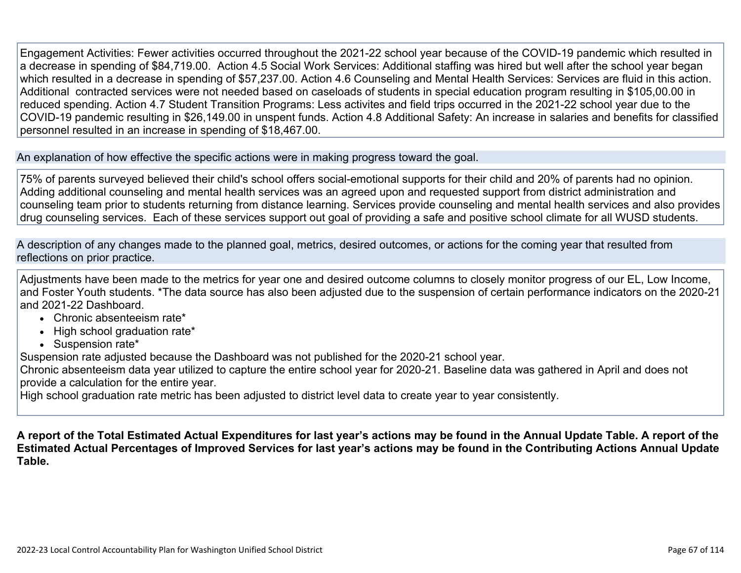Engagement Activities: Fewer activities occurred throughout the 2021-22 school year because of the COVID-19 pandemic which resulted in a decrease in spending of $84,719.00. Action 4.5 Social Work Services: Additional staffing was hired but well after the school year began which resulted in a decrease in spending of $57,237.00. Action 4.6 Counseling and Mental Health Services: Services are fluid in this action. Additional contracted services were not needed based on caseloads of students in special education program resulting in $105,00.00 in reduced spending. Action 4.7 Student Transition Programs: Less activites and field trips occurred in the 2021-22 school year due to the COVID-19 pandemic resulting in $26,149.00 in unspent funds. Action 4.8 Additional Safety: An increase in salaries and benefits for classified personnel resulted in an increase in spending of $18,467.00.

An explanation of how effective the specific actions were in making progress toward the goal.

75% of parents surveyed believed their child's school offers social-emotional supports for their child and 20% of parents had no opinion. Adding additional counseling and mental health services was an agreed upon and requested support from district administration and counseling team prior to students returning from distance learning. Services provide counseling and mental health services and also provides drug counseling services. Each of these services support out goal of providing a safe and positive school climate for all WUSD students.

A description of any changes made to the planned goal, metrics, desired outcomes, or actions for the coming year that resulted from reflections on prior practice.

Adjustments have been made to the metrics for year one and desired outcome columns to closely monitor progress of our EL, Low Income, and Foster Youth students. *The data source has also been adjusted due to the suspension of certain performance indicators on the 2020-21 and 2021-22 Dashboard.

- Chronic absenteeism rate*
- High school graduation rate*
- Suspension rate*

Suspension rate adjusted because the Dashboard was not published for the 2020-21 school year.
Chronic absenteeism data year utilized to capture the entire school year for 2020-21. Baseline data was gathered in April and does not provide a calculation for the entire year.
High school graduation rate metric has been adjusted to district level data to create year to year consistently.

**A report of the Total Estimated Actual Expenditures for last year's actions may be found in the Annual Update Table. A report of the Estimated Actual Percentages of Improved Services for last year's actions may be found in the Contributing Actions Annual Update Table.**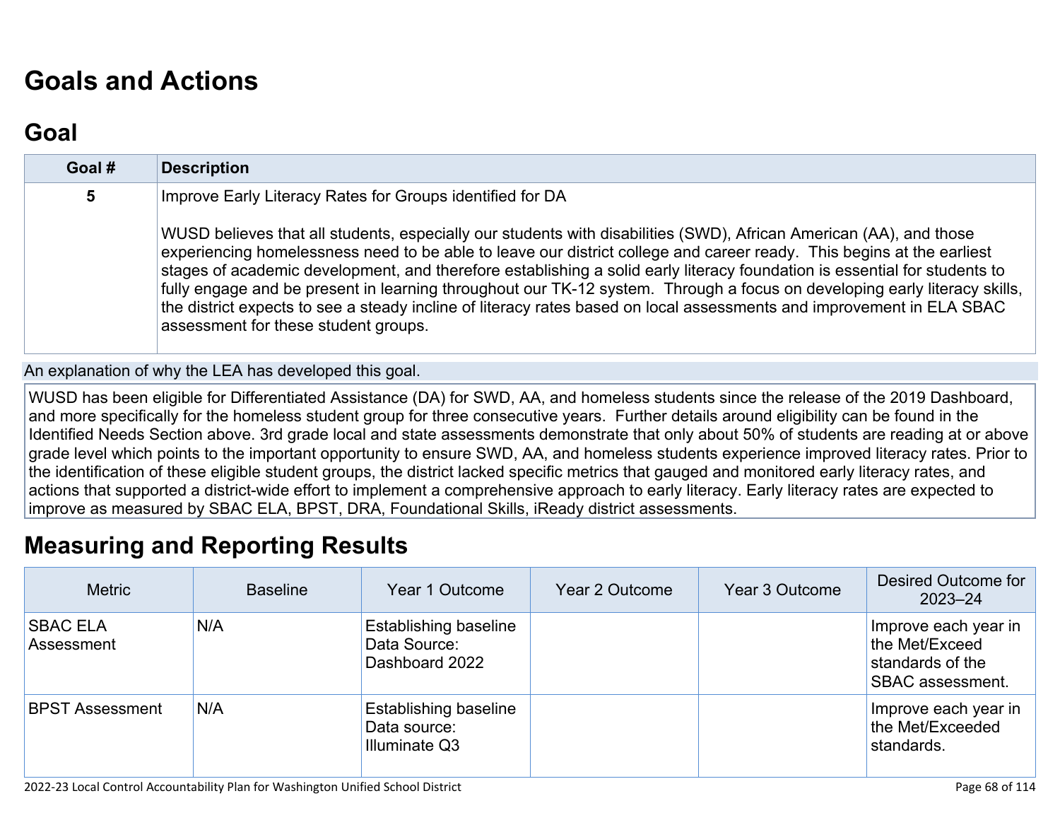# Goals and Actions

## Goal

| Goal # | Description |
|---|---|
| 5 | Improve Early Literacy Rates for Groups identified for DA<br><br>WUSD believes that all students, especially our students with disabilities (SWD), African American (AA), and those experiencing homelessness need to be able to leave our district college and career ready. This begins at the earliest stages of academic development, and therefore establishing a solid early literacy foundation is essential for students to fully engage and be present in learning throughout our TK-12 system. Through a focus on developing early literacy skills, the district expects to see a steady incline of literacy rates based on local assessments and improvement in ELA SBAC assessment for these student groups. |

An explanation of why the LEA has developed this goal.

WUSD has been eligible for Differentiated Assistance (DA) for SWD, AA, and homeless students since the release of the 2019 Dashboard, and more specifically for the homeless student group for three consecutive years. Further details around eligibility can be found in the Identified Needs Section above. 3rd grade local and state assessments demonstrate that only about 50% of students are reading at or above grade level which points to the important opportunity to ensure SWD, AA, and homeless students experience improved literacy rates. Prior to the identification of these eligible student groups, the district lacked specific metrics that gauged and monitored early literacy rates, and actions that supported a district-wide effort to implement a comprehensive approach to early literacy. Early literacy rates are expected to improve as measured by SBAC ELA, BPST, DRA, Foundational Skills, iReady district assessments.

# Measuring and Reporting Results

| Metric | Baseline | Year 1 Outcome | Year 2 Outcome | Year 3 Outcome | Desired Outcome for 2023–24 |
|---|---|---|---|---|---|
| SBAC ELA Assessment | N/A | Establishing baseline Data Source: Dashboard 2022 | | | Improve each year in the Met/Exceed standards of the SBAC assessment. |
| BPST Assessment | N/A | Establishing baseline Data source: Illuminate Q3 | | | Improve each year in the Met/Exceeded standards. |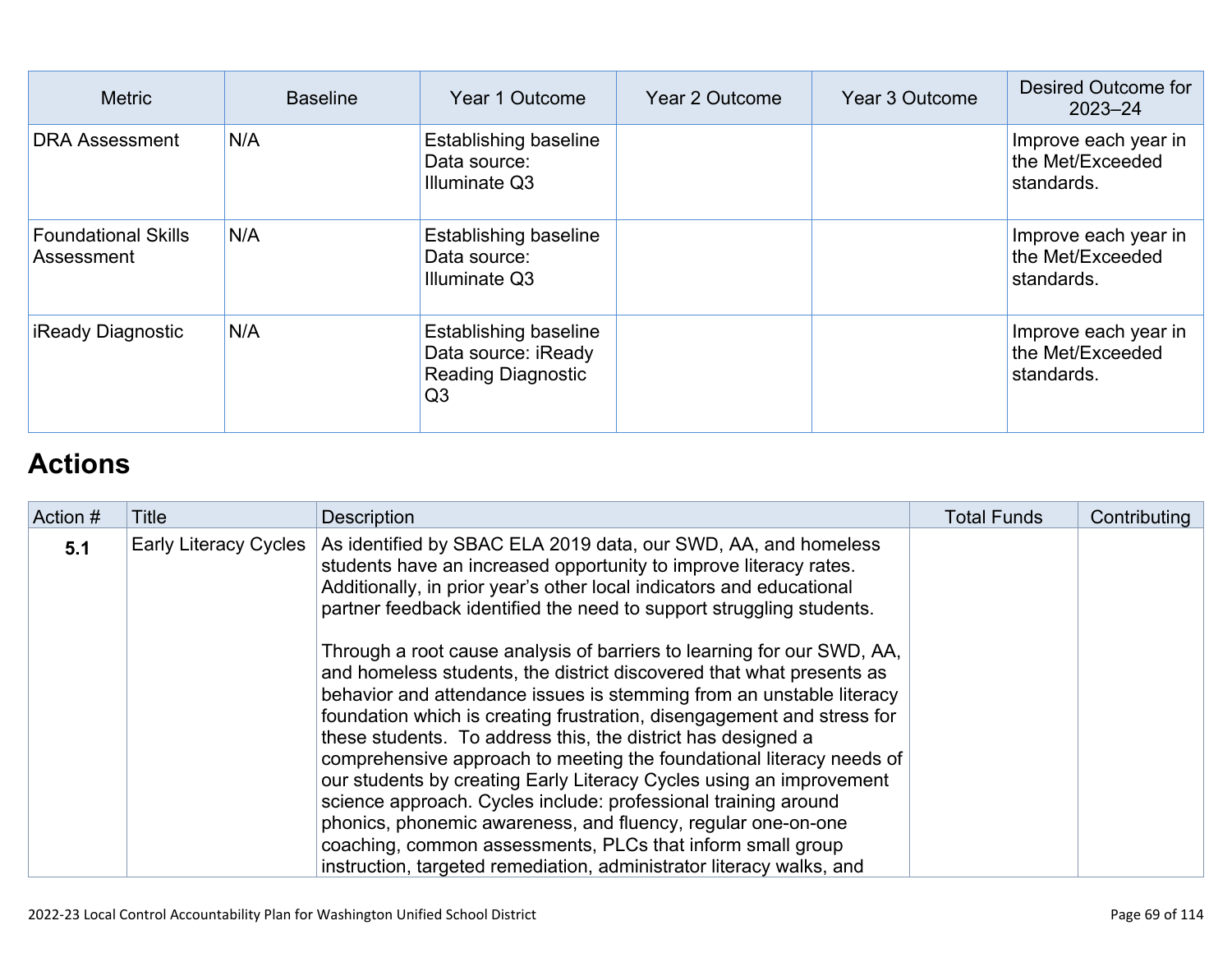| Metric | Baseline | Year 1 Outcome | Year 2 Outcome | Year 3 Outcome | Desired Outcome for 2023–24 |
|---|---|---|---|---|---|
| DRA Assessment | N/A | Establishing baseline<br>Data source: Illuminate Q3 | | | Improve each year in the Met/Exceeded standards. |
| Foundational Skills Assessment | N/A | Establishing baseline<br>Data source: Illuminate Q3 | | | Improve each year in the Met/Exceeded standards. |
| iReady Diagnostic | N/A | Establishing baseline<br>Data source: iReady Reading Diagnostic Q3 | | | Improve each year in the Met/Exceeded standards. |

# Actions

| Action # | Title | Description | Total Funds | Contributing |
|---|---|---|---|---|
| **5.1** | Early Literacy Cycles | As identified by SBAC ELA 2019 data, our SWD, AA, and homeless students have an increased opportunity to improve literacy rates. Additionally, in prior year's other local indicators and educational partner feedback identified the need to support struggling students.<br><br>Through a root cause analysis of barriers to learning for our SWD, AA, and homeless students, the district discovered that what presents as behavior and attendance issues is stemming from an unstable literacy foundation which is creating frustration, disengagement and stress for these students. To address this, the district has designed a comprehensive approach to meeting the foundational literacy needs of our students by creating Early Literacy Cycles using an improvement science approach. Cycles include: professional training around phonics, phonemic awareness, and fluency, regular one-on-one coaching, common assessments, PLCs that inform small group instruction, targeted remediation, administrator literacy walks, and | | |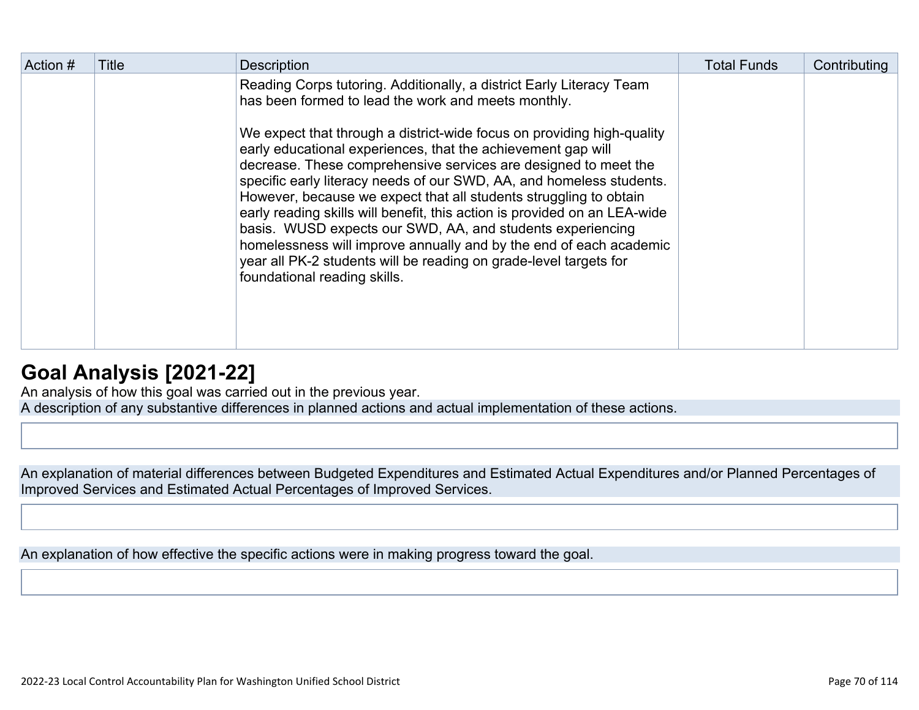| Action # | Title | Description | Total Funds | Contributing |
|---|---|---|---|---|
| | | Reading Corps tutoring. Additionally, a district Early Literacy Team has been formed to lead the work and meets monthly.<br><br>We expect that through a district-wide focus on providing high-quality early educational experiences, that the achievement gap will decrease. These comprehensive services are designed to meet the specific early literacy needs of our SWD, AA, and homeless students. However, because we expect that all students struggling to obtain early reading skills will benefit, this action is provided on an LEA-wide basis. WUSD expects our SWD, AA, and students experiencing homelessness will improve annually and by the end of each academic year all PK-2 students will be reading on grade-level targets for foundational reading skills. | | |

## Goal Analysis [2021-22]

An analysis of how this goal was carried out in the previous year.

A description of any substantive differences in planned actions and actual implementation of these actions.

An explanation of material differences between Budgeted Expenditures and Estimated Actual Expenditures and/or Planned Percentages of Improved Services and Estimated Actual Percentages of Improved Services.

An explanation of how effective the specific actions were in making progress toward the goal.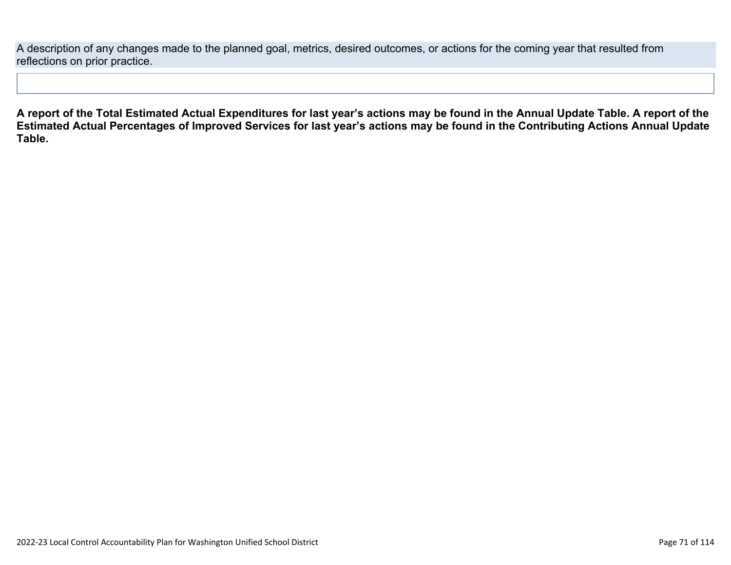A description of any changes made to the planned goal, metrics, desired outcomes, or actions for the coming year that resulted from reflections on prior practice.

| |
|---|
| |

**A report of the Total Estimated Actual Expenditures for last year's actions may be found in the Annual Update Table. A report of the Estimated Actual Percentages of Improved Services for last year's actions may be found in the Contributing Actions Annual Update Table.**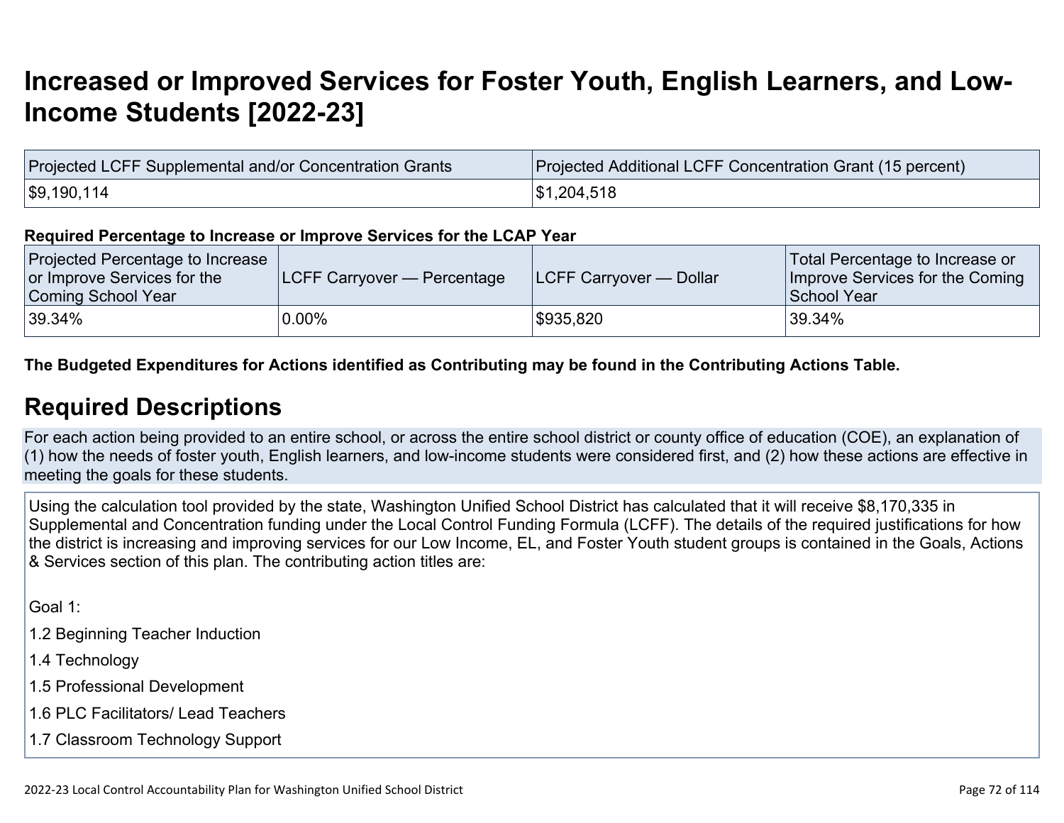# Increased or Improved Services for Foster Youth, English Learners, and Low-Income Students [2022-23]

| Projected LCFF Supplemental and/or Concentration Grants | Projected Additional LCFF Concentration Grant (15 percent) |
|---|---|
| $9,190,114 | $1,204,518 |

**Required Percentage to Increase or Improve Services for the LCAP Year**

| Projected Percentage to Increase or Improve Services for the Coming School Year | LCFF Carryover — Percentage | LCFF Carryover — Dollar | Total Percentage to Increase or Improve Services for the Coming School Year |
|---|---|---|---|
| 39.34% | 0.00% | $935,820 | 39.34% |

**The Budgeted Expenditures for Actions identified as Contributing may be found in the Contributing Actions Table.**

## Required Descriptions

For each action being provided to an entire school, or across the entire school district or county office of education (COE), an explanation of (1) how the needs of foster youth, English learners, and low-income students were considered first, and (2) how these actions are effective in meeting the goals for these students.

Using the calculation tool provided by the state, Washington Unified School District has calculated that it will receive $8,170,335 in Supplemental and Concentration funding under the Local Control Funding Formula (LCFF). The details of the required justifications for how the district is increasing and improving services for our Low Income, EL, and Foster Youth student groups is contained in the Goals, Actions & Services section of this plan. The contributing action titles are:

Goal 1:

1.2 Beginning Teacher Induction

1.4 Technology

1.5 Professional Development

1.6 PLC Facilitators/ Lead Teachers

1.7 Classroom Technology Support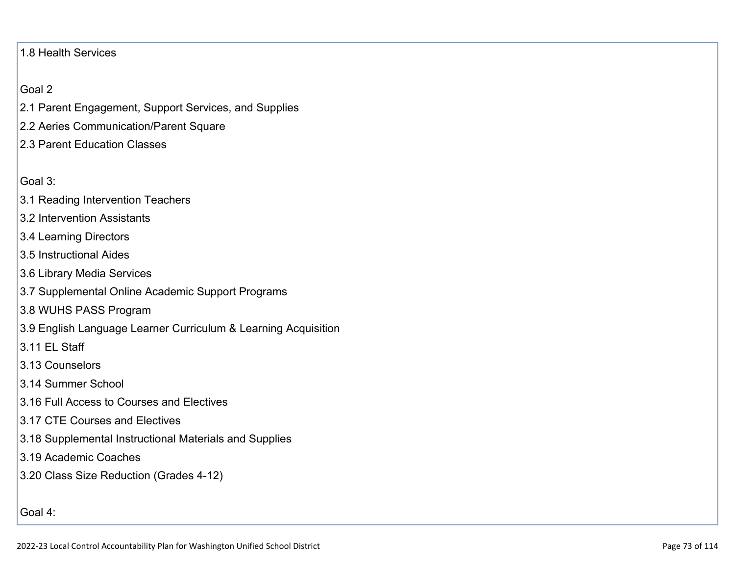1.8 Health Services

Goal 2

2.1 Parent Engagement, Support Services, and Supplies

2.2 Aeries Communication/Parent Square

2.3 Parent Education Classes

Goal 3:

3.1 Reading Intervention Teachers

3.2 Intervention Assistants

3.4 Learning Directors

3.5 Instructional Aides

3.6 Library Media Services

3.7 Supplemental Online Academic Support Programs

3.8 WUHS PASS Program

3.9 English Language Learner Curriculum & Learning Acquisition

3.11 EL Staff

3.13 Counselors

3.14 Summer School

3.16 Full Access to Courses and Electives

3.17 CTE Courses and Electives

3.18 Supplemental Instructional Materials and Supplies

3.19 Academic Coaches

3.20 Class Size Reduction (Grades 4-12)

Goal 4: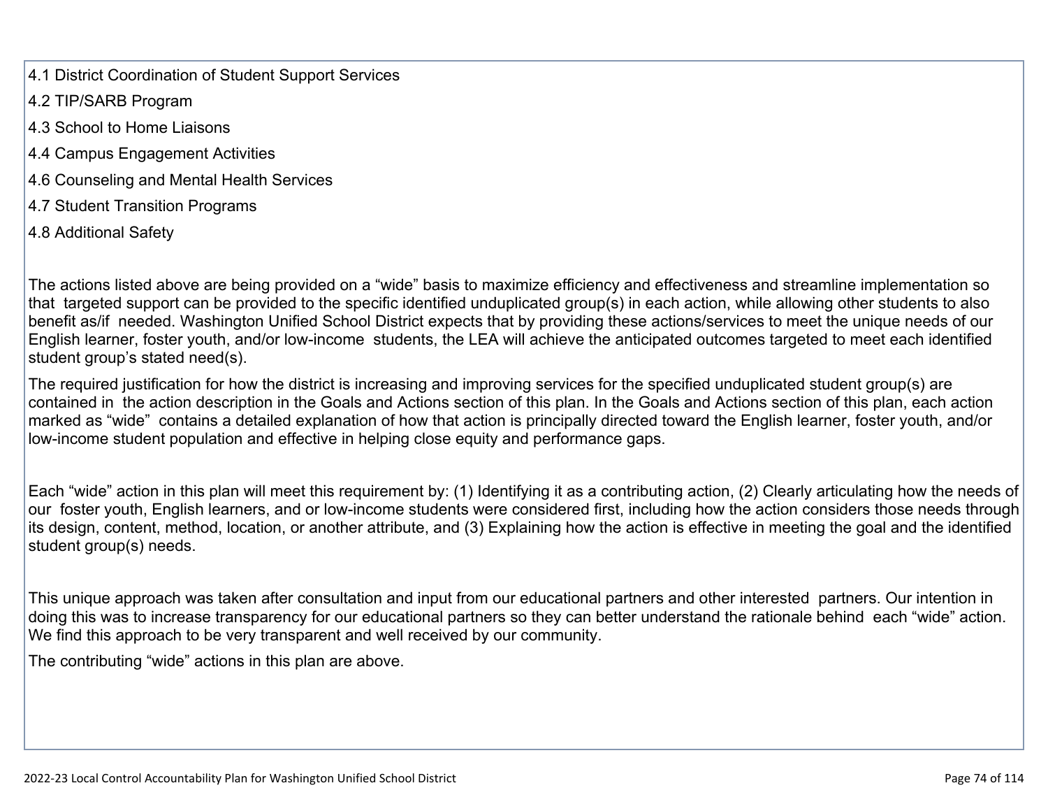4.1 District Coordination of Student Support Services

4.2 TIP/SARB Program

4.3 School to Home Liaisons

4.4 Campus Engagement Activities

4.6 Counseling and Mental Health Services

4.7 Student Transition Programs

4.8 Additional Safety

The actions listed above are being provided on a "wide" basis to maximize efficiency and effectiveness and streamline implementation so that targeted support can be provided to the specific identified unduplicated group(s) in each action, while allowing other students to also benefit as/if needed. Washington Unified School District expects that by providing these actions/services to meet the unique needs of our English learner, foster youth, and/or low-income students, the LEA will achieve the anticipated outcomes targeted to meet each identified student group's stated need(s).

The required justification for how the district is increasing and improving services for the specified unduplicated student group(s) are contained in the action description in the Goals and Actions section of this plan. In the Goals and Actions section of this plan, each action marked as "wide" contains a detailed explanation of how that action is principally directed toward the English learner, foster youth, and/or low-income student population and effective in helping close equity and performance gaps.

Each "wide" action in this plan will meet this requirement by: (1) Identifying it as a contributing action, (2) Clearly articulating how the needs of our foster youth, English learners, and or low-income students were considered first, including how the action considers those needs through its design, content, method, location, or another attribute, and (3) Explaining how the action is effective in meeting the goal and the identified student group(s) needs.

This unique approach was taken after consultation and input from our educational partners and other interested partners. Our intention in doing this was to increase transparency for our educational partners so they can better understand the rationale behind each "wide" action. We find this approach to be very transparent and well received by our community.

The contributing "wide" actions in this plan are above.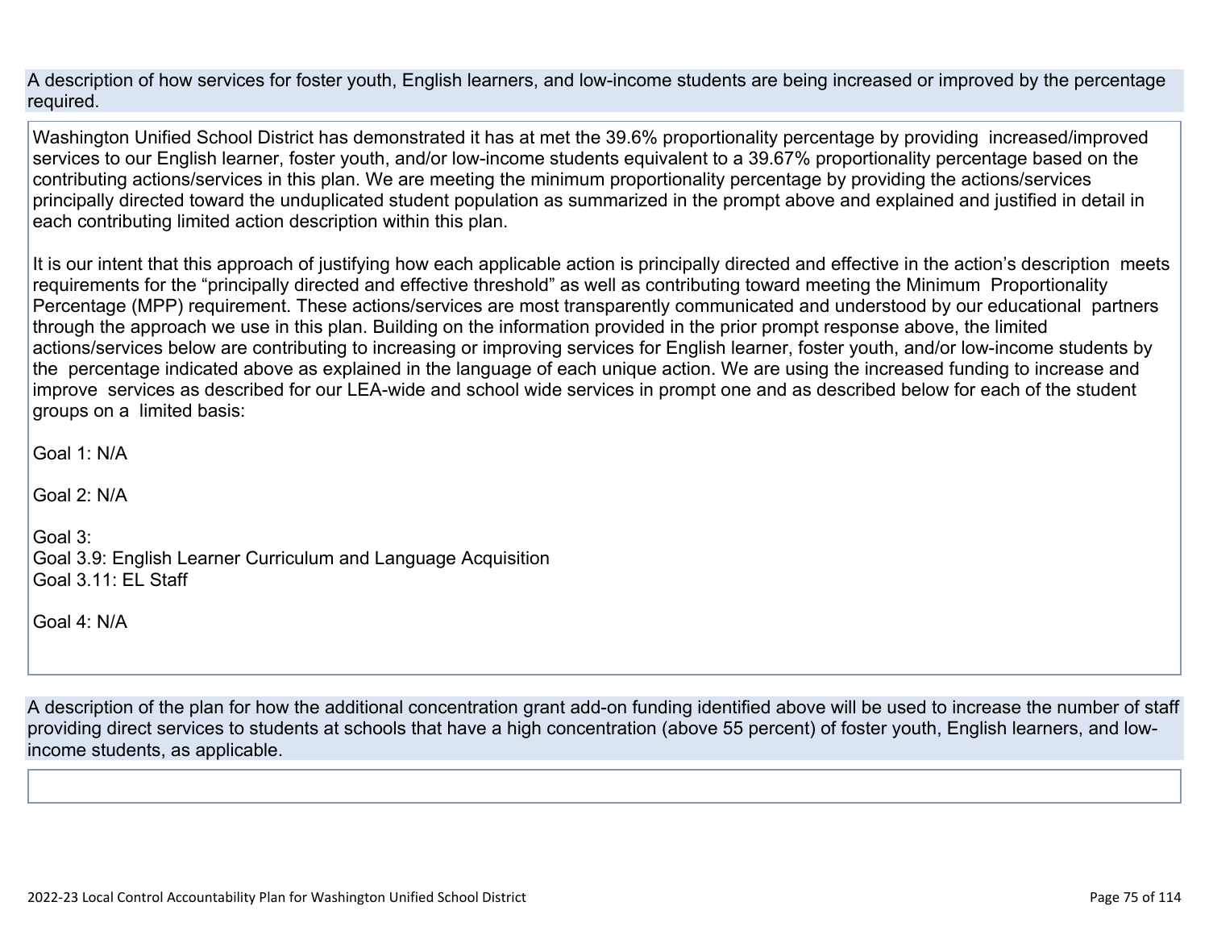### A description of how services for foster youth, English learners, and low-income students are being increased or improved by the percentage required.

Washington Unified School District has demonstrated it has at met the 39.6% proportionality percentage by providing increased/improved services to our English learner, foster youth, and/or low-income students equivalent to a 39.67% proportionality percentage based on the contributing actions/services in this plan. We are meeting the minimum proportionality percentage by providing the actions/services principally directed toward the unduplicated student population as summarized in the prompt above and explained and justified in detail in each contributing limited action description within this plan.

It is our intent that this approach of justifying how each applicable action is principally directed and effective in the action's description meets requirements for the "principally directed and effective threshold" as well as contributing toward meeting the Minimum Proportionality Percentage (MPP) requirement. These actions/services are most transparently communicated and understood by our educational partners through the approach we use in this plan. Building on the information provided in the prior prompt response above, the limited actions/services below are contributing to increasing or improving services for English learner, foster youth, and/or low-income students by the percentage indicated above as explained in the language of each unique action. We are using the increased funding to increase and improve services as described for our LEA-wide and school wide services in prompt one and as described below for each of the student groups on a limited basis:

Goal 1: N/A

Goal 2: N/A

Goal 3:
Goal 3.9: English Learner Curriculum and Language Acquisition
Goal 3.11: EL Staff

Goal 4: N/A

### A description of the plan for how the additional concentration grant add-on funding identified above will be used to increase the number of staff providing direct services to students at schools that have a high concentration (above 55 percent) of foster youth, English learners, and low-income students, as applicable.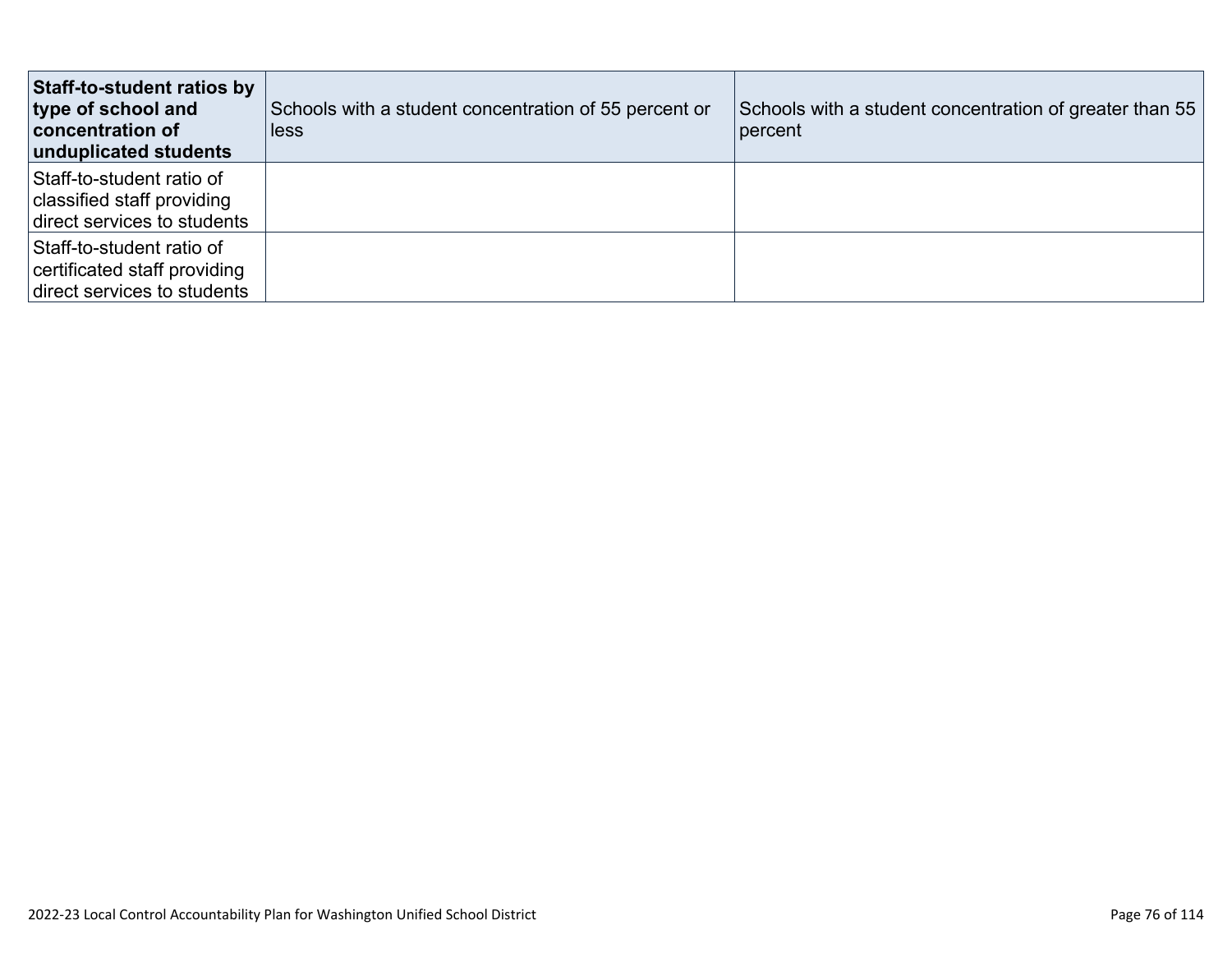| **Staff-to-student ratios by type of school and concentration of unduplicated students** | Schools with a student concentration of 55 percent or less | Schools with a student concentration of greater than 55 percent |
|---|---|---|
| Staff-to-student ratio of classified staff providing direct services to students | | |
| Staff-to-student ratio of certificated staff providing direct services to students | | |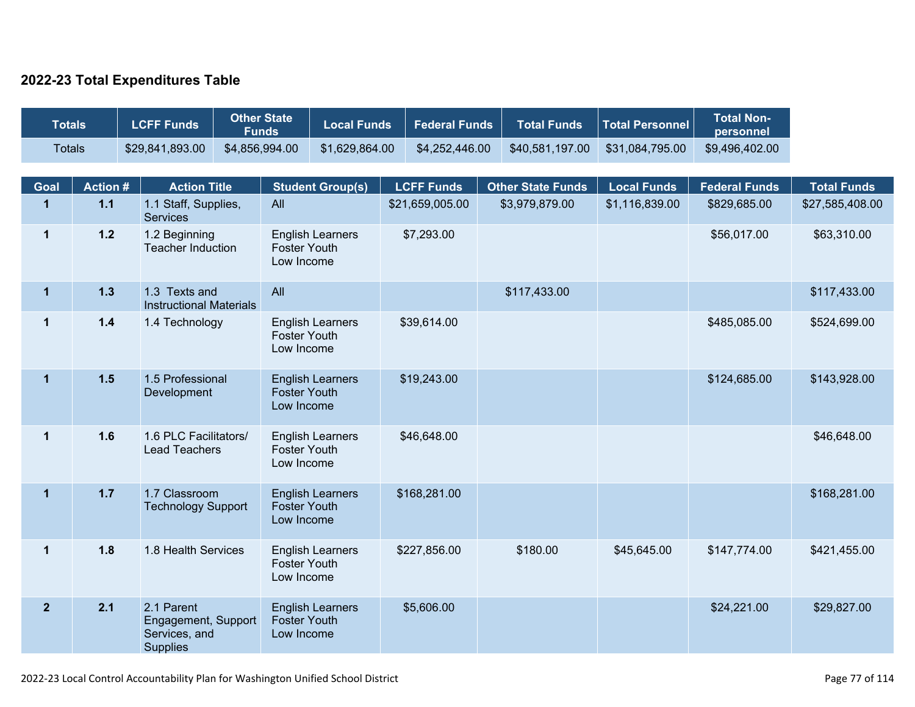## 2022-23 Total Expenditures Table

| Totals | LCFF Funds | Other State Funds | Local Funds | Federal Funds | Total Funds | Total Personnel | Total Non-personnel |
|---|---|---|---|---|---|---|---|
| Totals | $29,841,893.00 | $4,856,994.00 | $1,629,864.00 | $4,252,446.00 | $40,581,197.00 | $31,084,795.00 | $9,496,402.00 |

| Goal | Action # | Action Title | Student Group(s) | LCFF Funds | Other State Funds | Local Funds | Federal Funds | Total Funds |
|---|---|---|---|---|---|---|---|---|
| 1 | 1.1 | 1.1 Staff, Supplies, Services | All | $21,659,005.00 | $3,979,879.00 | $1,116,839.00 | $829,685.00 | $27,585,408.00 |
| 1 | 1.2 | 1.2 Beginning Teacher Induction | English Learners Foster Youth Low Income | $7,293.00 | | | $56,017.00 | $63,310.00 |
| 1 | 1.3 | 1.3 Texts and Instructional Materials | All | | $117,433.00 | | | $117,433.00 |
| 1 | 1.4 | 1.4 Technology | English Learners Foster Youth Low Income | $39,614.00 | | | $485,085.00 | $524,699.00 |
| 1 | 1.5 | 1.5 Professional Development | English Learners Foster Youth Low Income | $19,243.00 | | | $124,685.00 | $143,928.00 |
| 1 | 1.6 | 1.6 PLC Facilitators/ Lead Teachers | English Learners Foster Youth Low Income | $46,648.00 | | | | $46,648.00 |
| 1 | 1.7 | 1.7 Classroom Technology Support | English Learners Foster Youth Low Income | $168,281.00 | | | | $168,281.00 |
| 1 | 1.8 | 1.8 Health Services | English Learners Foster Youth Low Income | $227,856.00 | $180.00 | $45,645.00 | $147,774.00 | $421,455.00 |
| 2 | 2.1 | 2.1 Parent Engagement, Support Services, and Supplies | English Learners Foster Youth Low Income | $5,606.00 | | | $24,221.00 | $29,827.00 |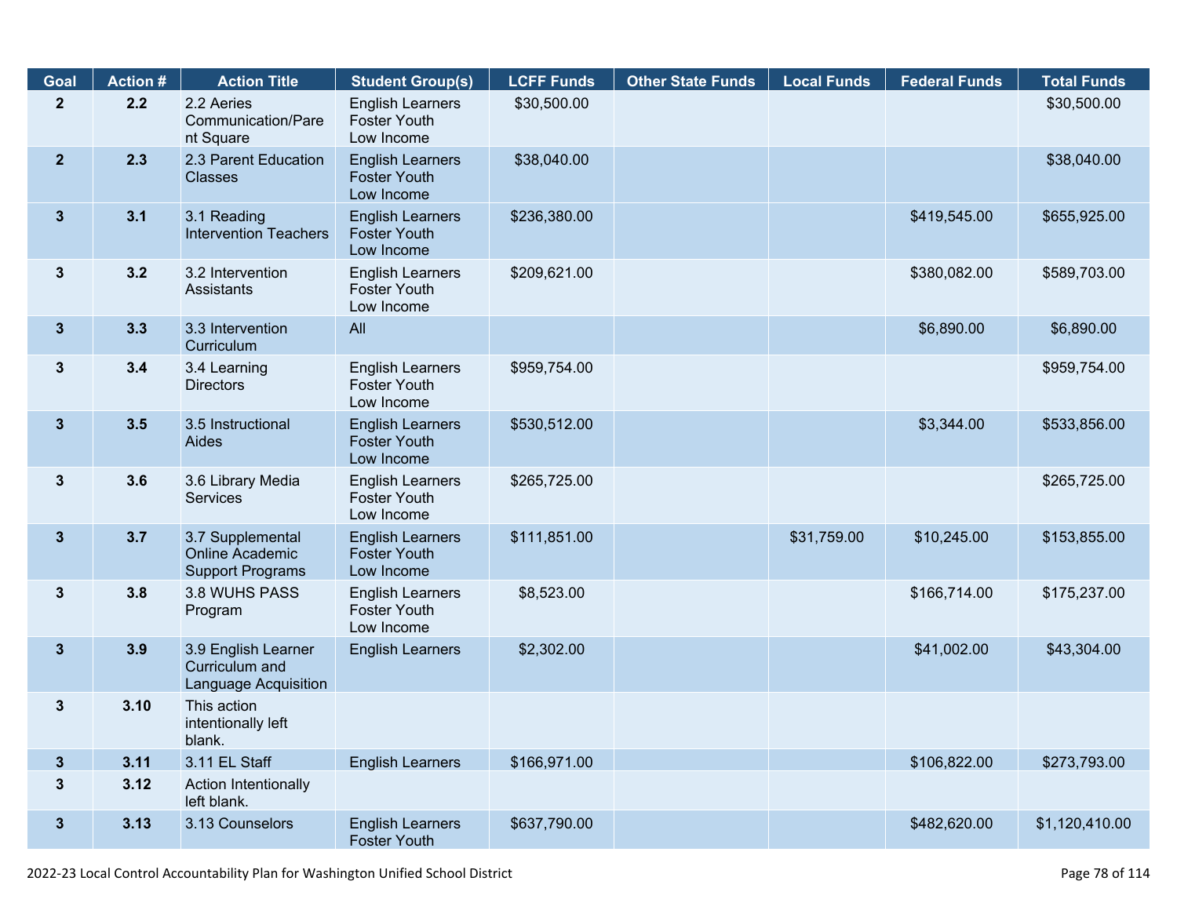| Goal | Action # | Action Title | Student Group(s) | LCFF Funds | Other State Funds | Local Funds | Federal Funds | Total Funds |
|---|---|---|---|---|---|---|---|---|
| 2 | 2.2 | 2.2 Aeries Communication/Parent Square | English Learners Foster Youth Low Income | $30,500.00 | | | | $30,500.00 |
| 2 | 2.3 | 2.3 Parent Education Classes | English Learners Foster Youth Low Income | $38,040.00 | | | | $38,040.00 |
| 3 | 3.1 | 3.1 Reading Intervention Teachers | English Learners Foster Youth Low Income | $236,380.00 | | | $419,545.00 | $655,925.00 |
| 3 | 3.2 | 3.2 Intervention Assistants | English Learners Foster Youth Low Income | $209,621.00 | | | $380,082.00 | $589,703.00 |
| 3 | 3.3 | 3.3 Intervention Curriculum | All | | | | $6,890.00 | $6,890.00 |
| 3 | 3.4 | 3.4 Learning Directors | English Learners Foster Youth Low Income | $959,754.00 | | | | $959,754.00 |
| 3 | 3.5 | 3.5 Instructional Aides | English Learners Foster Youth Low Income | $530,512.00 | | | $3,344.00 | $533,856.00 |
| 3 | 3.6 | 3.6 Library Media Services | English Learners Foster Youth Low Income | $265,725.00 | | | | $265,725.00 |
| 3 | 3.7 | 3.7 Supplemental Online Academic Support Programs | English Learners Foster Youth Low Income | $111,851.00 | | $31,759.00 | $10,245.00 | $153,855.00 |
| 3 | 3.8 | 3.8 WUHS PASS Program | English Learners Foster Youth Low Income | $8,523.00 | | | $166,714.00 | $175,237.00 |
| 3 | 3.9 | 3.9 English Learner Curriculum and Language Acquisition | English Learners | $2,302.00 | | | $41,002.00 | $43,304.00 |
| 3 | 3.10 | This action intentionally left blank. | | | | | | |
| 3 | 3.11 | 3.11 EL Staff | English Learners | $166,971.00 | | | $106,822.00 | $273,793.00 |
| 3 | 3.12 | Action Intentionally left blank. | | | | | | |
| 3 | 3.13 | 3.13 Counselors | English Learners Foster Youth | $637,790.00 | | | $482,620.00 | $1,120,410.00 |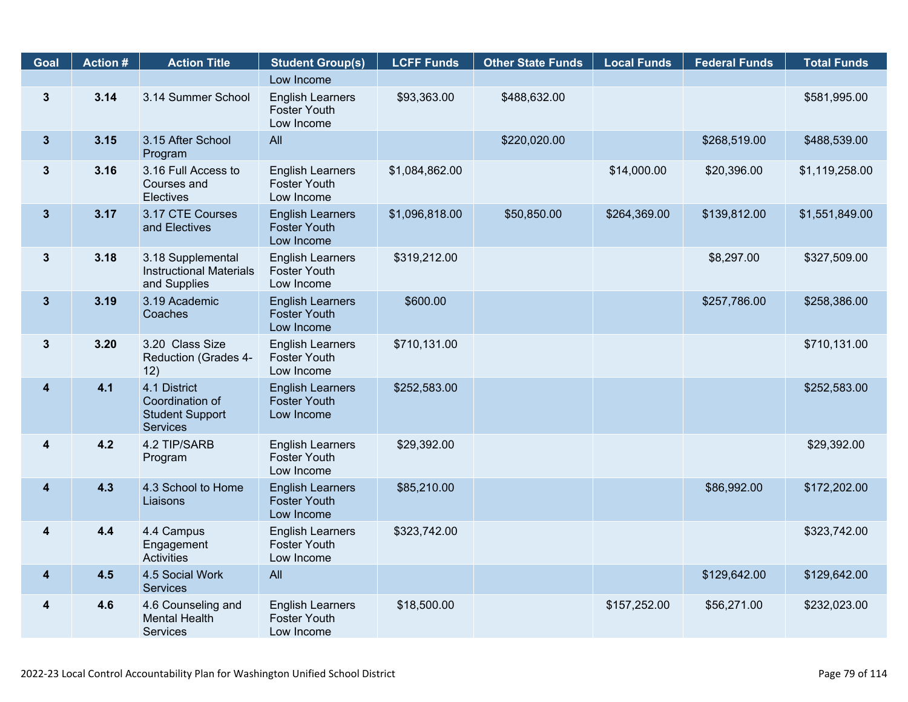| Goal | Action # | Action Title | Student Group(s) | LCFF Funds | Other State Funds | Local Funds | Federal Funds | Total Funds |
|---|---|---|---|---|---|---|---|---|
| | | | Low Income | | | | | |
| 3 | 3.14 | 3.14 Summer School | English Learners Foster Youth Low Income | $93,363.00 | $488,632.00 | | | $581,995.00 |
| 3 | 3.15 | 3.15 After School Program | All | | $220,020.00 | | $268,519.00 | $488,539.00 |
| 3 | 3.16 | 3.16 Full Access to Courses and Electives | English Learners Foster Youth Low Income | $1,084,862.00 | | $14,000.00 | $20,396.00 | $1,119,258.00 |
| 3 | 3.17 | 3.17 CTE Courses and Electives | English Learners Foster Youth Low Income | $1,096,818.00 | $50,850.00 | $264,369.00 | $139,812.00 | $1,551,849.00 |
| 3 | 3.18 | 3.18 Supplemental Instructional Materials and Supplies | English Learners Foster Youth Low Income | $319,212.00 | | | $8,297.00 | $327,509.00 |
| 3 | 3.19 | 3.19 Academic Coaches | English Learners Foster Youth Low Income | $600.00 | | | $257,786.00 | $258,386.00 |
| 3 | 3.20 | 3.20 Class Size Reduction (Grades 4-12) | English Learners Foster Youth Low Income | $710,131.00 | | | | $710,131.00 |
| 4 | 4.1 | 4.1 District Coordination of Student Support Services | English Learners Foster Youth Low Income | $252,583.00 | | | | $252,583.00 |
| 4 | 4.2 | 4.2 TIP/SARB Program | English Learners Foster Youth Low Income | $29,392.00 | | | | $29,392.00 |
| 4 | 4.3 | 4.3 School to Home Liaisons | English Learners Foster Youth Low Income | $85,210.00 | | | $86,992.00 | $172,202.00 |
| 4 | 4.4 | 4.4 Campus Engagement Activities | English Learners Foster Youth Low Income | $323,742.00 | | | | $323,742.00 |
| 4 | 4.5 | 4.5 Social Work Services | All | | | | $129,642.00 | $129,642.00 |
| 4 | 4.6 | 4.6 Counseling and Mental Health Services | English Learners Foster Youth Low Income | $18,500.00 | | $157,252.00 | $56,271.00 | $232,023.00 |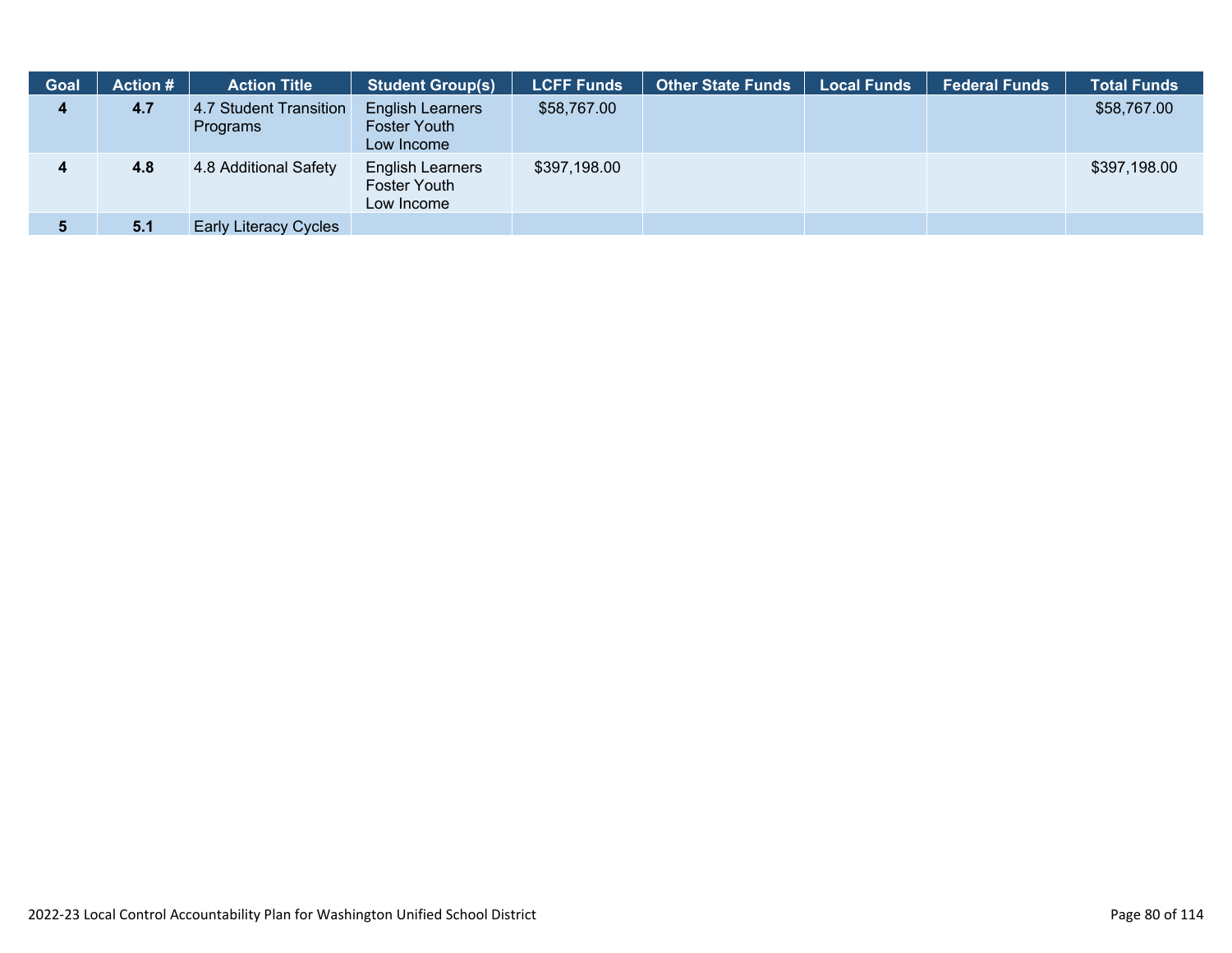| Goal | Action # | Action Title | Student Group(s) | LCFF Funds | Other State Funds | Local Funds | Federal Funds | Total Funds |
|---|---|---|---|---|---|---|---|---|
| 4 | 4.7 | 4.7 Student Transition Programs | English Learners<br>Foster Youth<br>Low Income | $58,767.00 | | | | $58,767.00 |
| 4 | 4.8 | 4.8 Additional Safety | English Learners<br>Foster Youth<br>Low Income | $397,198.00 | | | | $397,198.00 |
| 5 | 5.1 | Early Literacy Cycles | | | | | | |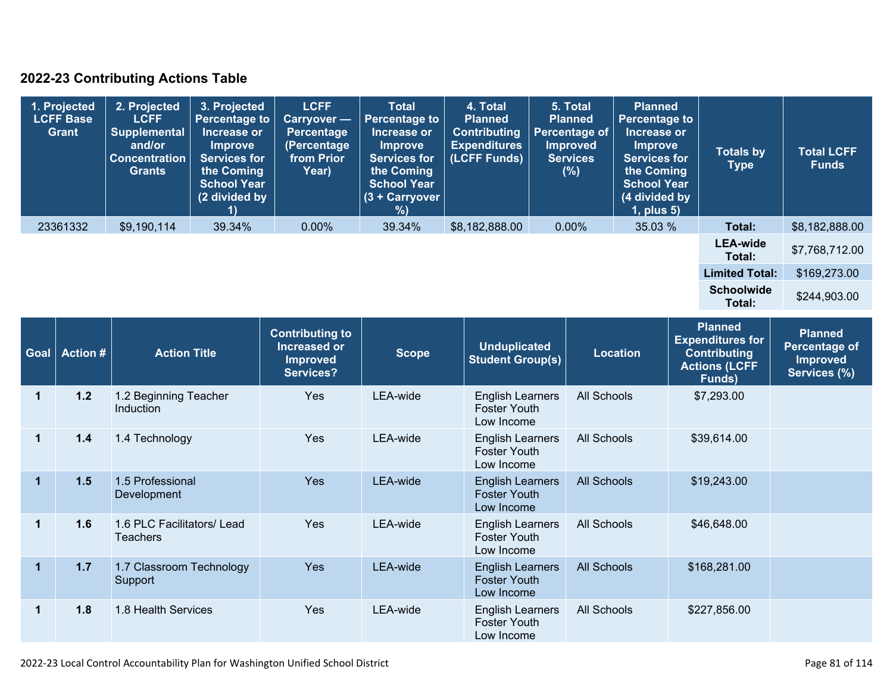## 2022-23 Contributing Actions Table

| 1. Projected LCFF Base Grant | 2. Projected LCFF Supplemental and/or Concentration Grants | 3. Projected Percentage to Increase or Improve Services for the Coming School Year (2 divided by 1) | LCFF Carryover — Percentage (Percentage from Prior Year) | Total Percentage to Increase or Improve Services for the Coming School Year (3 + Carryover %) | 4. Total Planned Contributing Expenditures (LCFF Funds) | 5. Total Planned Percentage of Improved Services (%) | Planned Percentage to Increase or Improve Services for the Coming School Year (4 divided by 1, plus 5) | Totals by Type | Total LCFF Funds |
|---|---|---|---|---|---|---|---|---|---|
| 23361332 | $9,190,114 | 39.34% | 0.00% | 39.34% | $8,182,888.00 | 0.00% | 35.03 % | **Total:** | $8,182,888.00 |
| | | | | | | | | **LEA-wide Total:** | $7,768,712.00 |
| | | | | | | | | **Limited Total:** | $169,273.00 |
| | | | | | | | | **Schoolwide Total:** | $244,903.00 |

| Goal | Action # | Action Title | Contributing to Increased or Improved Services? | Scope | Unduplicated Student Group(s) | Location | Planned Expenditures for Contributing Actions (LCFF Funds) | Planned Percentage of Improved Services (%) |
|---|---|---|---|---|---|---|---|---|
| **1** | **1.2** | 1.2 Beginning Teacher Induction | Yes | LEA-wide | English Learners Foster Youth Low Income | All Schools | $7,293.00 | |
| **1** | **1.4** | 1.4 Technology | Yes | LEA-wide | English Learners Foster Youth Low Income | All Schools | $39,614.00 | |
| **1** | **1.5** | 1.5 Professional Development | Yes | LEA-wide | English Learners Foster Youth Low Income | All Schools | $19,243.00 | |
| **1** | **1.6** | 1.6 PLC Facilitators/ Lead Teachers | Yes | LEA-wide | English Learners Foster Youth Low Income | All Schools | $46,648.00 | |
| **1** | **1.7** | 1.7 Classroom Technology Support | Yes | LEA-wide | English Learners Foster Youth Low Income | All Schools | $168,281.00 | |
| **1** | **1.8** | 1.8 Health Services | Yes | LEA-wide | English Learners Foster Youth Low Income | All Schools | $227,856.00 | |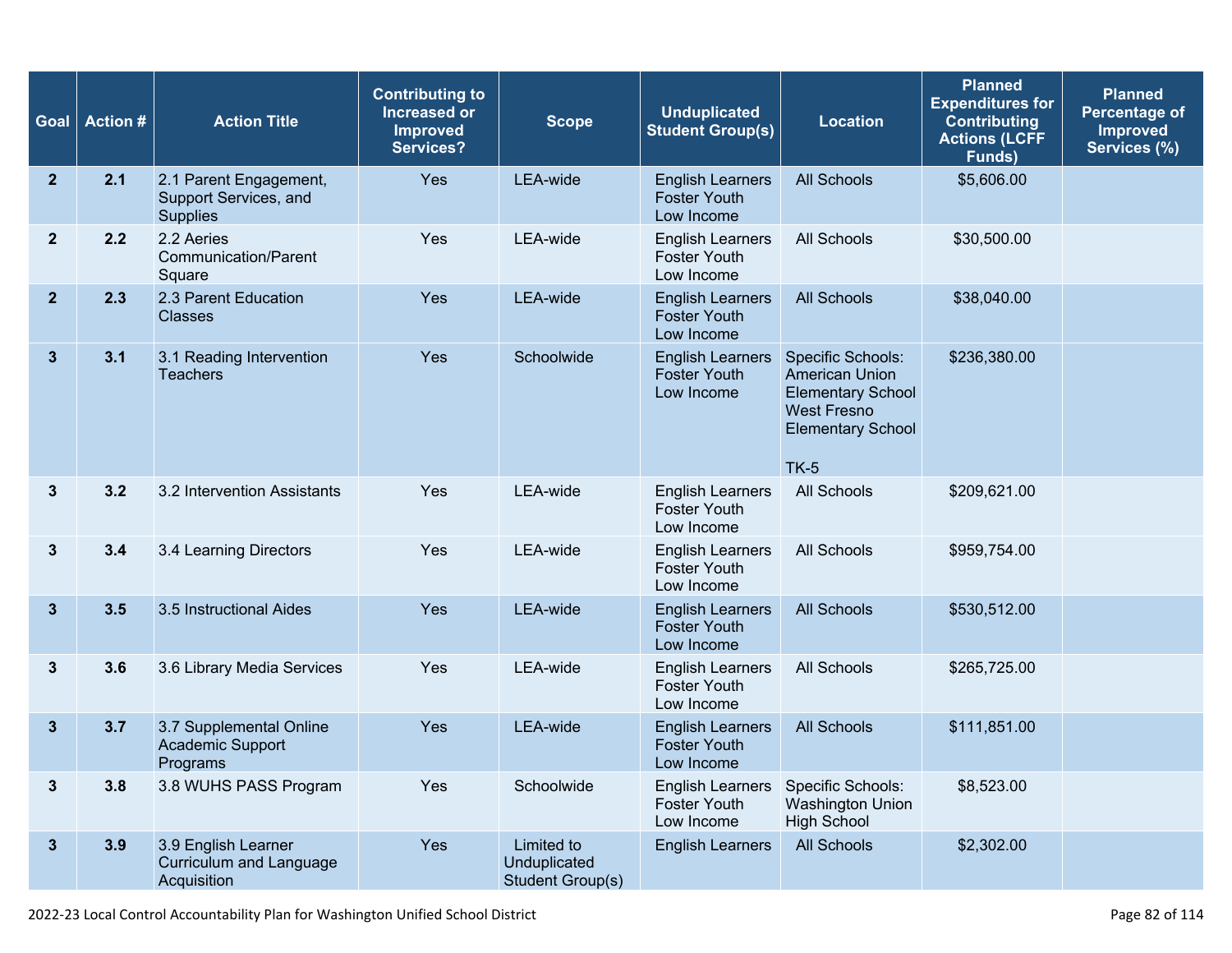| Goal | Action # | Action Title | Contributing to Increased or Improved Services? | Scope | Unduplicated Student Group(s) | Location | Planned Expenditures for Contributing Actions (LCFF Funds) | Planned Percentage of Improved Services (%) |
|---|---|---|---|---|---|---|---|---|
| 2 | 2.1 | 2.1 Parent Engagement, Support Services, and Supplies | Yes | LEA-wide | English Learners Foster Youth Low Income | All Schools | $5,606.00 | |
| 2 | 2.2 | 2.2 Aeries Communication/Parent Square | Yes | LEA-wide | English Learners Foster Youth Low Income | All Schools | $30,500.00 | |
| 2 | 2.3 | 2.3 Parent Education Classes | Yes | LEA-wide | English Learners Foster Youth Low Income | All Schools | $38,040.00 | |
| 3 | 3.1 | 3.1 Reading Intervention Teachers | Yes | Schoolwide | English Learners Foster Youth Low Income | Specific Schools: American Union Elementary School West Fresno Elementary School TK-5 | $236,380.00 | |
| 3 | 3.2 | 3.2 Intervention Assistants | Yes | LEA-wide | English Learners Foster Youth Low Income | All Schools | $209,621.00 | |
| 3 | 3.4 | 3.4 Learning Directors | Yes | LEA-wide | English Learners Foster Youth Low Income | All Schools | $959,754.00 | |
| 3 | 3.5 | 3.5 Instructional Aides | Yes | LEA-wide | English Learners Foster Youth Low Income | All Schools | $530,512.00 | |
| 3 | 3.6 | 3.6 Library Media Services | Yes | LEA-wide | English Learners Foster Youth Low Income | All Schools | $265,725.00 | |
| 3 | 3.7 | 3.7 Supplemental Online Academic Support Programs | Yes | LEA-wide | English Learners Foster Youth Low Income | All Schools | $111,851.00 | |
| 3 | 3.8 | 3.8 WUHS PASS Program | Yes | Schoolwide | English Learners Foster Youth Low Income | Specific Schools: Washington Union High School | $8,523.00 | |
| 3 | 3.9 | 3.9 English Learner Curriculum and Language Acquisition | Yes | Limited to Unduplicated Student Group(s) | English Learners | All Schools | $2,302.00 | |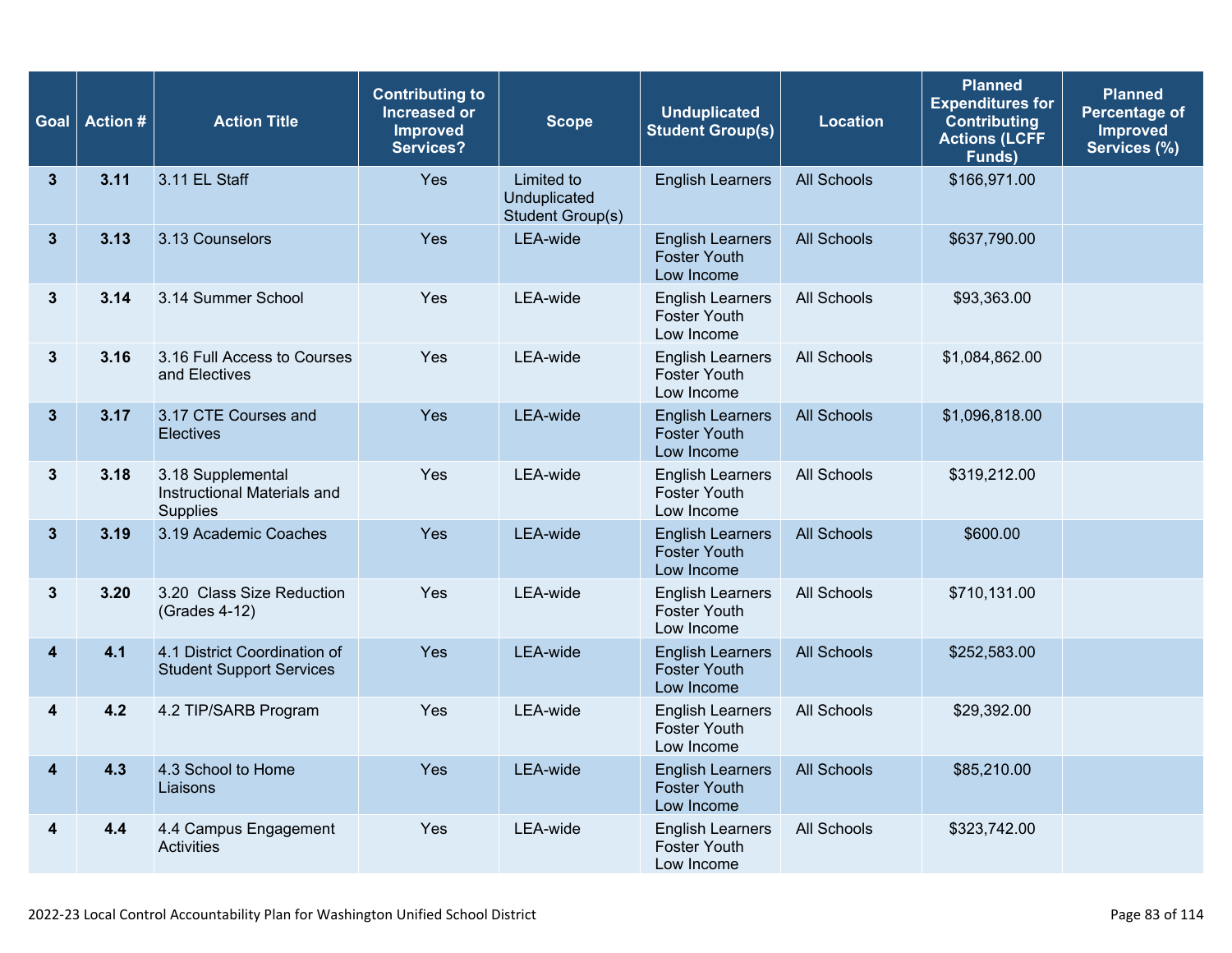| Goal | Action # | Action Title | Contributing to Increased or Improved Services? | Scope | Unduplicated Student Group(s) | Location | Planned Expenditures for Contributing Actions (LCFF Funds) | Planned Percentage of Improved Services (%) |
|---|---|---|---|---|---|---|---|---|
| 3 | 3.11 | 3.11 EL Staff | Yes | Limited to Unduplicated Student Group(s) | English Learners | All Schools | $166,971.00 | |
| 3 | 3.13 | 3.13 Counselors | Yes | LEA-wide | English Learners Foster Youth Low Income | All Schools | $637,790.00 | |
| 3 | 3.14 | 3.14 Summer School | Yes | LEA-wide | English Learners Foster Youth Low Income | All Schools | $93,363.00 | |
| 3 | 3.16 | 3.16 Full Access to Courses and Electives | Yes | LEA-wide | English Learners Foster Youth Low Income | All Schools | $1,084,862.00 | |
| 3 | 3.17 | 3.17 CTE Courses and Electives | Yes | LEA-wide | English Learners Foster Youth Low Income | All Schools | $1,096,818.00 | |
| 3 | 3.18 | 3.18 Supplemental Instructional Materials and Supplies | Yes | LEA-wide | English Learners Foster Youth Low Income | All Schools | $319,212.00 | |
| 3 | 3.19 | 3.19 Academic Coaches | Yes | LEA-wide | English Learners Foster Youth Low Income | All Schools | $600.00 | |
| 3 | 3.20 | 3.20 Class Size Reduction (Grades 4-12) | Yes | LEA-wide | English Learners Foster Youth Low Income | All Schools | $710,131.00 | |
| 4 | 4.1 | 4.1 District Coordination of Student Support Services | Yes | LEA-wide | English Learners Foster Youth Low Income | All Schools | $252,583.00 | |
| 4 | 4.2 | 4.2 TIP/SARB Program | Yes | LEA-wide | English Learners Foster Youth Low Income | All Schools | $29,392.00 | |
| 4 | 4.3 | 4.3 School to Home Liaisons | Yes | LEA-wide | English Learners Foster Youth Low Income | All Schools | $85,210.00 | |
| 4 | 4.4 | 4.4 Campus Engagement Activities | Yes | LEA-wide | English Learners Foster Youth Low Income | All Schools | $323,742.00 | |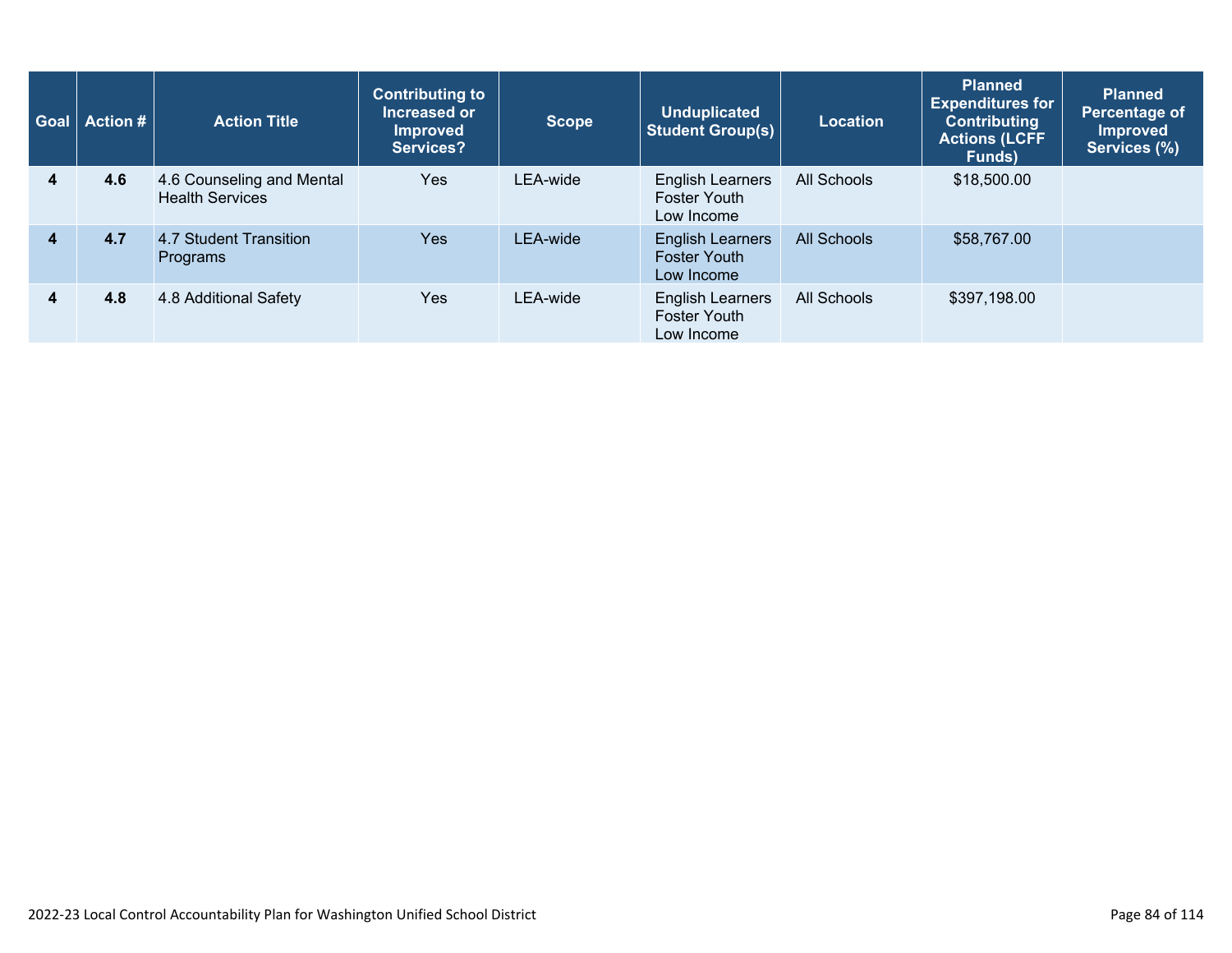| Goal | Action # | Action Title | Contributing to Increased or Improved Services? | Scope | Unduplicated Student Group(s) | Location | Planned Expenditures for Contributing Actions (LCFF Funds) | Planned Percentage of Improved Services (%) |
|---|---|---|---|---|---|---|---|---|
| 4 | 4.6 | 4.6 Counseling and Mental Health Services | Yes | LEA-wide | English Learners Foster Youth Low Income | All Schools | $18,500.00 | |
| 4 | 4.7 | 4.7 Student Transition Programs | Yes | LEA-wide | English Learners Foster Youth Low Income | All Schools | $58,767.00 | |
| 4 | 4.8 | 4.8 Additional Safety | Yes | LEA-wide | English Learners Foster Youth Low Income | All Schools | $397,198.00 | |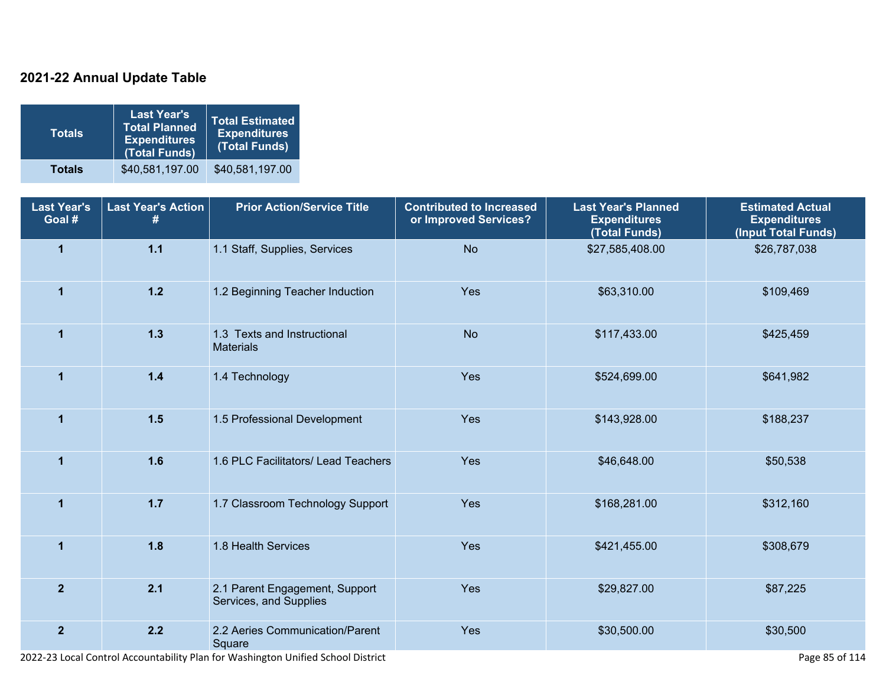## 2021-22 Annual Update Table

| Totals | Last Year's Total Planned Expenditures (Total Funds) | Total Estimated Expenditures (Total Funds) |
|---|---|---|
| **Totals** | $40,581,197.00 | $40,581,197.00 |

| Last Year's Goal # | Last Year's Action # | Prior Action/Service Title | Contributed to Increased or Improved Services? | Last Year's Planned Expenditures (Total Funds) | Estimated Actual Expenditures (Input Total Funds) |
|---|---|---|---|---|---|
| **1** | **1.1** | 1.1 Staff, Supplies, Services | No | $27,585,408.00 | $26,787,038 |
| **1** | **1.2** | 1.2 Beginning Teacher Induction | Yes | $63,310.00 | $109,469 |
| **1** | **1.3** | 1.3 Texts and Instructional Materials | No | $117,433.00 | $425,459 |
| **1** | **1.4** | 1.4 Technology | Yes | $524,699.00 | $641,982 |
| **1** | **1.5** | 1.5 Professional Development | Yes | $143,928.00 | $188,237 |
| **1** | **1.6** | 1.6 PLC Facilitators/ Lead Teachers | Yes | $46,648.00 | $50,538 |
| **1** | **1.7** | 1.7 Classroom Technology Support | Yes | $168,281.00 | $312,160 |
| **1** | **1.8** | 1.8 Health Services | Yes | $421,455.00 | $308,679 |
| **2** | **2.1** | 2.1 Parent Engagement, Support Services, and Supplies | Yes | $29,827.00 | $87,225 |
| **2** | **2.2** | 2.2 Aeries Communication/Parent Square | Yes | $30,500.00 | $30,500 |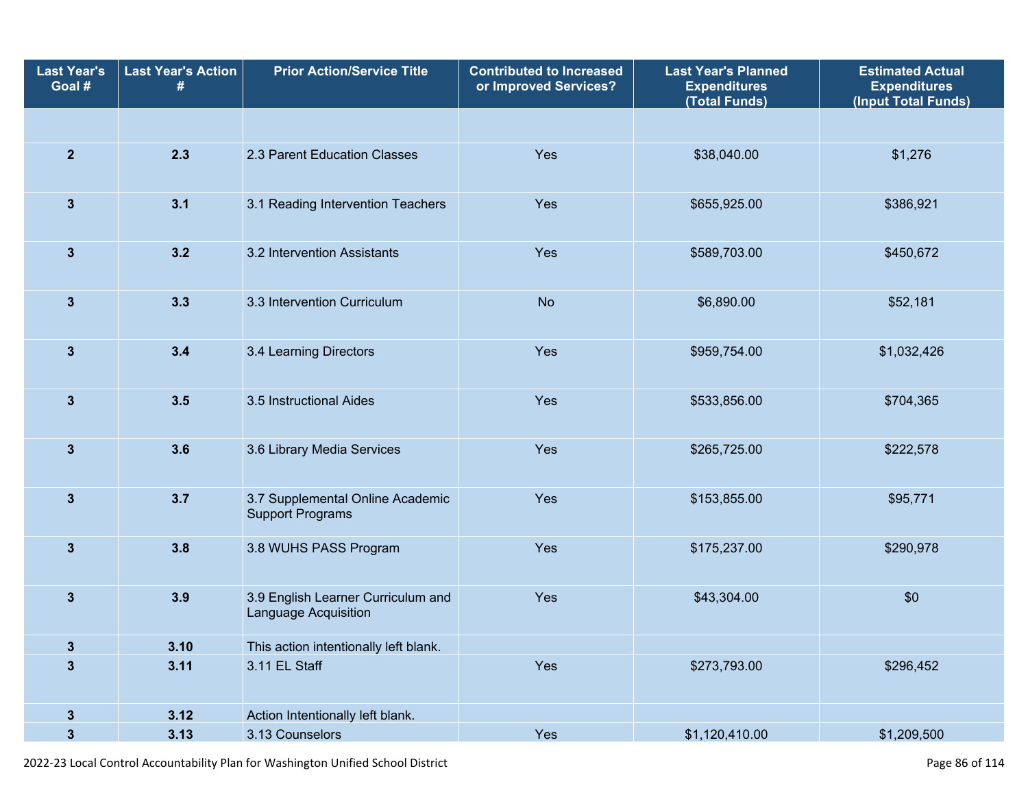| Last Year's Goal # | Last Year's Action # | Prior Action/Service Title | Contributed to Increased or Improved Services? | Last Year's Planned Expenditures (Total Funds) | Estimated Actual Expenditures (Input Total Funds) |
|---|---|---|---|---|---|
| | | | | | |
| 2 | 2.3 | 2.3 Parent Education Classes | Yes | $38,040.00 | $1,276 |
| 3 | 3.1 | 3.1 Reading Intervention Teachers | Yes | $655,925.00 | $386,921 |
| 3 | 3.2 | 3.2 Intervention Assistants | Yes | $589,703.00 | $450,672 |
| 3 | 3.3 | 3.3 Intervention Curriculum | No | $6,890.00 | $52,181 |
| 3 | 3.4 | 3.4 Learning Directors | Yes | $959,754.00 | $1,032,426 |
| 3 | 3.5 | 3.5 Instructional Aides | Yes | $533,856.00 | $704,365 |
| 3 | 3.6 | 3.6 Library Media Services | Yes | $265,725.00 | $222,578 |
| 3 | 3.7 | 3.7 Supplemental Online Academic Support Programs | Yes | $153,855.00 | $95,771 |
| 3 | 3.8 | 3.8 WUHS PASS Program | Yes | $175,237.00 | $290,978 |
| 3 | 3.9 | 3.9 English Learner Curriculum and Language Acquisition | Yes | $43,304.00 | $0 |
| 3 | 3.10 | This action intentionally left blank. | | | |
| 3 | 3.11 | 3.11 EL Staff | Yes | $273,793.00 | $296,452 |
| 3 | 3.12 | Action Intentionally left blank. | | | |
| 3 | 3.13 | 3.13 Counselors | Yes | $1,120,410.00 | $1,209,500 |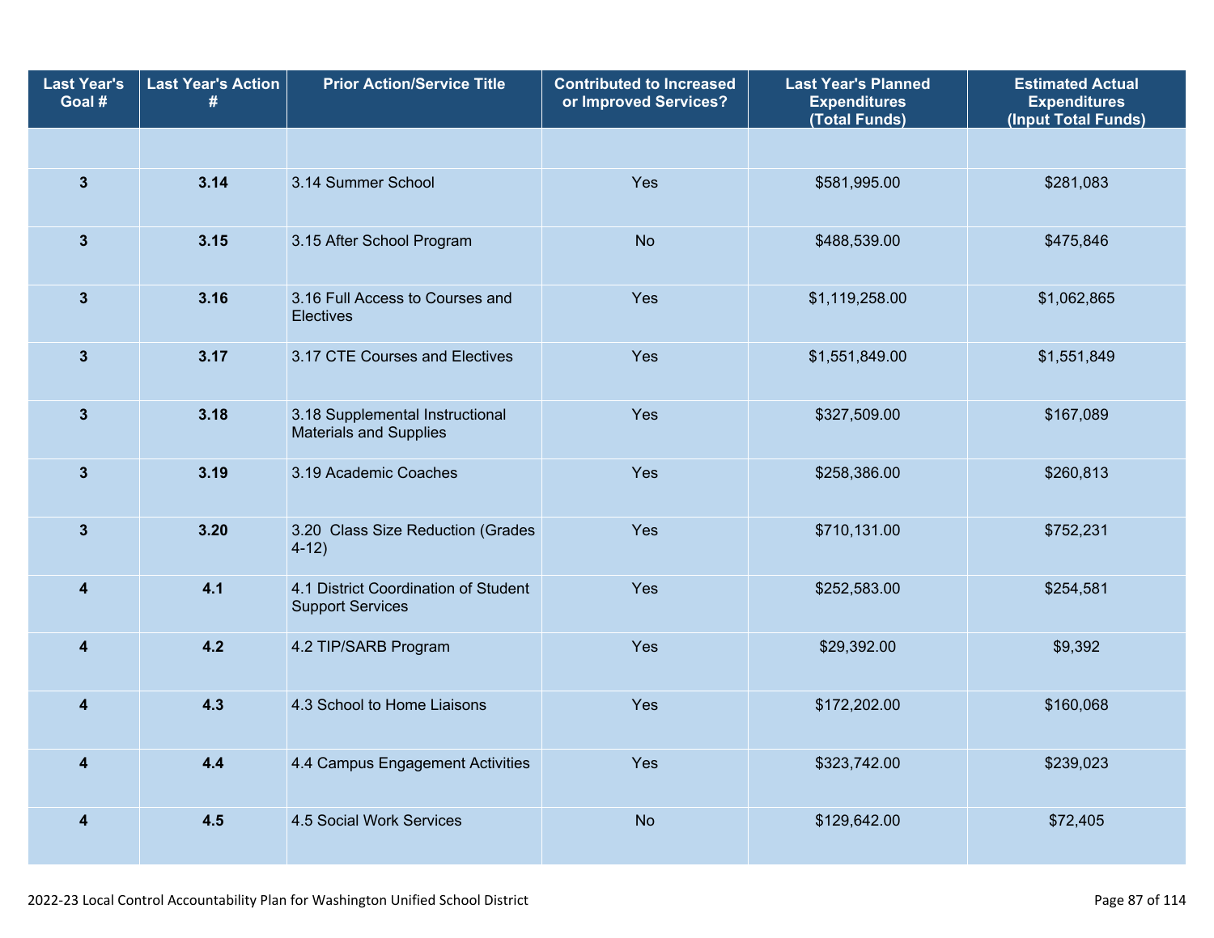| Last Year's Goal # | Last Year's Action # | Prior Action/Service Title | Contributed to Increased or Improved Services? | Last Year's Planned Expenditures (Total Funds) | Estimated Actual Expenditures (Input Total Funds) |
|---|---|---|---|---|---|
| | | | | | |
| 3 | 3.14 | 3.14 Summer School | Yes | $581,995.00 | $281,083 |
| 3 | 3.15 | 3.15 After School Program | No | $488,539.00 | $475,846 |
| 3 | 3.16 | 3.16 Full Access to Courses and Electives | Yes | $1,119,258.00 | $1,062,865 |
| 3 | 3.17 | 3.17 CTE Courses and Electives | Yes | $1,551,849.00 | $1,551,849 |
| 3 | 3.18 | 3.18 Supplemental Instructional Materials and Supplies | Yes | $327,509.00 | $167,089 |
| 3 | 3.19 | 3.19 Academic Coaches | Yes | $258,386.00 | $260,813 |
| 3 | 3.20 | 3.20 Class Size Reduction (Grades 4-12) | Yes | $710,131.00 | $752,231 |
| 4 | 4.1 | 4.1 District Coordination of Student Support Services | Yes | $252,583.00 | $254,581 |
| 4 | 4.2 | 4.2 TIP/SARB Program | Yes | $29,392.00 | $9,392 |
| 4 | 4.3 | 4.3 School to Home Liaisons | Yes | $172,202.00 | $160,068 |
| 4 | 4.4 | 4.4 Campus Engagement Activities | Yes | $323,742.00 | $239,023 |
| 4 | 4.5 | 4.5 Social Work Services | No | $129,642.00 | $72,405 |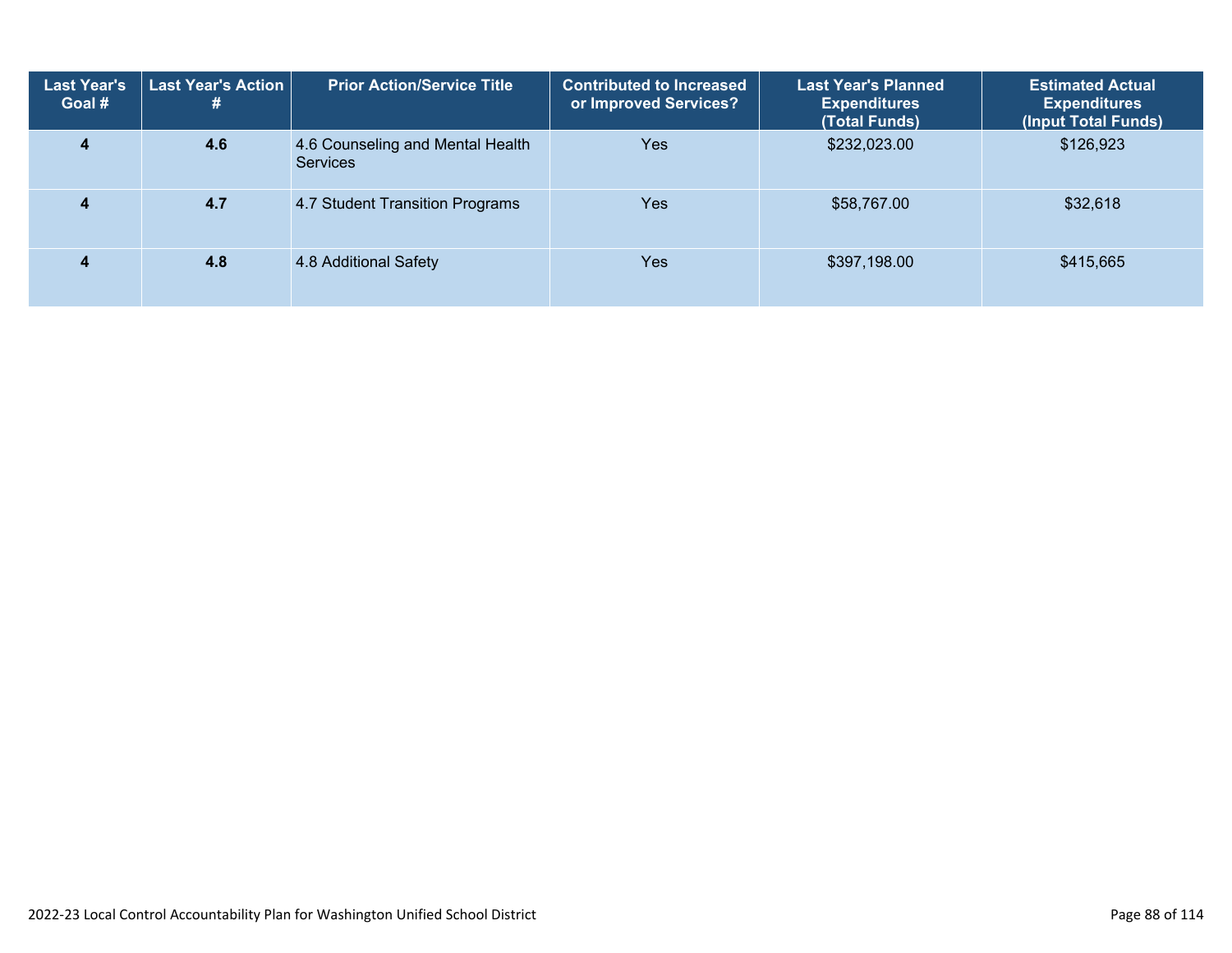| Last Year's Goal # | Last Year's Action # | Prior Action/Service Title | Contributed to Increased or Improved Services? | Last Year's Planned Expenditures (Total Funds) | Estimated Actual Expenditures (Input Total Funds) |
|---|---|---|---|---|---|
| **4** | **4.6** | 4.6 Counseling and Mental Health Services | Yes | $232,023.00 | $126,923 |
| **4** | **4.7** | 4.7 Student Transition Programs | Yes | $58,767.00 | $32,618 |
| **4** | **4.8** | 4.8 Additional Safety | Yes | $397,198.00 | $415,665 |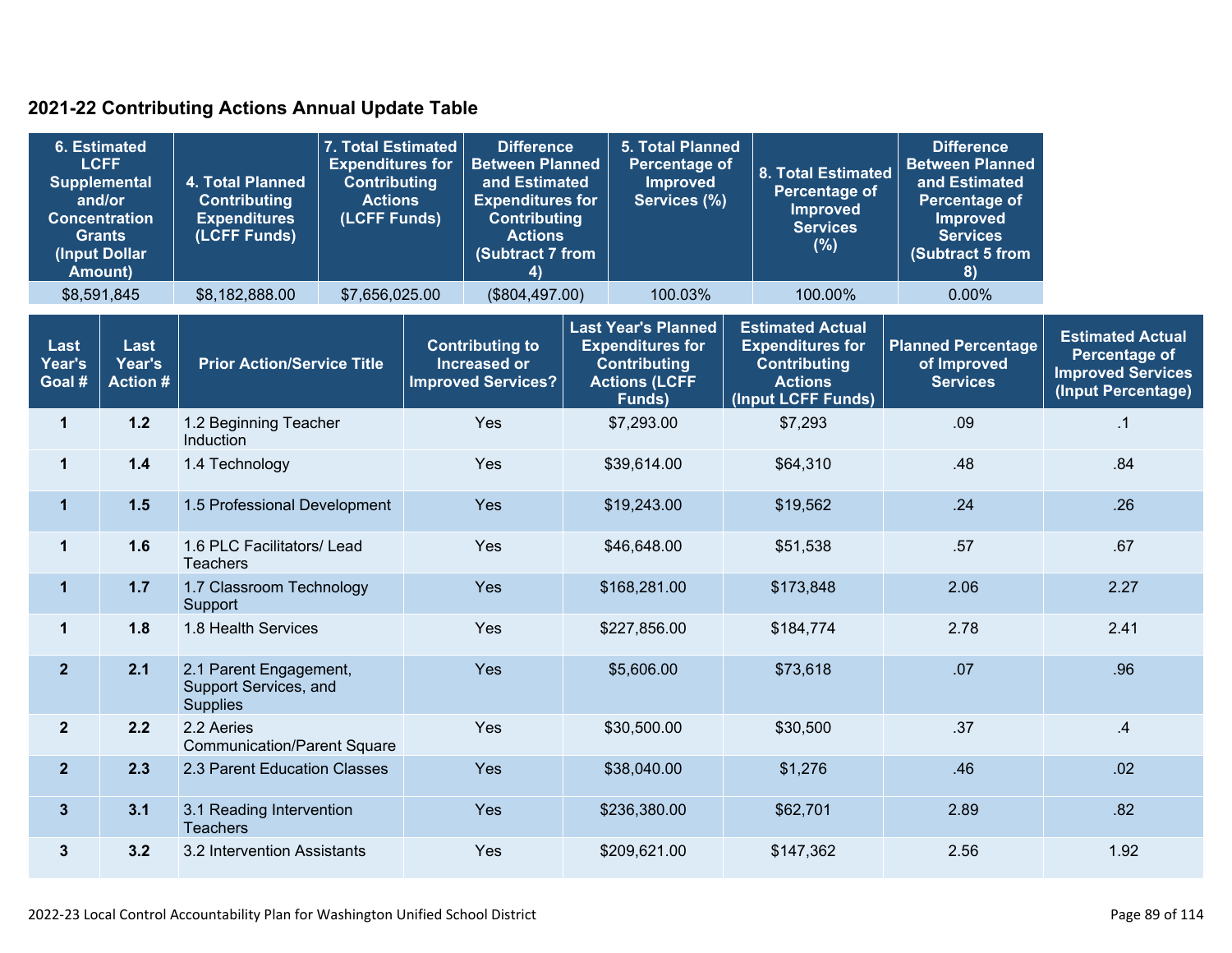## 2021-22 Contributing Actions Annual Update Table

| 6. Estimated LCFF Supplemental and/or Concentration Grants (Input Dollar Amount) | 4. Total Planned Contributing Expenditures (LCFF Funds) | 7. Total Estimated Expenditures for Contributing Actions (LCFF Funds) | Difference Between Planned and Estimated Expenditures for Contributing Actions (Subtract 7 from 4) | 5. Total Planned Percentage of Improved Services (%) | 8. Total Estimated Percentage of Improved Services (%) | Difference Between Planned and Estimated Percentage of Improved Services (Subtract 5 from 8) |
|---|---|---|---|---|---|---|
| $8,591,845 | $8,182,888.00 | $7,656,025.00 | ($804,497.00) | 100.03% | 100.00% | 0.00% |

| Last Year's Goal # | Last Year's Action # | Prior Action/Service Title | Contributing to Increased or Improved Services? | Last Year's Planned Expenditures for Contributing Actions (LCFF Funds) | Estimated Actual Expenditures for Contributing Actions (Input LCFF Funds) | Planned Percentage of Improved Services | Estimated Actual Percentage of Improved Services (Input Percentage) |
|---|---|---|---|---|---|---|---|
| 1 | 1.2 | 1.2 Beginning Teacher Induction | Yes | $7,293.00 | $7,293 | .09 | .1 |
| 1 | 1.4 | 1.4 Technology | Yes | $39,614.00 | $64,310 | .48 | .84 |
| 1 | 1.5 | 1.5 Professional Development | Yes | $19,243.00 | $19,562 | .24 | .26 |
| 1 | 1.6 | 1.6 PLC Facilitators/ Lead Teachers | Yes | $46,648.00 | $51,538 | .57 | .67 |
| 1 | 1.7 | 1.7 Classroom Technology Support | Yes | $168,281.00 | $173,848 | 2.06 | 2.27 |
| 1 | 1.8 | 1.8 Health Services | Yes | $227,856.00 | $184,774 | 2.78 | 2.41 |
| 2 | 2.1 | 2.1 Parent Engagement, Support Services, and Supplies | Yes | $5,606.00 | $73,618 | .07 | .96 |
| 2 | 2.2 | 2.2 Aeries Communication/Parent Square | Yes | $30,500.00 | $30,500 | .37 | .4 |
| 2 | 2.3 | 2.3 Parent Education Classes | Yes | $38,040.00 | $1,276 | .46 | .02 |
| 3 | 3.1 | 3.1 Reading Intervention Teachers | Yes | $236,380.00 | $62,701 | 2.89 | .82 |
| 3 | 3.2 | 3.2 Intervention Assistants | Yes | $209,621.00 | $147,362 | 2.56 | 1.92 |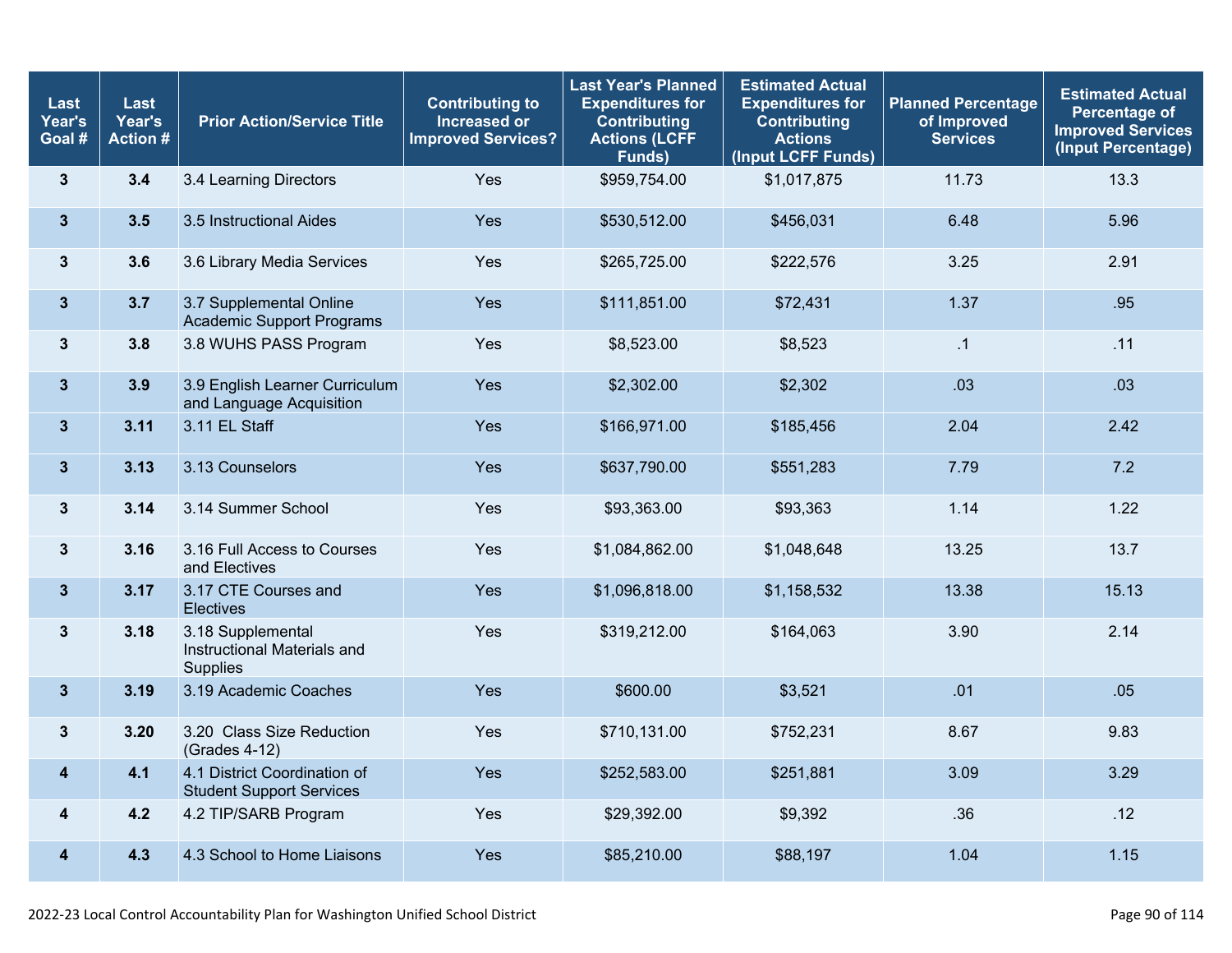| Last Year's Goal # | Last Year's Action # | Prior Action/Service Title | Contributing to Increased or Improved Services? | Last Year's Planned Expenditures for Contributing Actions (LCFF Funds) | Estimated Actual Expenditures for Contributing Actions (Input LCFF Funds) | Planned Percentage of Improved Services | Estimated Actual Percentage of Improved Services (Input Percentage) |
|---|---|---|---|---|---|---|---|
| 3 | 3.4 | 3.4 Learning Directors | Yes | $959,754.00 | $1,017,875 | 11.73 | 13.3 |
| 3 | 3.5 | 3.5 Instructional Aides | Yes | $530,512.00 | $456,031 | 6.48 | 5.96 |
| 3 | 3.6 | 3.6 Library Media Services | Yes | $265,725.00 | $222,576 | 3.25 | 2.91 |
| 3 | 3.7 | 3.7 Supplemental Online Academic Support Programs | Yes | $111,851.00 | $72,431 | 1.37 | .95 |
| 3 | 3.8 | 3.8 WUHS PASS Program | Yes | $8,523.00 | $8,523 | .1 | .11 |
| 3 | 3.9 | 3.9 English Learner Curriculum and Language Acquisition | Yes | $2,302.00 | $2,302 | .03 | .03 |
| 3 | 3.11 | 3.11 EL Staff | Yes | $166,971.00 | $185,456 | 2.04 | 2.42 |
| 3 | 3.13 | 3.13 Counselors | Yes | $637,790.00 | $551,283 | 7.79 | 7.2 |
| 3 | 3.14 | 3.14 Summer School | Yes | $93,363.00 | $93,363 | 1.14 | 1.22 |
| 3 | 3.16 | 3.16 Full Access to Courses and Electives | Yes | $1,084,862.00 | $1,048,648 | 13.25 | 13.7 |
| 3 | 3.17 | 3.17 CTE Courses and Electives | Yes | $1,096,818.00 | $1,158,532 | 13.38 | 15.13 |
| 3 | 3.18 | 3.18 Supplemental Instructional Materials and Supplies | Yes | $319,212.00 | $164,063 | 3.90 | 2.14 |
| 3 | 3.19 | 3.19 Academic Coaches | Yes | $600.00 | $3,521 | .01 | .05 |
| 3 | 3.20 | 3.20 Class Size Reduction (Grades 4-12) | Yes | $710,131.00 | $752,231 | 8.67 | 9.83 |
| 4 | 4.1 | 4.1 District Coordination of Student Support Services | Yes | $252,583.00 | $251,881 | 3.09 | 3.29 |
| 4 | 4.2 | 4.2 TIP/SARB Program | Yes | $29,392.00 | $9,392 | .36 | .12 |
| 4 | 4.3 | 4.3 School to Home Liaisons | Yes | $85,210.00 | $88,197 | 1.04 | 1.15 |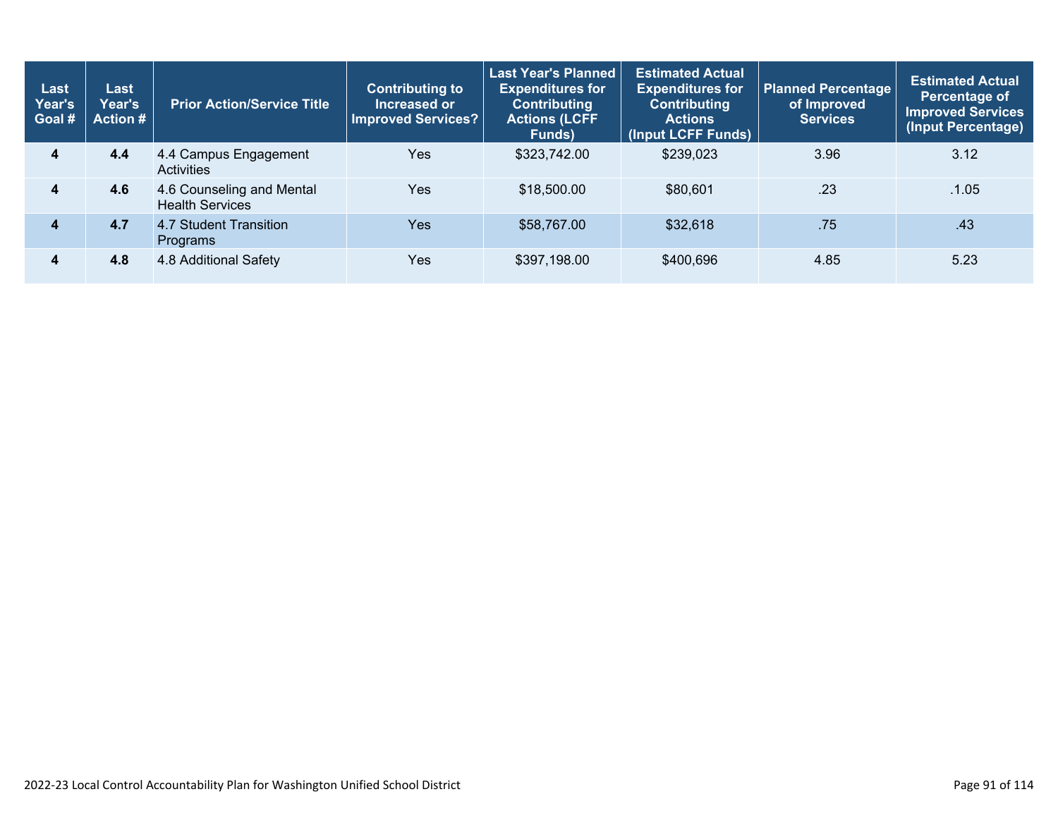| Last Year's Goal # | Last Year's Action # | Prior Action/Service Title | Contributing to Increased or Improved Services? | Last Year's Planned Expenditures for Contributing Actions (LCFF Funds) | Estimated Actual Expenditures for Contributing Actions (Input LCFF Funds) | Planned Percentage of Improved Services | Estimated Actual Percentage of Improved Services (Input Percentage) |
|---|---|---|---|---|---|---|---|
| 4 | 4.4 | 4.4 Campus Engagement Activities | Yes | $323,742.00 | $239,023 | 3.96 | 3.12 |
| 4 | 4.6 | 4.6 Counseling and Mental Health Services | Yes | $18,500.00 | $80,601 | .23 | .1.05 |
| 4 | 4.7 | 4.7 Student Transition Programs | Yes | $58,767.00 | $32,618 | .75 | .43 |
| 4 | 4.8 | 4.8 Additional Safety | Yes | $397,198.00 | $400,696 | 4.85 | 5.23 |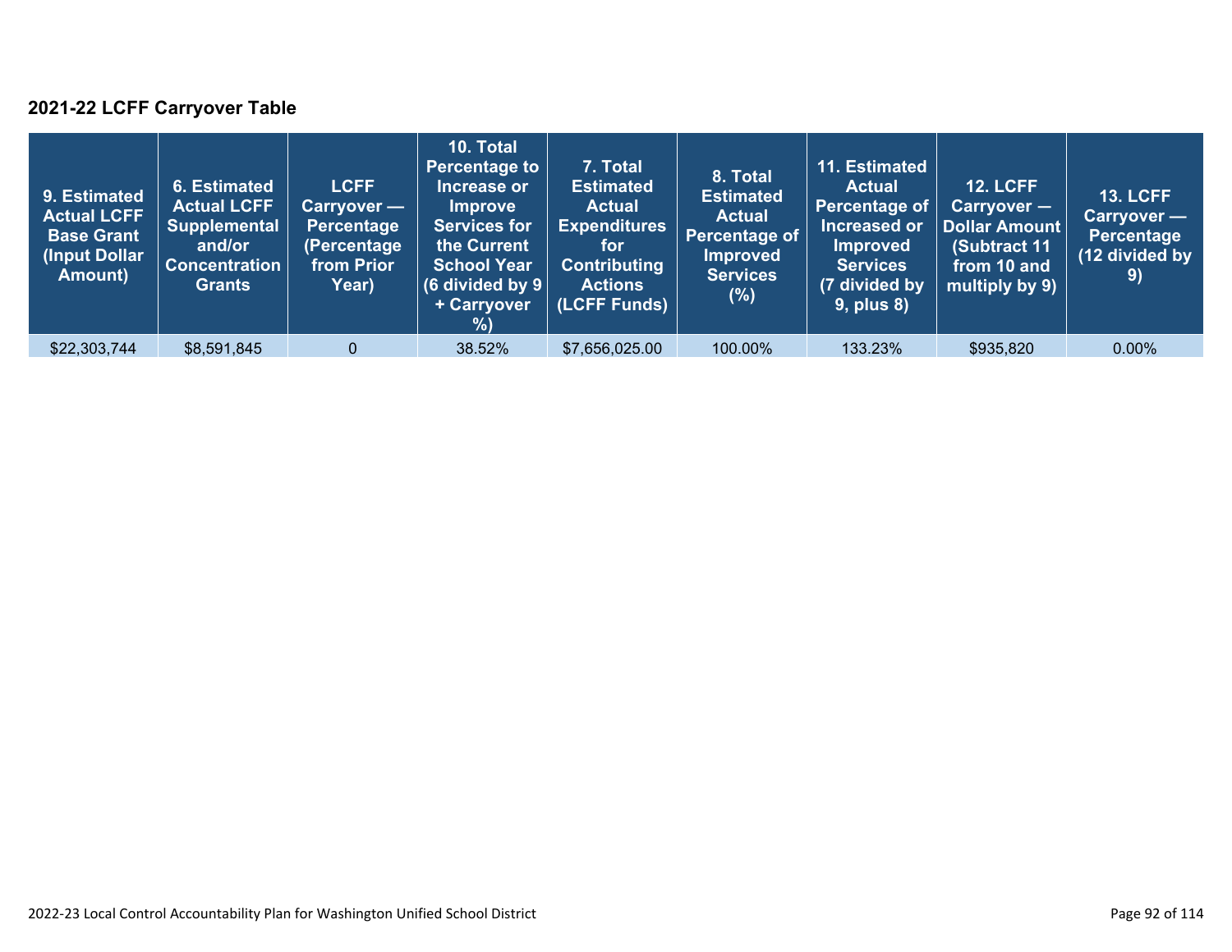### 2021-22 LCFF Carryover Table

| 9. Estimated Actual LCFF Base Grant (Input Dollar Amount) | 6. Estimated Actual LCFF Supplemental and/or Concentration Grants | LCFF Carryover — Percentage (Percentage from Prior Year) | 10. Total Percentage to Increase or Improve Services for the Current School Year (6 divided by 9 + Carryover %) | 7. Total Estimated Actual Expenditures for Contributing Actions (LCFF Funds) | 8. Total Estimated Actual Percentage of Improved Services (%) | 11. Estimated Actual Percentage of Increased or Improved Services (7 divided by 9, plus 8) | 12. LCFF Carryover — Dollar Amount (Subtract 11 from 10 and multiply by 9) | 13. LCFF Carryover — Percentage (12 divided by 9) |
|---|---|---|---|---|---|---|---|---|
| $22,303,744 | $8,591,845 | 0 | 38.52% | $7,656,025.00 | 100.00% | 133.23% | $935,820 | 0.00% |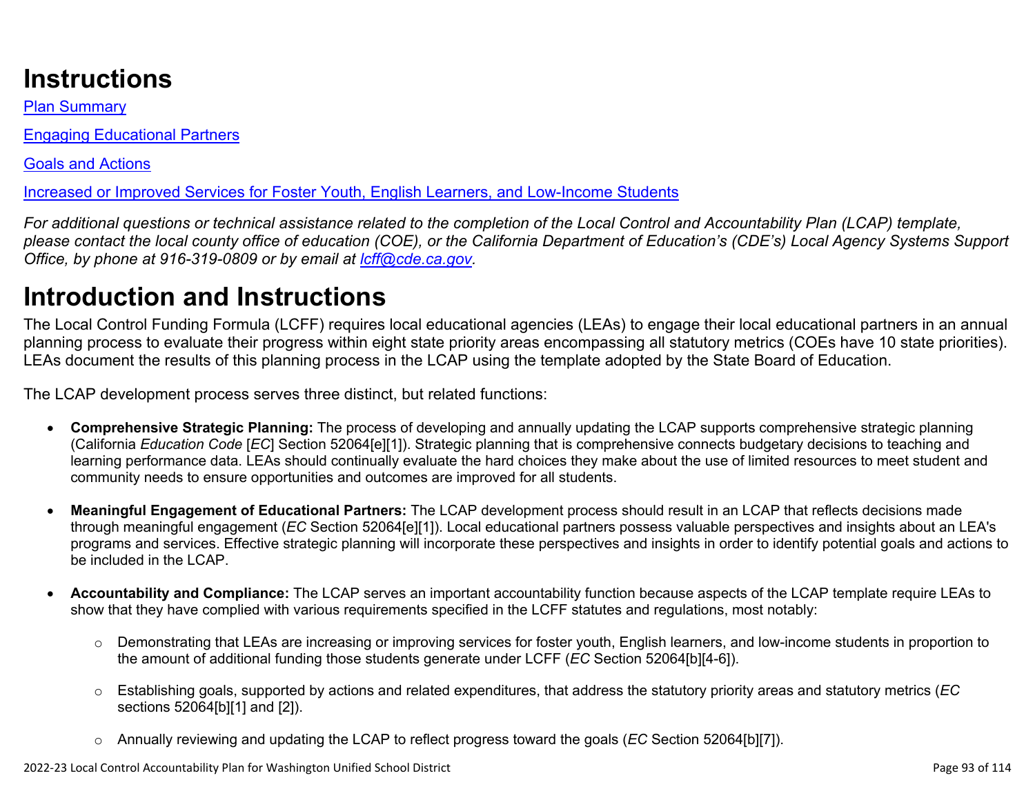# Instructions

[Plan Summary](#)

[Engaging Educational Partners](#)

[Goals and Actions](#)

[Increased or Improved Services for Foster Youth, English Learners, and Low-Income Students](#)

*For additional questions or technical assistance related to the completion of the Local Control and Accountability Plan (LCAP) template, please contact the local county office of education (COE), or the California Department of Education's (CDE's) Local Agency Systems Support Office, by phone at 916-319-0809 or by email at [lcff@cde.ca.gov](mailto:lcff@cde.ca.gov).*

# Introduction and Instructions

The Local Control Funding Formula (LCFF) requires local educational agencies (LEAs) to engage their local educational partners in an annual planning process to evaluate their progress within eight state priority areas encompassing all statutory metrics (COEs have 10 state priorities). LEAs document the results of this planning process in the LCAP using the template adopted by the State Board of Education.

The LCAP development process serves three distinct, but related functions:

- **Comprehensive Strategic Planning:** The process of developing and annually updating the LCAP supports comprehensive strategic planning (California *Education Code* [*EC*] Section 52064[e][1]). Strategic planning that is comprehensive connects budgetary decisions to teaching and learning performance data. LEAs should continually evaluate the hard choices they make about the use of limited resources to meet student and community needs to ensure opportunities and outcomes are improved for all students.

- **Meaningful Engagement of Educational Partners:** The LCAP development process should result in an LCAP that reflects decisions made through meaningful engagement (*EC* Section 52064[e][1]). Local educational partners possess valuable perspectives and insights about an LEA's programs and services. Effective strategic planning will incorporate these perspectives and insights in order to identify potential goals and actions to be included in the LCAP.

- **Accountability and Compliance:** The LCAP serves an important accountability function because aspects of the LCAP template require LEAs to show that they have complied with various requirements specified in the LCFF statutes and regulations, most notably:

  - Demonstrating that LEAs are increasing or improving services for foster youth, English learners, and low-income students in proportion to the amount of additional funding those students generate under LCFF (*EC* Section 52064[b][4-6]).

  - Establishing goals, supported by actions and related expenditures, that address the statutory priority areas and statutory metrics (*EC* sections 52064[b][1] and [2]).

  - Annually reviewing and updating the LCAP to reflect progress toward the goals (*EC* Section 52064[b][7]).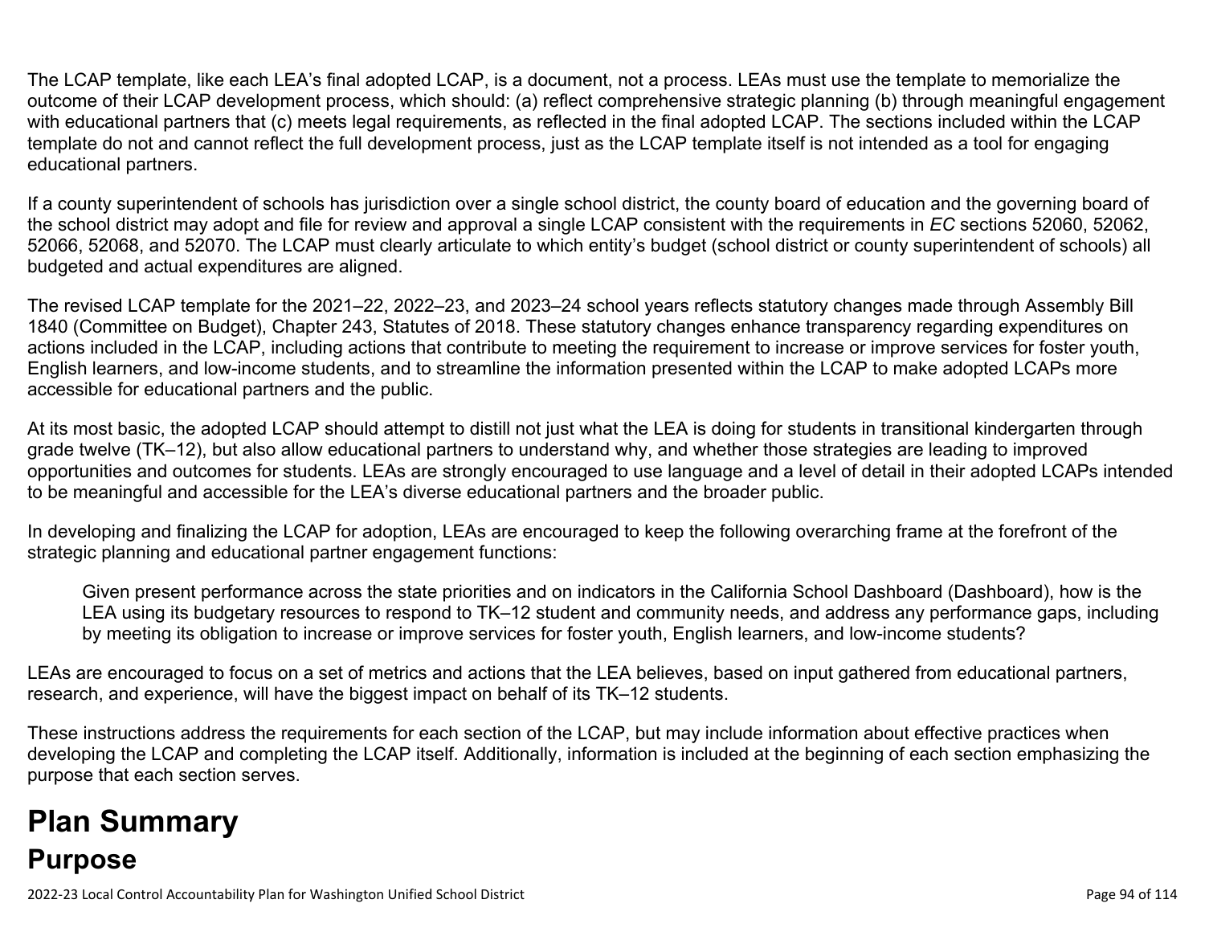The LCAP template, like each LEA's final adopted LCAP, is a document, not a process. LEAs must use the template to memorialize the outcome of their LCAP development process, which should: (a) reflect comprehensive strategic planning (b) through meaningful engagement with educational partners that (c) meets legal requirements, as reflected in the final adopted LCAP. The sections included within the LCAP template do not and cannot reflect the full development process, just as the LCAP template itself is not intended as a tool for engaging educational partners.

If a county superintendent of schools has jurisdiction over a single school district, the county board of education and the governing board of the school district may adopt and file for review and approval a single LCAP consistent with the requirements in *EC* sections 52060, 52062, 52066, 52068, and 52070. The LCAP must clearly articulate to which entity's budget (school district or county superintendent of schools) all budgeted and actual expenditures are aligned.

The revised LCAP template for the 2021–22, 2022–23, and 2023–24 school years reflects statutory changes made through Assembly Bill 1840 (Committee on Budget), Chapter 243, Statutes of 2018. These statutory changes enhance transparency regarding expenditures on actions included in the LCAP, including actions that contribute to meeting the requirement to increase or improve services for foster youth, English learners, and low-income students, and to streamline the information presented within the LCAP to make adopted LCAPs more accessible for educational partners and the public.

At its most basic, the adopted LCAP should attempt to distill not just what the LEA is doing for students in transitional kindergarten through grade twelve (TK–12), but also allow educational partners to understand why, and whether those strategies are leading to improved opportunities and outcomes for students. LEAs are strongly encouraged to use language and a level of detail in their adopted LCAPs intended to be meaningful and accessible for the LEA's diverse educational partners and the broader public.

In developing and finalizing the LCAP for adoption, LEAs are encouraged to keep the following overarching frame at the forefront of the strategic planning and educational partner engagement functions:

> Given present performance across the state priorities and on indicators in the California School Dashboard (Dashboard), how is the LEA using its budgetary resources to respond to TK–12 student and community needs, and address any performance gaps, including by meeting its obligation to increase or improve services for foster youth, English learners, and low-income students?

LEAs are encouraged to focus on a set of metrics and actions that the LEA believes, based on input gathered from educational partners, research, and experience, will have the biggest impact on behalf of its TK–12 students.

These instructions address the requirements for each section of the LCAP, but may include information about effective practices when developing the LCAP and completing the LCAP itself. Additionally, information is included at the beginning of each section emphasizing the purpose that each section serves.

# Plan Summary

## Purpose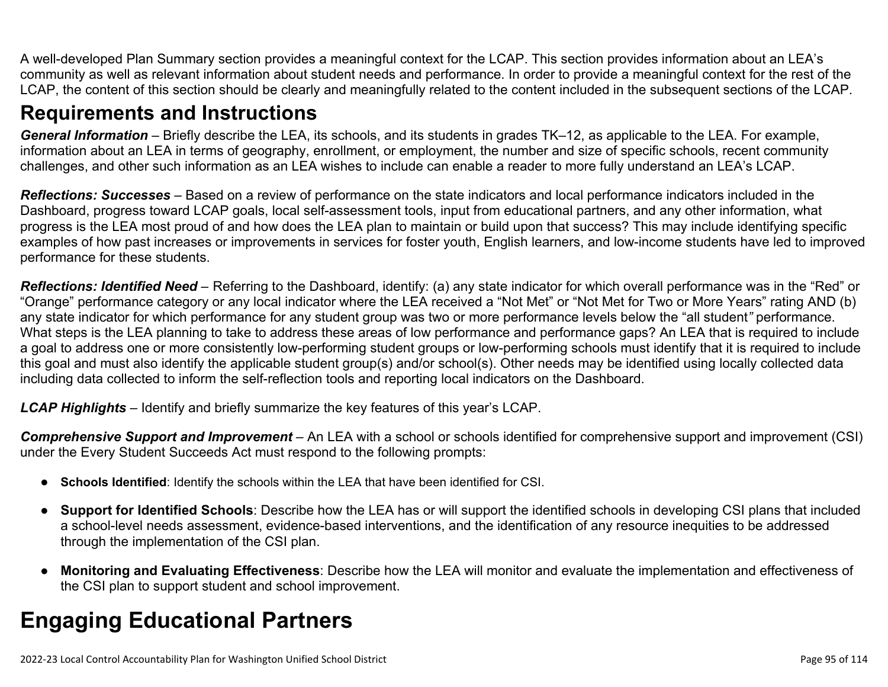A well-developed Plan Summary section provides a meaningful context for the LCAP. This section provides information about an LEA's community as well as relevant information about student needs and performance. In order to provide a meaningful context for the rest of the LCAP, the content of this section should be clearly and meaningfully related to the content included in the subsequent sections of the LCAP.

## Requirements and Instructions

***General Information*** – Briefly describe the LEA, its schools, and its students in grades TK–12, as applicable to the LEA. For example, information about an LEA in terms of geography, enrollment, or employment, the number and size of specific schools, recent community challenges, and other such information as an LEA wishes to include can enable a reader to more fully understand an LEA's LCAP.

***Reflections: Successes*** – Based on a review of performance on the state indicators and local performance indicators included in the Dashboard, progress toward LCAP goals, local self-assessment tools, input from educational partners, and any other information, what progress is the LEA most proud of and how does the LEA plan to maintain or build upon that success? This may include identifying specific examples of how past increases or improvements in services for foster youth, English learners, and low-income students have led to improved performance for these students.

***Reflections: Identified Need*** – Referring to the Dashboard, identify: (a) any state indicator for which overall performance was in the "Red" or "Orange" performance category or any local indicator where the LEA received a "Not Met" or "Not Met for Two or More Years" rating AND (b) any state indicator for which performance for any student group was two or more performance levels below the "all student*"* performance. What steps is the LEA planning to take to address these areas of low performance and performance gaps? An LEA that is required to include a goal to address one or more consistently low-performing student groups or low-performing schools must identify that it is required to include this goal and must also identify the applicable student group(s) and/or school(s). Other needs may be identified using locally collected data including data collected to inform the self-reflection tools and reporting local indicators on the Dashboard.

***LCAP Highlights*** – Identify and briefly summarize the key features of this year's LCAP.

***Comprehensive Support and Improvement*** – An LEA with a school or schools identified for comprehensive support and improvement (CSI) under the Every Student Succeeds Act must respond to the following prompts:

- **Schools Identified**: Identify the schools within the LEA that have been identified for CSI.
- **Support for Identified Schools**: Describe how the LEA has or will support the identified schools in developing CSI plans that included a school-level needs assessment, evidence-based interventions, and the identification of any resource inequities to be addressed through the implementation of the CSI plan.
- **Monitoring and Evaluating Effectiveness**: Describe how the LEA will monitor and evaluate the implementation and effectiveness of the CSI plan to support student and school improvement.

# Engaging Educational Partners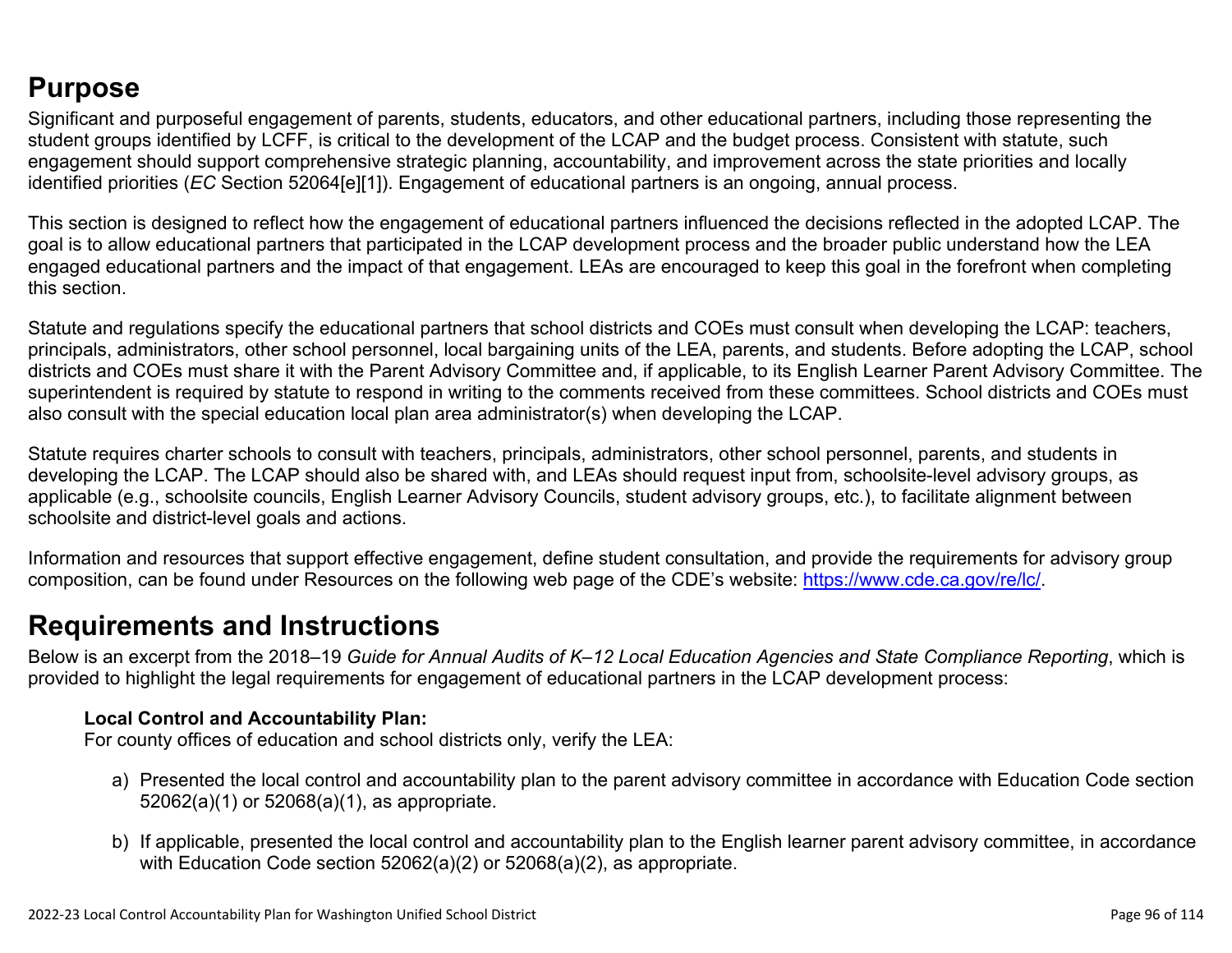## Purpose

Significant and purposeful engagement of parents, students, educators, and other educational partners, including those representing the student groups identified by LCFF, is critical to the development of the LCAP and the budget process. Consistent with statute, such engagement should support comprehensive strategic planning, accountability, and improvement across the state priorities and locally identified priorities (*EC* Section 52064[e][1]). Engagement of educational partners is an ongoing, annual process.

This section is designed to reflect how the engagement of educational partners influenced the decisions reflected in the adopted LCAP. The goal is to allow educational partners that participated in the LCAP development process and the broader public understand how the LEA engaged educational partners and the impact of that engagement. LEAs are encouraged to keep this goal in the forefront when completing this section.

Statute and regulations specify the educational partners that school districts and COEs must consult when developing the LCAP: teachers, principals, administrators, other school personnel, local bargaining units of the LEA, parents, and students. Before adopting the LCAP, school districts and COEs must share it with the Parent Advisory Committee and, if applicable, to its English Learner Parent Advisory Committee. The superintendent is required by statute to respond in writing to the comments received from these committees. School districts and COEs must also consult with the special education local plan area administrator(s) when developing the LCAP.

Statute requires charter schools to consult with teachers, principals, administrators, other school personnel, parents, and students in developing the LCAP. The LCAP should also be shared with, and LEAs should request input from, schoolsite-level advisory groups, as applicable (e.g., schoolsite councils, English Learner Advisory Councils, student advisory groups, etc.), to facilitate alignment between schoolsite and district-level goals and actions.

Information and resources that support effective engagement, define student consultation, and provide the requirements for advisory group composition, can be found under Resources on the following web page of the CDE's website: https://www.cde.ca.gov/re/lc/.

## Requirements and Instructions

Below is an excerpt from the 2018–19 *Guide for Annual Audits of K–12 Local Education Agencies and State Compliance Reporting*, which is provided to highlight the legal requirements for engagement of educational partners in the LCAP development process:

**Local Control and Accountability Plan:**
For county offices of education and school districts only, verify the LEA:

a) Presented the local control and accountability plan to the parent advisory committee in accordance with Education Code section 52062(a)(1) or 52068(a)(1), as appropriate.

b) If applicable, presented the local control and accountability plan to the English learner parent advisory committee, in accordance with Education Code section 52062(a)(2) or 52068(a)(2), as appropriate.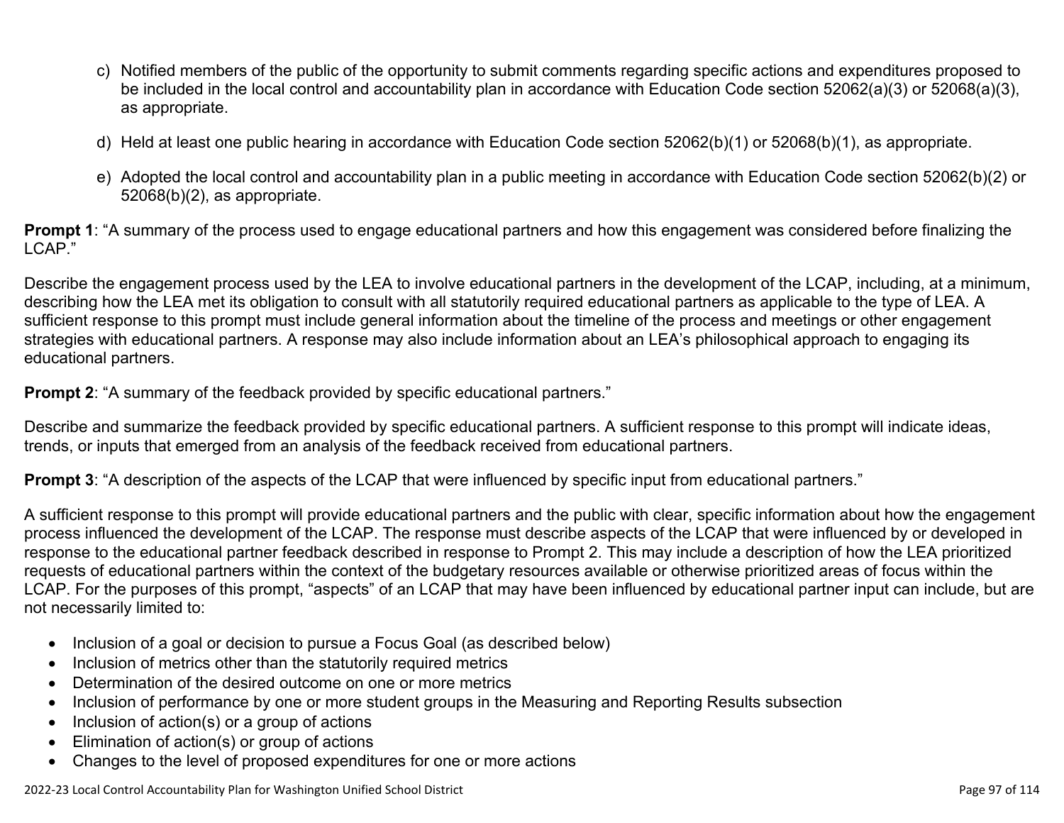c) Notified members of the public of the opportunity to submit comments regarding specific actions and expenditures proposed to be included in the local control and accountability plan in accordance with Education Code section 52062(a)(3) or 52068(a)(3), as appropriate.

d) Held at least one public hearing in accordance with Education Code section 52062(b)(1) or 52068(b)(1), as appropriate.

e) Adopted the local control and accountability plan in a public meeting in accordance with Education Code section 52062(b)(2) or 52068(b)(2), as appropriate.

**Prompt 1**: "A summary of the process used to engage educational partners and how this engagement was considered before finalizing the LCAP."

Describe the engagement process used by the LEA to involve educational partners in the development of the LCAP, including, at a minimum, describing how the LEA met its obligation to consult with all statutorily required educational partners as applicable to the type of LEA. A sufficient response to this prompt must include general information about the timeline of the process and meetings or other engagement strategies with educational partners. A response may also include information about an LEA's philosophical approach to engaging its educational partners.

**Prompt 2**: "A summary of the feedback provided by specific educational partners."

Describe and summarize the feedback provided by specific educational partners. A sufficient response to this prompt will indicate ideas, trends, or inputs that emerged from an analysis of the feedback received from educational partners.

**Prompt 3**: "A description of the aspects of the LCAP that were influenced by specific input from educational partners."

A sufficient response to this prompt will provide educational partners and the public with clear, specific information about how the engagement process influenced the development of the LCAP. The response must describe aspects of the LCAP that were influenced by or developed in response to the educational partner feedback described in response to Prompt 2. This may include a description of how the LEA prioritized requests of educational partners within the context of the budgetary resources available or otherwise prioritized areas of focus within the LCAP. For the purposes of this prompt, "aspects" of an LCAP that may have been influenced by educational partner input can include, but are not necessarily limited to:

- Inclusion of a goal or decision to pursue a Focus Goal (as described below)
- Inclusion of metrics other than the statutorily required metrics
- Determination of the desired outcome on one or more metrics
- Inclusion of performance by one or more student groups in the Measuring and Reporting Results subsection
- Inclusion of action(s) or a group of actions
- Elimination of action(s) or group of actions
- Changes to the level of proposed expenditures for one or more actions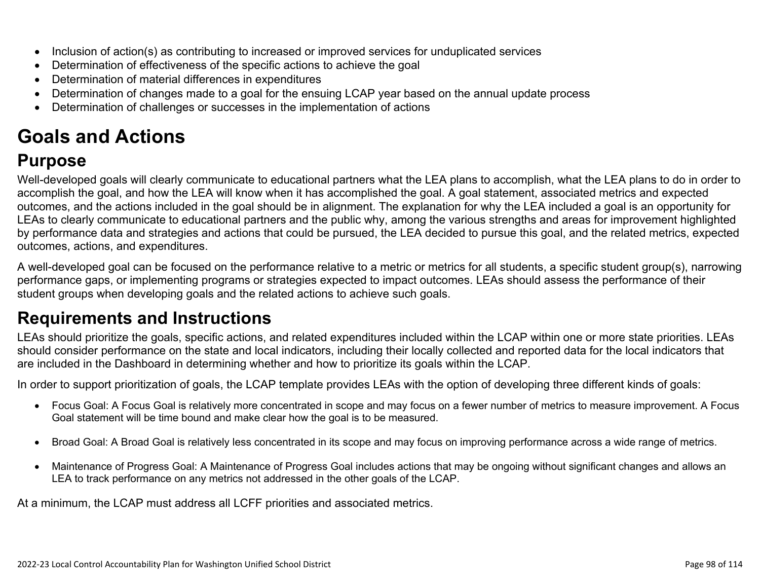- Inclusion of action(s) as contributing to increased or improved services for unduplicated services
- Determination of effectiveness of the specific actions to achieve the goal
- Determination of material differences in expenditures
- Determination of changes made to a goal for the ensuing LCAP year based on the annual update process
- Determination of challenges or successes in the implementation of actions

# Goals and Actions

## Purpose

Well-developed goals will clearly communicate to educational partners what the LEA plans to accomplish, what the LEA plans to do in order to accomplish the goal, and how the LEA will know when it has accomplished the goal. A goal statement, associated metrics and expected outcomes, and the actions included in the goal should be in alignment. The explanation for why the LEA included a goal is an opportunity for LEAs to clearly communicate to educational partners and the public why, among the various strengths and areas for improvement highlighted by performance data and strategies and actions that could be pursued, the LEA decided to pursue this goal, and the related metrics, expected outcomes, actions, and expenditures.

A well-developed goal can be focused on the performance relative to a metric or metrics for all students, a specific student group(s), narrowing performance gaps, or implementing programs or strategies expected to impact outcomes. LEAs should assess the performance of their student groups when developing goals and the related actions to achieve such goals.

## Requirements and Instructions

LEAs should prioritize the goals, specific actions, and related expenditures included within the LCAP within one or more state priorities. LEAs should consider performance on the state and local indicators, including their locally collected and reported data for the local indicators that are included in the Dashboard in determining whether and how to prioritize its goals within the LCAP.

In order to support prioritization of goals, the LCAP template provides LEAs with the option of developing three different kinds of goals:

- Focus Goal: A Focus Goal is relatively more concentrated in scope and may focus on a fewer number of metrics to measure improvement. A Focus Goal statement will be time bound and make clear how the goal is to be measured.

- Broad Goal: A Broad Goal is relatively less concentrated in its scope and may focus on improving performance across a wide range of metrics.

- Maintenance of Progress Goal: A Maintenance of Progress Goal includes actions that may be ongoing without significant changes and allows an LEA to track performance on any metrics not addressed in the other goals of the LCAP.

At a minimum, the LCAP must address all LCFF priorities and associated metrics.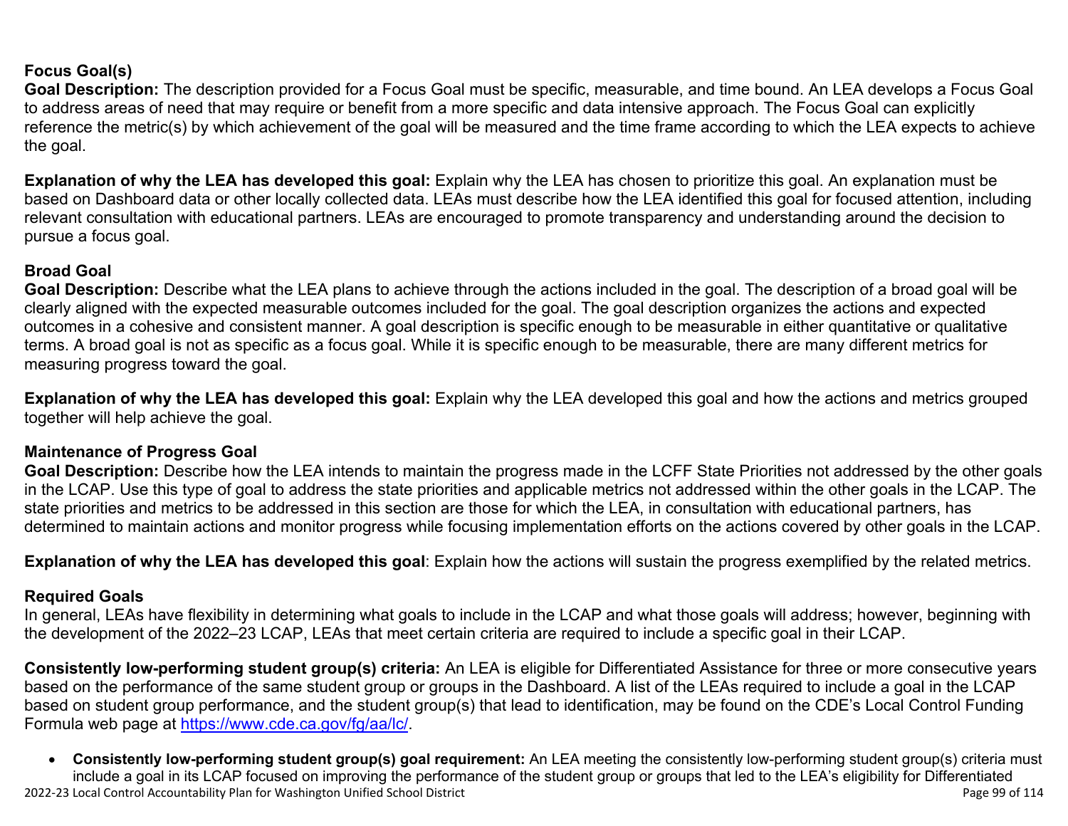### Focus Goal(s)

**Goal Description:** The description provided for a Focus Goal must be specific, measurable, and time bound. An LEA develops a Focus Goal to address areas of need that may require or benefit from a more specific and data intensive approach. The Focus Goal can explicitly reference the metric(s) by which achievement of the goal will be measured and the time frame according to which the LEA expects to achieve the goal.

**Explanation of why the LEA has developed this goal:** Explain why the LEA has chosen to prioritize this goal. An explanation must be based on Dashboard data or other locally collected data. LEAs must describe how the LEA identified this goal for focused attention, including relevant consultation with educational partners. LEAs are encouraged to promote transparency and understanding around the decision to pursue a focus goal.

### Broad Goal

**Goal Description:** Describe what the LEA plans to achieve through the actions included in the goal. The description of a broad goal will be clearly aligned with the expected measurable outcomes included for the goal. The goal description organizes the actions and expected outcomes in a cohesive and consistent manner. A goal description is specific enough to be measurable in either quantitative or qualitative terms. A broad goal is not as specific as a focus goal. While it is specific enough to be measurable, there are many different metrics for measuring progress toward the goal.

**Explanation of why the LEA has developed this goal:** Explain why the LEA developed this goal and how the actions and metrics grouped together will help achieve the goal.

### Maintenance of Progress Goal

**Goal Description:** Describe how the LEA intends to maintain the progress made in the LCFF State Priorities not addressed by the other goals in the LCAP. Use this type of goal to address the state priorities and applicable metrics not addressed within the other goals in the LCAP. The state priorities and metrics to be addressed in this section are those for which the LEA, in consultation with educational partners, has determined to maintain actions and monitor progress while focusing implementation efforts on the actions covered by other goals in the LCAP.

**Explanation of why the LEA has developed this goal**: Explain how the actions will sustain the progress exemplified by the related metrics.

### Required Goals

In general, LEAs have flexibility in determining what goals to include in the LCAP and what those goals will address; however, beginning with the development of the 2022–23 LCAP, LEAs that meet certain criteria are required to include a specific goal in their LCAP.

**Consistently low-performing student group(s) criteria:** An LEA is eligible for Differentiated Assistance for three or more consecutive years based on the performance of the same student group or groups in the Dashboard. A list of the LEAs required to include a goal in the LCAP based on student group performance, and the student group(s) that lead to identification, may be found on the CDE's Local Control Funding Formula web page at [https://www.cde.ca.gov/fg/aa/lc/](https://www.cde.ca.gov/fg/aa/lc/).

- **Consistently low-performing student group(s) goal requirement:** An LEA meeting the consistently low-performing student group(s) criteria must include a goal in its LCAP focused on improving the performance of the student group or groups that led to the LEA's eligibility for Differentiated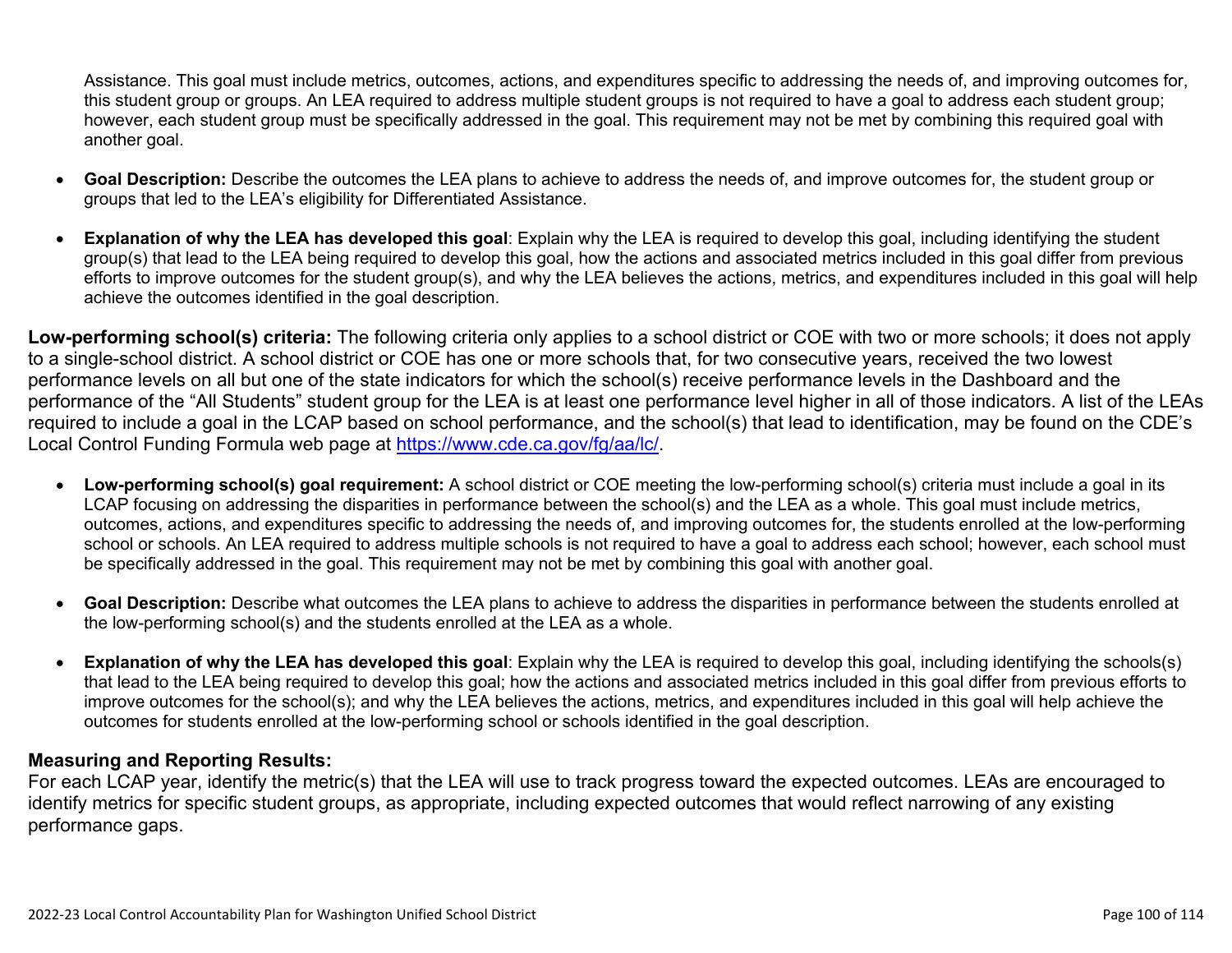Assistance. This goal must include metrics, outcomes, actions, and expenditures specific to addressing the needs of, and improving outcomes for, this student group or groups. An LEA required to address multiple student groups is not required to have a goal to address each student group; however, each student group must be specifically addressed in the goal. This requirement may not be met by combining this required goal with another goal.

- **Goal Description:** Describe the outcomes the LEA plans to achieve to address the needs of, and improve outcomes for, the student group or groups that led to the LEA's eligibility for Differentiated Assistance.
- **Explanation of why the LEA has developed this goal**: Explain why the LEA is required to develop this goal, including identifying the student group(s) that lead to the LEA being required to develop this goal, how the actions and associated metrics included in this goal differ from previous efforts to improve outcomes for the student group(s), and why the LEA believes the actions, metrics, and expenditures included in this goal will help achieve the outcomes identified in the goal description.

**Low-performing school(s) criteria:** The following criteria only applies to a school district or COE with two or more schools; it does not apply to a single-school district. A school district or COE has one or more schools that, for two consecutive years, received the two lowest performance levels on all but one of the state indicators for which the school(s) receive performance levels in the Dashboard and the performance of the "All Students" student group for the LEA is at least one performance level higher in all of those indicators. A list of the LEAs required to include a goal in the LCAP based on school performance, and the school(s) that lead to identification, may be found on the CDE's Local Control Funding Formula web page at https://www.cde.ca.gov/fg/aa/lc/.

- **Low-performing school(s) goal requirement:** A school district or COE meeting the low-performing school(s) criteria must include a goal in its LCAP focusing on addressing the disparities in performance between the school(s) and the LEA as a whole. This goal must include metrics, outcomes, actions, and expenditures specific to addressing the needs of, and improving outcomes for, the students enrolled at the low-performing school or schools. An LEA required to address multiple schools is not required to have a goal to address each school; however, each school must be specifically addressed in the goal. This requirement may not be met by combining this goal with another goal.
- **Goal Description:** Describe what outcomes the LEA plans to achieve to address the disparities in performance between the students enrolled at the low-performing school(s) and the students enrolled at the LEA as a whole.
- **Explanation of why the LEA has developed this goal**: Explain why the LEA is required to develop this goal, including identifying the schools(s) that lead to the LEA being required to develop this goal; how the actions and associated metrics included in this goal differ from previous efforts to improve outcomes for the school(s); and why the LEA believes the actions, metrics, and expenditures included in this goal will help achieve the outcomes for students enrolled at the low-performing school or schools identified in the goal description.

### Measuring and Reporting Results:

For each LCAP year, identify the metric(s) that the LEA will use to track progress toward the expected outcomes. LEAs are encouraged to identify metrics for specific student groups, as appropriate, including expected outcomes that would reflect narrowing of any existing performance gaps.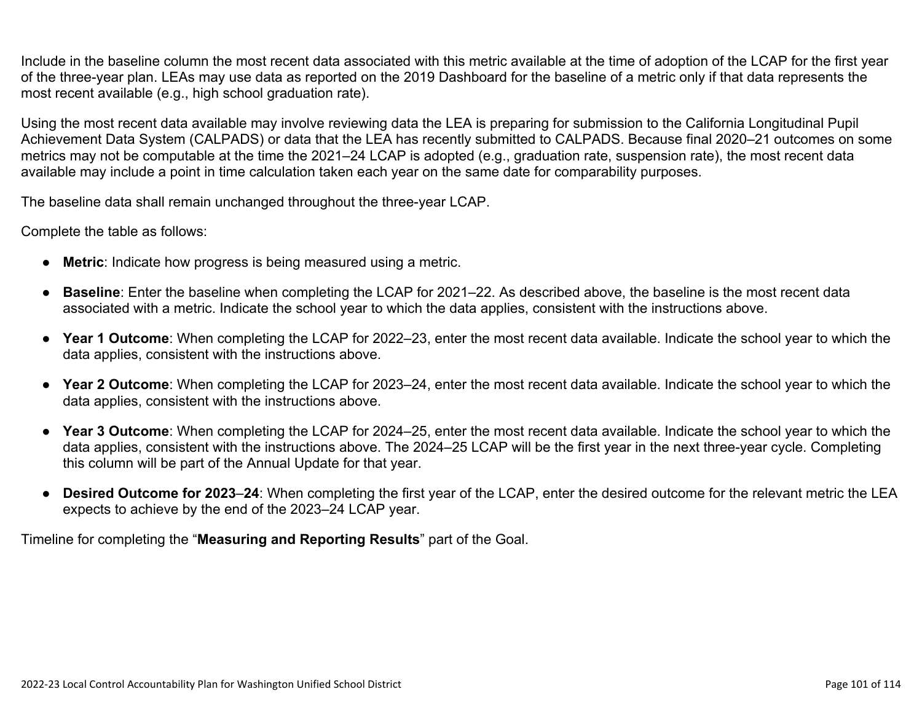Include in the baseline column the most recent data associated with this metric available at the time of adoption of the LCAP for the first year of the three-year plan. LEAs may use data as reported on the 2019 Dashboard for the baseline of a metric only if that data represents the most recent available (e.g., high school graduation rate).

Using the most recent data available may involve reviewing data the LEA is preparing for submission to the California Longitudinal Pupil Achievement Data System (CALPADS) or data that the LEA has recently submitted to CALPADS. Because final 2020–21 outcomes on some metrics may not be computable at the time the 2021–24 LCAP is adopted (e.g., graduation rate, suspension rate), the most recent data available may include a point in time calculation taken each year on the same date for comparability purposes.

The baseline data shall remain unchanged throughout the three-year LCAP.

Complete the table as follows:

- **Metric**: Indicate how progress is being measured using a metric.
- **Baseline**: Enter the baseline when completing the LCAP for 2021–22. As described above, the baseline is the most recent data associated with a metric. Indicate the school year to which the data applies, consistent with the instructions above.
- **Year 1 Outcome**: When completing the LCAP for 2022–23, enter the most recent data available. Indicate the school year to which the data applies, consistent with the instructions above.
- **Year 2 Outcome**: When completing the LCAP for 2023–24, enter the most recent data available. Indicate the school year to which the data applies, consistent with the instructions above.
- **Year 3 Outcome**: When completing the LCAP for 2024–25, enter the most recent data available. Indicate the school year to which the data applies, consistent with the instructions above. The 2024–25 LCAP will be the first year in the next three-year cycle. Completing this column will be part of the Annual Update for that year.
- **Desired Outcome for 2023–24**: When completing the first year of the LCAP, enter the desired outcome for the relevant metric the LEA expects to achieve by the end of the 2023–24 LCAP year.

Timeline for completing the "**Measuring and Reporting Results**" part of the Goal.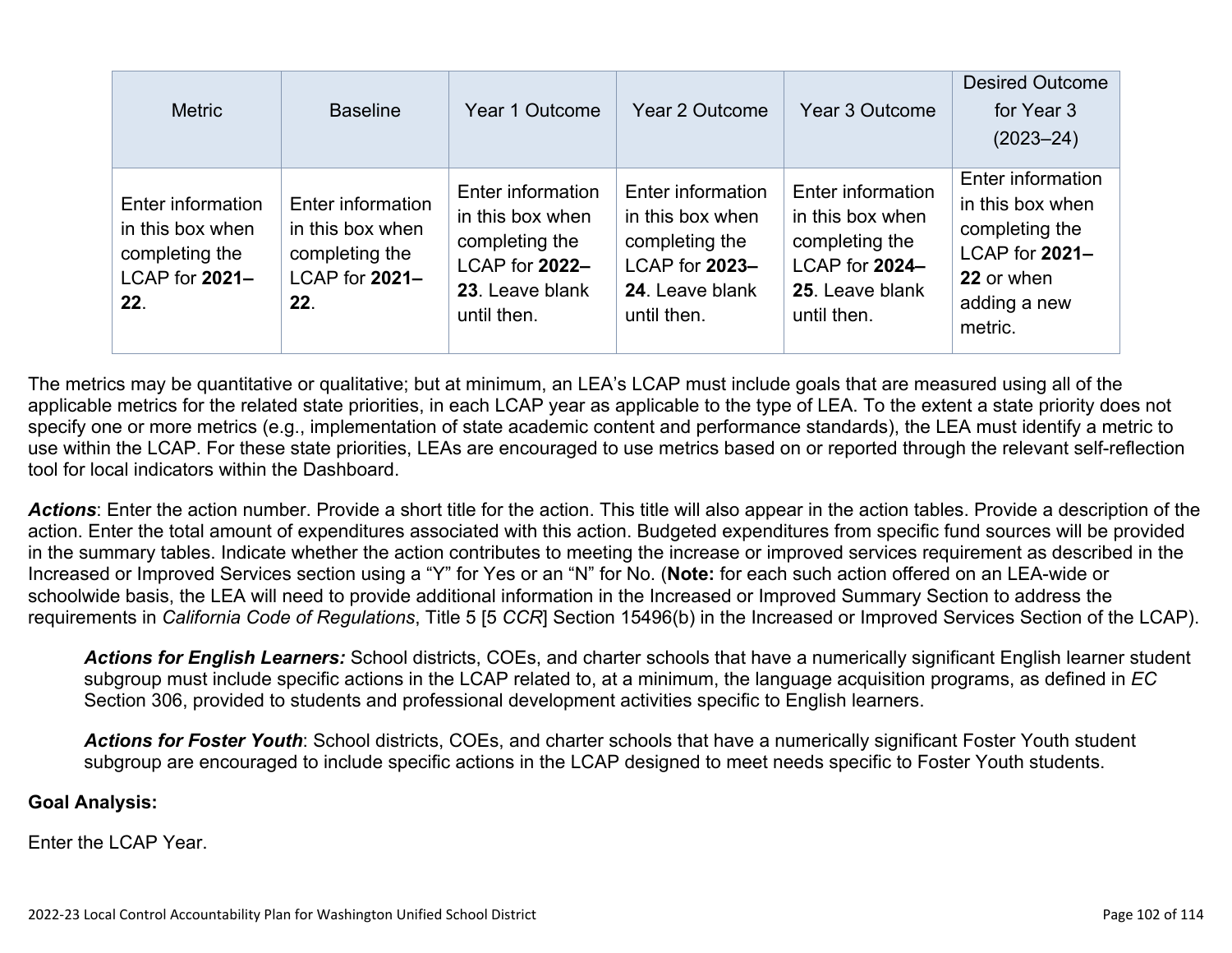| Metric | Baseline | Year 1 Outcome | Year 2 Outcome | Year 3 Outcome | Desired Outcome for Year 3 (2023–24) |
|---|---|---|---|---|---|
| Enter information in this box when completing the LCAP for **2021–22**. | Enter information in this box when completing the LCAP for **2021–22**. | Enter information in this box when completing the LCAP for **2022–23**. Leave blank until then. | Enter information in this box when completing the LCAP for **2023–24**. Leave blank until then. | Enter information in this box when completing the LCAP for **2024–25**. Leave blank until then. | Enter information in this box when completing the LCAP for **2021–22** or when adding a new metric. |

The metrics may be quantitative or qualitative; but at minimum, an LEA's LCAP must include goals that are measured using all of the applicable metrics for the related state priorities, in each LCAP year as applicable to the type of LEA. To the extent a state priority does not specify one or more metrics (e.g., implementation of state academic content and performance standards), the LEA must identify a metric to use within the LCAP. For these state priorities, LEAs are encouraged to use metrics based on or reported through the relevant self-reflection tool for local indicators within the Dashboard.

***Actions***: Enter the action number. Provide a short title for the action. This title will also appear in the action tables. Provide a description of the action. Enter the total amount of expenditures associated with this action. Budgeted expenditures from specific fund sources will be provided in the summary tables. Indicate whether the action contributes to meeting the increase or improved services requirement as described in the Increased or Improved Services section using a "Y" for Yes or an "N" for No. (**Note:** for each such action offered on an LEA-wide or schoolwide basis, the LEA will need to provide additional information in the Increased or Improved Summary Section to address the requirements in *California Code of Regulations*, Title 5 [5 *CCR*] Section 15496(b) in the Increased or Improved Services Section of the LCAP).

> ***Actions for English Learners:*** School districts, COEs, and charter schools that have a numerically significant English learner student subgroup must include specific actions in the LCAP related to, at a minimum, the language acquisition programs, as defined in *EC* Section 306, provided to students and professional development activities specific to English learners.
>
> ***Actions for Foster Youth***: School districts, COEs, and charter schools that have a numerically significant Foster Youth student subgroup are encouraged to include specific actions in the LCAP designed to meet needs specific to Foster Youth students.

**Goal Analysis:**

Enter the LCAP Year.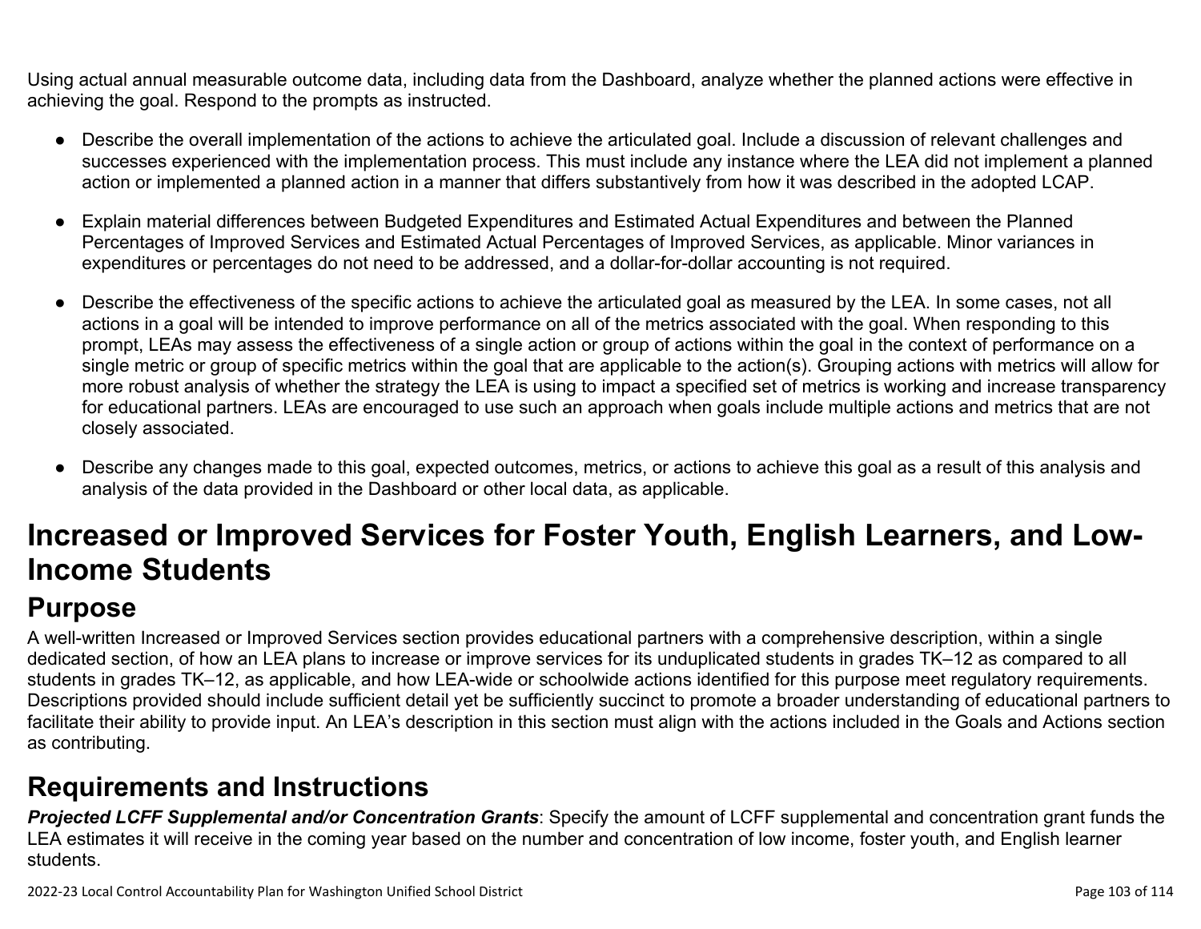Using actual annual measurable outcome data, including data from the Dashboard, analyze whether the planned actions were effective in achieving the goal. Respond to the prompts as instructed.

- Describe the overall implementation of the actions to achieve the articulated goal. Include a discussion of relevant challenges and successes experienced with the implementation process. This must include any instance where the LEA did not implement a planned action or implemented a planned action in a manner that differs substantively from how it was described in the adopted LCAP.
- Explain material differences between Budgeted Expenditures and Estimated Actual Expenditures and between the Planned Percentages of Improved Services and Estimated Actual Percentages of Improved Services, as applicable. Minor variances in expenditures or percentages do not need to be addressed, and a dollar-for-dollar accounting is not required.
- Describe the effectiveness of the specific actions to achieve the articulated goal as measured by the LEA. In some cases, not all actions in a goal will be intended to improve performance on all of the metrics associated with the goal. When responding to this prompt, LEAs may assess the effectiveness of a single action or group of actions within the goal in the context of performance on a single metric or group of specific metrics within the goal that are applicable to the action(s). Grouping actions with metrics will allow for more robust analysis of whether the strategy the LEA is using to impact a specified set of metrics is working and increase transparency for educational partners. LEAs are encouraged to use such an approach when goals include multiple actions and metrics that are not closely associated.
- Describe any changes made to this goal, expected outcomes, metrics, or actions to achieve this goal as a result of this analysis and analysis of the data provided in the Dashboard or other local data, as applicable.

# Increased or Improved Services for Foster Youth, English Learners, and Low-Income Students

## Purpose

A well-written Increased or Improved Services section provides educational partners with a comprehensive description, within a single dedicated section, of how an LEA plans to increase or improve services for its unduplicated students in grades TK–12 as compared to all students in grades TK–12, as applicable, and how LEA-wide or schoolwide actions identified for this purpose meet regulatory requirements. Descriptions provided should include sufficient detail yet be sufficiently succinct to promote a broader understanding of educational partners to facilitate their ability to provide input. An LEA's description in this section must align with the actions included in the Goals and Actions section as contributing.

## Requirements and Instructions

***Projected LCFF Supplemental and/or Concentration Grants***: Specify the amount of LCFF supplemental and concentration grant funds the LEA estimates it will receive in the coming year based on the number and concentration of low income, foster youth, and English learner students.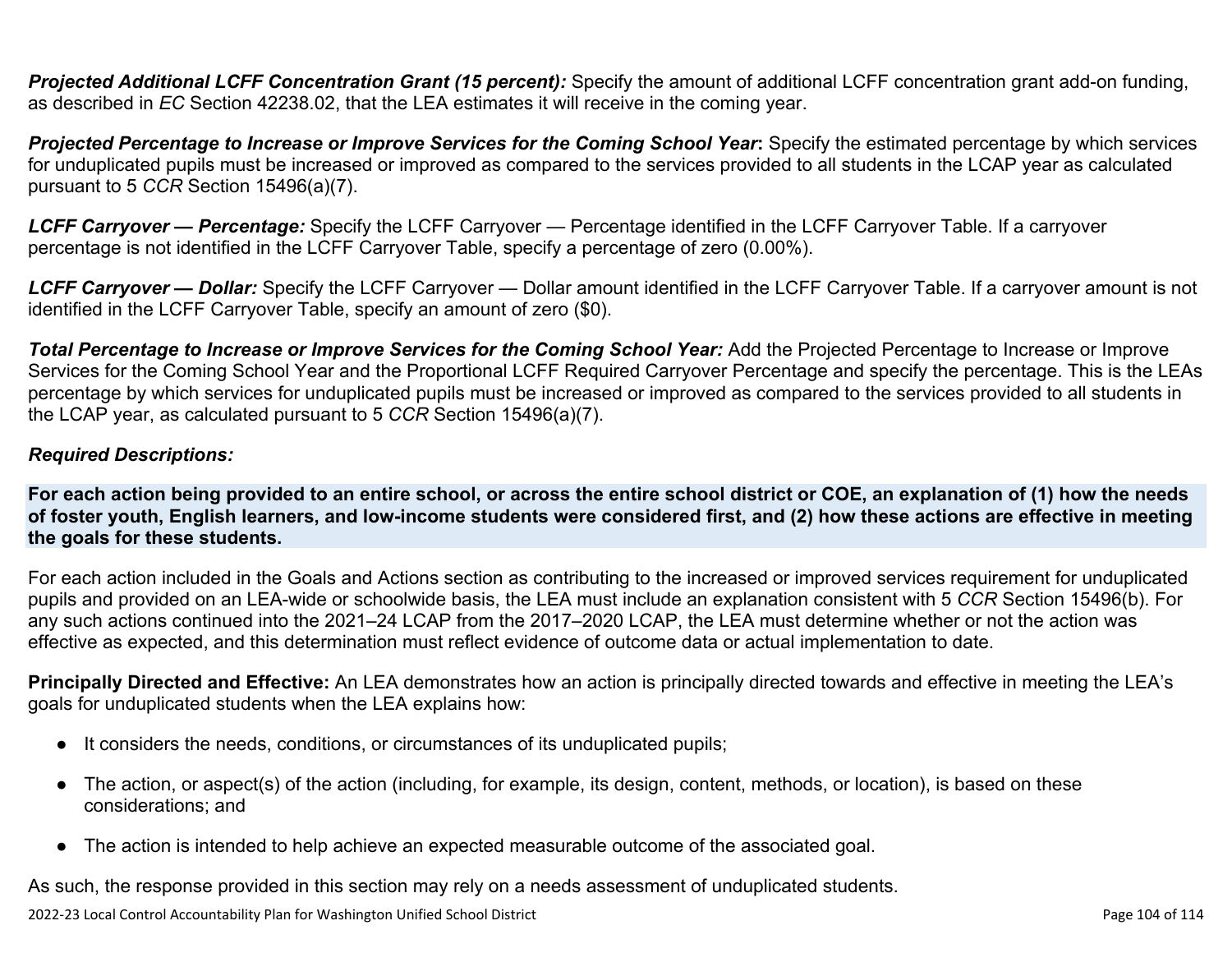***Projected Additional LCFF Concentration Grant (15 percent):*** Specify the amount of additional LCFF concentration grant add-on funding, as described in *EC* Section 42238.02, that the LEA estimates it will receive in the coming year.

***Projected Percentage to Increase or Improve Services for the Coming School Year*:** Specify the estimated percentage by which services for unduplicated pupils must be increased or improved as compared to the services provided to all students in the LCAP year as calculated pursuant to 5 *CCR* Section 15496(a)(7).

***LCFF Carryover — Percentage:*** Specify the LCFF Carryover — Percentage identified in the LCFF Carryover Table. If a carryover percentage is not identified in the LCFF Carryover Table, specify a percentage of zero (0.00%).

***LCFF Carryover — Dollar:*** Specify the LCFF Carryover — Dollar amount identified in the LCFF Carryover Table. If a carryover amount is not identified in the LCFF Carryover Table, specify an amount of zero ($0).

***Total Percentage to Increase or Improve Services for the Coming School Year:*** Add the Projected Percentage to Increase or Improve Services for the Coming School Year and the Proportional LCFF Required Carryover Percentage and specify the percentage. This is the LEAs percentage by which services for unduplicated pupils must be increased or improved as compared to the services provided to all students in the LCAP year, as calculated pursuant to 5 *CCR* Section 15496(a)(7).

***Required Descriptions:***

**For each action being provided to an entire school, or across the entire school district or COE, an explanation of (1) how the needs of foster youth, English learners, and low-income students were considered first, and (2) how these actions are effective in meeting the goals for these students.**

For each action included in the Goals and Actions section as contributing to the increased or improved services requirement for unduplicated pupils and provided on an LEA-wide or schoolwide basis, the LEA must include an explanation consistent with 5 *CCR* Section 15496(b). For any such actions continued into the 2021–24 LCAP from the 2017–2020 LCAP, the LEA must determine whether or not the action was effective as expected, and this determination must reflect evidence of outcome data or actual implementation to date.

**Principally Directed and Effective:** An LEA demonstrates how an action is principally directed towards and effective in meeting the LEA's goals for unduplicated students when the LEA explains how:

- It considers the needs, conditions, or circumstances of its unduplicated pupils;
- The action, or aspect(s) of the action (including, for example, its design, content, methods, or location), is based on these considerations; and
- The action is intended to help achieve an expected measurable outcome of the associated goal.

As such, the response provided in this section may rely on a needs assessment of unduplicated students.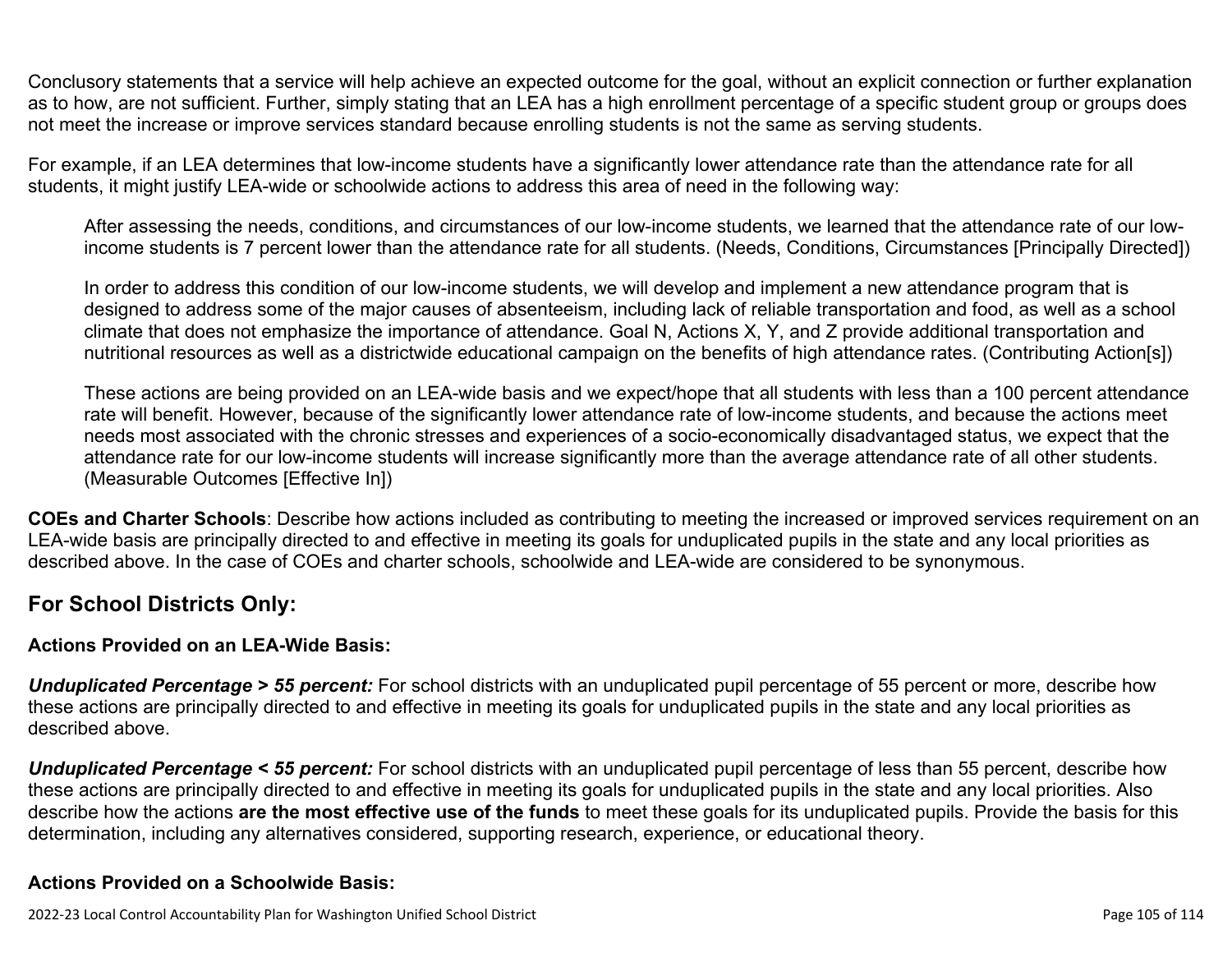Conclusory statements that a service will help achieve an expected outcome for the goal, without an explicit connection or further explanation as to how, are not sufficient. Further, simply stating that an LEA has a high enrollment percentage of a specific student group or groups does not meet the increase or improve services standard because enrolling students is not the same as serving students.

For example, if an LEA determines that low-income students have a significantly lower attendance rate than the attendance rate for all students, it might justify LEA-wide or schoolwide actions to address this area of need in the following way:

> After assessing the needs, conditions, and circumstances of our low-income students, we learned that the attendance rate of our low-income students is 7 percent lower than the attendance rate for all students. (Needs, Conditions, Circumstances [Principally Directed])
>
> In order to address this condition of our low-income students, we will develop and implement a new attendance program that is designed to address some of the major causes of absenteeism, including lack of reliable transportation and food, as well as a school climate that does not emphasize the importance of attendance. Goal N, Actions X, Y, and Z provide additional transportation and nutritional resources as well as a districtwide educational campaign on the benefits of high attendance rates. (Contributing Action[s])
>
> These actions are being provided on an LEA-wide basis and we expect/hope that all students with less than a 100 percent attendance rate will benefit. However, because of the significantly lower attendance rate of low-income students, and because the actions meet needs most associated with the chronic stresses and experiences of a socio-economically disadvantaged status, we expect that the attendance rate for our low-income students will increase significantly more than the average attendance rate of all other students. (Measurable Outcomes [Effective In])

**COEs and Charter Schools**: Describe how actions included as contributing to meeting the increased or improved services requirement on an LEA-wide basis are principally directed to and effective in meeting its goals for unduplicated pupils in the state and any local priorities as described above. In the case of COEs and charter schools, schoolwide and LEA-wide are considered to be synonymous.

## For School Districts Only:

### Actions Provided on an LEA-Wide Basis:

***Unduplicated Percentage > 55 percent:*** For school districts with an unduplicated pupil percentage of 55 percent or more, describe how these actions are principally directed to and effective in meeting its goals for unduplicated pupils in the state and any local priorities as described above.

***Unduplicated Percentage < 55 percent:*** For school districts with an unduplicated pupil percentage of less than 55 percent, describe how these actions are principally directed to and effective in meeting its goals for unduplicated pupils in the state and any local priorities. Also describe how the actions **are the most effective use of the funds** to meet these goals for its unduplicated pupils. Provide the basis for this determination, including any alternatives considered, supporting research, experience, or educational theory.

### Actions Provided on a Schoolwide Basis: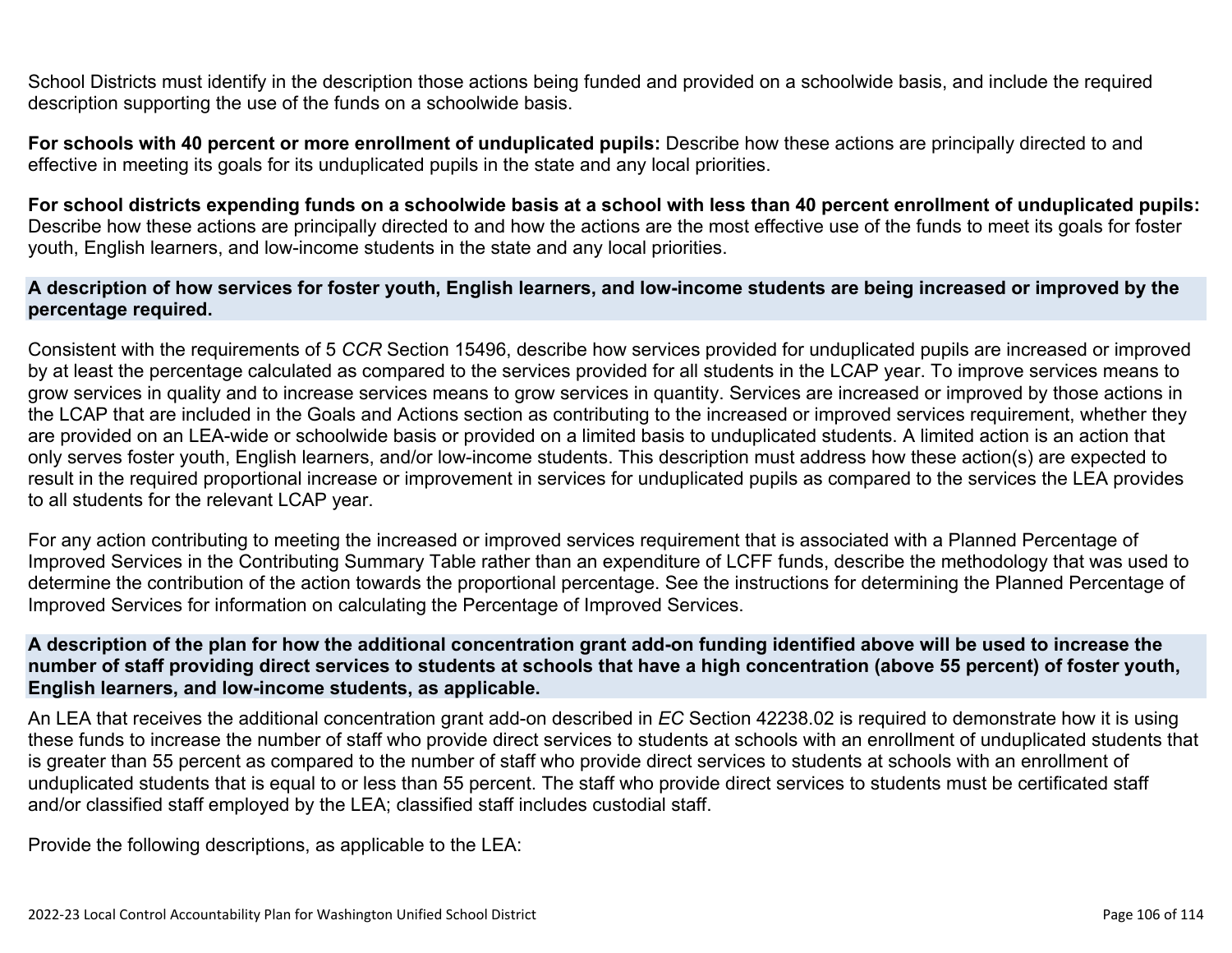School Districts must identify in the description those actions being funded and provided on a schoolwide basis, and include the required description supporting the use of the funds on a schoolwide basis.

**For schools with 40 percent or more enrollment of unduplicated pupils:** Describe how these actions are principally directed to and effective in meeting its goals for its unduplicated pupils in the state and any local priorities.

**For school districts expending funds on a schoolwide basis at a school with less than 40 percent enrollment of unduplicated pupils:** Describe how these actions are principally directed to and how the actions are the most effective use of the funds to meet its goals for foster youth, English learners, and low-income students in the state and any local priorities.

### A description of how services for foster youth, English learners, and low-income students are being increased or improved by the percentage required.

Consistent with the requirements of 5 *CCR* Section 15496, describe how services provided for unduplicated pupils are increased or improved by at least the percentage calculated as compared to the services provided for all students in the LCAP year. To improve services means to grow services in quality and to increase services means to grow services in quantity. Services are increased or improved by those actions in the LCAP that are included in the Goals and Actions section as contributing to the increased or improved services requirement, whether they are provided on an LEA-wide or schoolwide basis or provided on a limited basis to unduplicated students. A limited action is an action that only serves foster youth, English learners, and/or low-income students. This description must address how these action(s) are expected to result in the required proportional increase or improvement in services for unduplicated pupils as compared to the services the LEA provides to all students for the relevant LCAP year.

For any action contributing to meeting the increased or improved services requirement that is associated with a Planned Percentage of Improved Services in the Contributing Summary Table rather than an expenditure of LCFF funds, describe the methodology that was used to determine the contribution of the action towards the proportional percentage. See the instructions for determining the Planned Percentage of Improved Services for information on calculating the Percentage of Improved Services.

### A description of the plan for how the additional concentration grant add-on funding identified above will be used to increase the number of staff providing direct services to students at schools that have a high concentration (above 55 percent) of foster youth, English learners, and low-income students, as applicable.

An LEA that receives the additional concentration grant add-on described in *EC* Section 42238.02 is required to demonstrate how it is using these funds to increase the number of staff who provide direct services to students at schools with an enrollment of unduplicated students that is greater than 55 percent as compared to the number of staff who provide direct services to students at schools with an enrollment of unduplicated students that is equal to or less than 55 percent. The staff who provide direct services to students must be certificated staff and/or classified staff employed by the LEA; classified staff includes custodial staff.

Provide the following descriptions, as applicable to the LEA: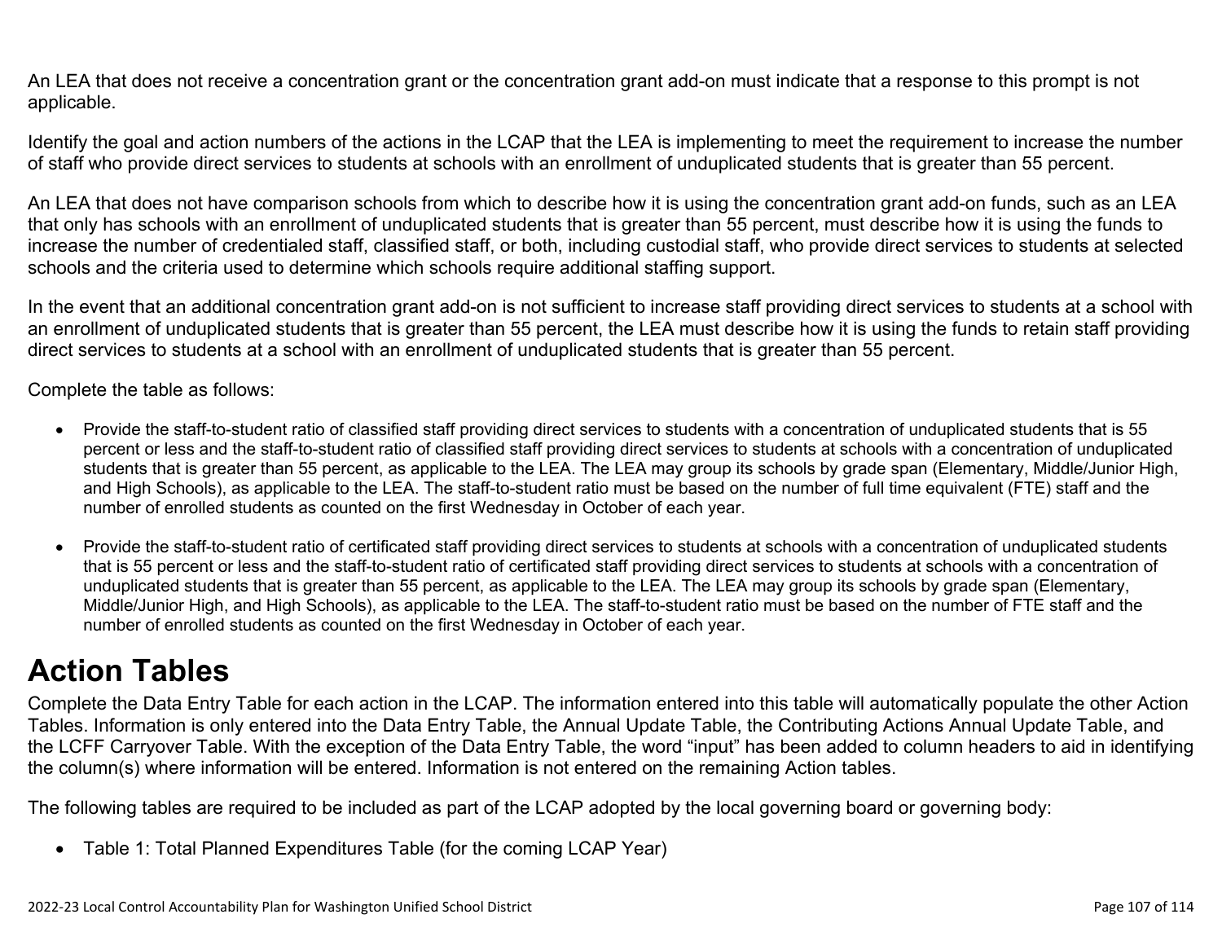An LEA that does not receive a concentration grant or the concentration grant add-on must indicate that a response to this prompt is not applicable.

Identify the goal and action numbers of the actions in the LCAP that the LEA is implementing to meet the requirement to increase the number of staff who provide direct services to students at schools with an enrollment of unduplicated students that is greater than 55 percent.

An LEA that does not have comparison schools from which to describe how it is using the concentration grant add-on funds, such as an LEA that only has schools with an enrollment of unduplicated students that is greater than 55 percent, must describe how it is using the funds to increase the number of credentialed staff, classified staff, or both, including custodial staff, who provide direct services to students at selected schools and the criteria used to determine which schools require additional staffing support.

In the event that an additional concentration grant add-on is not sufficient to increase staff providing direct services to students at a school with an enrollment of unduplicated students that is greater than 55 percent, the LEA must describe how it is using the funds to retain staff providing direct services to students at a school with an enrollment of unduplicated students that is greater than 55 percent.

Complete the table as follows:

- Provide the staff-to-student ratio of classified staff providing direct services to students with a concentration of unduplicated students that is 55 percent or less and the staff-to-student ratio of classified staff providing direct services to students at schools with a concentration of unduplicated students that is greater than 55 percent, as applicable to the LEA. The LEA may group its schools by grade span (Elementary, Middle/Junior High, and High Schools), as applicable to the LEA. The staff-to-student ratio must be based on the number of full time equivalent (FTE) staff and the number of enrolled students as counted on the first Wednesday in October of each year.

- Provide the staff-to-student ratio of certificated staff providing direct services to students at schools with a concentration of unduplicated students that is 55 percent or less and the staff-to-student ratio of certificated staff providing direct services to students at schools with a concentration of unduplicated students that is greater than 55 percent, as applicable to the LEA. The LEA may group its schools by grade span (Elementary, Middle/Junior High, and High Schools), as applicable to the LEA. The staff-to-student ratio must be based on the number of FTE staff and the number of enrolled students as counted on the first Wednesday in October of each year.

# Action Tables

Complete the Data Entry Table for each action in the LCAP. The information entered into this table will automatically populate the other Action Tables. Information is only entered into the Data Entry Table, the Annual Update Table, the Contributing Actions Annual Update Table, and the LCFF Carryover Table. With the exception of the Data Entry Table, the word "input" has been added to column headers to aid in identifying the column(s) where information will be entered. Information is not entered on the remaining Action tables.

The following tables are required to be included as part of the LCAP adopted by the local governing board or governing body:

- Table 1: Total Planned Expenditures Table (for the coming LCAP Year)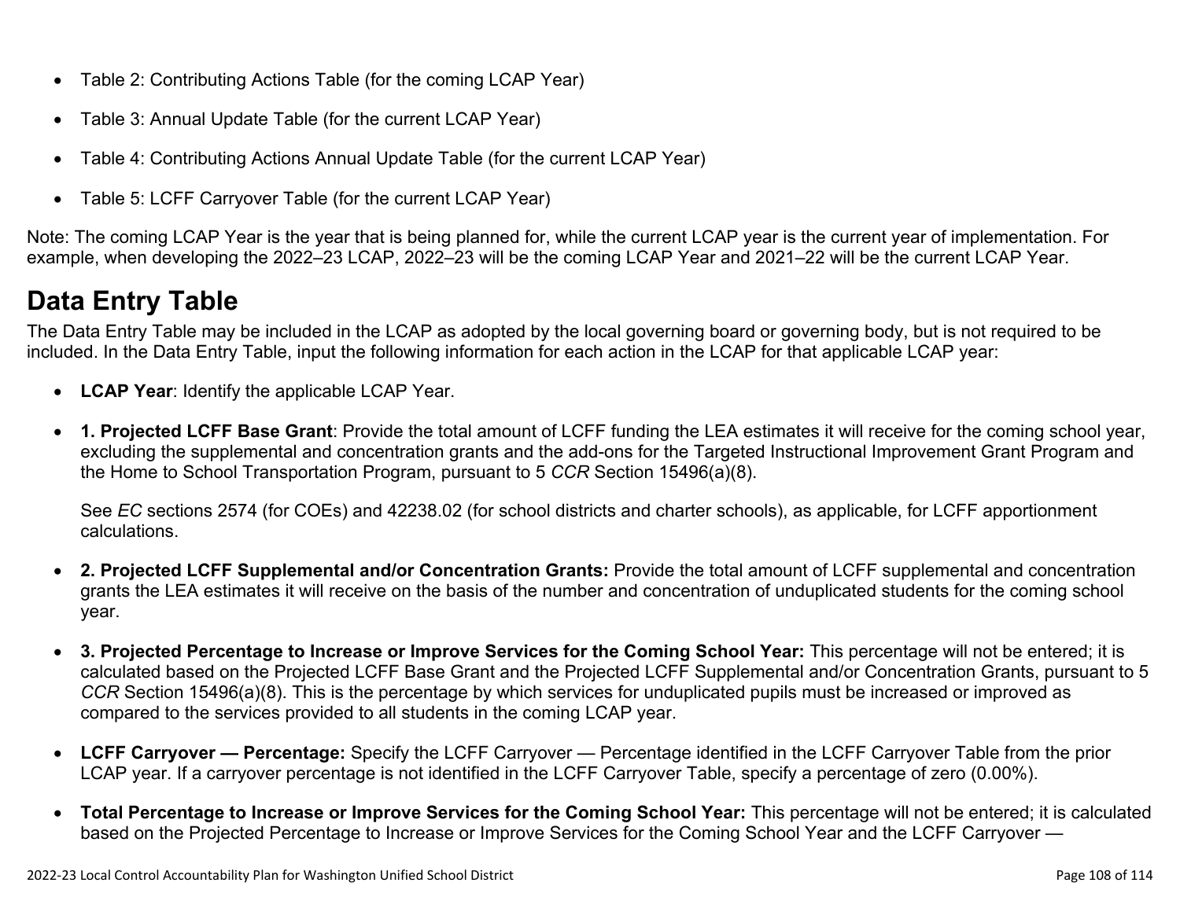- Table 2: Contributing Actions Table (for the coming LCAP Year)
- Table 3: Annual Update Table (for the current LCAP Year)
- Table 4: Contributing Actions Annual Update Table (for the current LCAP Year)
- Table 5: LCFF Carryover Table (for the current LCAP Year)

Note: The coming LCAP Year is the year that is being planned for, while the current LCAP year is the current year of implementation. For example, when developing the 2022–23 LCAP, 2022–23 will be the coming LCAP Year and 2021–22 will be the current LCAP Year.

# Data Entry Table

The Data Entry Table may be included in the LCAP as adopted by the local governing board or governing body, but is not required to be included. In the Data Entry Table, input the following information for each action in the LCAP for that applicable LCAP year:

- **LCAP Year**: Identify the applicable LCAP Year.
- **1. Projected LCFF Base Grant**: Provide the total amount of LCFF funding the LEA estimates it will receive for the coming school year, excluding the supplemental and concentration grants and the add-ons for the Targeted Instructional Improvement Grant Program and the Home to School Transportation Program, pursuant to 5 *CCR* Section 15496(a)(8).

  See *EC* sections 2574 (for COEs) and 42238.02 (for school districts and charter schools), as applicable, for LCFF apportionment calculations.

- **2. Projected LCFF Supplemental and/or Concentration Grants:** Provide the total amount of LCFF supplemental and concentration grants the LEA estimates it will receive on the basis of the number and concentration of unduplicated students for the coming school year.
- **3. Projected Percentage to Increase or Improve Services for the Coming School Year:** This percentage will not be entered; it is calculated based on the Projected LCFF Base Grant and the Projected LCFF Supplemental and/or Concentration Grants, pursuant to 5 *CCR* Section 15496(a)(8). This is the percentage by which services for unduplicated pupils must be increased or improved as compared to the services provided to all students in the coming LCAP year.
- **LCFF Carryover — Percentage:** Specify the LCFF Carryover — Percentage identified in the LCFF Carryover Table from the prior LCAP year. If a carryover percentage is not identified in the LCFF Carryover Table, specify a percentage of zero (0.00%).
- **Total Percentage to Increase or Improve Services for the Coming School Year:** This percentage will not be entered; it is calculated based on the Projected Percentage to Increase or Improve Services for the Coming School Year and the LCFF Carryover —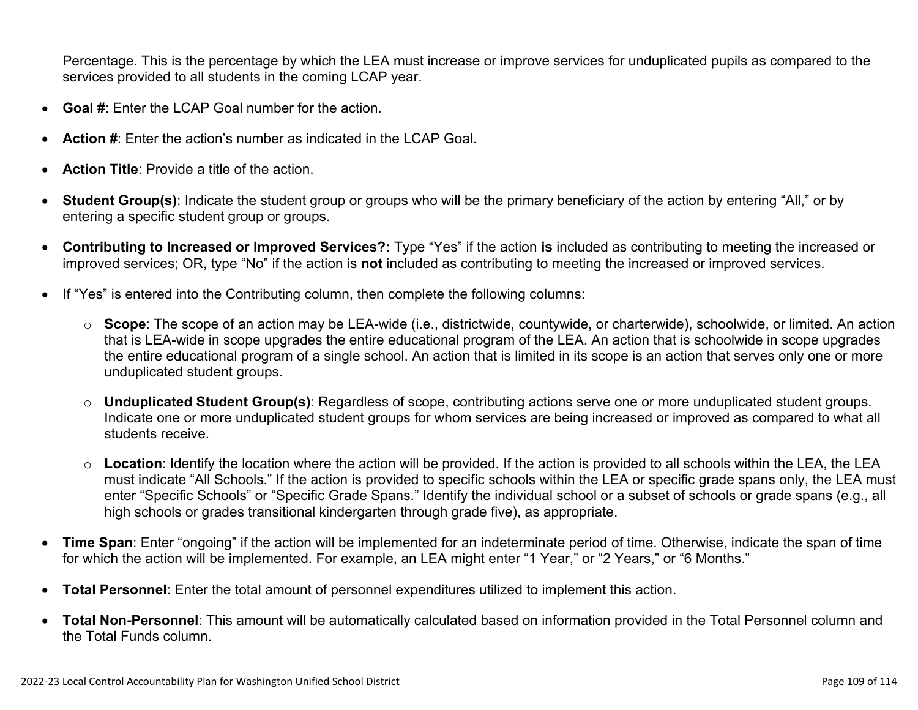Percentage. This is the percentage by which the LEA must increase or improve services for unduplicated pupils as compared to the services provided to all students in the coming LCAP year.

- **Goal #**: Enter the LCAP Goal number for the action.
- **Action #**: Enter the action's number as indicated in the LCAP Goal.
- **Action Title**: Provide a title of the action.
- **Student Group(s)**: Indicate the student group or groups who will be the primary beneficiary of the action by entering "All," or by entering a specific student group or groups.
- **Contributing to Increased or Improved Services?:** Type "Yes" if the action **is** included as contributing to meeting the increased or improved services; OR, type "No" if the action is **not** included as contributing to meeting the increased or improved services.
- If "Yes" is entered into the Contributing column, then complete the following columns:
  - **Scope**: The scope of an action may be LEA-wide (i.e., districtwide, countywide, or charterwide), schoolwide, or limited. An action that is LEA-wide in scope upgrades the entire educational program of the LEA. An action that is schoolwide in scope upgrades the entire educational program of a single school. An action that is limited in its scope is an action that serves only one or more unduplicated student groups.
  - **Unduplicated Student Group(s)**: Regardless of scope, contributing actions serve one or more unduplicated student groups. Indicate one or more unduplicated student groups for whom services are being increased or improved as compared to what all students receive.
  - **Location**: Identify the location where the action will be provided. If the action is provided to all schools within the LEA, the LEA must indicate "All Schools." If the action is provided to specific schools within the LEA or specific grade spans only, the LEA must enter "Specific Schools" or "Specific Grade Spans." Identify the individual school or a subset of schools or grade spans (e.g., all high schools or grades transitional kindergarten through grade five), as appropriate.
- **Time Span**: Enter "ongoing" if the action will be implemented for an indeterminate period of time. Otherwise, indicate the span of time for which the action will be implemented. For example, an LEA might enter "1 Year," or "2 Years," or "6 Months."
- **Total Personnel**: Enter the total amount of personnel expenditures utilized to implement this action.
- **Total Non-Personnel**: This amount will be automatically calculated based on information provided in the Total Personnel column and the Total Funds column.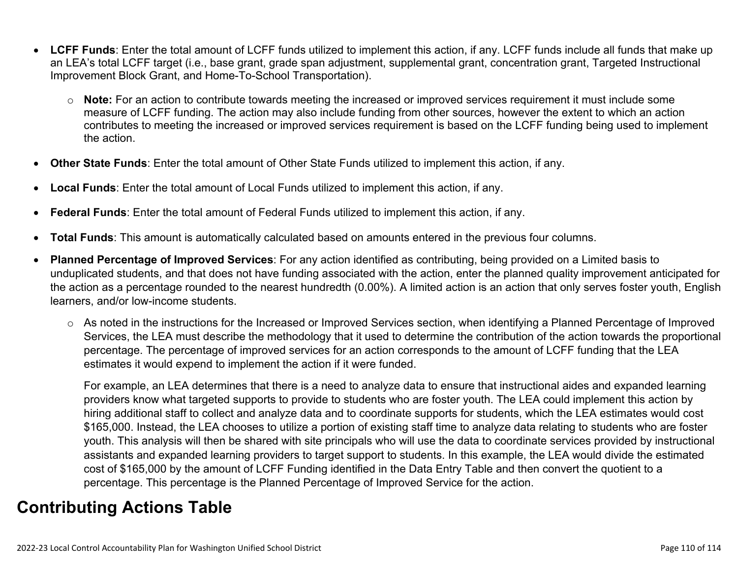- **LCFF Funds**: Enter the total amount of LCFF funds utilized to implement this action, if any. LCFF funds include all funds that make up an LEA's total LCFF target (i.e., base grant, grade span adjustment, supplemental grant, concentration grant, Targeted Instructional Improvement Block Grant, and Home-To-School Transportation).
    - **Note:** For an action to contribute towards meeting the increased or improved services requirement it must include some measure of LCFF funding. The action may also include funding from other sources, however the extent to which an action contributes to meeting the increased or improved services requirement is based on the LCFF funding being used to implement the action.
- **Other State Funds**: Enter the total amount of Other State Funds utilized to implement this action, if any.
- **Local Funds**: Enter the total amount of Local Funds utilized to implement this action, if any.
- **Federal Funds**: Enter the total amount of Federal Funds utilized to implement this action, if any.
- **Total Funds**: This amount is automatically calculated based on amounts entered in the previous four columns.
- **Planned Percentage of Improved Services**: For any action identified as contributing, being provided on a Limited basis to unduplicated students, and that does not have funding associated with the action, enter the planned quality improvement anticipated for the action as a percentage rounded to the nearest hundredth (0.00%). A limited action is an action that only serves foster youth, English learners, and/or low-income students.
    - As noted in the instructions for the Increased or Improved Services section, when identifying a Planned Percentage of Improved Services, the LEA must describe the methodology that it used to determine the contribution of the action towards the proportional percentage. The percentage of improved services for an action corresponds to the amount of LCFF funding that the LEA estimates it would expend to implement the action if it were funded.

      For example, an LEA determines that there is a need to analyze data to ensure that instructional aides and expanded learning providers know what targeted supports to provide to students who are foster youth. The LEA could implement this action by hiring additional staff to collect and analyze data and to coordinate supports for students, which the LEA estimates would cost $165,000. Instead, the LEA chooses to utilize a portion of existing staff time to analyze data relating to students who are foster youth. This analysis will then be shared with site principals who will use the data to coordinate services provided by instructional assistants and expanded learning providers to target support to students. In this example, the LEA would divide the estimated cost of $165,000 by the amount of LCFF Funding identified in the Data Entry Table and then convert the quotient to a percentage. This percentage is the Planned Percentage of Improved Service for the action.

## Contributing Actions Table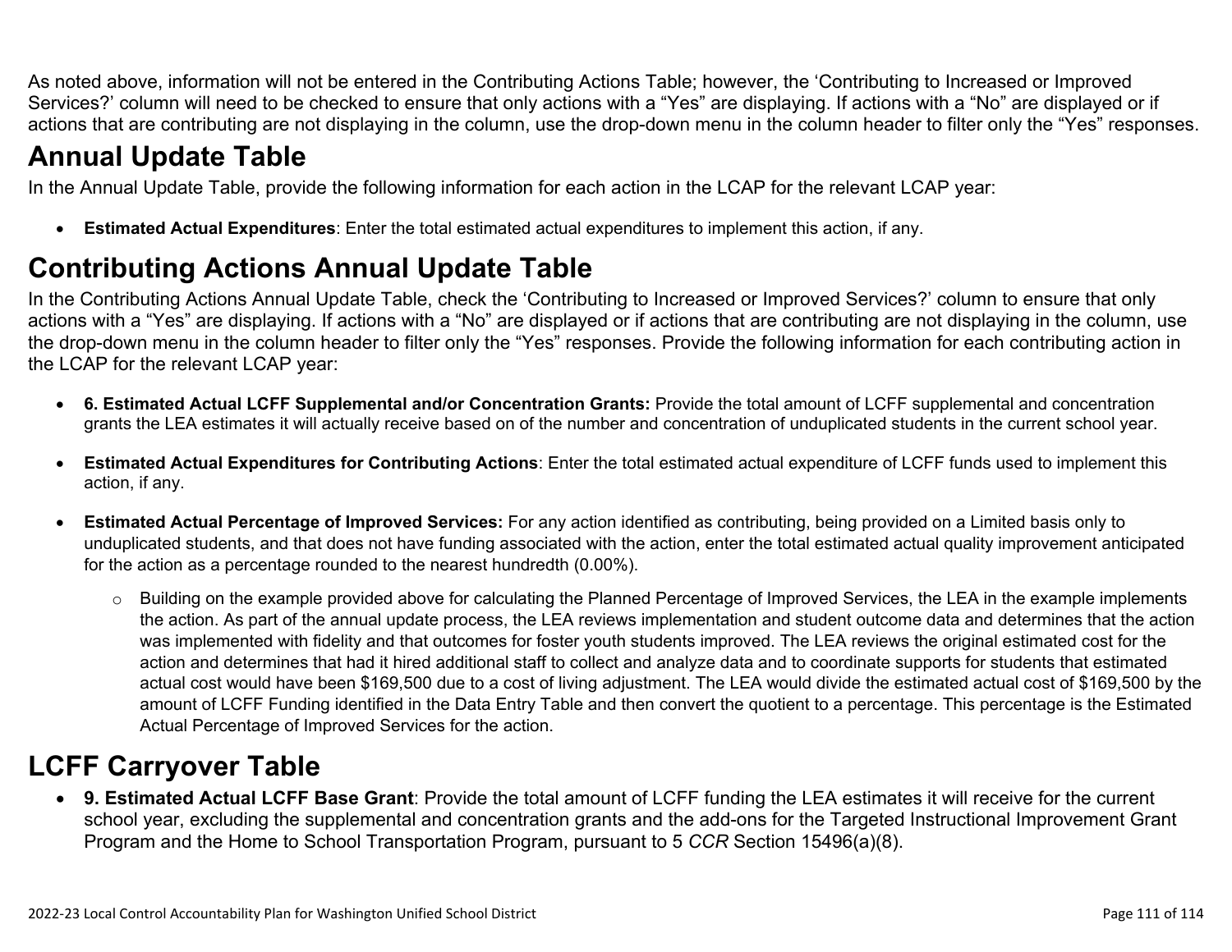As noted above, information will not be entered in the Contributing Actions Table; however, the 'Contributing to Increased or Improved Services?' column will need to be checked to ensure that only actions with a "Yes" are displaying. If actions with a "No" are displayed or if actions that are contributing are not displaying in the column, use the drop-down menu in the column header to filter only the "Yes" responses.

# Annual Update Table

In the Annual Update Table, provide the following information for each action in the LCAP for the relevant LCAP year:

- **Estimated Actual Expenditures**: Enter the total estimated actual expenditures to implement this action, if any.

# Contributing Actions Annual Update Table

In the Contributing Actions Annual Update Table, check the 'Contributing to Increased or Improved Services?' column to ensure that only actions with a "Yes" are displaying. If actions with a "No" are displayed or if actions that are contributing are not displaying in the column, use the drop-down menu in the column header to filter only the "Yes" responses. Provide the following information for each contributing action in the LCAP for the relevant LCAP year:

- **6. Estimated Actual LCFF Supplemental and/or Concentration Grants:** Provide the total amount of LCFF supplemental and concentration grants the LEA estimates it will actually receive based on of the number and concentration of unduplicated students in the current school year.

- **Estimated Actual Expenditures for Contributing Actions**: Enter the total estimated actual expenditure of LCFF funds used to implement this action, if any.

- **Estimated Actual Percentage of Improved Services:** For any action identified as contributing, being provided on a Limited basis only to unduplicated students, and that does not have funding associated with the action, enter the total estimated actual quality improvement anticipated for the action as a percentage rounded to the nearest hundredth (0.00%).

  - Building on the example provided above for calculating the Planned Percentage of Improved Services, the LEA in the example implements the action. As part of the annual update process, the LEA reviews implementation and student outcome data and determines that the action was implemented with fidelity and that outcomes for foster youth students improved. The LEA reviews the original estimated cost for the action and determines that had it hired additional staff to collect and analyze data and to coordinate supports for students that estimated actual cost would have been $169,500 due to a cost of living adjustment. The LEA would divide the estimated actual cost of $169,500 by the amount of LCFF Funding identified in the Data Entry Table and then convert the quotient to a percentage. This percentage is the Estimated Actual Percentage of Improved Services for the action.

# LCFF Carryover Table

- **9. Estimated Actual LCFF Base Grant**: Provide the total amount of LCFF funding the LEA estimates it will receive for the current school year, excluding the supplemental and concentration grants and the add-ons for the Targeted Instructional Improvement Grant Program and the Home to School Transportation Program, pursuant to 5 *CCR* Section 15496(a)(8).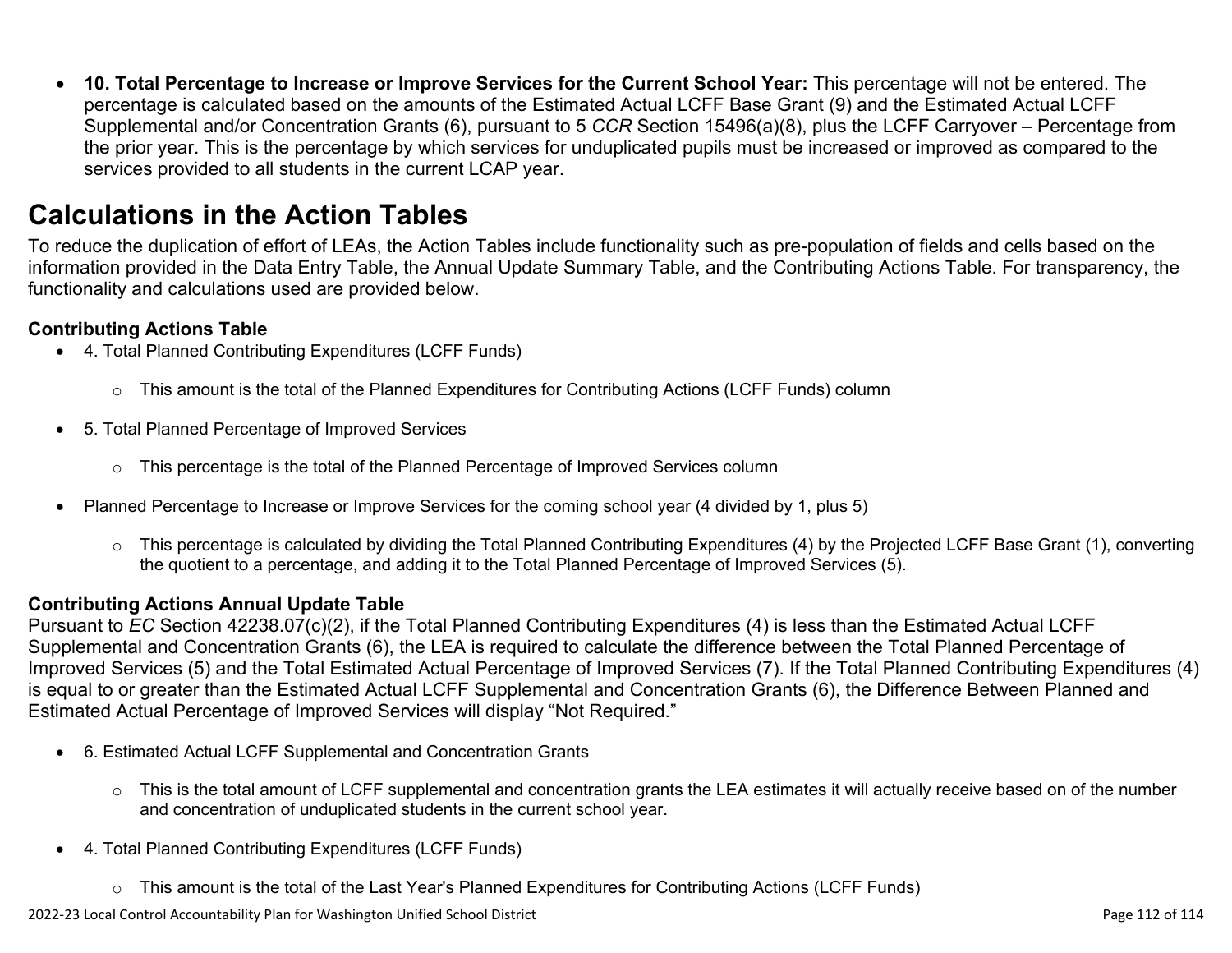- **10. Total Percentage to Increase or Improve Services for the Current School Year:** This percentage will not be entered. The percentage is calculated based on the amounts of the Estimated Actual LCFF Base Grant (9) and the Estimated Actual LCFF Supplemental and/or Concentration Grants (6), pursuant to 5 *CCR* Section 15496(a)(8), plus the LCFF Carryover – Percentage from the prior year. This is the percentage by which services for unduplicated pupils must be increased or improved as compared to the services provided to all students in the current LCAP year.

# Calculations in the Action Tables

To reduce the duplication of effort of LEAs, the Action Tables include functionality such as pre-population of fields and cells based on the information provided in the Data Entry Table, the Annual Update Summary Table, and the Contributing Actions Table. For transparency, the functionality and calculations used are provided below.

**Contributing Actions Table**

- 4. Total Planned Contributing Expenditures (LCFF Funds)
  - This amount is the total of the Planned Expenditures for Contributing Actions (LCFF Funds) column
- 5. Total Planned Percentage of Improved Services
  - This percentage is the total of the Planned Percentage of Improved Services column
- Planned Percentage to Increase or Improve Services for the coming school year (4 divided by 1, plus 5)
  - This percentage is calculated by dividing the Total Planned Contributing Expenditures (4) by the Projected LCFF Base Grant (1), converting the quotient to a percentage, and adding it to the Total Planned Percentage of Improved Services (5).

**Contributing Actions Annual Update Table**

Pursuant to *EC* Section 42238.07(c)(2), if the Total Planned Contributing Expenditures (4) is less than the Estimated Actual LCFF Supplemental and Concentration Grants (6), the LEA is required to calculate the difference between the Total Planned Percentage of Improved Services (5) and the Total Estimated Actual Percentage of Improved Services (7). If the Total Planned Contributing Expenditures (4) is equal to or greater than the Estimated Actual LCFF Supplemental and Concentration Grants (6), the Difference Between Planned and Estimated Actual Percentage of Improved Services will display "Not Required."

- 6. Estimated Actual LCFF Supplemental and Concentration Grants
  - This is the total amount of LCFF supplemental and concentration grants the LEA estimates it will actually receive based on of the number and concentration of unduplicated students in the current school year.
- 4. Total Planned Contributing Expenditures (LCFF Funds)
  - This amount is the total of the Last Year's Planned Expenditures for Contributing Actions (LCFF Funds)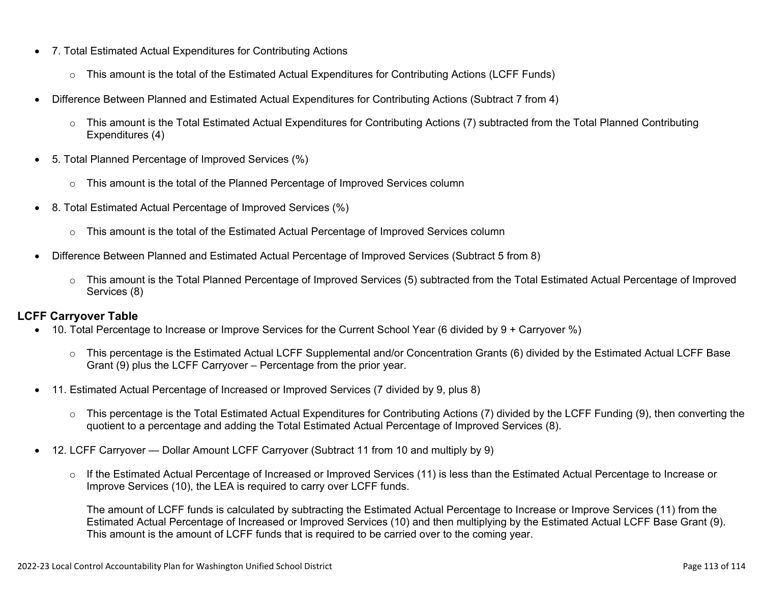- 7. Total Estimated Actual Expenditures for Contributing Actions
  - This amount is the total of the Estimated Actual Expenditures for Contributing Actions (LCFF Funds)
- Difference Between Planned and Estimated Actual Expenditures for Contributing Actions (Subtract 7 from 4)
  - This amount is the Total Estimated Actual Expenditures for Contributing Actions (7) subtracted from the Total Planned Contributing Expenditures (4)
- 5. Total Planned Percentage of Improved Services (%)
  - This amount is the total of the Planned Percentage of Improved Services column
- 8. Total Estimated Actual Percentage of Improved Services (%)
  - This amount is the total of the Estimated Actual Percentage of Improved Services column
- Difference Between Planned and Estimated Actual Percentage of Improved Services (Subtract 5 from 8)
  - This amount is the Total Planned Percentage of Improved Services (5) subtracted from the Total Estimated Actual Percentage of Improved Services (8)

**LCFF Carryover Table**

- 10. Total Percentage to Increase or Improve Services for the Current School Year (6 divided by 9 + Carryover %)
  - This percentage is the Estimated Actual LCFF Supplemental and/or Concentration Grants (6) divided by the Estimated Actual LCFF Base Grant (9) plus the LCFF Carryover – Percentage from the prior year.
- 11. Estimated Actual Percentage of Increased or Improved Services (7 divided by 9, plus 8)
  - This percentage is the Total Estimated Actual Expenditures for Contributing Actions (7) divided by the LCFF Funding (9), then converting the quotient to a percentage and adding the Total Estimated Actual Percentage of Improved Services (8).
- 12. LCFF Carryover — Dollar Amount LCFF Carryover (Subtract 11 from 10 and multiply by 9)
  - If the Estimated Actual Percentage of Increased or Improved Services (11) is less than the Estimated Actual Percentage to Increase or Improve Services (10), the LEA is required to carry over LCFF funds.

    The amount of LCFF funds is calculated by subtracting the Estimated Actual Percentage to Increase or Improve Services (11) from the Estimated Actual Percentage of Increased or Improved Services (10) and then multiplying by the Estimated Actual LCFF Base Grant (9). This amount is the amount of LCFF funds that is required to be carried over to the coming year.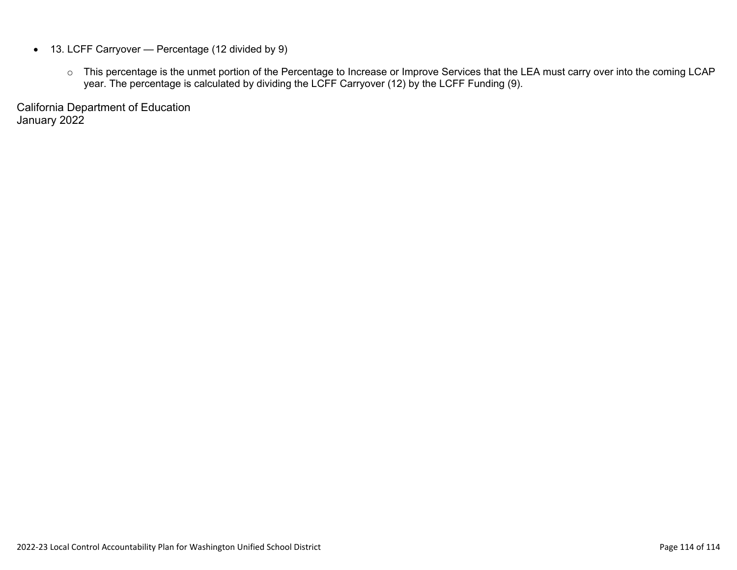- 13. LCFF Carryover — Percentage (12 divided by 9)
    - This percentage is the unmet portion of the Percentage to Increase or Improve Services that the LEA must carry over into the coming LCAP year. The percentage is calculated by dividing the LCFF Carryover (12) by the LCFF Funding (9).

California Department of Education
January 2022